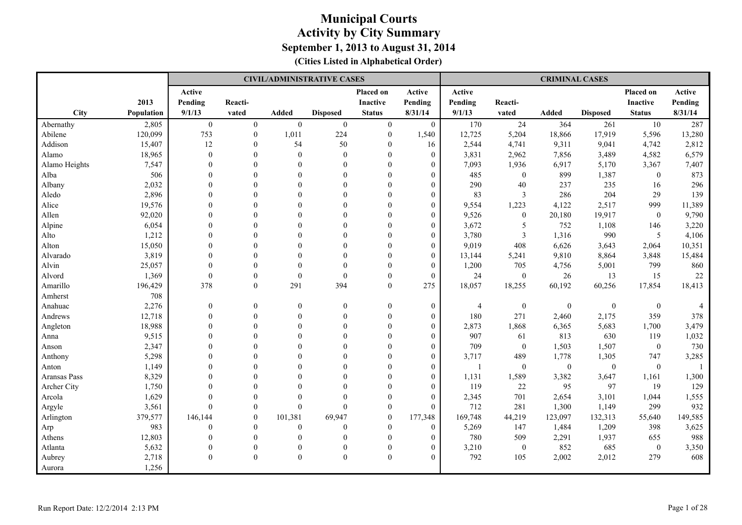# Municipal Courts
## Activity by City Summary
### September 1, 2013 to August 31, 2014
**(Cities Listed in Alphabetical Order)**

| | | CIVIL/ADMINISTRATIVE CASES | | | | | | CRIMINAL CASES | | | | | |
|---|---|---|---|---|---|---|---|---|---|---|---|---|---|
| City | 2013 Population | Active Pending 9/1/13 | Reacti-vated | Added | Disposed | Placed on Inactive Status | Active Pending 8/31/14 | Active Pending 9/1/13 | Reacti-vated | Added | Disposed | Placed on Inactive Status | Active Pending 8/31/14 |
| Abernathy | 2,805 | 0 | 0 | 0 | 0 | 0 | 0 | 170 | 24 | 364 | 261 | 10 | 287 |
| Abilene | 120,099 | 753 | 0 | 1,011 | 224 | 0 | 1,540 | 12,725 | 5,204 | 18,866 | 17,919 | 5,596 | 13,280 |
| Addison | 15,407 | 12 | 0 | 54 | 50 | 0 | 16 | 2,544 | 4,741 | 9,311 | 9,041 | 4,742 | 2,812 |
| Alamo | 18,965 | 0 | 0 | 0 | 0 | 0 | 0 | 3,831 | 2,962 | 7,856 | 3,489 | 4,582 | 6,579 |
| Alamo Heights | 7,547 | 0 | 0 | 0 | 0 | 0 | 0 | 7,093 | 1,936 | 6,917 | 5,170 | 3,367 | 7,407 |
| Alba | 506 | 0 | 0 | 0 | 0 | 0 | 0 | 485 | 0 | 899 | 1,387 | 0 | 873 |
| Albany | 2,032 | 0 | 0 | 0 | 0 | 0 | 0 | 290 | 40 | 237 | 235 | 16 | 296 |
| Aledo | 2,896 | 0 | 0 | 0 | 0 | 0 | 0 | 83 | 3 | 286 | 204 | 29 | 139 |
| Alice | 19,576 | 0 | 0 | 0 | 0 | 0 | 0 | 9,554 | 1,223 | 4,122 | 2,517 | 999 | 11,389 |
| Allen | 92,020 | 0 | 0 | 0 | 0 | 0 | 0 | 9,526 | 0 | 20,180 | 19,917 | 0 | 9,790 |
| Alpine | 6,054 | 0 | 0 | 0 | 0 | 0 | 0 | 3,672 | 5 | 752 | 1,108 | 146 | 3,220 |
| Alto | 1,212 | 0 | 0 | 0 | 0 | 0 | 0 | 3,780 | 3 | 1,316 | 990 | 5 | 4,106 |
| Alton | 15,050 | 0 | 0 | 0 | 0 | 0 | 0 | 9,019 | 408 | 6,626 | 3,643 | 2,064 | 10,351 |
| Alvarado | 3,819 | 0 | 0 | 0 | 0 | 0 | 0 | 13,144 | 5,241 | 9,810 | 8,864 | 3,848 | 15,484 |
| Alvin | 25,057 | 0 | 0 | 0 | 0 | 0 | 0 | 1,200 | 705 | 4,756 | 5,001 | 799 | 860 |
| Alvord | 1,369 | 0 | 0 | 0 | 0 | 0 | 0 | 24 | 0 | 26 | 13 | 15 | 22 |
| Amarillo | 196,429 | 378 | 0 | 291 | 394 | 0 | 275 | 18,057 | 18,255 | 60,192 | 60,256 | 17,854 | 18,413 |
| Amherst | 708 | | | | | | | | | | | | |
| Anahuac | 2,276 | 0 | 0 | 0 | 0 | 0 | 0 | 4 | 0 | 0 | 0 | 0 | 4 |
| Andrews | 12,718 | 0 | 0 | 0 | 0 | 0 | 0 | 180 | 271 | 2,460 | 2,175 | 359 | 378 |
| Angleton | 18,988 | 0 | 0 | 0 | 0 | 0 | 0 | 2,873 | 1,868 | 6,365 | 5,683 | 1,700 | 3,479 |
| Anna | 9,515 | 0 | 0 | 0 | 0 | 0 | 0 | 907 | 61 | 813 | 630 | 119 | 1,032 |
| Anson | 2,347 | 0 | 0 | 0 | 0 | 0 | 0 | 709 | 0 | 1,503 | 1,507 | 0 | 730 |
| Anthony | 5,298 | 0 | 0 | 0 | 0 | 0 | 0 | 3,717 | 489 | 1,778 | 1,305 | 747 | 3,285 |
| Anton | 1,149 | 0 | 0 | 0 | 0 | 0 | 0 | 1 | 0 | 0 | 0 | 0 | 1 |
| Aransas Pass | 8,329 | 0 | 0 | 0 | 0 | 0 | 0 | 1,131 | 1,589 | 3,382 | 3,647 | 1,161 | 1,300 |
| Archer City | 1,750 | 0 | 0 | 0 | 0 | 0 | 0 | 119 | 22 | 95 | 97 | 19 | 129 |
| Arcola | 1,629 | 0 | 0 | 0 | 0 | 0 | 0 | 2,345 | 701 | 2,654 | 3,101 | 1,044 | 1,555 |
| Argyle | 3,561 | 0 | 0 | 0 | 0 | 0 | 0 | 712 | 281 | 1,300 | 1,149 | 299 | 932 |
| Arlington | 379,577 | 146,144 | 0 | 101,381 | 69,947 | 0 | 177,348 | 169,748 | 44,219 | 123,097 | 132,313 | 55,640 | 149,585 |
| Arp | 983 | 0 | 0 | 0 | 0 | 0 | 0 | 5,269 | 147 | 1,484 | 1,209 | 398 | 3,625 |
| Athens | 12,803 | 0 | 0 | 0 | 0 | 0 | 0 | 780 | 509 | 2,291 | 1,937 | 655 | 988 |
| Atlanta | 5,632 | 0 | 0 | 0 | 0 | 0 | 0 | 3,210 | 0 | 852 | 685 | 0 | 3,350 |
| Aubrey | 2,718 | 0 | 0 | 0 | 0 | 0 | 0 | 792 | 105 | 2,002 | 2,012 | 279 | 608 |
| Aurora | 1,256 | | | | | | | | | | | | |

Run Report Date: 12/2/2014 2:13 PM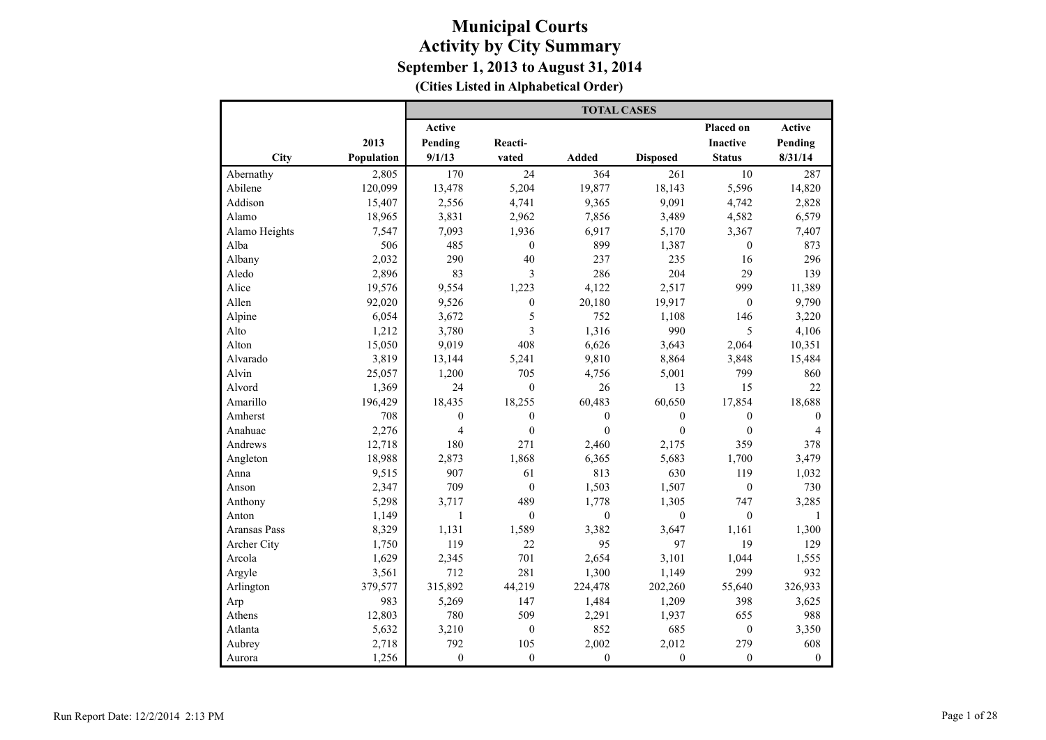# Municipal Courts
## Activity by City Summary
### September 1, 2013 to August 31, 2014
**(Cities Listed in Alphabetical Order)**

| City | 2013 Population | TOTAL CASES Active Pending 9/1/13 | Reacti- vated | Added | Disposed | Placed on Inactive Status | Active Pending 8/31/14 |
|---|---|---|---|---|---|---|---|
| Abernathy | 2,805 | 170 | 24 | 364 | 261 | 10 | 287 |
| Abilene | 120,099 | 13,478 | 5,204 | 19,877 | 18,143 | 5,596 | 14,820 |
| Addison | 15,407 | 2,556 | 4,741 | 9,365 | 9,091 | 4,742 | 2,828 |
| Alamo | 18,965 | 3,831 | 2,962 | 7,856 | 3,489 | 4,582 | 6,579 |
| Alamo Heights | 7,547 | 7,093 | 1,936 | 6,917 | 5,170 | 3,367 | 7,407 |
| Alba | 506 | 485 | 0 | 899 | 1,387 | 0 | 873 |
| Albany | 2,032 | 290 | 40 | 237 | 235 | 16 | 296 |
| Aledo | 2,896 | 83 | 3 | 286 | 204 | 29 | 139 |
| Alice | 19,576 | 9,554 | 1,223 | 4,122 | 2,517 | 999 | 11,389 |
| Allen | 92,020 | 9,526 | 0 | 20,180 | 19,917 | 0 | 9,790 |
| Alpine | 6,054 | 3,672 | 5 | 752 | 1,108 | 146 | 3,220 |
| Alto | 1,212 | 3,780 | 3 | 1,316 | 990 | 5 | 4,106 |
| Alton | 15,050 | 9,019 | 408 | 6,626 | 3,643 | 2,064 | 10,351 |
| Alvarado | 3,819 | 13,144 | 5,241 | 9,810 | 8,864 | 3,848 | 15,484 |
| Alvin | 25,057 | 1,200 | 705 | 4,756 | 5,001 | 799 | 860 |
| Alvord | 1,369 | 24 | 0 | 26 | 13 | 15 | 22 |
| Amarillo | 196,429 | 18,435 | 18,255 | 60,483 | 60,650 | 17,854 | 18,688 |
| Amherst | 708 | 0 | 0 | 0 | 0 | 0 | 0 |
| Anahuac | 2,276 | 4 | 0 | 0 | 0 | 0 | 4 |
| Andrews | 12,718 | 180 | 271 | 2,460 | 2,175 | 359 | 378 |
| Angleton | 18,988 | 2,873 | 1,868 | 6,365 | 5,683 | 1,700 | 3,479 |
| Anna | 9,515 | 907 | 61 | 813 | 630 | 119 | 1,032 |
| Anson | 2,347 | 709 | 0 | 1,503 | 1,507 | 0 | 730 |
| Anthony | 5,298 | 3,717 | 489 | 1,778 | 1,305 | 747 | 3,285 |
| Anton | 1,149 | 1 | 0 | 0 | 0 | 0 | 1 |
| Aransas Pass | 8,329 | 1,131 | 1,589 | 3,382 | 3,647 | 1,161 | 1,300 |
| Archer City | 1,750 | 119 | 22 | 95 | 97 | 19 | 129 |
| Arcola | 1,629 | 2,345 | 701 | 2,654 | 3,101 | 1,044 | 1,555 |
| Argyle | 3,561 | 712 | 281 | 1,300 | 1,149 | 299 | 932 |
| Arlington | 379,577 | 315,892 | 44,219 | 224,478 | 202,260 | 55,640 | 326,933 |
| Arp | 983 | 5,269 | 147 | 1,484 | 1,209 | 398 | 3,625 |
| Athens | 12,803 | 780 | 509 | 2,291 | 1,937 | 655 | 988 |
| Atlanta | 5,632 | 3,210 | 0 | 852 | 685 | 0 | 3,350 |
| Aubrey | 2,718 | 792 | 105 | 2,002 | 2,012 | 279 | 608 |
| Aurora | 1,256 | 0 | 0 | 0 | 0 | 0 | 0 |

Run Report Date: 12/2/2014 2:13 PM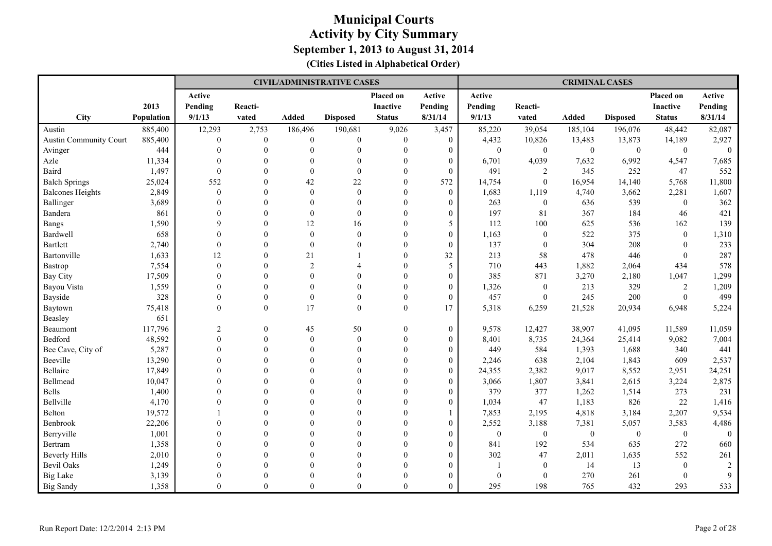# Municipal Courts
## Activity by City Summary
### September 1, 2013 to August 31, 2014
**(Cities Listed in Alphabetical Order)**

| | | CIVIL/ADMINISTRATIVE CASES | | | | | | CRIMINAL CASES | | | | | |
|---|---|---|---|---|---|---|---|---|---|---|---|---|---|
| City | 2013 Population | Active Pending 9/1/13 | Reacti-vated | Added | Disposed | Placed on Inactive Status | Active Pending 8/31/14 | Active Pending 9/1/13 | Reacti-vated | Added | Disposed | Placed on Inactive Status | Active Pending 8/31/14 |
| Austin | 885,400 | 12,293 | 2,753 | 186,496 | 190,681 | 9,026 | 3,457 | 85,220 | 39,054 | 185,104 | 196,076 | 48,442 | 82,087 |
| Austin Community Court | 885,400 | 0 | 0 | 0 | 0 | 0 | 0 | 4,432 | 10,826 | 13,483 | 13,873 | 14,189 | 2,927 |
| Avinger | 444 | 0 | 0 | 0 | 0 | 0 | 0 | 0 | 0 | 0 | 0 | 0 | 0 |
| Azle | 11,334 | 0 | 0 | 0 | 0 | 0 | 0 | 6,701 | 4,039 | 7,632 | 6,992 | 4,547 | 7,685 |
| Baird | 1,497 | 0 | 0 | 0 | 0 | 0 | 0 | 491 | 2 | 345 | 252 | 47 | 552 |
| Balch Springs | 25,024 | 552 | 0 | 42 | 22 | 0 | 572 | 14,754 | 0 | 16,954 | 14,140 | 5,768 | 11,800 |
| Balcones Heights | 2,849 | 0 | 0 | 0 | 0 | 0 | 0 | 1,683 | 1,119 | 4,740 | 3,662 | 2,281 | 1,607 |
| Ballinger | 3,689 | 0 | 0 | 0 | 0 | 0 | 0 | 263 | 0 | 636 | 539 | 0 | 362 |
| Bandera | 861 | 0 | 0 | 0 | 0 | 0 | 0 | 197 | 81 | 367 | 184 | 46 | 421 |
| Bangs | 1,590 | 9 | 0 | 12 | 16 | 0 | 5 | 112 | 100 | 625 | 536 | 162 | 139 |
| Bardwell | 658 | 0 | 0 | 0 | 0 | 0 | 0 | 1,163 | 0 | 522 | 375 | 0 | 1,310 |
| Bartlett | 2,740 | 0 | 0 | 0 | 0 | 0 | 0 | 137 | 0 | 304 | 208 | 0 | 233 |
| Bartonville | 1,633 | 12 | 0 | 21 | 1 | 0 | 32 | 213 | 58 | 478 | 446 | 0 | 287 |
| Bastrop | 7,554 | 0 | 0 | 2 | 4 | 0 | 5 | 710 | 443 | 1,882 | 2,064 | 434 | 578 |
| Bay City | 17,509 | 0 | 0 | 0 | 0 | 0 | 0 | 385 | 871 | 3,270 | 2,180 | 1,047 | 1,299 |
| Bayou Vista | 1,559 | 0 | 0 | 0 | 0 | 0 | 0 | 1,326 | 0 | 213 | 329 | 2 | 1,209 |
| Bayside | 328 | 0 | 0 | 0 | 0 | 0 | 0 | 457 | 0 | 245 | 200 | 0 | 499 |
| Baytown | 75,418 | 0 | 0 | 17 | 0 | 0 | 17 | 5,318 | 6,259 | 21,528 | 20,934 | 6,948 | 5,224 |
| Beasley | 651 | | | | | | | | | | | | |
| Beaumont | 117,796 | 2 | 0 | 45 | 50 | 0 | 0 | 9,578 | 12,427 | 38,907 | 41,095 | 11,589 | 11,059 |
| Bedford | 48,592 | 0 | 0 | 0 | 0 | 0 | 0 | 8,401 | 8,735 | 24,364 | 25,414 | 9,082 | 7,004 |
| Bee Cave, City of | 5,287 | 0 | 0 | 0 | 0 | 0 | 0 | 449 | 584 | 1,393 | 1,688 | 340 | 441 |
| Beeville | 13,290 | 0 | 0 | 0 | 0 | 0 | 0 | 2,246 | 638 | 2,104 | 1,843 | 609 | 2,537 |
| Bellaire | 17,849 | 0 | 0 | 0 | 0 | 0 | 0 | 24,355 | 2,382 | 9,017 | 8,552 | 2,951 | 24,251 |
| Bellmead | 10,047 | 0 | 0 | 0 | 0 | 0 | 0 | 3,066 | 1,807 | 3,841 | 2,615 | 3,224 | 2,875 |
| Bells | 1,400 | 0 | 0 | 0 | 0 | 0 | 0 | 379 | 377 | 1,262 | 1,514 | 273 | 231 |
| Bellville | 4,170 | 0 | 0 | 0 | 0 | 0 | 0 | 1,034 | 47 | 1,183 | 826 | 22 | 1,416 |
| Belton | 19,572 | 1 | 0 | 0 | 0 | 0 | 1 | 7,853 | 2,195 | 4,818 | 3,184 | 2,207 | 9,534 |
| Benbrook | 22,206 | 0 | 0 | 0 | 0 | 0 | 0 | 2,552 | 3,188 | 7,381 | 5,057 | 3,583 | 4,486 |
| Berryville | 1,001 | 0 | 0 | 0 | 0 | 0 | 0 | 0 | 0 | 0 | 0 | 0 | 0 |
| Bertram | 1,358 | 0 | 0 | 0 | 0 | 0 | 0 | 841 | 192 | 534 | 635 | 272 | 660 |
| Beverly Hills | 2,010 | 0 | 0 | 0 | 0 | 0 | 0 | 302 | 47 | 2,011 | 1,635 | 552 | 261 |
| Bevil Oaks | 1,249 | 0 | 0 | 0 | 0 | 0 | 0 | 1 | 0 | 14 | 13 | 0 | 2 |
| Big Lake | 3,139 | 0 | 0 | 0 | 0 | 0 | 0 | 0 | 0 | 270 | 261 | 0 | 9 |
| Big Sandy | 1,358 | 0 | 0 | 0 | 0 | 0 | 0 | 295 | 198 | 765 | 432 | 293 | 533 |

Run Report Date: 12/2/2014 2:13 PM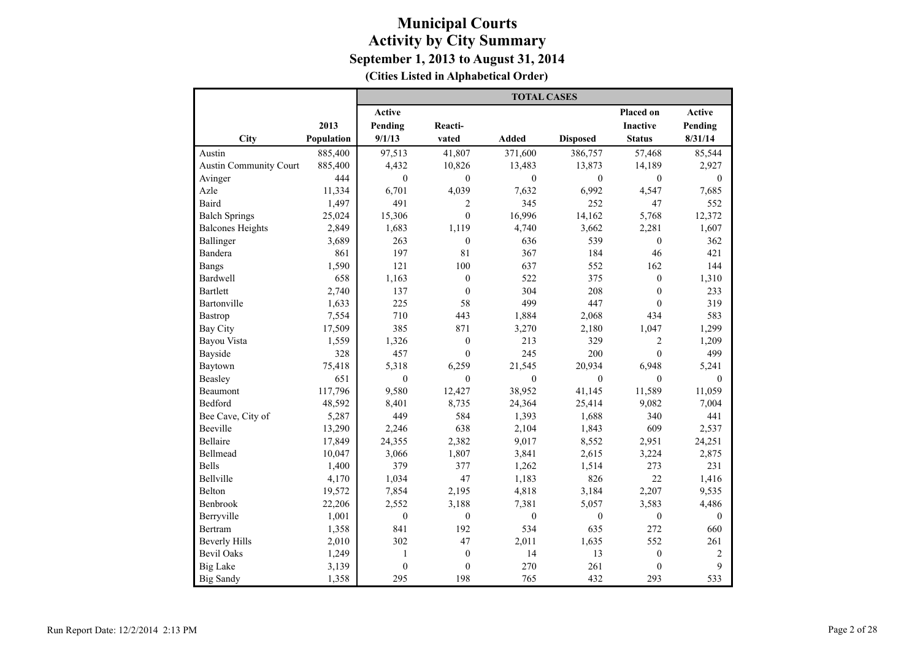# Municipal Courts
## Activity by City Summary
### September 1, 2013 to August 31, 2014
**(Cities Listed in Alphabetical Order)**

| | | TOTAL CASES | | | | | |
|---|---|---|---|---|---|---|---|
| City | 2013 Population | Active Pending 9/1/13 | Reacti-vated | Added | Disposed | Placed on Inactive Status | Active Pending 8/31/14 |
| Austin | 885,400 | 97,513 | 41,807 | 371,600 | 386,757 | 57,468 | 85,544 |
| Austin Community Court | 885,400 | 4,432 | 10,826 | 13,483 | 13,873 | 14,189 | 2,927 |
| Avinger | 444 | 0 | 0 | 0 | 0 | 0 | 0 |
| Azle | 11,334 | 6,701 | 4,039 | 7,632 | 6,992 | 4,547 | 7,685 |
| Baird | 1,497 | 491 | 2 | 345 | 252 | 47 | 552 |
| Balch Springs | 25,024 | 15,306 | 0 | 16,996 | 14,162 | 5,768 | 12,372 |
| Balcones Heights | 2,849 | 1,683 | 1,119 | 4,740 | 3,662 | 2,281 | 1,607 |
| Ballinger | 3,689 | 263 | 0 | 636 | 539 | 0 | 362 |
| Bandera | 861 | 197 | 81 | 367 | 184 | 46 | 421 |
| Bangs | 1,590 | 121 | 100 | 637 | 552 | 162 | 144 |
| Bardwell | 658 | 1,163 | 0 | 522 | 375 | 0 | 1,310 |
| Bartlett | 2,740 | 137 | 0 | 304 | 208 | 0 | 233 |
| Bartonville | 1,633 | 225 | 58 | 499 | 447 | 0 | 319 |
| Bastrop | 7,554 | 710 | 443 | 1,884 | 2,068 | 434 | 583 |
| Bay City | 17,509 | 385 | 871 | 3,270 | 2,180 | 1,047 | 1,299 |
| Bayou Vista | 1,559 | 1,326 | 0 | 213 | 329 | 2 | 1,209 |
| Bayside | 328 | 457 | 0 | 245 | 200 | 0 | 499 |
| Baytown | 75,418 | 5,318 | 6,259 | 21,545 | 20,934 | 6,948 | 5,241 |
| Beasley | 651 | 0 | 0 | 0 | 0 | 0 | 0 |
| Beaumont | 117,796 | 9,580 | 12,427 | 38,952 | 41,145 | 11,589 | 11,059 |
| Bedford | 48,592 | 8,401 | 8,735 | 24,364 | 25,414 | 9,082 | 7,004 |
| Bee Cave, City of | 5,287 | 449 | 584 | 1,393 | 1,688 | 340 | 441 |
| Beeville | 13,290 | 2,246 | 638 | 2,104 | 1,843 | 609 | 2,537 |
| Bellaire | 17,849 | 24,355 | 2,382 | 9,017 | 8,552 | 2,951 | 24,251 |
| Bellmead | 10,047 | 3,066 | 1,807 | 3,841 | 2,615 | 3,224 | 2,875 |
| Bells | 1,400 | 379 | 377 | 1,262 | 1,514 | 273 | 231 |
| Bellville | 4,170 | 1,034 | 47 | 1,183 | 826 | 22 | 1,416 |
| Belton | 19,572 | 7,854 | 2,195 | 4,818 | 3,184 | 2,207 | 9,535 |
| Benbrook | 22,206 | 2,552 | 3,188 | 7,381 | 5,057 | 3,583 | 4,486 |
| Berryville | 1,001 | 0 | 0 | 0 | 0 | 0 | 0 |
| Bertram | 1,358 | 841 | 192 | 534 | 635 | 272 | 660 |
| Beverly Hills | 2,010 | 302 | 47 | 2,011 | 1,635 | 552 | 261 |
| Bevil Oaks | 1,249 | 1 | 0 | 14 | 13 | 0 | 2 |
| Big Lake | 3,139 | 0 | 0 | 270 | 261 | 0 | 9 |
| Big Sandy | 1,358 | 295 | 198 | 765 | 432 | 293 | 533 |

Run Report Date: 12/2/2014 2:13 PM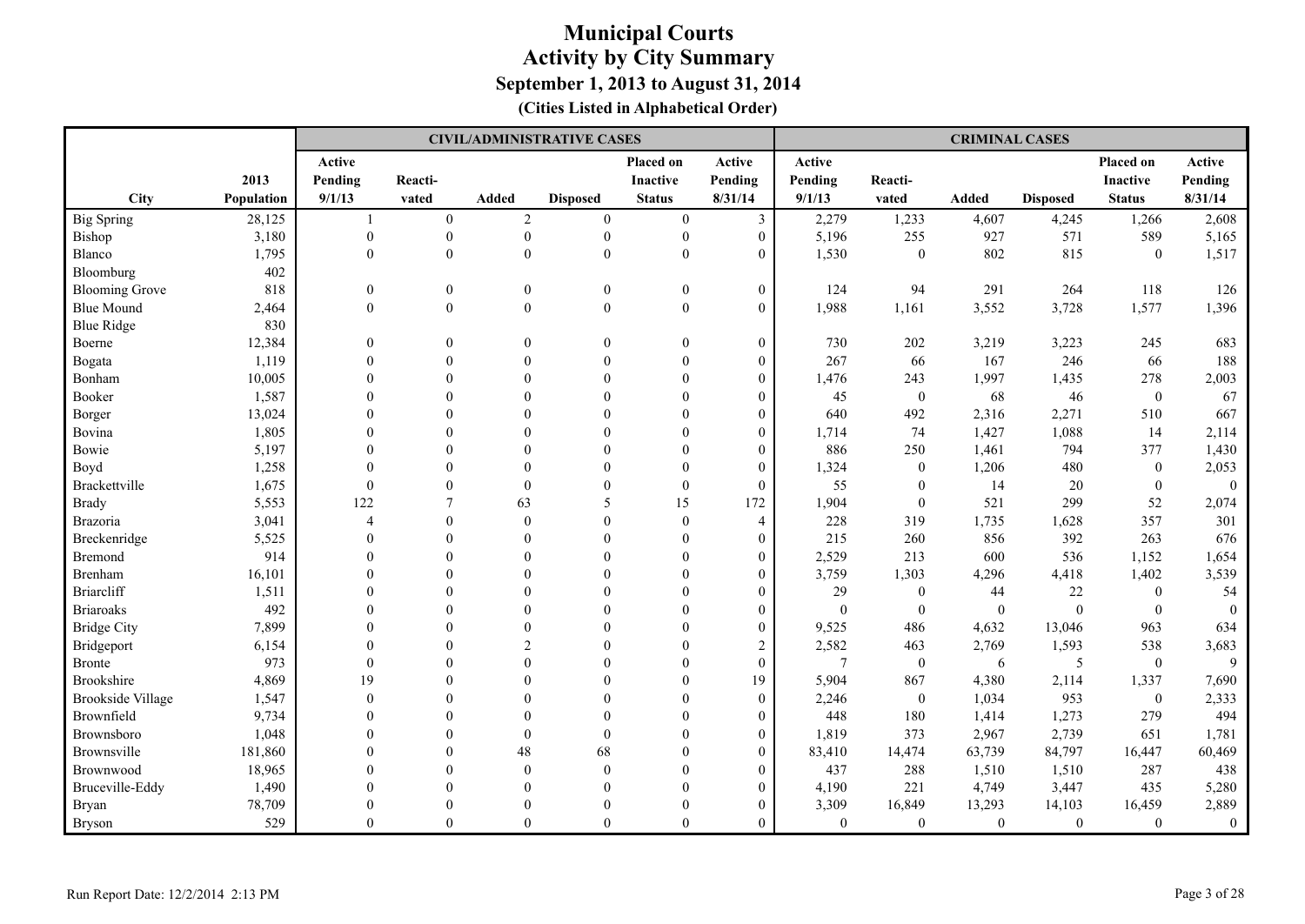# Municipal Courts
# Activity by City Summary
## September 1, 2013 to August 31, 2014
### (Cities Listed in Alphabetical Order)

| | | CIVIL/ADMINISTRATIVE CASES | | | | | | CRIMINAL CASES | | | | | |
|---|---|---|---|---|---|---|---|---|---|---|---|---|---|
| City | 2013 Population | Active Pending 9/1/13 | Reacti-vated | Added | Disposed | Placed on Inactive Status | Active Pending 8/31/14 | Active Pending 9/1/13 | Reacti-vated | Added | Disposed | Placed on Inactive Status | Active Pending 8/31/14 |
| Big Spring | 28,125 | 1 | 0 | 2 | 0 | 0 | 3 | 2,279 | 1,233 | 4,607 | 4,245 | 1,266 | 2,608 |
| Bishop | 3,180 | 0 | 0 | 0 | 0 | 0 | 0 | 5,196 | 255 | 927 | 571 | 589 | 5,165 |
| Blanco | 1,795 | 0 | 0 | 0 | 0 | 0 | 0 | 1,530 | 0 | 802 | 815 | 0 | 1,517 |
| Bloomburg | 402 | | | | | | | | | | | | |
| Blooming Grove | 818 | 0 | 0 | 0 | 0 | 0 | 0 | 124 | 94 | 291 | 264 | 118 | 126 |
| Blue Mound | 2,464 | 0 | 0 | 0 | 0 | 0 | 0 | 1,988 | 1,161 | 3,552 | 3,728 | 1,577 | 1,396 |
| Blue Ridge | 830 | | | | | | | | | | | | |
| Boerne | 12,384 | 0 | 0 | 0 | 0 | 0 | 0 | 730 | 202 | 3,219 | 3,223 | 245 | 683 |
| Bogata | 1,119 | 0 | 0 | 0 | 0 | 0 | 0 | 267 | 66 | 167 | 246 | 66 | 188 |
| Bonham | 10,005 | 0 | 0 | 0 | 0 | 0 | 0 | 1,476 | 243 | 1,997 | 1,435 | 278 | 2,003 |
| Booker | 1,587 | 0 | 0 | 0 | 0 | 0 | 0 | 45 | 0 | 68 | 46 | 0 | 67 |
| Borger | 13,024 | 0 | 0 | 0 | 0 | 0 | 0 | 640 | 492 | 2,316 | 2,271 | 510 | 667 |
| Bovina | 1,805 | 0 | 0 | 0 | 0 | 0 | 0 | 1,714 | 74 | 1,427 | 1,088 | 14 | 2,114 |
| Bowie | 5,197 | 0 | 0 | 0 | 0 | 0 | 0 | 886 | 250 | 1,461 | 794 | 377 | 1,430 |
| Boyd | 1,258 | 0 | 0 | 0 | 0 | 0 | 0 | 1,324 | 0 | 1,206 | 480 | 0 | 2,053 |
| Brackettville | 1,675 | 0 | 0 | 0 | 0 | 0 | 0 | 55 | 0 | 14 | 20 | 0 | 0 |
| Brady | 5,553 | 122 | 7 | 63 | 5 | 15 | 172 | 1,904 | 0 | 521 | 299 | 52 | 2,074 |
| Brazoria | 3,041 | 4 | 0 | 0 | 0 | 0 | 4 | 228 | 319 | 1,735 | 1,628 | 357 | 301 |
| Breckenridge | 5,525 | 0 | 0 | 0 | 0 | 0 | 0 | 215 | 260 | 856 | 392 | 263 | 676 |
| Bremond | 914 | 0 | 0 | 0 | 0 | 0 | 0 | 2,529 | 213 | 600 | 536 | 1,152 | 1,654 |
| Brenham | 16,101 | 0 | 0 | 0 | 0 | 0 | 0 | 3,759 | 1,303 | 4,296 | 4,418 | 1,402 | 3,539 |
| Briarcliff | 1,511 | 0 | 0 | 0 | 0 | 0 | 0 | 29 | 0 | 44 | 22 | 0 | 54 |
| Briaroaks | 492 | 0 | 0 | 0 | 0 | 0 | 0 | 0 | 0 | 0 | 0 | 0 | 0 |
| Bridge City | 7,899 | 0 | 0 | 0 | 0 | 0 | 0 | 9,525 | 486 | 4,632 | 13,046 | 963 | 634 |
| Bridgeport | 6,154 | 0 | 0 | 2 | 0 | 0 | 2 | 2,582 | 463 | 2,769 | 1,593 | 538 | 3,683 |
| Bronte | 973 | 0 | 0 | 0 | 0 | 0 | 0 | 7 | 0 | 6 | 5 | 0 | 9 |
| Brookshire | 4,869 | 19 | 0 | 0 | 0 | 0 | 19 | 5,904 | 867 | 4,380 | 2,114 | 1,337 | 7,690 |
| Brookside Village | 1,547 | 0 | 0 | 0 | 0 | 0 | 0 | 2,246 | 0 | 1,034 | 953 | 0 | 2,333 |
| Brownfield | 9,734 | 0 | 0 | 0 | 0 | 0 | 0 | 448 | 180 | 1,414 | 1,273 | 279 | 494 |
| Brownsboro | 1,048 | 0 | 0 | 0 | 0 | 0 | 0 | 1,819 | 373 | 2,967 | 2,739 | 651 | 1,781 |
| Brownsville | 181,860 | 0 | 0 | 48 | 68 | 0 | 0 | 83,410 | 14,474 | 63,739 | 84,797 | 16,447 | 60,469 |
| Brownwood | 18,965 | 0 | 0 | 0 | 0 | 0 | 0 | 437 | 288 | 1,510 | 1,510 | 287 | 438 |
| Bruceville-Eddy | 1,490 | 0 | 0 | 0 | 0 | 0 | 0 | 4,190 | 221 | 4,749 | 3,447 | 435 | 5,280 |
| Bryan | 78,709 | 0 | 0 | 0 | 0 | 0 | 0 | 3,309 | 16,849 | 13,293 | 14,103 | 16,459 | 2,889 |
| Bryson | 529 | 0 | 0 | 0 | 0 | 0 | 0 | 0 | 0 | 0 | 0 | 0 | 0 |

Run Report Date: 12/2/2014 2:13 PM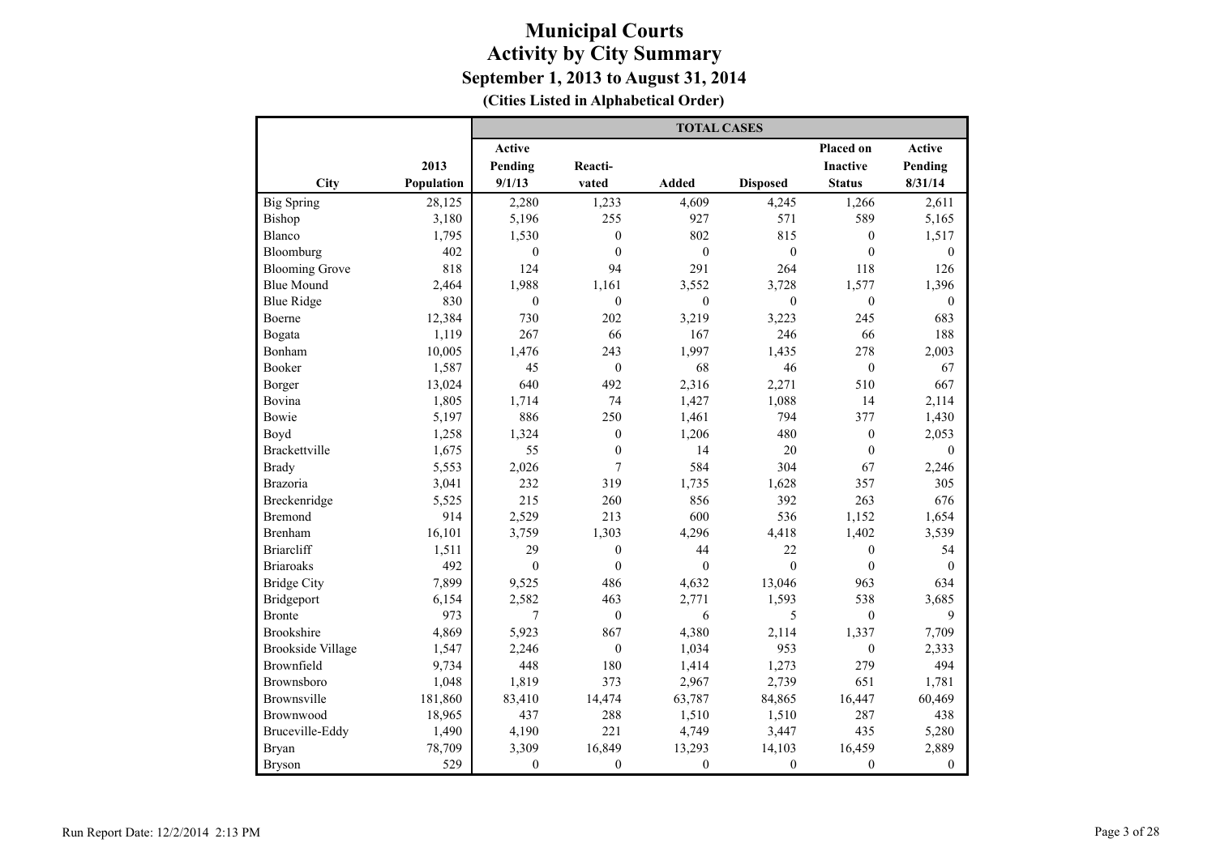# Municipal Courts
# Activity by City Summary
## September 1, 2013 to August 31, 2014
### (Cities Listed in Alphabetical Order)

| | | TOTAL CASES | | | | | |
|---|---|---|---|---|---|---|---|
| City | 2013 Population | Active Pending 9/1/13 | Reacti-vated | Added | Disposed | Placed on Inactive Status | Active Pending 8/31/14 |
| Big Spring | 28,125 | 2,280 | 1,233 | 4,609 | 4,245 | 1,266 | 2,611 |
| Bishop | 3,180 | 5,196 | 255 | 927 | 571 | 589 | 5,165 |
| Blanco | 1,795 | 1,530 | 0 | 802 | 815 | 0 | 1,517 |
| Bloomburg | 402 | 0 | 0 | 0 | 0 | 0 | 0 |
| Blooming Grove | 818 | 124 | 94 | 291 | 264 | 118 | 126 |
| Blue Mound | 2,464 | 1,988 | 1,161 | 3,552 | 3,728 | 1,577 | 1,396 |
| Blue Ridge | 830 | 0 | 0 | 0 | 0 | 0 | 0 |
| Boerne | 12,384 | 730 | 202 | 3,219 | 3,223 | 245 | 683 |
| Bogata | 1,119 | 267 | 66 | 167 | 246 | 66 | 188 |
| Bonham | 10,005 | 1,476 | 243 | 1,997 | 1,435 | 278 | 2,003 |
| Booker | 1,587 | 45 | 0 | 68 | 46 | 0 | 67 |
| Borger | 13,024 | 640 | 492 | 2,316 | 2,271 | 510 | 667 |
| Bovina | 1,805 | 1,714 | 74 | 1,427 | 1,088 | 14 | 2,114 |
| Bowie | 5,197 | 886 | 250 | 1,461 | 794 | 377 | 1,430 |
| Boyd | 1,258 | 1,324 | 0 | 1,206 | 480 | 0 | 2,053 |
| Brackettville | 1,675 | 55 | 0 | 14 | 20 | 0 | 0 |
| Brady | 5,553 | 2,026 | 7 | 584 | 304 | 67 | 2,246 |
| Brazoria | 3,041 | 232 | 319 | 1,735 | 1,628 | 357 | 305 |
| Breckenridge | 5,525 | 215 | 260 | 856 | 392 | 263 | 676 |
| Bremond | 914 | 2,529 | 213 | 600 | 536 | 1,152 | 1,654 |
| Brenham | 16,101 | 3,759 | 1,303 | 4,296 | 4,418 | 1,402 | 3,539 |
| Briarcliff | 1,511 | 29 | 0 | 44 | 22 | 0 | 54 |
| Briaroaks | 492 | 0 | 0 | 0 | 0 | 0 | 0 |
| Bridge City | 7,899 | 9,525 | 486 | 4,632 | 13,046 | 963 | 634 |
| Bridgeport | 6,154 | 2,582 | 463 | 2,771 | 1,593 | 538 | 3,685 |
| Bronte | 973 | 7 | 0 | 6 | 5 | 0 | 9 |
| Brookshire | 4,869 | 5,923 | 867 | 4,380 | 2,114 | 1,337 | 7,709 |
| Brookside Village | 1,547 | 2,246 | 0 | 1,034 | 953 | 0 | 2,333 |
| Brownfield | 9,734 | 448 | 180 | 1,414 | 1,273 | 279 | 494 |
| Brownsboro | 1,048 | 1,819 | 373 | 2,967 | 2,739 | 651 | 1,781 |
| Brownsville | 181,860 | 83,410 | 14,474 | 63,787 | 84,865 | 16,447 | 60,469 |
| Brownwood | 18,965 | 437 | 288 | 1,510 | 1,510 | 287 | 438 |
| Bruceville-Eddy | 1,490 | 4,190 | 221 | 4,749 | 3,447 | 435 | 5,280 |
| Bryan | 78,709 | 3,309 | 16,849 | 13,293 | 14,103 | 16,459 | 2,889 |
| Bryson | 529 | 0 | 0 | 0 | 0 | 0 | 0 |

Run Report Date: 12/2/2014 2:13 PM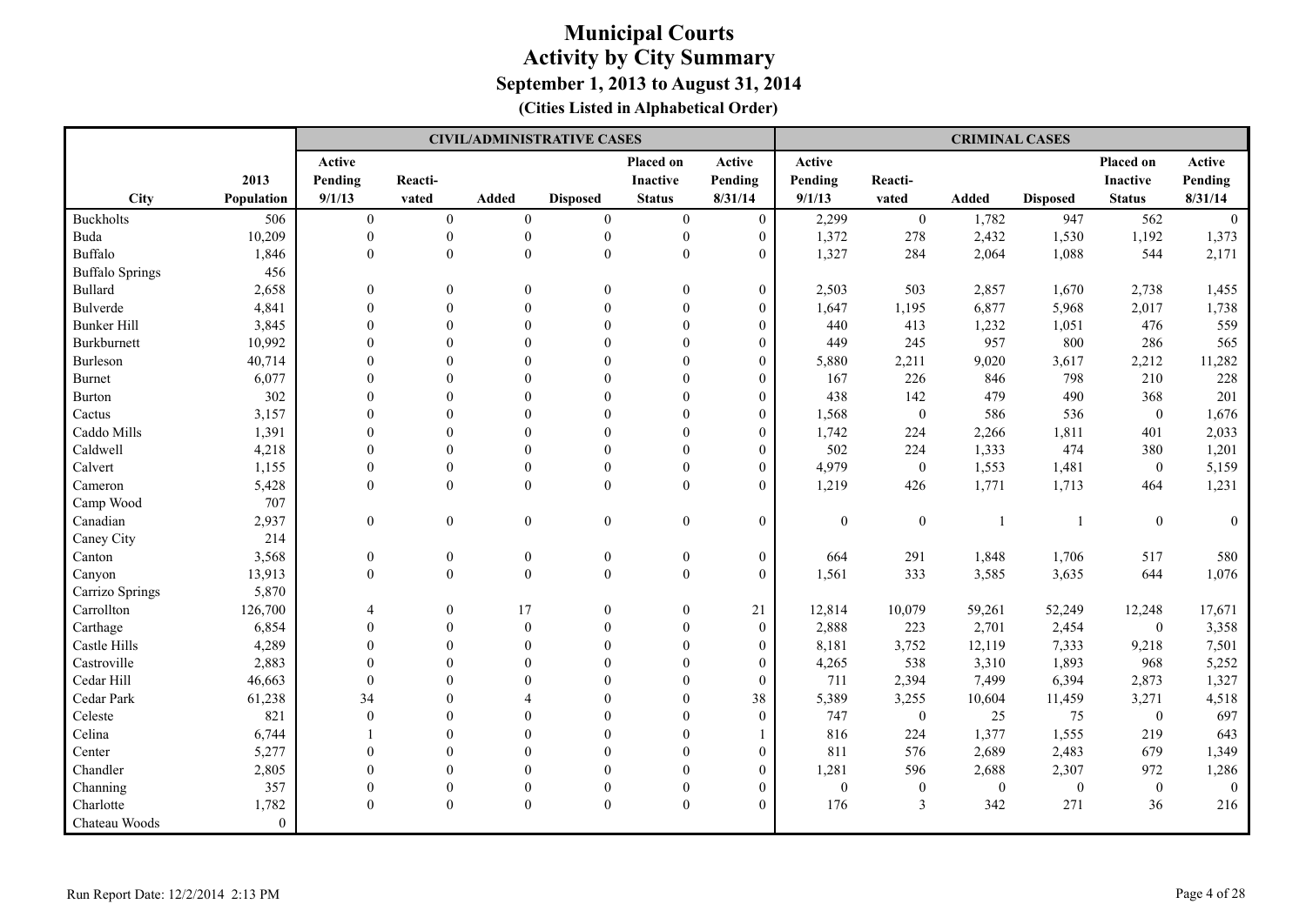# Municipal Courts
## Activity by City Summary
### September 1, 2013 to August 31, 2014
**(Cities Listed in Alphabetical Order)**

| | | CIVIL/ADMINISTRATIVE CASES | | | | | | CRIMINAL CASES | | | | | |
|---|---|---|---|---|---|---|---|---|---|---|---|---|---|
| City | 2013 Population | Active Pending 9/1/13 | Reacti-vated | Added | Disposed | Placed on Inactive Status | Active Pending 8/31/14 | Active Pending 9/1/13 | Reacti-vated | Added | Disposed | Placed on Inactive Status | Active Pending 8/31/14 |
| Buckholts | 506 | 0 | 0 | 0 | 0 | 0 | 0 | 2,299 | 0 | 1,782 | 947 | 562 | 0 |
| Buda | 10,209 | 0 | 0 | 0 | 0 | 0 | 0 | 1,372 | 278 | 2,432 | 1,530 | 1,192 | 1,373 |
| Buffalo | 1,846 | 0 | 0 | 0 | 0 | 0 | 0 | 1,327 | 284 | 2,064 | 1,088 | 544 | 2,171 |
| Buffalo Springs | 456 | | | | | | | | | | | | |
| Bullard | 2,658 | 0 | 0 | 0 | 0 | 0 | 0 | 2,503 | 503 | 2,857 | 1,670 | 2,738 | 1,455 |
| Bulverde | 4,841 | 0 | 0 | 0 | 0 | 0 | 0 | 1,647 | 1,195 | 6,877 | 5,968 | 2,017 | 1,738 |
| Bunker Hill | 3,845 | 0 | 0 | 0 | 0 | 0 | 0 | 440 | 413 | 1,232 | 1,051 | 476 | 559 |
| Burkburnett | 10,992 | 0 | 0 | 0 | 0 | 0 | 0 | 449 | 245 | 957 | 800 | 286 | 565 |
| Burleson | 40,714 | 0 | 0 | 0 | 0 | 0 | 0 | 5,880 | 2,211 | 9,020 | 3,617 | 2,212 | 11,282 |
| Burnet | 6,077 | 0 | 0 | 0 | 0 | 0 | 0 | 167 | 226 | 846 | 798 | 210 | 228 |
| Burton | 302 | 0 | 0 | 0 | 0 | 0 | 0 | 438 | 142 | 479 | 490 | 368 | 201 |
| Cactus | 3,157 | 0 | 0 | 0 | 0 | 0 | 0 | 1,568 | 0 | 586 | 536 | 0 | 1,676 |
| Caddo Mills | 1,391 | 0 | 0 | 0 | 0 | 0 | 0 | 1,742 | 224 | 2,266 | 1,811 | 401 | 2,033 |
| Caldwell | 4,218 | 0 | 0 | 0 | 0 | 0 | 0 | 502 | 224 | 1,333 | 474 | 380 | 1,201 |
| Calvert | 1,155 | 0 | 0 | 0 | 0 | 0 | 0 | 4,979 | 0 | 1,553 | 1,481 | 0 | 5,159 |
| Cameron | 5,428 | 0 | 0 | 0 | 0 | 0 | 0 | 1,219 | 426 | 1,771 | 1,713 | 464 | 1,231 |
| Camp Wood | 707 | | | | | | | | | | | | |
| Canadian | 2,937 | 0 | 0 | 0 | 0 | 0 | 0 | 0 | 0 | 1 | 1 | 0 | 0 |
| Caney City | 214 | | | | | | | | | | | | |
| Canton | 3,568 | 0 | 0 | 0 | 0 | 0 | 0 | 664 | 291 | 1,848 | 1,706 | 517 | 580 |
| Canyon | 13,913 | 0 | 0 | 0 | 0 | 0 | 0 | 1,561 | 333 | 3,585 | 3,635 | 644 | 1,076 |
| Carrizo Springs | 5,870 | | | | | | | | | | | | |
| Carrollton | 126,700 | 4 | 0 | 17 | 0 | 0 | 21 | 12,814 | 10,079 | 59,261 | 52,249 | 12,248 | 17,671 |
| Carthage | 6,854 | 0 | 0 | 0 | 0 | 0 | 0 | 2,888 | 223 | 2,701 | 2,454 | 0 | 3,358 |
| Castle Hills | 4,289 | 0 | 0 | 0 | 0 | 0 | 0 | 8,181 | 3,752 | 12,119 | 7,333 | 9,218 | 7,501 |
| Castroville | 2,883 | 0 | 0 | 0 | 0 | 0 | 0 | 4,265 | 538 | 3,310 | 1,893 | 968 | 5,252 |
| Cedar Hill | 46,663 | 0 | 0 | 0 | 0 | 0 | 0 | 711 | 2,394 | 7,499 | 6,394 | 2,873 | 1,327 |
| Cedar Park | 61,238 | 34 | 0 | 4 | 0 | 0 | 38 | 5,389 | 3,255 | 10,604 | 11,459 | 3,271 | 4,518 |
| Celeste | 821 | 0 | 0 | 0 | 0 | 0 | 0 | 747 | 0 | 25 | 75 | 0 | 697 |
| Celina | 6,744 | 1 | 0 | 0 | 0 | 0 | 1 | 816 | 224 | 1,377 | 1,555 | 219 | 643 |
| Center | 5,277 | 0 | 0 | 0 | 0 | 0 | 0 | 811 | 576 | 2,689 | 2,483 | 679 | 1,349 |
| Chandler | 2,805 | 0 | 0 | 0 | 0 | 0 | 0 | 1,281 | 596 | 2,688 | 2,307 | 972 | 1,286 |
| Channing | 357 | 0 | 0 | 0 | 0 | 0 | 0 | 0 | 0 | 0 | 0 | 0 | 0 |
| Charlotte | 1,782 | 0 | 0 | 0 | 0 | 0 | 0 | 176 | 3 | 342 | 271 | 36 | 216 |
| Chateau Woods | 0 | | | | | | | | | | | | |

Run Report Date: 12/2/2014 2:13 PM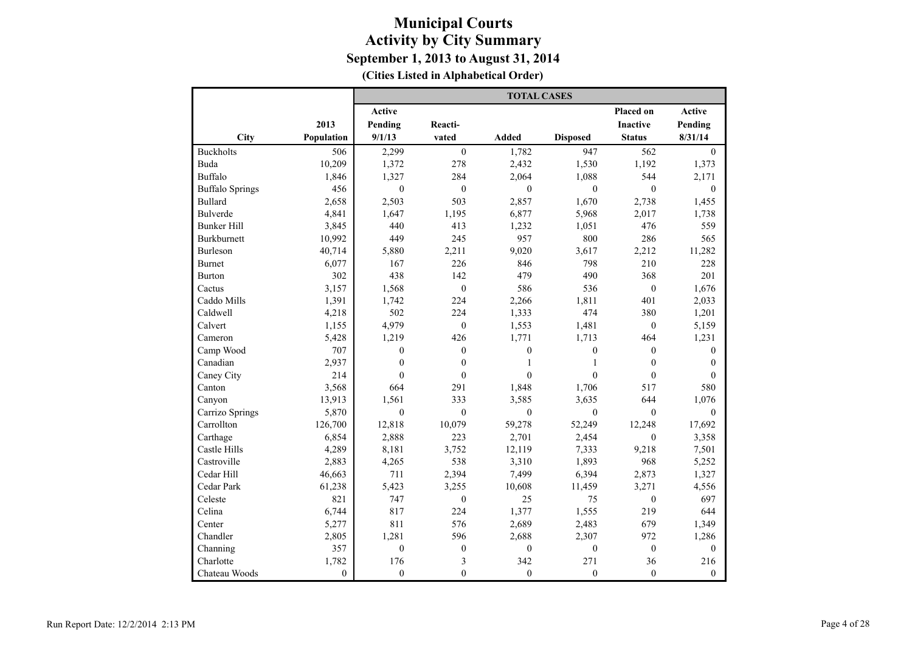# Municipal Courts
## Activity by City Summary
### September 1, 2013 to August 31, 2014
**(Cities Listed in Alphabetical Order)**

| City | 2013 Population | TOTAL CASES Active Pending 9/1/13 | Reacti-vated | Added | Disposed | Placed on Inactive Status | Active Pending 8/31/14 |
|---|---|---|---|---|---|---|---|
| Buckholts | 506 | 2,299 | 0 | 1,782 | 947 | 562 | 0 |
| Buda | 10,209 | 1,372 | 278 | 2,432 | 1,530 | 1,192 | 1,373 |
| Buffalo | 1,846 | 1,327 | 284 | 2,064 | 1,088 | 544 | 2,171 |
| Buffalo Springs | 456 | 0 | 0 | 0 | 0 | 0 | 0 |
| Bullard | 2,658 | 2,503 | 503 | 2,857 | 1,670 | 2,738 | 1,455 |
| Bulverde | 4,841 | 1,647 | 1,195 | 6,877 | 5,968 | 2,017 | 1,738 |
| Bunker Hill | 3,845 | 440 | 413 | 1,232 | 1,051 | 476 | 559 |
| Burkburnett | 10,992 | 449 | 245 | 957 | 800 | 286 | 565 |
| Burleson | 40,714 | 5,880 | 2,211 | 9,020 | 3,617 | 2,212 | 11,282 |
| Burnet | 6,077 | 167 | 226 | 846 | 798 | 210 | 228 |
| Burton | 302 | 438 | 142 | 479 | 490 | 368 | 201 |
| Cactus | 3,157 | 1,568 | 0 | 586 | 536 | 0 | 1,676 |
| Caddo Mills | 1,391 | 1,742 | 224 | 2,266 | 1,811 | 401 | 2,033 |
| Caldwell | 4,218 | 502 | 224 | 1,333 | 474 | 380 | 1,201 |
| Calvert | 1,155 | 4,979 | 0 | 1,553 | 1,481 | 0 | 5,159 |
| Cameron | 5,428 | 1,219 | 426 | 1,771 | 1,713 | 464 | 1,231 |
| Camp Wood | 707 | 0 | 0 | 0 | 0 | 0 | 0 |
| Canadian | 2,937 | 0 | 0 | 1 | 1 | 0 | 0 |
| Caney City | 214 | 0 | 0 | 0 | 0 | 0 | 0 |
| Canton | 3,568 | 664 | 291 | 1,848 | 1,706 | 517 | 580 |
| Canyon | 13,913 | 1,561 | 333 | 3,585 | 3,635 | 644 | 1,076 |
| Carrizo Springs | 5,870 | 0 | 0 | 0 | 0 | 0 | 0 |
| Carrollton | 126,700 | 12,818 | 10,079 | 59,278 | 52,249 | 12,248 | 17,692 |
| Carthage | 6,854 | 2,888 | 223 | 2,701 | 2,454 | 0 | 3,358 |
| Castle Hills | 4,289 | 8,181 | 3,752 | 12,119 | 7,333 | 9,218 | 7,501 |
| Castroville | 2,883 | 4,265 | 538 | 3,310 | 1,893 | 968 | 5,252 |
| Cedar Hill | 46,663 | 711 | 2,394 | 7,499 | 6,394 | 2,873 | 1,327 |
| Cedar Park | 61,238 | 5,423 | 3,255 | 10,608 | 11,459 | 3,271 | 4,556 |
| Celeste | 821 | 747 | 0 | 25 | 75 | 0 | 697 |
| Celina | 6,744 | 817 | 224 | 1,377 | 1,555 | 219 | 644 |
| Center | 5,277 | 811 | 576 | 2,689 | 2,483 | 679 | 1,349 |
| Chandler | 2,805 | 1,281 | 596 | 2,688 | 2,307 | 972 | 1,286 |
| Channing | 357 | 0 | 0 | 0 | 0 | 0 | 0 |
| Charlotte | 1,782 | 176 | 3 | 342 | 271 | 36 | 216 |
| Chateau Woods | 0 | 0 | 0 | 0 | 0 | 0 | 0 |

Run Report Date: 12/2/2014 2:13 PM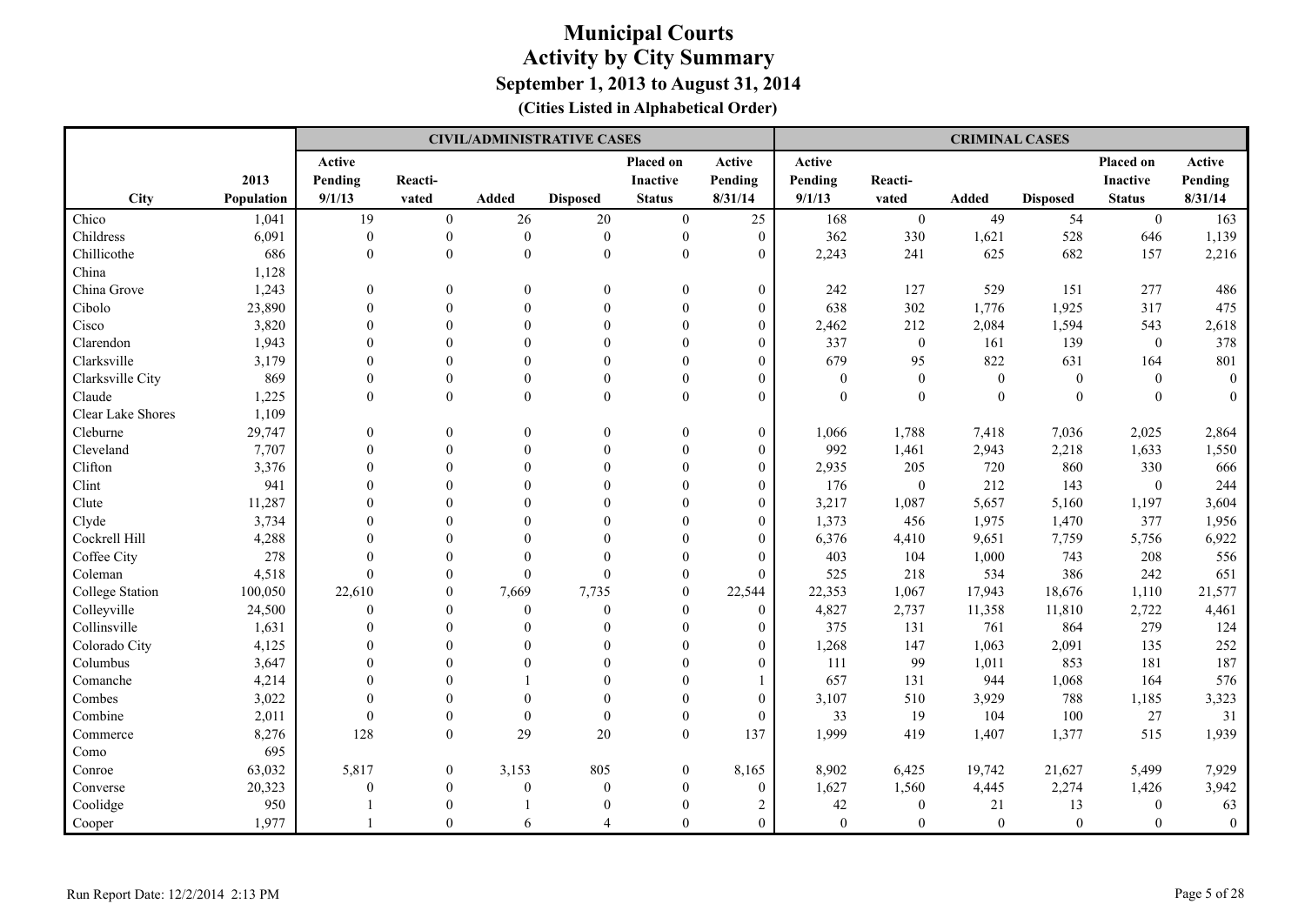# Municipal Courts
## Activity by City Summary
### September 1, 2013 to August 31, 2014
**(Cities Listed in Alphabetical Order)**

| | | CIVIL/ADMINISTRATIVE CASES | | | | | | CRIMINAL CASES | | | | | |
|---|---|---|---|---|---|---|---|---|---|---|---|---|---|
| City | 2013 Population | Active Pending 9/1/13 | Reacti-vated | Added | Disposed | Placed on Inactive Status | Active Pending 8/31/14 | Active Pending 9/1/13 | Reacti-vated | Added | Disposed | Placed on Inactive Status | Active Pending 8/31/14 |
| Chico | 1,041 | 19 | 0 | 26 | 20 | 0 | 25 | 168 | 0 | 49 | 54 | 0 | 163 |
| Childress | 6,091 | 0 | 0 | 0 | 0 | 0 | 0 | 362 | 330 | 1,621 | 528 | 646 | 1,139 |
| Chillicothe | 686 | 0 | 0 | 0 | 0 | 0 | 0 | 2,243 | 241 | 625 | 682 | 157 | 2,216 |
| China | 1,128 | | | | | | | | | | | | |
| China Grove | 1,243 | 0 | 0 | 0 | 0 | 0 | 0 | 242 | 127 | 529 | 151 | 277 | 486 |
| Cibolo | 23,890 | 0 | 0 | 0 | 0 | 0 | 0 | 638 | 302 | 1,776 | 1,925 | 317 | 475 |
| Cisco | 3,820 | 0 | 0 | 0 | 0 | 0 | 0 | 2,462 | 212 | 2,084 | 1,594 | 543 | 2,618 |
| Clarendon | 1,943 | 0 | 0 | 0 | 0 | 0 | 0 | 337 | 0 | 161 | 139 | 0 | 378 |
| Clarksville | 3,179 | 0 | 0 | 0 | 0 | 0 | 0 | 679 | 95 | 822 | 631 | 164 | 801 |
| Clarksville City | 869 | 0 | 0 | 0 | 0 | 0 | 0 | 0 | 0 | 0 | 0 | 0 | 0 |
| Claude | 1,225 | 0 | 0 | 0 | 0 | 0 | 0 | 0 | 0 | 0 | 0 | 0 | 0 |
| Clear Lake Shores | 1,109 | | | | | | | | | | | | |
| Cleburne | 29,747 | 0 | 0 | 0 | 0 | 0 | 0 | 1,066 | 1,788 | 7,418 | 7,036 | 2,025 | 2,864 |
| Cleveland | 7,707 | 0 | 0 | 0 | 0 | 0 | 0 | 992 | 1,461 | 2,943 | 2,218 | 1,633 | 1,550 |
| Clifton | 3,376 | 0 | 0 | 0 | 0 | 0 | 0 | 2,935 | 205 | 720 | 860 | 330 | 666 |
| Clint | 941 | 0 | 0 | 0 | 0 | 0 | 0 | 176 | 0 | 212 | 143 | 0 | 244 |
| Clute | 11,287 | 0 | 0 | 0 | 0 | 0 | 0 | 3,217 | 1,087 | 5,657 | 5,160 | 1,197 | 3,604 |
| Clyde | 3,734 | 0 | 0 | 0 | 0 | 0 | 0 | 1,373 | 456 | 1,975 | 1,470 | 377 | 1,956 |
| Cockrell Hill | 4,288 | 0 | 0 | 0 | 0 | 0 | 0 | 6,376 | 4,410 | 9,651 | 7,759 | 5,756 | 6,922 |
| Coffee City | 278 | 0 | 0 | 0 | 0 | 0 | 0 | 403 | 104 | 1,000 | 743 | 208 | 556 |
| Coleman | 4,518 | 0 | 0 | 0 | 0 | 0 | 0 | 525 | 218 | 534 | 386 | 242 | 651 |
| College Station | 100,050 | 22,610 | 0 | 7,669 | 7,735 | 0 | 22,544 | 22,353 | 1,067 | 17,943 | 18,676 | 1,110 | 21,577 |
| Colleyville | 24,500 | 0 | 0 | 0 | 0 | 0 | 0 | 4,827 | 2,737 | 11,358 | 11,810 | 2,722 | 4,461 |
| Collinsville | 1,631 | 0 | 0 | 0 | 0 | 0 | 0 | 375 | 131 | 761 | 864 | 279 | 124 |
| Colorado City | 4,125 | 0 | 0 | 0 | 0 | 0 | 0 | 1,268 | 147 | 1,063 | 2,091 | 135 | 252 |
| Columbus | 3,647 | 0 | 0 | 0 | 0 | 0 | 0 | 111 | 99 | 1,011 | 853 | 181 | 187 |
| Comanche | 4,214 | 0 | 0 | 1 | 0 | 0 | 1 | 657 | 131 | 944 | 1,068 | 164 | 576 |
| Combes | 3,022 | 0 | 0 | 0 | 0 | 0 | 0 | 3,107 | 510 | 3,929 | 788 | 1,185 | 3,323 |
| Combine | 2,011 | 0 | 0 | 0 | 0 | 0 | 0 | 33 | 19 | 104 | 100 | 27 | 31 |
| Commerce | 8,276 | 128 | 0 | 29 | 20 | 0 | 137 | 1,999 | 419 | 1,407 | 1,377 | 515 | 1,939 |
| Como | 695 | | | | | | | | | | | | |
| Conroe | 63,032 | 5,817 | 0 | 3,153 | 805 | 0 | 8,165 | 8,902 | 6,425 | 19,742 | 21,627 | 5,499 | 7,929 |
| Converse | 20,323 | 0 | 0 | 0 | 0 | 0 | 0 | 1,627 | 1,560 | 4,445 | 2,274 | 1,426 | 3,942 |
| Coolidge | 950 | 1 | 0 | 1 | 0 | 0 | 2 | 42 | 0 | 21 | 13 | 0 | 63 |
| Cooper | 1,977 | 1 | 0 | 6 | 4 | 0 | 0 | 0 | 0 | 0 | 0 | 0 | 0 |

Run Report Date: 12/2/2014 2:13 PM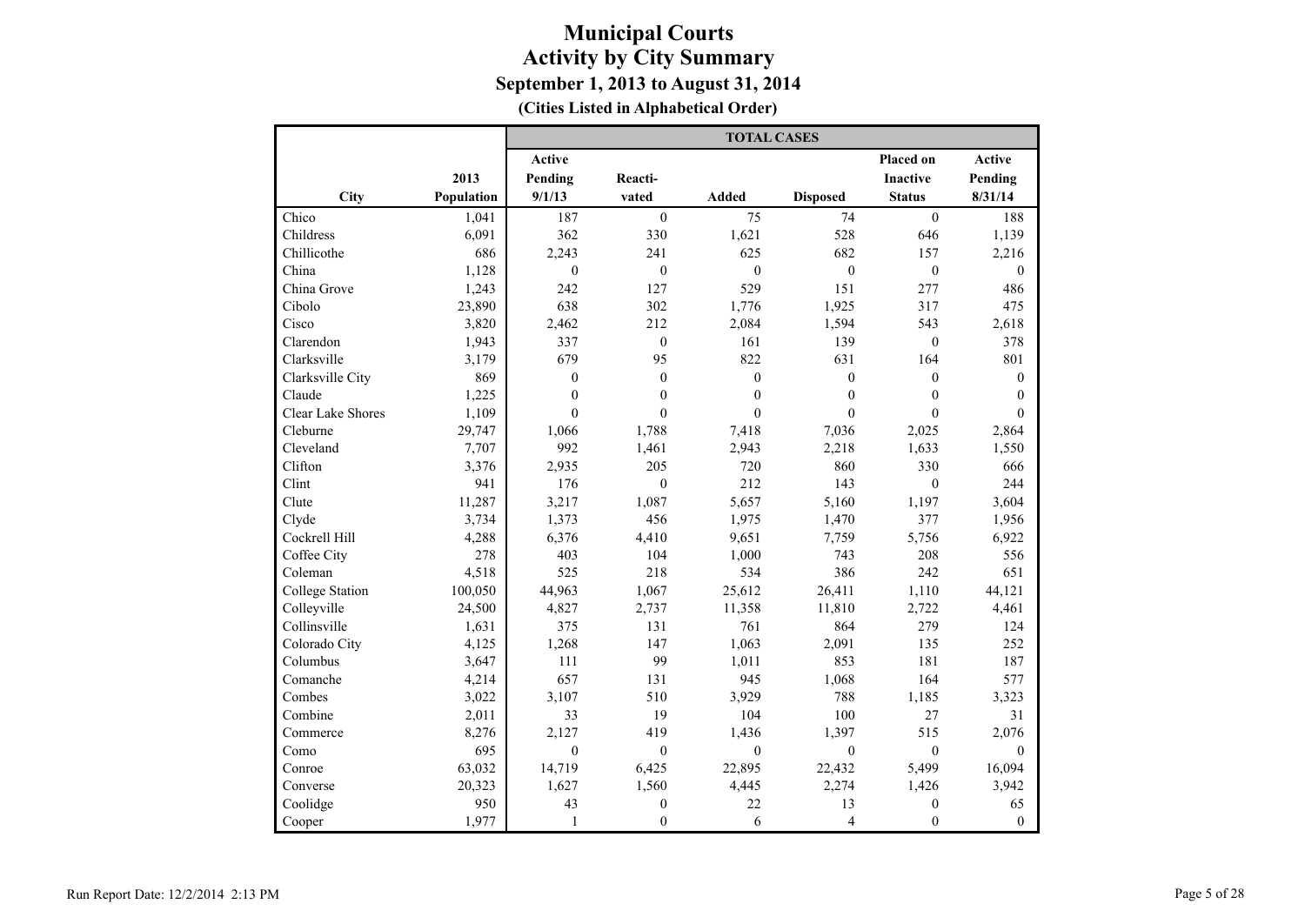# Municipal Courts
# Activity by City Summary
### September 1, 2013 to August 31, 2014
**(Cities Listed in Alphabetical Order)**

| | | TOTAL CASES | | | | | |
|---|---|---|---|---|---|---|---|
| City | 2013 Population | Active Pending 9/1/13 | Reacti-vated | Added | Disposed | Placed on Inactive Status | Active Pending 8/31/14 |
| Chico | 1,041 | 187 | 0 | 75 | 74 | 0 | 188 |
| Childress | 6,091 | 362 | 330 | 1,621 | 528 | 646 | 1,139 |
| Chillicothe | 686 | 2,243 | 241 | 625 | 682 | 157 | 2,216 |
| China | 1,128 | 0 | 0 | 0 | 0 | 0 | 0 |
| China Grove | 1,243 | 242 | 127 | 529 | 151 | 277 | 486 |
| Cibolo | 23,890 | 638 | 302 | 1,776 | 1,925 | 317 | 475 |
| Cisco | 3,820 | 2,462 | 212 | 2,084 | 1,594 | 543 | 2,618 |
| Clarendon | 1,943 | 337 | 0 | 161 | 139 | 0 | 378 |
| Clarksville | 3,179 | 679 | 95 | 822 | 631 | 164 | 801 |
| Clarksville City | 869 | 0 | 0 | 0 | 0 | 0 | 0 |
| Claude | 1,225 | 0 | 0 | 0 | 0 | 0 | 0 |
| Clear Lake Shores | 1,109 | 0 | 0 | 0 | 0 | 0 | 0 |
| Cleburne | 29,747 | 1,066 | 1,788 | 7,418 | 7,036 | 2,025 | 2,864 |
| Cleveland | 7,707 | 992 | 1,461 | 2,943 | 2,218 | 1,633 | 1,550 |
| Clifton | 3,376 | 2,935 | 205 | 720 | 860 | 330 | 666 |
| Clint | 941 | 176 | 0 | 212 | 143 | 0 | 244 |
| Clute | 11,287 | 3,217 | 1,087 | 5,657 | 5,160 | 1,197 | 3,604 |
| Clyde | 3,734 | 1,373 | 456 | 1,975 | 1,470 | 377 | 1,956 |
| Cockrell Hill | 4,288 | 6,376 | 4,410 | 9,651 | 7,759 | 5,756 | 6,922 |
| Coffee City | 278 | 403 | 104 | 1,000 | 743 | 208 | 556 |
| Coleman | 4,518 | 525 | 218 | 534 | 386 | 242 | 651 |
| College Station | 100,050 | 44,963 | 1,067 | 25,612 | 26,411 | 1,110 | 44,121 |
| Colleyville | 24,500 | 4,827 | 2,737 | 11,358 | 11,810 | 2,722 | 4,461 |
| Collinsville | 1,631 | 375 | 131 | 761 | 864 | 279 | 124 |
| Colorado City | 4,125 | 1,268 | 147 | 1,063 | 2,091 | 135 | 252 |
| Columbus | 3,647 | 111 | 99 | 1,011 | 853 | 181 | 187 |
| Comanche | 4,214 | 657 | 131 | 945 | 1,068 | 164 | 577 |
| Combes | 3,022 | 3,107 | 510 | 3,929 | 788 | 1,185 | 3,323 |
| Combine | 2,011 | 33 | 19 | 104 | 100 | 27 | 31 |
| Commerce | 8,276 | 2,127 | 419 | 1,436 | 1,397 | 515 | 2,076 |
| Como | 695 | 0 | 0 | 0 | 0 | 0 | 0 |
| Conroe | 63,032 | 14,719 | 6,425 | 22,895 | 22,432 | 5,499 | 16,094 |
| Converse | 20,323 | 1,627 | 1,560 | 4,445 | 2,274 | 1,426 | 3,942 |
| Coolidge | 950 | 43 | 0 | 22 | 13 | 0 | 65 |
| Cooper | 1,977 | 1 | 0 | 6 | 4 | 0 | 0 |

Run Report Date: 12/2/2014 2:13 PM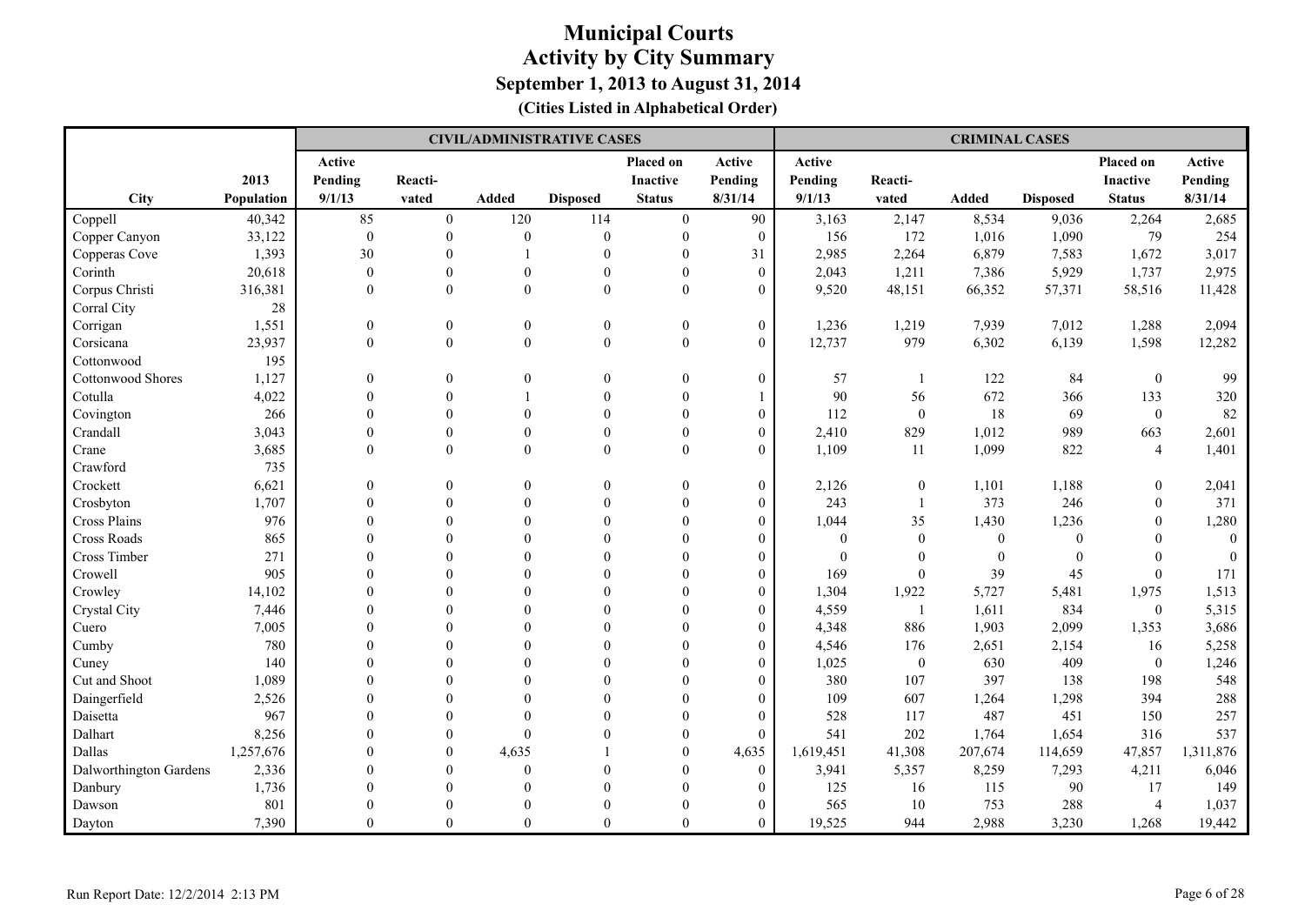# Municipal Courts
## Activity by City Summary
### September 1, 2013 to August 31, 2014
**(Cities Listed in Alphabetical Order)**

| | | CIVIL/ADMINISTRATIVE CASES | | | | | | CRIMINAL CASES | | | | | |
|---|---|---|---|---|---|---|---|---|---|---|---|---|---|
| City | 2013 Population | Active Pending 9/1/13 | Reacti-vated | Added | Disposed | Placed on Inactive Status | Active Pending 8/31/14 | Active Pending 9/1/13 | Reacti-vated | Added | Disposed | Placed on Inactive Status | Active Pending 8/31/14 |
| Coppell | 40,342 | 85 | 0 | 120 | 114 | 0 | 90 | 3,163 | 2,147 | 8,534 | 9,036 | 2,264 | 2,685 |
| Copper Canyon | 33,122 | 0 | 0 | 0 | 0 | 0 | 0 | 156 | 172 | 1,016 | 1,090 | 79 | 254 |
| Copperas Cove | 1,393 | 30 | 0 | 1 | 0 | 0 | 31 | 2,985 | 2,264 | 6,879 | 7,583 | 1,672 | 3,017 |
| Corinth | 20,618 | 0 | 0 | 0 | 0 | 0 | 0 | 2,043 | 1,211 | 7,386 | 5,929 | 1,737 | 2,975 |
| Corpus Christi | 316,381 | 0 | 0 | 0 | 0 | 0 | 0 | 9,520 | 48,151 | 66,352 | 57,371 | 58,516 | 11,428 |
| Corral City | 28 | | | | | | | | | | | | |
| Corrigan | 1,551 | 0 | 0 | 0 | 0 | 0 | 0 | 1,236 | 1,219 | 7,939 | 7,012 | 1,288 | 2,094 |
| Corsicana | 23,937 | 0 | 0 | 0 | 0 | 0 | 0 | 12,737 | 979 | 6,302 | 6,139 | 1,598 | 12,282 |
| Cottonwood | 195 | | | | | | | | | | | | |
| Cottonwood Shores | 1,127 | 0 | 0 | 0 | 0 | 0 | 0 | 57 | 1 | 122 | 84 | 0 | 99 |
| Cotulla | 4,022 | 0 | 0 | 1 | 0 | 0 | 1 | 90 | 56 | 672 | 366 | 133 | 320 |
| Covington | 266 | 0 | 0 | 0 | 0 | 0 | 0 | 112 | 0 | 18 | 69 | 0 | 82 |
| Crandall | 3,043 | 0 | 0 | 0 | 0 | 0 | 0 | 2,410 | 829 | 1,012 | 989 | 663 | 2,601 |
| Crane | 3,685 | 0 | 0 | 0 | 0 | 0 | 0 | 1,109 | 11 | 1,099 | 822 | 4 | 1,401 |
| Crawford | 735 | | | | | | | | | | | | |
| Crockett | 6,621 | 0 | 0 | 0 | 0 | 0 | 0 | 2,126 | 0 | 1,101 | 1,188 | 0 | 2,041 |
| Crosbyton | 1,707 | 0 | 0 | 0 | 0 | 0 | 0 | 243 | 1 | 373 | 246 | 0 | 371 |
| Cross Plains | 976 | 0 | 0 | 0 | 0 | 0 | 0 | 1,044 | 35 | 1,430 | 1,236 | 0 | 1,280 |
| Cross Roads | 865 | 0 | 0 | 0 | 0 | 0 | 0 | 0 | 0 | 0 | 0 | 0 | 0 |
| Cross Timber | 271 | 0 | 0 | 0 | 0 | 0 | 0 | 0 | 0 | 0 | 0 | 0 | 0 |
| Crowell | 905 | 0 | 0 | 0 | 0 | 0 | 0 | 169 | 0 | 39 | 45 | 0 | 171 |
| Crowley | 14,102 | 0 | 0 | 0 | 0 | 0 | 0 | 1,304 | 1,922 | 5,727 | 5,481 | 1,975 | 1,513 |
| Crystal City | 7,446 | 0 | 0 | 0 | 0 | 0 | 0 | 4,559 | 1 | 1,611 | 834 | 0 | 5,315 |
| Cuero | 7,005 | 0 | 0 | 0 | 0 | 0 | 0 | 4,348 | 886 | 1,903 | 2,099 | 1,353 | 3,686 |
| Cumby | 780 | 0 | 0 | 0 | 0 | 0 | 0 | 4,546 | 176 | 2,651 | 2,154 | 16 | 5,258 |
| Cuney | 140 | 0 | 0 | 0 | 0 | 0 | 0 | 1,025 | 0 | 630 | 409 | 0 | 1,246 |
| Cut and Shoot | 1,089 | 0 | 0 | 0 | 0 | 0 | 0 | 380 | 107 | 397 | 138 | 198 | 548 |
| Daingerfield | 2,526 | 0 | 0 | 0 | 0 | 0 | 0 | 109 | 607 | 1,264 | 1,298 | 394 | 288 |
| Daisetta | 967 | 0 | 0 | 0 | 0 | 0 | 0 | 528 | 117 | 487 | 451 | 150 | 257 |
| Dalhart | 8,256 | 0 | 0 | 0 | 0 | 0 | 0 | 541 | 202 | 1,764 | 1,654 | 316 | 537 |
| Dallas | 1,257,676 | 0 | 0 | 4,635 | 1 | 0 | 4,635 | 1,619,451 | 41,308 | 207,674 | 114,659 | 47,857 | 1,311,876 |
| Dalworthington Gardens | 2,336 | 0 | 0 | 0 | 0 | 0 | 0 | 3,941 | 5,357 | 8,259 | 7,293 | 4,211 | 6,046 |
| Danbury | 1,736 | 0 | 0 | 0 | 0 | 0 | 0 | 125 | 16 | 115 | 90 | 17 | 149 |
| Dawson | 801 | 0 | 0 | 0 | 0 | 0 | 0 | 565 | 10 | 753 | 288 | 4 | 1,037 |
| Dayton | 7,390 | 0 | 0 | 0 | 0 | 0 | 0 | 19,525 | 944 | 2,988 | 3,230 | 1,268 | 19,442 |

Run Report Date: 12/2/2014 2:13 PM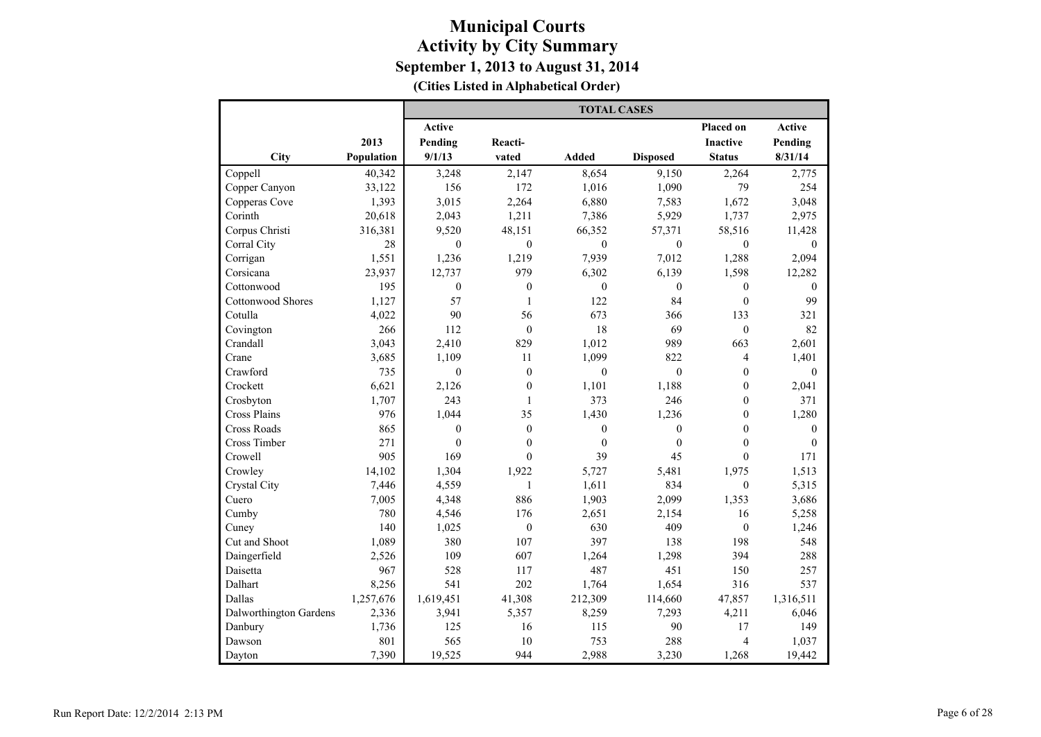# Municipal Courts
## Activity by City Summary
### September 1, 2013 to August 31, 2014
**(Cities Listed in Alphabetical Order)**

| | | TOTAL CASES | | | | | |
|---|---|---|---|---|---|---|---|
| City | 2013 Population | Active Pending 9/1/13 | Reacti-vated | Added | Disposed | Placed on Inactive Status | Active Pending 8/31/14 |
| Coppell | 40,342 | 3,248 | 2,147 | 8,654 | 9,150 | 2,264 | 2,775 |
| Copper Canyon | 33,122 | 156 | 172 | 1,016 | 1,090 | 79 | 254 |
| Copperas Cove | 1,393 | 3,015 | 2,264 | 6,880 | 7,583 | 1,672 | 3,048 |
| Corinth | 20,618 | 2,043 | 1,211 | 7,386 | 5,929 | 1,737 | 2,975 |
| Corpus Christi | 316,381 | 9,520 | 48,151 | 66,352 | 57,371 | 58,516 | 11,428 |
| Corral City | 28 | 0 | 0 | 0 | 0 | 0 | 0 |
| Corrigan | 1,551 | 1,236 | 1,219 | 7,939 | 7,012 | 1,288 | 2,094 |
| Corsicana | 23,937 | 12,737 | 979 | 6,302 | 6,139 | 1,598 | 12,282 |
| Cottonwood | 195 | 0 | 0 | 0 | 0 | 0 | 0 |
| Cottonwood Shores | 1,127 | 57 | 1 | 122 | 84 | 0 | 99 |
| Cotulla | 4,022 | 90 | 56 | 673 | 366 | 133 | 321 |
| Covington | 266 | 112 | 0 | 18 | 69 | 0 | 82 |
| Crandall | 3,043 | 2,410 | 829 | 1,012 | 989 | 663 | 2,601 |
| Crane | 3,685 | 1,109 | 11 | 1,099 | 822 | 4 | 1,401 |
| Crawford | 735 | 0 | 0 | 0 | 0 | 0 | 0 |
| Crockett | 6,621 | 2,126 | 0 | 1,101 | 1,188 | 0 | 2,041 |
| Crosbyton | 1,707 | 243 | 1 | 373 | 246 | 0 | 371 |
| Cross Plains | 976 | 1,044 | 35 | 1,430 | 1,236 | 0 | 1,280 |
| Cross Roads | 865 | 0 | 0 | 0 | 0 | 0 | 0 |
| Cross Timber | 271 | 0 | 0 | 0 | 0 | 0 | 0 |
| Crowell | 905 | 169 | 0 | 39 | 45 | 0 | 171 |
| Crowley | 14,102 | 1,304 | 1,922 | 5,727 | 5,481 | 1,975 | 1,513 |
| Crystal City | 7,446 | 4,559 | 1 | 1,611 | 834 | 0 | 5,315 |
| Cuero | 7,005 | 4,348 | 886 | 1,903 | 2,099 | 1,353 | 3,686 |
| Cumby | 780 | 4,546 | 176 | 2,651 | 2,154 | 16 | 5,258 |
| Cuney | 140 | 1,025 | 0 | 630 | 409 | 0 | 1,246 |
| Cut and Shoot | 1,089 | 380 | 107 | 397 | 138 | 198 | 548 |
| Daingerfield | 2,526 | 109 | 607 | 1,264 | 1,298 | 394 | 288 |
| Daisetta | 967 | 528 | 117 | 487 | 451 | 150 | 257 |
| Dalhart | 8,256 | 541 | 202 | 1,764 | 1,654 | 316 | 537 |
| Dallas | 1,257,676 | 1,619,451 | 41,308 | 212,309 | 114,660 | 47,857 | 1,316,511 |
| Dalworthington Gardens | 2,336 | 3,941 | 5,357 | 8,259 | 7,293 | 4,211 | 6,046 |
| Danbury | 1,736 | 125 | 16 | 115 | 90 | 17 | 149 |
| Dawson | 801 | 565 | 10 | 753 | 288 | 4 | 1,037 |
| Dayton | 7,390 | 19,525 | 944 | 2,988 | 3,230 | 1,268 | 19,442 |

Run Report Date: 12/2/2014 2:13 PM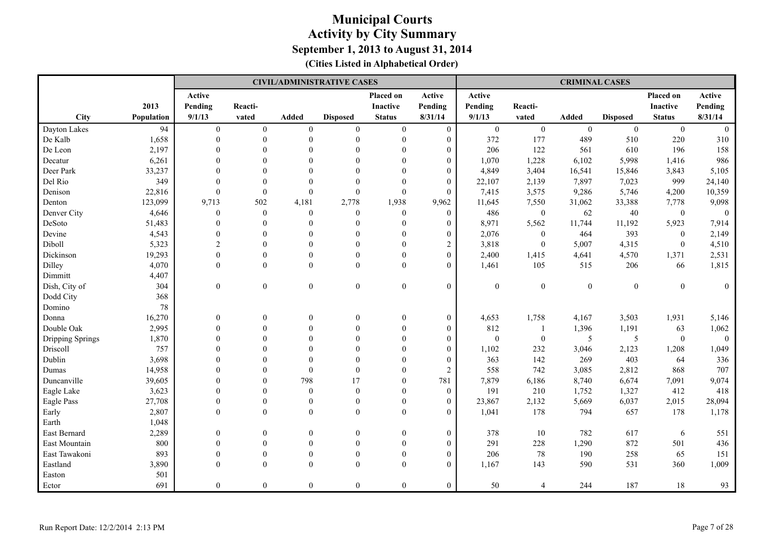# Municipal Courts
## Activity by City Summary
### September 1, 2013 to August 31, 2014
**(Cities Listed in Alphabetical Order)**

| | | CIVIL/ADMINISTRATIVE CASES | | | | | | CRIMINAL CASES | | | | | |
|---|---|---|---|---|---|---|---|---|---|---|---|---|---|
| City | 2013 Population | Active Pending 9/1/13 | Reacti-vated | Added | Disposed | Placed on Inactive Status | Active Pending 8/31/14 | Active Pending 9/1/13 | Reacti-vated | Added | Disposed | Placed on Inactive Status | Active Pending 8/31/14 |
| Dayton Lakes | 94 | 0 | 0 | 0 | 0 | 0 | 0 | 0 | 0 | 0 | 0 | 0 | 0 |
| De Kalb | 1,658 | 0 | 0 | 0 | 0 | 0 | 0 | 372 | 177 | 489 | 510 | 220 | 310 |
| De Leon | 2,197 | 0 | 0 | 0 | 0 | 0 | 0 | 206 | 122 | 561 | 610 | 196 | 158 |
| Decatur | 6,261 | 0 | 0 | 0 | 0 | 0 | 0 | 1,070 | 1,228 | 6,102 | 5,998 | 1,416 | 986 |
| Deer Park | 33,237 | 0 | 0 | 0 | 0 | 0 | 0 | 4,849 | 3,404 | 16,541 | 15,846 | 3,843 | 5,105 |
| Del Rio | 349 | 0 | 0 | 0 | 0 | 0 | 0 | 22,107 | 2,139 | 7,897 | 7,023 | 999 | 24,140 |
| Denison | 22,816 | 0 | 0 | 0 | 0 | 0 | 0 | 7,415 | 3,575 | 9,286 | 5,746 | 4,200 | 10,359 |
| Denton | 123,099 | 9,713 | 502 | 4,181 | 2,778 | 1,938 | 9,962 | 11,645 | 7,550 | 31,062 | 33,388 | 7,778 | 9,098 |
| Denver City | 4,646 | 0 | 0 | 0 | 0 | 0 | 0 | 486 | 0 | 62 | 40 | 0 | 0 |
| DeSoto | 51,483 | 0 | 0 | 0 | 0 | 0 | 0 | 8,971 | 5,562 | 11,744 | 11,192 | 5,923 | 7,914 |
| Devine | 4,543 | 0 | 0 | 0 | 0 | 0 | 0 | 2,076 | 0 | 464 | 393 | 0 | 2,149 |
| Diboll | 5,323 | 2 | 0 | 0 | 0 | 0 | 2 | 3,818 | 0 | 5,007 | 4,315 | 0 | 4,510 |
| Dickinson | 19,293 | 0 | 0 | 0 | 0 | 0 | 0 | 2,400 | 1,415 | 4,641 | 4,570 | 1,371 | 2,531 |
| Dilley | 4,070 | 0 | 0 | 0 | 0 | 0 | 0 | 1,461 | 105 | 515 | 206 | 66 | 1,815 |
| Dimmitt | 4,407 | | | | | | | | | | | | |
| Dish, City of | 304 | 0 | 0 | 0 | 0 | 0 | 0 | 0 | 0 | 0 | 0 | 0 | 0 |
| Dodd City | 368 | | | | | | | | | | | | |
| Domino | 78 | | | | | | | | | | | | |
| Donna | 16,270 | 0 | 0 | 0 | 0 | 0 | 0 | 4,653 | 1,758 | 4,167 | 3,503 | 1,931 | 5,146 |
| Double Oak | 2,995 | 0 | 0 | 0 | 0 | 0 | 0 | 812 | 1 | 1,396 | 1,191 | 63 | 1,062 |
| Dripping Springs | 1,870 | 0 | 0 | 0 | 0 | 0 | 0 | 0 | 0 | 5 | 5 | 0 | 0 |
| Driscoll | 757 | 0 | 0 | 0 | 0 | 0 | 0 | 1,102 | 232 | 3,046 | 2,123 | 1,208 | 1,049 |
| Dublin | 3,698 | 0 | 0 | 0 | 0 | 0 | 0 | 363 | 142 | 269 | 403 | 64 | 336 |
| Dumas | 14,958 | 0 | 0 | 0 | 0 | 0 | 2 | 558 | 742 | 3,085 | 2,812 | 868 | 707 |
| Duncanville | 39,605 | 0 | 0 | 798 | 17 | 0 | 781 | 7,879 | 6,186 | 8,740 | 6,674 | 7,091 | 9,074 |
| Eagle Lake | 3,623 | 0 | 0 | 0 | 0 | 0 | 0 | 191 | 210 | 1,752 | 1,327 | 412 | 418 |
| Eagle Pass | 27,708 | 0 | 0 | 0 | 0 | 0 | 0 | 23,867 | 2,132 | 5,669 | 6,037 | 2,015 | 28,094 |
| Early | 2,807 | 0 | 0 | 0 | 0 | 0 | 0 | 1,041 | 178 | 794 | 657 | 178 | 1,178 |
| Earth | 1,048 | | | | | | | | | | | | |
| East Bernard | 2,289 | 0 | 0 | 0 | 0 | 0 | 0 | 378 | 10 | 782 | 617 | 6 | 551 |
| East Mountain | 800 | 0 | 0 | 0 | 0 | 0 | 0 | 291 | 228 | 1,290 | 872 | 501 | 436 |
| East Tawakoni | 893 | 0 | 0 | 0 | 0 | 0 | 0 | 206 | 78 | 190 | 258 | 65 | 151 |
| Eastland | 3,890 | 0 | 0 | 0 | 0 | 0 | 0 | 1,167 | 143 | 590 | 531 | 360 | 1,009 |
| Easton | 501 | | | | | | | | | | | | |
| Ector | 691 | 0 | 0 | 0 | 0 | 0 | 0 | 50 | 4 | 244 | 187 | 18 | 93 |

Run Report Date: 12/2/2014 2:13 PM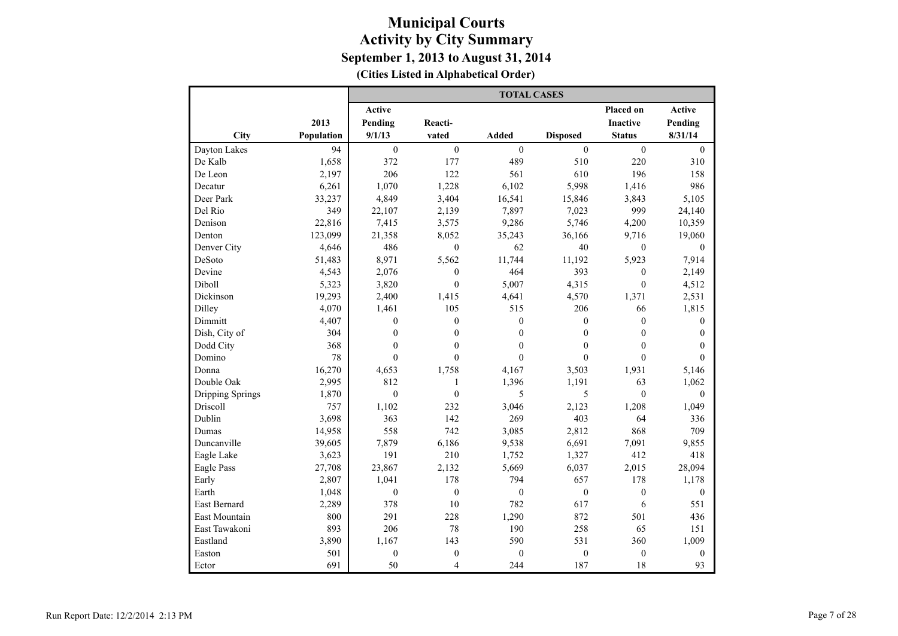# Municipal Courts
## Activity by City Summary
### September 1, 2013 to August 31, 2014
**(Cities Listed in Alphabetical Order)**

| | | TOTAL CASES | | | | | |
|---|---|---|---|---|---|---|---|
| City | 2013 Population | Active Pending 9/1/13 | Reacti-vated | Added | Disposed | Placed on Inactive Status | Active Pending 8/31/14 |
| Dayton Lakes | 94 | 0 | 0 | 0 | 0 | 0 | 0 |
| De Kalb | 1,658 | 372 | 177 | 489 | 510 | 220 | 310 |
| De Leon | 2,197 | 206 | 122 | 561 | 610 | 196 | 158 |
| Decatur | 6,261 | 1,070 | 1,228 | 6,102 | 5,998 | 1,416 | 986 |
| Deer Park | 33,237 | 4,849 | 3,404 | 16,541 | 15,846 | 3,843 | 5,105 |
| Del Rio | 349 | 22,107 | 2,139 | 7,897 | 7,023 | 999 | 24,140 |
| Denison | 22,816 | 7,415 | 3,575 | 9,286 | 5,746 | 4,200 | 10,359 |
| Denton | 123,099 | 21,358 | 8,052 | 35,243 | 36,166 | 9,716 | 19,060 |
| Denver City | 4,646 | 486 | 0 | 62 | 40 | 0 | 0 |
| DeSoto | 51,483 | 8,971 | 5,562 | 11,744 | 11,192 | 5,923 | 7,914 |
| Devine | 4,543 | 2,076 | 0 | 464 | 393 | 0 | 2,149 |
| Diboll | 5,323 | 3,820 | 0 | 5,007 | 4,315 | 0 | 4,512 |
| Dickinson | 19,293 | 2,400 | 1,415 | 4,641 | 4,570 | 1,371 | 2,531 |
| Dilley | 4,070 | 1,461 | 105 | 515 | 206 | 66 | 1,815 |
| Dimmitt | 4,407 | 0 | 0 | 0 | 0 | 0 | 0 |
| Dish, City of | 304 | 0 | 0 | 0 | 0 | 0 | 0 |
| Dodd City | 368 | 0 | 0 | 0 | 0 | 0 | 0 |
| Domino | 78 | 0 | 0 | 0 | 0 | 0 | 0 |
| Donna | 16,270 | 4,653 | 1,758 | 4,167 | 3,503 | 1,931 | 5,146 |
| Double Oak | 2,995 | 812 | 1 | 1,396 | 1,191 | 63 | 1,062 |
| Dripping Springs | 1,870 | 0 | 0 | 5 | 5 | 0 | 0 |
| Driscoll | 757 | 1,102 | 232 | 3,046 | 2,123 | 1,208 | 1,049 |
| Dublin | 3,698 | 363 | 142 | 269 | 403 | 64 | 336 |
| Dumas | 14,958 | 558 | 742 | 3,085 | 2,812 | 868 | 709 |
| Duncanville | 39,605 | 7,879 | 6,186 | 9,538 | 6,691 | 7,091 | 9,855 |
| Eagle Lake | 3,623 | 191 | 210 | 1,752 | 1,327 | 412 | 418 |
| Eagle Pass | 27,708 | 23,867 | 2,132 | 5,669 | 6,037 | 2,015 | 28,094 |
| Early | 2,807 | 1,041 | 178 | 794 | 657 | 178 | 1,178 |
| Earth | 1,048 | 0 | 0 | 0 | 0 | 0 | 0 |
| East Bernard | 2,289 | 378 | 10 | 782 | 617 | 6 | 551 |
| East Mountain | 800 | 291 | 228 | 1,290 | 872 | 501 | 436 |
| East Tawakoni | 893 | 206 | 78 | 190 | 258 | 65 | 151 |
| Eastland | 3,890 | 1,167 | 143 | 590 | 531 | 360 | 1,009 |
| Easton | 501 | 0 | 0 | 0 | 0 | 0 | 0 |
| Ector | 691 | 50 | 4 | 244 | 187 | 18 | 93 |

Run Report Date: 12/2/2014 2:13 PM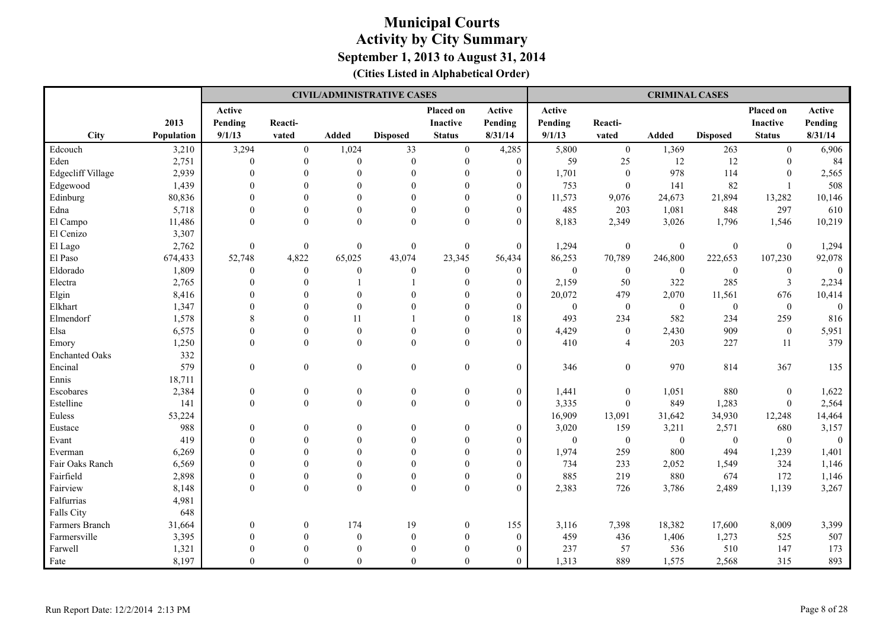# Municipal Courts
## Activity by City Summary
### September 1, 2013 to August 31, 2014
**(Cities Listed in Alphabetical Order)**

| | | CIVIL/ADMINISTRATIVE CASES | | | | | | CRIMINAL CASES | | | | | |
|---|---|---|---|---|---|---|---|---|---|---|---|---|---|
| City | 2013 Population | Active Pending 9/1/13 | Reacti-vated | Added | Disposed | Placed on Inactive Status | Active Pending 8/31/14 | Active Pending 9/1/13 | Reacti-vated | Added | Disposed | Placed on Inactive Status | Active Pending 8/31/14 |
| Edcouch | 3,210 | 3,294 | 0 | 1,024 | 33 | 0 | 4,285 | 5,800 | 0 | 1,369 | 263 | 0 | 6,906 |
| Eden | 2,751 | 0 | 0 | 0 | 0 | 0 | 0 | 59 | 25 | 12 | 12 | 0 | 84 |
| Edgecliff Village | 2,939 | 0 | 0 | 0 | 0 | 0 | 0 | 1,701 | 0 | 978 | 114 | 0 | 2,565 |
| Edgewood | 1,439 | 0 | 0 | 0 | 0 | 0 | 0 | 753 | 0 | 141 | 82 | 1 | 508 |
| Edinburg | 80,836 | 0 | 0 | 0 | 0 | 0 | 0 | 11,573 | 9,076 | 24,673 | 21,894 | 13,282 | 10,146 |
| Edna | 5,718 | 0 | 0 | 0 | 0 | 0 | 0 | 485 | 203 | 1,081 | 848 | 297 | 610 |
| El Campo | 11,486 | 0 | 0 | 0 | 0 | 0 | 0 | 8,183 | 2,349 | 3,026 | 1,796 | 1,546 | 10,219 |
| El Cenizo | 3,307 | | | | | | | | | | | | |
| El Lago | 2,762 | 0 | 0 | 0 | 0 | 0 | 0 | 1,294 | 0 | 0 | 0 | 0 | 1,294 |
| El Paso | 674,433 | 52,748 | 4,822 | 65,025 | 43,074 | 23,345 | 56,434 | 86,253 | 70,789 | 246,800 | 222,653 | 107,230 | 92,078 |
| Eldorado | 1,809 | 0 | 0 | 0 | 0 | 0 | 0 | 0 | 0 | 0 | 0 | 0 | 0 |
| Electra | 2,765 | 0 | 0 | 1 | 1 | 0 | 0 | 2,159 | 50 | 322 | 285 | 3 | 2,234 |
| Elgin | 8,416 | 0 | 0 | 0 | 0 | 0 | 0 | 20,072 | 479 | 2,070 | 11,561 | 676 | 10,414 |
| Elkhart | 1,347 | 0 | 0 | 0 | 0 | 0 | 0 | 0 | 0 | 0 | 0 | 0 | 0 |
| Elmendorf | 1,578 | 8 | 0 | 11 | 1 | 0 | 18 | 493 | 234 | 582 | 234 | 259 | 816 |
| Elsa | 6,575 | 0 | 0 | 0 | 0 | 0 | 0 | 4,429 | 0 | 2,430 | 909 | 0 | 5,951 |
| Emory | 1,250 | 0 | 0 | 0 | 0 | 0 | 0 | 410 | 4 | 203 | 227 | 11 | 379 |
| Enchanted Oaks | 332 | | | | | | | | | | | | |
| Encinal | 579 | 0 | 0 | 0 | 0 | 0 | 0 | 346 | 0 | 970 | 814 | 367 | 135 |
| Ennis | 18,711 | | | | | | | | | | | | |
| Escobares | 2,384 | 0 | 0 | 0 | 0 | 0 | 0 | 1,441 | 0 | 1,051 | 880 | 0 | 1,622 |
| Estelline | 141 | 0 | 0 | 0 | 0 | 0 | 0 | 3,335 | 0 | 849 | 1,283 | 0 | 2,564 |
| Euless | 53,224 | | | | | | | 16,909 | 13,091 | 31,642 | 34,930 | 12,248 | 14,464 |
| Eustace | 988 | 0 | 0 | 0 | 0 | 0 | 0 | 3,020 | 159 | 3,211 | 2,571 | 680 | 3,157 |
| Evant | 419 | 0 | 0 | 0 | 0 | 0 | 0 | 0 | 0 | 0 | 0 | 0 | 0 |
| Everman | 6,269 | 0 | 0 | 0 | 0 | 0 | 0 | 1,974 | 259 | 800 | 494 | 1,239 | 1,401 |
| Fair Oaks Ranch | 6,569 | 0 | 0 | 0 | 0 | 0 | 0 | 734 | 233 | 2,052 | 1,549 | 324 | 1,146 |
| Fairfield | 2,898 | 0 | 0 | 0 | 0 | 0 | 0 | 885 | 219 | 880 | 674 | 172 | 1,146 |
| Fairview | 8,148 | 0 | 0 | 0 | 0 | 0 | 0 | 2,383 | 726 | 3,786 | 2,489 | 1,139 | 3,267 |
| Falfurrias | 4,981 | | | | | | | | | | | | |
| Falls City | 648 | | | | | | | | | | | | |
| Farmers Branch | 31,664 | 0 | 0 | 174 | 19 | 0 | 155 | 3,116 | 7,398 | 18,382 | 17,600 | 8,009 | 3,399 |
| Farmersville | 3,395 | 0 | 0 | 0 | 0 | 0 | 0 | 459 | 436 | 1,406 | 1,273 | 525 | 507 |
| Farwell | 1,321 | 0 | 0 | 0 | 0 | 0 | 0 | 237 | 57 | 536 | 510 | 147 | 173 |
| Fate | 8,197 | 0 | 0 | 0 | 0 | 0 | 0 | 1,313 | 889 | 1,575 | 2,568 | 315 | 893 |

Run Report Date: 12/2/2014 2:13 PM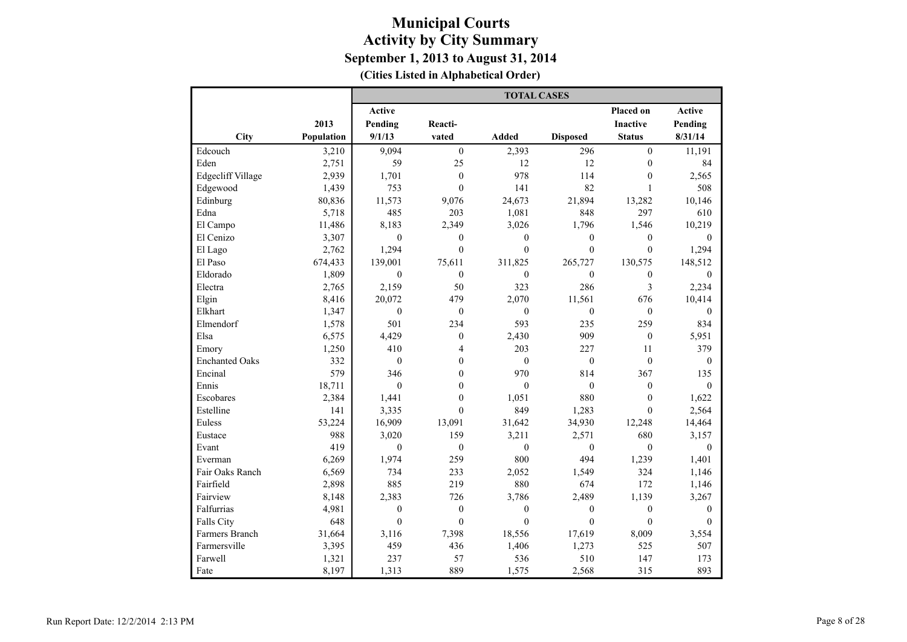# Municipal Courts
## Activity by City Summary
### September 1, 2013 to August 31, 2014
**(Cities Listed in Alphabetical Order)**

| | | TOTAL CASES | | | | | |
|---|---|---|---|---|---|---|---|
| City | 2013 Population | Active Pending 9/1/13 | Reacti-vated | Added | Disposed | Placed on Inactive Status | Active Pending 8/31/14 |
| Edcouch | 3,210 | 9,094 | 0 | 2,393 | 296 | 0 | 11,191 |
| Eden | 2,751 | 59 | 25 | 12 | 12 | 0 | 84 |
| Edgecliff Village | 2,939 | 1,701 | 0 | 978 | 114 | 0 | 2,565 |
| Edgewood | 1,439 | 753 | 0 | 141 | 82 | 1 | 508 |
| Edinburg | 80,836 | 11,573 | 9,076 | 24,673 | 21,894 | 13,282 | 10,146 |
| Edna | 5,718 | 485 | 203 | 1,081 | 848 | 297 | 610 |
| El Campo | 11,486 | 8,183 | 2,349 | 3,026 | 1,796 | 1,546 | 10,219 |
| El Cenizo | 3,307 | 0 | 0 | 0 | 0 | 0 | 0 |
| El Lago | 2,762 | 1,294 | 0 | 0 | 0 | 0 | 1,294 |
| El Paso | 674,433 | 139,001 | 75,611 | 311,825 | 265,727 | 130,575 | 148,512 |
| Eldorado | 1,809 | 0 | 0 | 0 | 0 | 0 | 0 |
| Electra | 2,765 | 2,159 | 50 | 323 | 286 | 3 | 2,234 |
| Elgin | 8,416 | 20,072 | 479 | 2,070 | 11,561 | 676 | 10,414 |
| Elkhart | 1,347 | 0 | 0 | 0 | 0 | 0 | 0 |
| Elmendorf | 1,578 | 501 | 234 | 593 | 235 | 259 | 834 |
| Elsa | 6,575 | 4,429 | 0 | 2,430 | 909 | 0 | 5,951 |
| Emory | 1,250 | 410 | 4 | 203 | 227 | 11 | 379 |
| Enchanted Oaks | 332 | 0 | 0 | 0 | 0 | 0 | 0 |
| Encinal | 579 | 346 | 0 | 970 | 814 | 367 | 135 |
| Ennis | 18,711 | 0 | 0 | 0 | 0 | 0 | 0 |
| Escobares | 2,384 | 1,441 | 0 | 1,051 | 880 | 0 | 1,622 |
| Estelline | 141 | 3,335 | 0 | 849 | 1,283 | 0 | 2,564 |
| Euless | 53,224 | 16,909 | 13,091 | 31,642 | 34,930 | 12,248 | 14,464 |
| Eustace | 988 | 3,020 | 159 | 3,211 | 2,571 | 680 | 3,157 |
| Evant | 419 | 0 | 0 | 0 | 0 | 0 | 0 |
| Everman | 6,269 | 1,974 | 259 | 800 | 494 | 1,239 | 1,401 |
| Fair Oaks Ranch | 6,569 | 734 | 233 | 2,052 | 1,549 | 324 | 1,146 |
| Fairfield | 2,898 | 885 | 219 | 880 | 674 | 172 | 1,146 |
| Fairview | 8,148 | 2,383 | 726 | 3,786 | 2,489 | 1,139 | 3,267 |
| Falfurrias | 4,981 | 0 | 0 | 0 | 0 | 0 | 0 |
| Falls City | 648 | 0 | 0 | 0 | 0 | 0 | 0 |
| Farmers Branch | 31,664 | 3,116 | 7,398 | 18,556 | 17,619 | 8,009 | 3,554 |
| Farmersville | 3,395 | 459 | 436 | 1,406 | 1,273 | 525 | 507 |
| Farwell | 1,321 | 237 | 57 | 536 | 510 | 147 | 173 |
| Fate | 8,197 | 1,313 | 889 | 1,575 | 2,568 | 315 | 893 |

Run Report Date: 12/2/2014 2:13 PM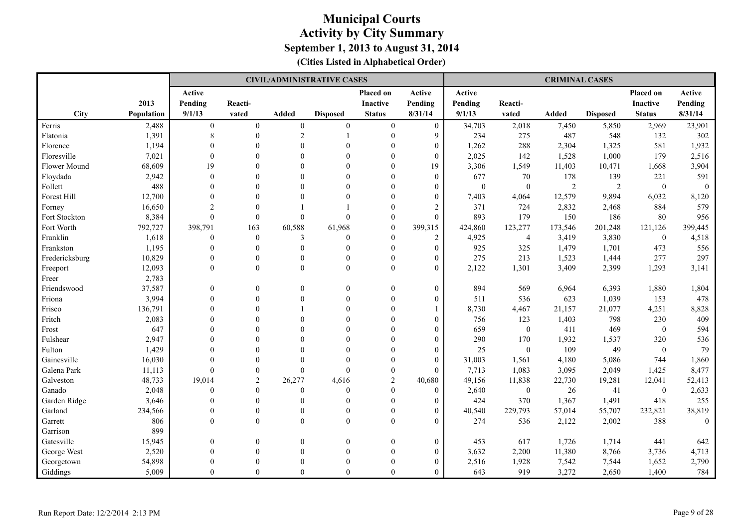# Municipal Courts
## Activity by City Summary
### September 1, 2013 to August 31, 2014
**(Cities Listed in Alphabetical Order)**

| | | CIVIL/ADMINISTRATIVE CASES | | | | | | CRIMINAL CASES | | | | | |
|---|---|---|---|---|---|---|---|---|---|---|---|---|---|
| City | 2013 Population | Active Pending 9/1/13 | Reacti-vated | Added | Disposed | Placed on Inactive Status | Active Pending 8/31/14 | Active Pending 9/1/13 | Reacti-vated | Added | Disposed | Placed on Inactive Status | Active Pending 8/31/14 |
| Ferris | 2,488 | 0 | 0 | 0 | 0 | 0 | 0 | 34,703 | 2,018 | 7,450 | 5,850 | 2,969 | 23,901 |
| Flatonia | 1,391 | 8 | 0 | 2 | 1 | 0 | 9 | 234 | 275 | 487 | 548 | 132 | 302 |
| Florence | 1,194 | 0 | 0 | 0 | 0 | 0 | 0 | 1,262 | 288 | 2,304 | 1,325 | 581 | 1,932 |
| Floresville | 7,021 | 0 | 0 | 0 | 0 | 0 | 0 | 2,025 | 142 | 1,528 | 1,000 | 179 | 2,516 |
| Flower Mound | 68,609 | 19 | 0 | 0 | 0 | 0 | 19 | 3,306 | 1,549 | 11,403 | 10,471 | 1,668 | 3,904 |
| Floydada | 2,942 | 0 | 0 | 0 | 0 | 0 | 0 | 677 | 70 | 178 | 139 | 221 | 591 |
| Follett | 488 | 0 | 0 | 0 | 0 | 0 | 0 | 0 | 0 | 2 | 2 | 0 | 0 |
| Forest Hill | 12,700 | 0 | 0 | 0 | 0 | 0 | 0 | 7,403 | 4,064 | 12,579 | 9,894 | 6,032 | 8,120 |
| Forney | 16,650 | 2 | 0 | 1 | 1 | 0 | 2 | 371 | 724 | 2,832 | 2,468 | 884 | 579 |
| Fort Stockton | 8,384 | 0 | 0 | 0 | 0 | 0 | 0 | 893 | 179 | 150 | 186 | 80 | 956 |
| Fort Worth | 792,727 | 398,791 | 163 | 60,588 | 61,968 | 0 | 399,315 | 424,860 | 123,277 | 173,546 | 201,248 | 121,126 | 399,445 |
| Franklin | 1,618 | 0 | 0 | 3 | 0 | 0 | 2 | 4,925 | 4 | 3,419 | 3,830 | 0 | 4,518 |
| Frankston | 1,195 | 0 | 0 | 0 | 0 | 0 | 0 | 925 | 325 | 1,479 | 1,701 | 473 | 556 |
| Fredericksburg | 10,829 | 0 | 0 | 0 | 0 | 0 | 0 | 275 | 213 | 1,523 | 1,444 | 277 | 297 |
| Freeport | 12,093 | 0 | 0 | 0 | 0 | 0 | 0 | 2,122 | 1,301 | 3,409 | 2,399 | 1,293 | 3,141 |
| Freer | 2,783 | | | | | | | | | | | | |
| Friendswood | 37,587 | 0 | 0 | 0 | 0 | 0 | 0 | 894 | 569 | 6,964 | 6,393 | 1,880 | 1,804 |
| Friona | 3,994 | 0 | 0 | 0 | 0 | 0 | 0 | 511 | 536 | 623 | 1,039 | 153 | 478 |
| Frisco | 136,791 | 0 | 0 | 1 | 0 | 0 | 1 | 8,730 | 4,467 | 21,157 | 21,077 | 4,251 | 8,828 |
| Fritch | 2,083 | 0 | 0 | 0 | 0 | 0 | 0 | 756 | 123 | 1,403 | 798 | 230 | 409 |
| Frost | 647 | 0 | 0 | 0 | 0 | 0 | 0 | 659 | 0 | 411 | 469 | 0 | 594 |
| Fulshear | 2,947 | 0 | 0 | 0 | 0 | 0 | 0 | 290 | 170 | 1,932 | 1,537 | 320 | 536 |
| Fulton | 1,429 | 0 | 0 | 0 | 0 | 0 | 0 | 25 | 0 | 109 | 49 | 0 | 79 |
| Gainesville | 16,030 | 0 | 0 | 0 | 0 | 0 | 0 | 31,003 | 1,561 | 4,180 | 5,086 | 744 | 1,860 |
| Galena Park | 11,113 | 0 | 0 | 0 | 0 | 0 | 0 | 7,713 | 1,083 | 3,095 | 2,049 | 1,425 | 8,477 |
| Galveston | 48,733 | 19,014 | 2 | 26,277 | 4,616 | 2 | 40,680 | 49,156 | 11,838 | 22,730 | 19,281 | 12,041 | 52,413 |
| Ganado | 2,048 | 0 | 0 | 0 | 0 | 0 | 0 | 2,640 | 0 | 26 | 41 | 0 | 2,633 |
| Garden Ridge | 3,646 | 0 | 0 | 0 | 0 | 0 | 0 | 424 | 370 | 1,367 | 1,491 | 418 | 255 |
| Garland | 234,566 | 0 | 0 | 0 | 0 | 0 | 0 | 40,540 | 229,793 | 57,014 | 55,707 | 232,821 | 38,819 |
| Garrett | 806 | 0 | 0 | 0 | 0 | 0 | 0 | 274 | 536 | 2,122 | 2,002 | 388 | 0 |
| Garrison | 899 | | | | | | | | | | | | |
| Gatesville | 15,945 | 0 | 0 | 0 | 0 | 0 | 0 | 453 | 617 | 1,726 | 1,714 | 441 | 642 |
| George West | 2,520 | 0 | 0 | 0 | 0 | 0 | 0 | 3,632 | 2,200 | 11,380 | 8,766 | 3,736 | 4,713 |
| Georgetown | 54,898 | 0 | 0 | 0 | 0 | 0 | 0 | 2,516 | 1,928 | 7,542 | 7,544 | 1,652 | 2,790 |
| Giddings | 5,009 | 0 | 0 | 0 | 0 | 0 | 0 | 643 | 919 | 3,272 | 2,650 | 1,400 | 784 |

Run Report Date: 12/2/2014 2:13 PM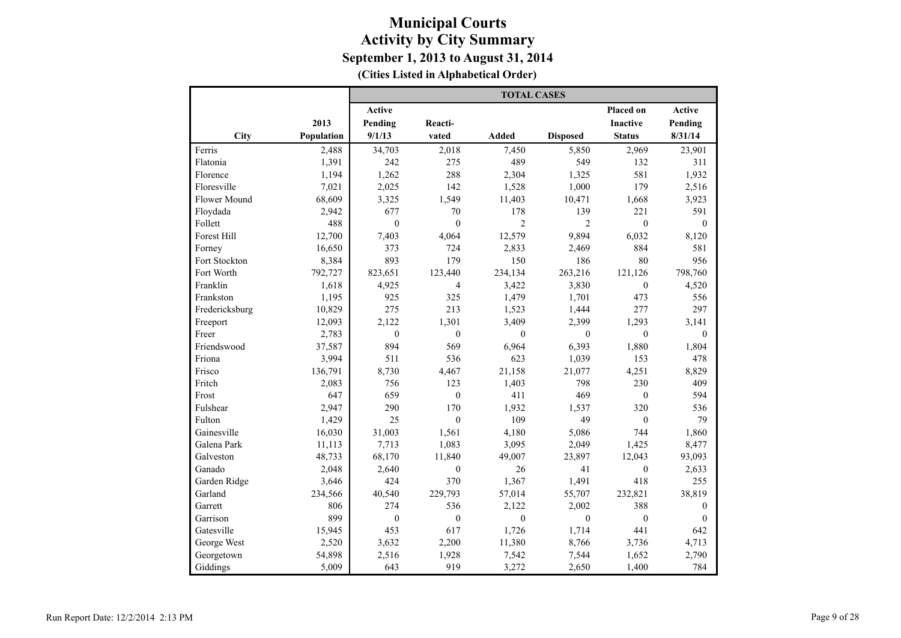# Municipal Courts
## Activity by City Summary
### September 1, 2013 to August 31, 2014
**(Cities Listed in Alphabetical Order)**

| | | TOTAL CASES | | | | | |
|---|---|---|---|---|---|---|---|
| City | 2013 Population | Active Pending 9/1/13 | Reacti-vated | Added | Disposed | Placed on Inactive Status | Active Pending 8/31/14 |
| Ferris | 2,488 | 34,703 | 2,018 | 7,450 | 5,850 | 2,969 | 23,901 |
| Flatonia | 1,391 | 242 | 275 | 489 | 549 | 132 | 311 |
| Florence | 1,194 | 1,262 | 288 | 2,304 | 1,325 | 581 | 1,932 |
| Floresville | 7,021 | 2,025 | 142 | 1,528 | 1,000 | 179 | 2,516 |
| Flower Mound | 68,609 | 3,325 | 1,549 | 11,403 | 10,471 | 1,668 | 3,923 |
| Floydada | 2,942 | 677 | 70 | 178 | 139 | 221 | 591 |
| Follett | 488 | 0 | 0 | 2 | 2 | 0 | 0 |
| Forest Hill | 12,700 | 7,403 | 4,064 | 12,579 | 9,894 | 6,032 | 8,120 |
| Forney | 16,650 | 373 | 724 | 2,833 | 2,469 | 884 | 581 |
| Fort Stockton | 8,384 | 893 | 179 | 150 | 186 | 80 | 956 |
| Fort Worth | 792,727 | 823,651 | 123,440 | 234,134 | 263,216 | 121,126 | 798,760 |
| Franklin | 1,618 | 4,925 | 4 | 3,422 | 3,830 | 0 | 4,520 |
| Frankston | 1,195 | 925 | 325 | 1,479 | 1,701 | 473 | 556 |
| Fredericksburg | 10,829 | 275 | 213 | 1,523 | 1,444 | 277 | 297 |
| Freeport | 12,093 | 2,122 | 1,301 | 3,409 | 2,399 | 1,293 | 3,141 |
| Freer | 2,783 | 0 | 0 | 0 | 0 | 0 | 0 |
| Friendswood | 37,587 | 894 | 569 | 6,964 | 6,393 | 1,880 | 1,804 |
| Friona | 3,994 | 511 | 536 | 623 | 1,039 | 153 | 478 |
| Frisco | 136,791 | 8,730 | 4,467 | 21,158 | 21,077 | 4,251 | 8,829 |
| Fritch | 2,083 | 756 | 123 | 1,403 | 798 | 230 | 409 |
| Frost | 647 | 659 | 0 | 411 | 469 | 0 | 594 |
| Fulshear | 2,947 | 290 | 170 | 1,932 | 1,537 | 320 | 536 |
| Fulton | 1,429 | 25 | 0 | 109 | 49 | 0 | 79 |
| Gainesville | 16,030 | 31,003 | 1,561 | 4,180 | 5,086 | 744 | 1,860 |
| Galena Park | 11,113 | 7,713 | 1,083 | 3,095 | 2,049 | 1,425 | 8,477 |
| Galveston | 48,733 | 68,170 | 11,840 | 49,007 | 23,897 | 12,043 | 93,093 |
| Ganado | 2,048 | 2,640 | 0 | 26 | 41 | 0 | 2,633 |
| Garden Ridge | 3,646 | 424 | 370 | 1,367 | 1,491 | 418 | 255 |
| Garland | 234,566 | 40,540 | 229,793 | 57,014 | 55,707 | 232,821 | 38,819 |
| Garrett | 806 | 274 | 536 | 2,122 | 2,002 | 388 | 0 |
| Garrison | 899 | 0 | 0 | 0 | 0 | 0 | 0 |
| Gatesville | 15,945 | 453 | 617 | 1,726 | 1,714 | 441 | 642 |
| George West | 2,520 | 3,632 | 2,200 | 11,380 | 8,766 | 3,736 | 4,713 |
| Georgetown | 54,898 | 2,516 | 1,928 | 7,542 | 7,544 | 1,652 | 2,790 |
| Giddings | 5,009 | 643 | 919 | 3,272 | 2,650 | 1,400 | 784 |

Run Report Date: 12/2/2014 2:13 PM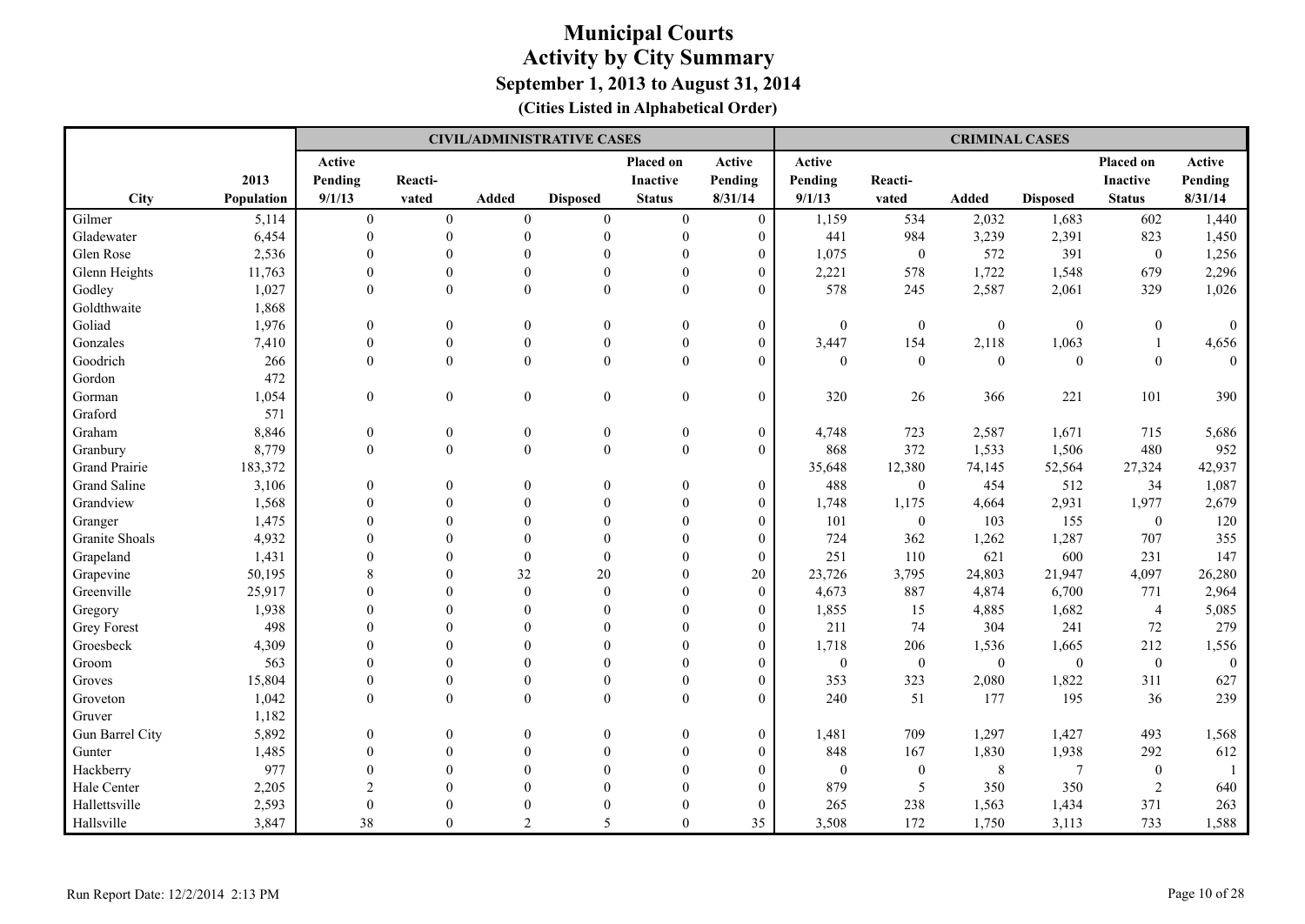# Municipal Courts
# Activity by City Summary
## September 1, 2013 to August 31, 2014
### (Cities Listed in Alphabetical Order)

| | | CIVIL/ADMINISTRATIVE CASES | | | | | | CRIMINAL CASES | | | | | |
|---|---|---|---|---|---|---|---|---|---|---|---|---|---|
| City | 2013 Population | Active Pending 9/1/13 | Reacti-vated | Added | Disposed | Placed on Inactive Status | Active Pending 8/31/14 | Active Pending 9/1/13 | Reacti-vated | Added | Disposed | Placed on Inactive Status | Active Pending 8/31/14 |
| Gilmer | 5,114 | 0 | 0 | 0 | 0 | 0 | 0 | 1,159 | 534 | 2,032 | 1,683 | 602 | 1,440 |
| Gladewater | 6,454 | 0 | 0 | 0 | 0 | 0 | 0 | 441 | 984 | 3,239 | 2,391 | 823 | 1,450 |
| Glen Rose | 2,536 | 0 | 0 | 0 | 0 | 0 | 0 | 1,075 | 0 | 572 | 391 | 0 | 1,256 |
| Glenn Heights | 11,763 | 0 | 0 | 0 | 0 | 0 | 0 | 2,221 | 578 | 1,722 | 1,548 | 679 | 2,296 |
| Godley | 1,027 | 0 | 0 | 0 | 0 | 0 | 0 | 578 | 245 | 2,587 | 2,061 | 329 | 1,026 |
| Goldthwaite | 1,868 | | | | | | | | | | | | |
| Goliad | 1,976 | 0 | 0 | 0 | 0 | 0 | 0 | 0 | 0 | 0 | 0 | 0 | 0 |
| Gonzales | 7,410 | 0 | 0 | 0 | 0 | 0 | 0 | 3,447 | 154 | 2,118 | 1,063 | 1 | 4,656 |
| Goodrich | 266 | 0 | 0 | 0 | 0 | 0 | 0 | 0 | 0 | 0 | 0 | 0 | 0 |
| Gordon | 472 | | | | | | | | | | | | |
| Gorman | 1,054 | 0 | 0 | 0 | 0 | 0 | 0 | 320 | 26 | 366 | 221 | 101 | 390 |
| Graford | 571 | | | | | | | | | | | | |
| Graham | 8,846 | 0 | 0 | 0 | 0 | 0 | 0 | 4,748 | 723 | 2,587 | 1,671 | 715 | 5,686 |
| Granbury | 8,779 | 0 | 0 | 0 | 0 | 0 | 0 | 868 | 372 | 1,533 | 1,506 | 480 | 952 |
| Grand Prairie | 183,372 | | | | | | | 35,648 | 12,380 | 74,145 | 52,564 | 27,324 | 42,937 |
| Grand Saline | 3,106 | 0 | 0 | 0 | 0 | 0 | 0 | 488 | 0 | 454 | 512 | 34 | 1,087 |
| Grandview | 1,568 | 0 | 0 | 0 | 0 | 0 | 0 | 1,748 | 1,175 | 4,664 | 2,931 | 1,977 | 2,679 |
| Granger | 1,475 | 0 | 0 | 0 | 0 | 0 | 0 | 101 | 0 | 103 | 155 | 0 | 120 |
| Granite Shoals | 4,932 | 0 | 0 | 0 | 0 | 0 | 0 | 724 | 362 | 1,262 | 1,287 | 707 | 355 |
| Grapeland | 1,431 | 0 | 0 | 0 | 0 | 0 | 0 | 251 | 110 | 621 | 600 | 231 | 147 |
| Grapevine | 50,195 | 8 | 0 | 32 | 20 | 0 | 20 | 23,726 | 3,795 | 24,803 | 21,947 | 4,097 | 26,280 |
| Greenville | 25,917 | 0 | 0 | 0 | 0 | 0 | 0 | 4,673 | 887 | 4,874 | 6,700 | 771 | 2,964 |
| Gregory | 1,938 | 0 | 0 | 0 | 0 | 0 | 0 | 1,855 | 15 | 4,885 | 1,682 | 4 | 5,085 |
| Grey Forest | 498 | 0 | 0 | 0 | 0 | 0 | 0 | 211 | 74 | 304 | 241 | 72 | 279 |
| Groesbeck | 4,309 | 0 | 0 | 0 | 0 | 0 | 0 | 1,718 | 206 | 1,536 | 1,665 | 212 | 1,556 |
| Groom | 563 | 0 | 0 | 0 | 0 | 0 | 0 | 0 | 0 | 0 | 0 | 0 | 0 |
| Groves | 15,804 | 0 | 0 | 0 | 0 | 0 | 0 | 353 | 323 | 2,080 | 1,822 | 311 | 627 |
| Groveton | 1,042 | 0 | 0 | 0 | 0 | 0 | 0 | 240 | 51 | 177 | 195 | 36 | 239 |
| Gruver | 1,182 | | | | | | | | | | | | |
| Gun Barrel City | 5,892 | 0 | 0 | 0 | 0 | 0 | 0 | 1,481 | 709 | 1,297 | 1,427 | 493 | 1,568 |
| Gunter | 1,485 | 0 | 0 | 0 | 0 | 0 | 0 | 848 | 167 | 1,830 | 1,938 | 292 | 612 |
| Hackberry | 977 | 0 | 0 | 0 | 0 | 0 | 0 | 0 | 0 | 8 | 7 | 0 | 1 |
| Hale Center | 2,205 | 2 | 0 | 0 | 0 | 0 | 0 | 879 | 5 | 350 | 350 | 2 | 640 |
| Hallettsville | 2,593 | 0 | 0 | 0 | 0 | 0 | 0 | 265 | 238 | 1,563 | 1,434 | 371 | 263 |
| Hallsville | 3,847 | 38 | 0 | 2 | 5 | 0 | 35 | 3,508 | 172 | 1,750 | 3,113 | 733 | 1,588 |

Run Report Date: 12/2/2014 2:13 PM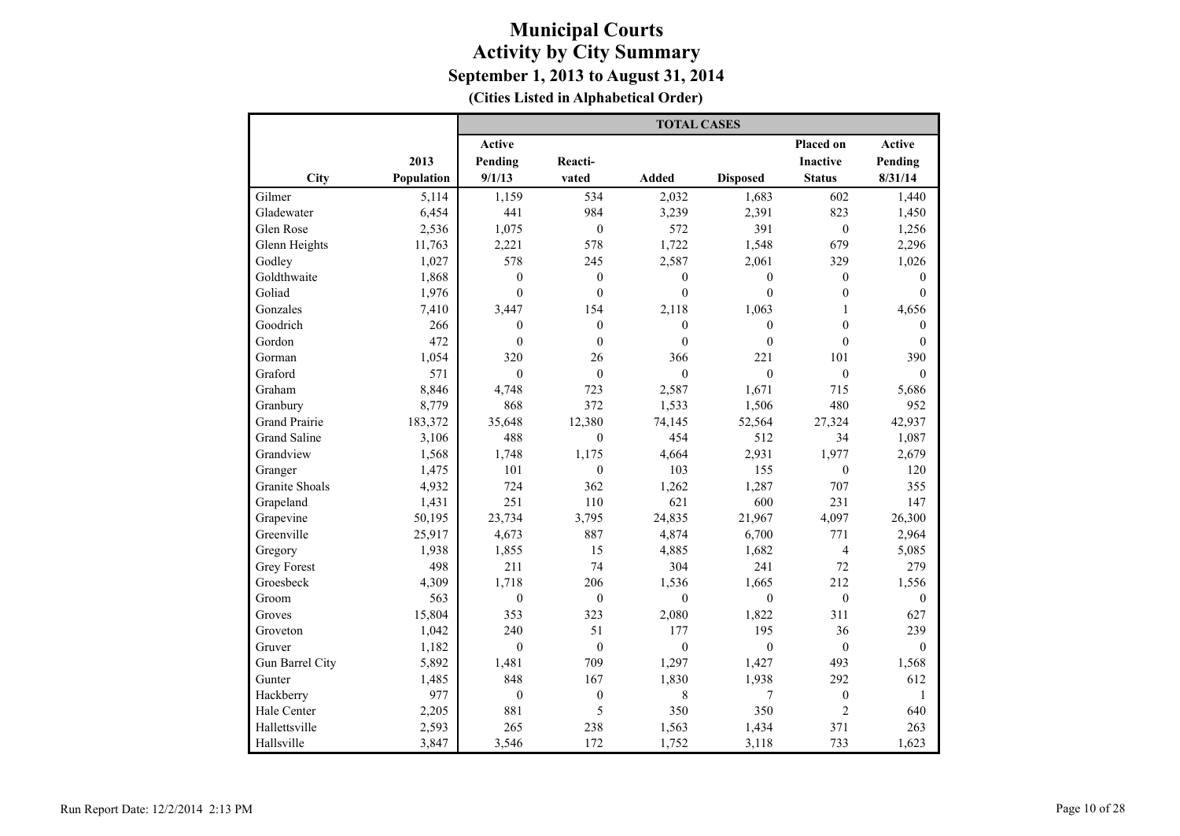# Municipal Courts
## Activity by City Summary
### September 1, 2013 to August 31, 2014
**(Cities Listed in Alphabetical Order)**

| | | TOTAL CASES | | | | | |
|---|---|---|---|---|---|---|---|
| City | 2013 Population | Active Pending 9/1/13 | Reacti-vated | Added | Disposed | Placed on Inactive Status | Active Pending 8/31/14 |
| Gilmer | 5,114 | 1,159 | 534 | 2,032 | 1,683 | 602 | 1,440 |
| Gladewater | 6,454 | 441 | 984 | 3,239 | 2,391 | 823 | 1,450 |
| Glen Rose | 2,536 | 1,075 | 0 | 572 | 391 | 0 | 1,256 |
| Glenn Heights | 11,763 | 2,221 | 578 | 1,722 | 1,548 | 679 | 2,296 |
| Godley | 1,027 | 578 | 245 | 2,587 | 2,061 | 329 | 1,026 |
| Goldthwaite | 1,868 | 0 | 0 | 0 | 0 | 0 | 0 |
| Goliad | 1,976 | 0 | 0 | 0 | 0 | 0 | 0 |
| Gonzales | 7,410 | 3,447 | 154 | 2,118 | 1,063 | 1 | 4,656 |
| Goodrich | 266 | 0 | 0 | 0 | 0 | 0 | 0 |
| Gordon | 472 | 0 | 0 | 0 | 0 | 0 | 0 |
| Gorman | 1,054 | 320 | 26 | 366 | 221 | 101 | 390 |
| Graford | 571 | 0 | 0 | 0 | 0 | 0 | 0 |
| Graham | 8,846 | 4,748 | 723 | 2,587 | 1,671 | 715 | 5,686 |
| Granbury | 8,779 | 868 | 372 | 1,533 | 1,506 | 480 | 952 |
| Grand Prairie | 183,372 | 35,648 | 12,380 | 74,145 | 52,564 | 27,324 | 42,937 |
| Grand Saline | 3,106 | 488 | 0 | 454 | 512 | 34 | 1,087 |
| Grandview | 1,568 | 1,748 | 1,175 | 4,664 | 2,931 | 1,977 | 2,679 |
| Granger | 1,475 | 101 | 0 | 103 | 155 | 0 | 120 |
| Granite Shoals | 4,932 | 724 | 362 | 1,262 | 1,287 | 707 | 355 |
| Grapeland | 1,431 | 251 | 110 | 621 | 600 | 231 | 147 |
| Grapevine | 50,195 | 23,734 | 3,795 | 24,835 | 21,967 | 4,097 | 26,300 |
| Greenville | 25,917 | 4,673 | 887 | 4,874 | 6,700 | 771 | 2,964 |
| Gregory | 1,938 | 1,855 | 15 | 4,885 | 1,682 | 4 | 5,085 |
| Grey Forest | 498 | 211 | 74 | 304 | 241 | 72 | 279 |
| Groesbeck | 4,309 | 1,718 | 206 | 1,536 | 1,665 | 212 | 1,556 |
| Groom | 563 | 0 | 0 | 0 | 0 | 0 | 0 |
| Groves | 15,804 | 353 | 323 | 2,080 | 1,822 | 311 | 627 |
| Groveton | 1,042 | 240 | 51 | 177 | 195 | 36 | 239 |
| Gruver | 1,182 | 0 | 0 | 0 | 0 | 0 | 0 |
| Gun Barrel City | 5,892 | 1,481 | 709 | 1,297 | 1,427 | 493 | 1,568 |
| Gunter | 1,485 | 848 | 167 | 1,830 | 1,938 | 292 | 612 |
| Hackberry | 977 | 0 | 0 | 8 | 7 | 0 | 1 |
| Hale Center | 2,205 | 881 | 5 | 350 | 350 | 2 | 640 |
| Hallettsville | 2,593 | 265 | 238 | 1,563 | 1,434 | 371 | 263 |
| Hallsville | 3,847 | 3,546 | 172 | 1,752 | 3,118 | 733 | 1,623 |

Run Report Date: 12/2/2014 2:13 PM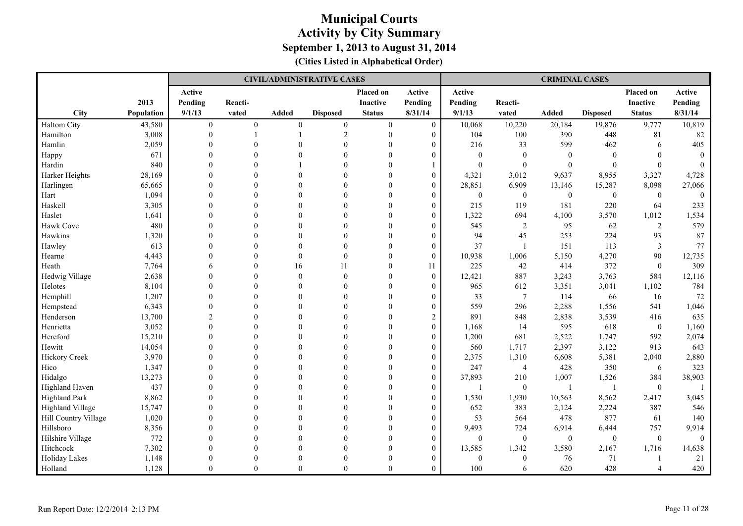# Municipal Courts
## Activity by City Summary
### September 1, 2013 to August 31, 2014
**(Cities Listed in Alphabetical Order)**

| | | CIVIL/ADMINISTRATIVE CASES | | | | | | CRIMINAL CASES | | | | | |
|---|---|---|---|---|---|---|---|---|---|---|---|---|---|
| City | 2013 Population | Active Pending 9/1/13 | Reacti-vated | Added | Disposed | Placed on Inactive Status | Active Pending 8/31/14 | Active Pending 9/1/13 | Reacti-vated | Added | Disposed | Placed on Inactive Status | Active Pending 8/31/14 |
| Haltom City | 43,580 | 0 | 0 | 0 | 0 | 0 | 0 | 10,068 | 10,220 | 20,184 | 19,876 | 9,777 | 10,819 |
| Hamilton | 3,008 | 0 | 1 | 1 | 2 | 0 | 0 | 104 | 100 | 390 | 448 | 81 | 82 |
| Hamlin | 2,059 | 0 | 0 | 0 | 0 | 0 | 0 | 216 | 33 | 599 | 462 | 6 | 405 |
| Happy | 671 | 0 | 0 | 0 | 0 | 0 | 0 | 0 | 0 | 0 | 0 | 0 | 0 |
| Hardin | 840 | 0 | 0 | 1 | 0 | 0 | 1 | 0 | 0 | 0 | 0 | 0 | 0 |
| Harker Heights | 28,169 | 0 | 0 | 0 | 0 | 0 | 0 | 4,321 | 3,012 | 9,637 | 8,955 | 3,327 | 4,728 |
| Harlingen | 65,665 | 0 | 0 | 0 | 0 | 0 | 0 | 28,851 | 6,909 | 13,146 | 15,287 | 8,098 | 27,066 |
| Hart | 1,094 | 0 | 0 | 0 | 0 | 0 | 0 | 0 | 0 | 0 | 0 | 0 | 0 |
| Haskell | 3,305 | 0 | 0 | 0 | 0 | 0 | 0 | 215 | 119 | 181 | 220 | 64 | 233 |
| Haslet | 1,641 | 0 | 0 | 0 | 0 | 0 | 0 | 1,322 | 694 | 4,100 | 3,570 | 1,012 | 1,534 |
| Hawk Cove | 480 | 0 | 0 | 0 | 0 | 0 | 0 | 545 | 2 | 95 | 62 | 2 | 579 |
| Hawkins | 1,320 | 0 | 0 | 0 | 0 | 0 | 0 | 94 | 45 | 253 | 224 | 93 | 87 |
| Hawley | 613 | 0 | 0 | 0 | 0 | 0 | 0 | 37 | 1 | 151 | 113 | 3 | 77 |
| Hearne | 4,443 | 0 | 0 | 0 | 0 | 0 | 0 | 10,938 | 1,006 | 5,150 | 4,270 | 90 | 12,735 |
| Heath | 7,764 | 6 | 0 | 16 | 11 | 0 | 11 | 225 | 42 | 414 | 372 | 0 | 309 |
| Hedwig Village | 2,638 | 0 | 0 | 0 | 0 | 0 | 0 | 12,421 | 887 | 3,243 | 3,763 | 584 | 12,116 |
| Helotes | 8,104 | 0 | 0 | 0 | 0 | 0 | 0 | 965 | 612 | 3,351 | 3,041 | 1,102 | 784 |
| Hemphill | 1,207 | 0 | 0 | 0 | 0 | 0 | 0 | 33 | 7 | 114 | 66 | 16 | 72 |
| Hempstead | 6,343 | 0 | 0 | 0 | 0 | 0 | 0 | 559 | 296 | 2,288 | 1,556 | 541 | 1,046 |
| Henderson | 13,700 | 2 | 0 | 0 | 0 | 0 | 2 | 891 | 848 | 2,838 | 3,539 | 416 | 635 |
| Henrietta | 3,052 | 0 | 0 | 0 | 0 | 0 | 0 | 1,168 | 14 | 595 | 618 | 0 | 1,160 |
| Hereford | 15,210 | 0 | 0 | 0 | 0 | 0 | 0 | 1,200 | 681 | 2,522 | 1,747 | 592 | 2,074 |
| Hewitt | 14,054 | 0 | 0 | 0 | 0 | 0 | 0 | 560 | 1,717 | 2,397 | 3,122 | 913 | 643 |
| Hickory Creek | 3,970 | 0 | 0 | 0 | 0 | 0 | 0 | 2,375 | 1,310 | 6,608 | 5,381 | 2,040 | 2,880 |
| Hico | 1,347 | 0 | 0 | 0 | 0 | 0 | 0 | 247 | 4 | 428 | 350 | 6 | 323 |
| Hidalgo | 13,273 | 0 | 0 | 0 | 0 | 0 | 0 | 37,893 | 210 | 1,007 | 1,526 | 384 | 38,903 |
| Highland Haven | 437 | 0 | 0 | 0 | 0 | 0 | 0 | 1 | 0 | 1 | 1 | 0 | 1 |
| Highland Park | 8,862 | 0 | 0 | 0 | 0 | 0 | 0 | 1,530 | 1,930 | 10,563 | 8,562 | 2,417 | 3,045 |
| Highland Village | 15,747 | 0 | 0 | 0 | 0 | 0 | 0 | 652 | 383 | 2,124 | 2,224 | 387 | 546 |
| Hill Country Village | 1,020 | 0 | 0 | 0 | 0 | 0 | 0 | 53 | 564 | 478 | 877 | 61 | 140 |
| Hillsboro | 8,356 | 0 | 0 | 0 | 0 | 0 | 0 | 9,493 | 724 | 6,914 | 6,444 | 757 | 9,914 |
| Hilshire Village | 772 | 0 | 0 | 0 | 0 | 0 | 0 | 0 | 0 | 0 | 0 | 0 | 0 |
| Hitchcock | 7,302 | 0 | 0 | 0 | 0 | 0 | 0 | 13,585 | 1,342 | 3,580 | 2,167 | 1,716 | 14,638 |
| Holiday Lakes | 1,148 | 0 | 0 | 0 | 0 | 0 | 0 | 0 | 0 | 76 | 71 | 1 | 21 |
| Holland | 1,128 | 0 | 0 | 0 | 0 | 0 | 0 | 100 | 6 | 620 | 428 | 4 | 420 |

Run Report Date: 12/2/2014 2:13 PM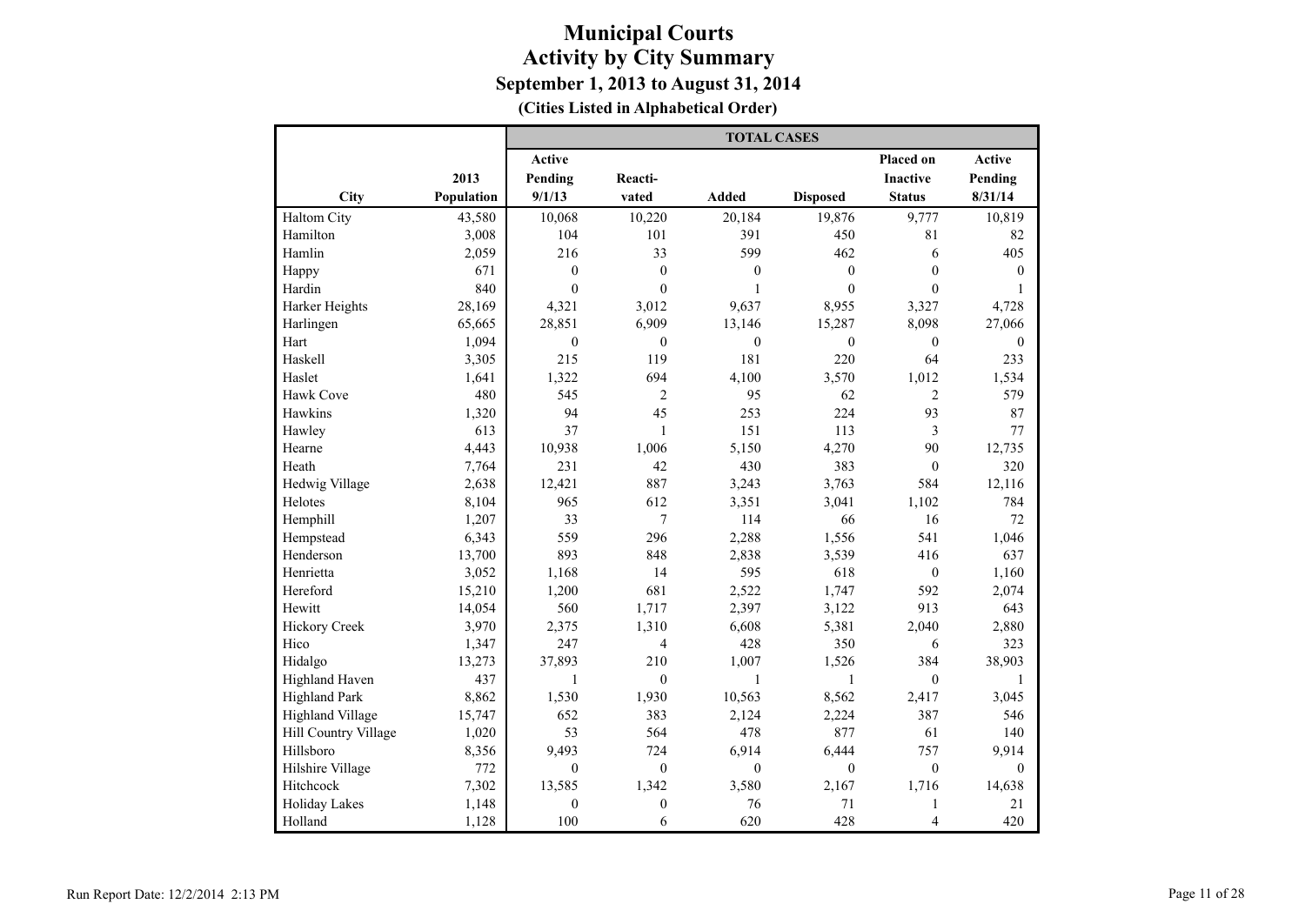# Municipal Courts
## Activity by City Summary
### September 1, 2013 to August 31, 2014
**(Cities Listed in Alphabetical Order)**

| | | TOTAL CASES | | | | | |
|---|---|---|---|---|---|---|---|
| City | 2013 Population | Active Pending 9/1/13 | Reacti-vated | Added | Disposed | Placed on Inactive Status | Active Pending 8/31/14 |
| Haltom City | 43,580 | 10,068 | 10,220 | 20,184 | 19,876 | 9,777 | 10,819 |
| Hamilton | 3,008 | 104 | 101 | 391 | 450 | 81 | 82 |
| Hamlin | 2,059 | 216 | 33 | 599 | 462 | 6 | 405 |
| Happy | 671 | 0 | 0 | 0 | 0 | 0 | 0 |
| Hardin | 840 | 0 | 0 | 1 | 0 | 0 | 1 |
| Harker Heights | 28,169 | 4,321 | 3,012 | 9,637 | 8,955 | 3,327 | 4,728 |
| Harlingen | 65,665 | 28,851 | 6,909 | 13,146 | 15,287 | 8,098 | 27,066 |
| Hart | 1,094 | 0 | 0 | 0 | 0 | 0 | 0 |
| Haskell | 3,305 | 215 | 119 | 181 | 220 | 64 | 233 |
| Haslet | 1,641 | 1,322 | 694 | 4,100 | 3,570 | 1,012 | 1,534 |
| Hawk Cove | 480 | 545 | 2 | 95 | 62 | 2 | 579 |
| Hawkins | 1,320 | 94 | 45 | 253 | 224 | 93 | 87 |
| Hawley | 613 | 37 | 1 | 151 | 113 | 3 | 77 |
| Hearne | 4,443 | 10,938 | 1,006 | 5,150 | 4,270 | 90 | 12,735 |
| Heath | 7,764 | 231 | 42 | 430 | 383 | 0 | 320 |
| Hedwig Village | 2,638 | 12,421 | 887 | 3,243 | 3,763 | 584 | 12,116 |
| Helotes | 8,104 | 965 | 612 | 3,351 | 3,041 | 1,102 | 784 |
| Hemphill | 1,207 | 33 | 7 | 114 | 66 | 16 | 72 |
| Hempstead | 6,343 | 559 | 296 | 2,288 | 1,556 | 541 | 1,046 |
| Henderson | 13,700 | 893 | 848 | 2,838 | 3,539 | 416 | 637 |
| Henrietta | 3,052 | 1,168 | 14 | 595 | 618 | 0 | 1,160 |
| Hereford | 15,210 | 1,200 | 681 | 2,522 | 1,747 | 592 | 2,074 |
| Hewitt | 14,054 | 560 | 1,717 | 2,397 | 3,122 | 913 | 643 |
| Hickory Creek | 3,970 | 2,375 | 1,310 | 6,608 | 5,381 | 2,040 | 2,880 |
| Hico | 1,347 | 247 | 4 | 428 | 350 | 6 | 323 |
| Hidalgo | 13,273 | 37,893 | 210 | 1,007 | 1,526 | 384 | 38,903 |
| Highland Haven | 437 | 1 | 0 | 1 | 1 | 0 | 1 |
| Highland Park | 8,862 | 1,530 | 1,930 | 10,563 | 8,562 | 2,417 | 3,045 |
| Highland Village | 15,747 | 652 | 383 | 2,124 | 2,224 | 387 | 546 |
| Hill Country Village | 1,020 | 53 | 564 | 478 | 877 | 61 | 140 |
| Hillsboro | 8,356 | 9,493 | 724 | 6,914 | 6,444 | 757 | 9,914 |
| Hilshire Village | 772 | 0 | 0 | 0 | 0 | 0 | 0 |
| Hitchcock | 7,302 | 13,585 | 1,342 | 3,580 | 2,167 | 1,716 | 14,638 |
| Holiday Lakes | 1,148 | 0 | 0 | 76 | 71 | 1 | 21 |
| Holland | 1,128 | 100 | 6 | 620 | 428 | 4 | 420 |

Run Report Date: 12/2/2014 2:13 PM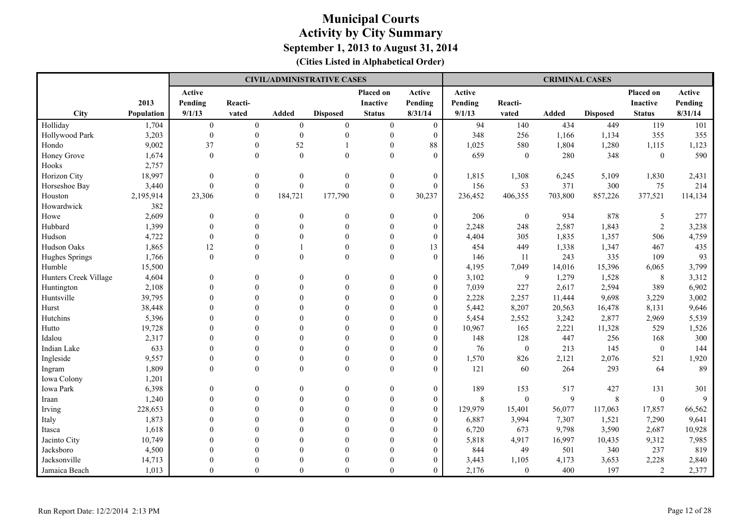# Municipal Courts
## Activity by City Summary
### September 1, 2013 to August 31, 2014
**(Cities Listed in Alphabetical Order)**

| | | CIVIL/ADMINISTRATIVE CASES | | | | | | CRIMINAL CASES | | | | | |
|---|---|---|---|---|---|---|---|---|---|---|---|---|---|
| City | 2013 Population | Active Pending 9/1/13 | Reacti-vated | Added | Disposed | Placed on Inactive Status | Active Pending 8/31/14 | Active Pending 9/1/13 | Reacti-vated | Added | Disposed | Placed on Inactive Status | Active Pending 8/31/14 |
| Holliday | 1,704 | 0 | 0 | 0 | 0 | 0 | 0 | 94 | 140 | 434 | 449 | 119 | 101 |
| Hollywood Park | 3,203 | 0 | 0 | 0 | 0 | 0 | 0 | 348 | 256 | 1,166 | 1,134 | 355 | 355 |
| Hondo | 9,002 | 37 | 0 | 52 | 1 | 0 | 88 | 1,025 | 580 | 1,804 | 1,280 | 1,115 | 1,123 |
| Honey Grove | 1,674 | 0 | 0 | 0 | 0 | 0 | 0 | 659 | 0 | 280 | 348 | 0 | 590 |
| Hooks | 2,757 | | | | | | | | | | | | |
| Horizon City | 18,997 | 0 | 0 | 0 | 0 | 0 | 0 | 1,815 | 1,308 | 6,245 | 5,109 | 1,830 | 2,431 |
| Horseshoe Bay | 3,440 | 0 | 0 | 0 | 0 | 0 | 0 | 156 | 53 | 371 | 300 | 75 | 214 |
| Houston | 2,195,914 | 23,306 | 0 | 184,721 | 177,790 | 0 | 30,237 | 236,452 | 406,355 | 703,800 | 857,226 | 377,521 | 114,134 |
| Howardwick | 382 | | | | | | | | | | | | |
| Howe | 2,609 | 0 | 0 | 0 | 0 | 0 | 0 | 206 | 0 | 934 | 878 | 5 | 277 |
| Hubbard | 1,399 | 0 | 0 | 0 | 0 | 0 | 0 | 2,248 | 248 | 2,587 | 1,843 | 2 | 3,238 |
| Hudson | 4,722 | 0 | 0 | 0 | 0 | 0 | 0 | 4,404 | 305 | 1,835 | 1,357 | 506 | 4,759 |
| Hudson Oaks | 1,865 | 12 | 0 | 1 | 0 | 0 | 13 | 454 | 449 | 1,338 | 1,347 | 467 | 435 |
| Hughes Springs | 1,766 | 0 | 0 | 0 | 0 | 0 | 0 | 146 | 11 | 243 | 335 | 109 | 93 |
| Humble | 15,500 | | | | | | | 4,195 | 7,049 | 14,016 | 15,396 | 6,065 | 3,799 |
| Hunters Creek Village | 4,604 | 0 | 0 | 0 | 0 | 0 | 0 | 3,102 | 9 | 1,279 | 1,528 | 8 | 3,312 |
| Huntington | 2,108 | 0 | 0 | 0 | 0 | 0 | 0 | 7,039 | 227 | 2,617 | 2,594 | 389 | 6,902 |
| Huntsville | 39,795 | 0 | 0 | 0 | 0 | 0 | 0 | 2,228 | 2,257 | 11,444 | 9,698 | 3,229 | 3,002 |
| Hurst | 38,448 | 0 | 0 | 0 | 0 | 0 | 0 | 5,442 | 8,207 | 20,563 | 16,478 | 8,131 | 9,646 |
| Hutchins | 5,396 | 0 | 0 | 0 | 0 | 0 | 0 | 5,454 | 2,552 | 3,242 | 2,877 | 2,969 | 5,539 |
| Hutto | 19,728 | 0 | 0 | 0 | 0 | 0 | 0 | 10,967 | 165 | 2,221 | 11,328 | 529 | 1,526 |
| Idalou | 2,317 | 0 | 0 | 0 | 0 | 0 | 0 | 148 | 128 | 447 | 256 | 168 | 300 |
| Indian Lake | 633 | 0 | 0 | 0 | 0 | 0 | 0 | 76 | 0 | 213 | 145 | 0 | 144 |
| Ingleside | 9,557 | 0 | 0 | 0 | 0 | 0 | 0 | 1,570 | 826 | 2,121 | 2,076 | 521 | 1,920 |
| Ingram | 1,809 | 0 | 0 | 0 | 0 | 0 | 0 | 121 | 60 | 264 | 293 | 64 | 89 |
| Iowa Colony | 1,201 | | | | | | | | | | | | |
| Iowa Park | 6,398 | 0 | 0 | 0 | 0 | 0 | 0 | 189 | 153 | 517 | 427 | 131 | 301 |
| Iraan | 1,240 | 0 | 0 | 0 | 0 | 0 | 0 | 8 | 0 | 9 | 8 | 0 | 9 |
| Irving | 228,653 | 0 | 0 | 0 | 0 | 0 | 0 | 129,979 | 15,401 | 56,077 | 117,063 | 17,857 | 66,562 |
| Italy | 1,873 | 0 | 0 | 0 | 0 | 0 | 0 | 6,887 | 3,994 | 7,307 | 1,521 | 7,290 | 9,641 |
| Itasca | 1,618 | 0 | 0 | 0 | 0 | 0 | 0 | 6,720 | 673 | 9,798 | 3,590 | 2,687 | 10,928 |
| Jacinto City | 10,749 | 0 | 0 | 0 | 0 | 0 | 0 | 5,818 | 4,917 | 16,997 | 10,435 | 9,312 | 7,985 |
| Jacksboro | 4,500 | 0 | 0 | 0 | 0 | 0 | 0 | 844 | 49 | 501 | 340 | 237 | 819 |
| Jacksonville | 14,713 | 0 | 0 | 0 | 0 | 0 | 0 | 3,443 | 1,105 | 4,173 | 3,653 | 2,228 | 2,840 |
| Jamaica Beach | 1,013 | 0 | 0 | 0 | 0 | 0 | 0 | 2,176 | 0 | 400 | 197 | 2 | 2,377 |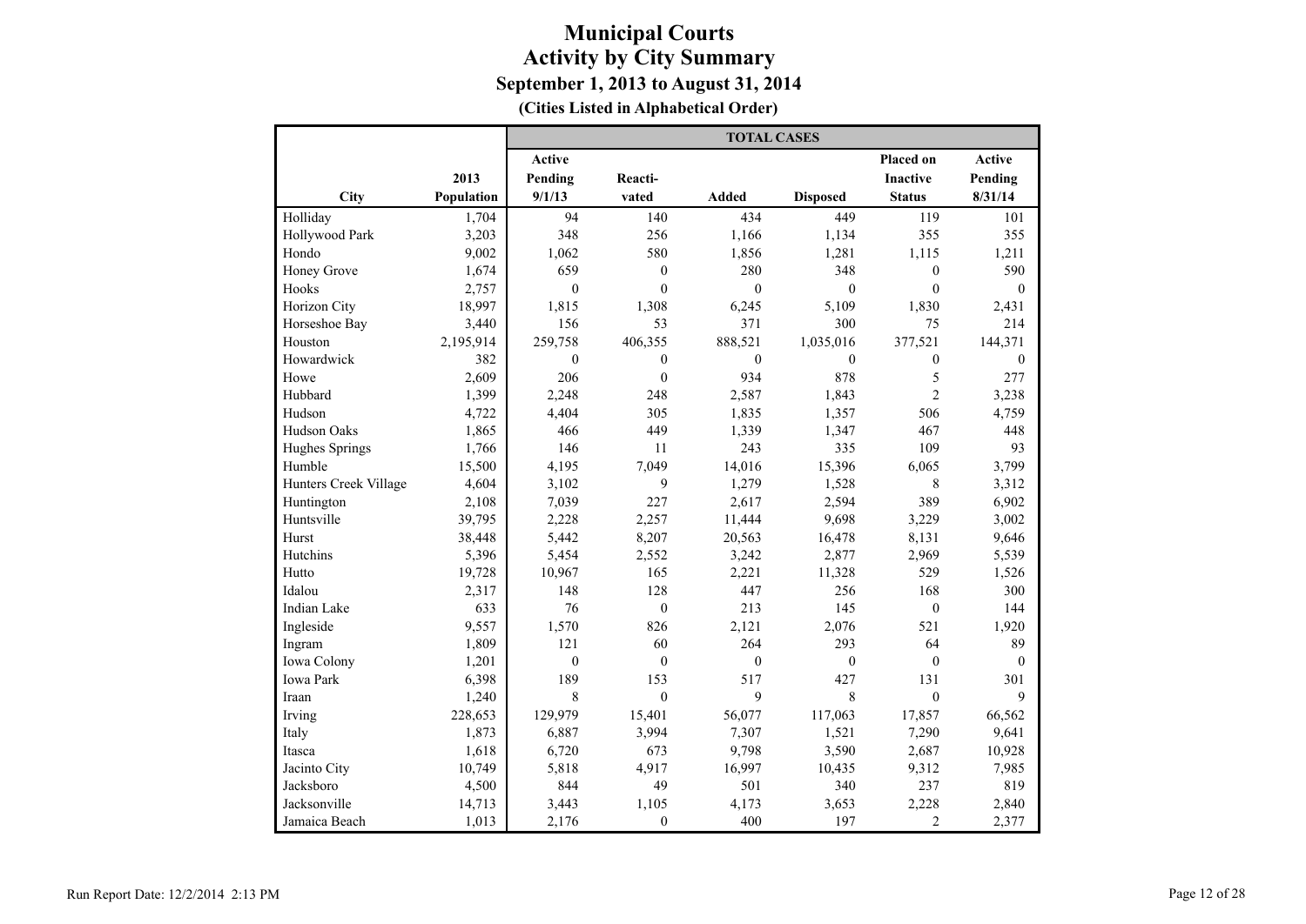# Municipal Courts
## Activity by City Summary
### September 1, 2013 to August 31, 2014
**(Cities Listed in Alphabetical Order)**

| | | TOTAL CASES | | | | | |
|---|---|---|---|---|---|---|---|
| City | 2013 Population | Active Pending 9/1/13 | Reacti- vated | Added | Disposed | Placed on Inactive Status | Active Pending 8/31/14 |
| Holliday | 1,704 | 94 | 140 | 434 | 449 | 119 | 101 |
| Hollywood Park | 3,203 | 348 | 256 | 1,166 | 1,134 | 355 | 355 |
| Hondo | 9,002 | 1,062 | 580 | 1,856 | 1,281 | 1,115 | 1,211 |
| Honey Grove | 1,674 | 659 | 0 | 280 | 348 | 0 | 590 |
| Hooks | 2,757 | 0 | 0 | 0 | 0 | 0 | 0 |
| Horizon City | 18,997 | 1,815 | 1,308 | 6,245 | 5,109 | 1,830 | 2,431 |
| Horseshoe Bay | 3,440 | 156 | 53 | 371 | 300 | 75 | 214 |
| Houston | 2,195,914 | 259,758 | 406,355 | 888,521 | 1,035,016 | 377,521 | 144,371 |
| Howardwick | 382 | 0 | 0 | 0 | 0 | 0 | 0 |
| Howe | 2,609 | 206 | 0 | 934 | 878 | 5 | 277 |
| Hubbard | 1,399 | 2,248 | 248 | 2,587 | 1,843 | 2 | 3,238 |
| Hudson | 4,722 | 4,404 | 305 | 1,835 | 1,357 | 506 | 4,759 |
| Hudson Oaks | 1,865 | 466 | 449 | 1,339 | 1,347 | 467 | 448 |
| Hughes Springs | 1,766 | 146 | 11 | 243 | 335 | 109 | 93 |
| Humble | 15,500 | 4,195 | 7,049 | 14,016 | 15,396 | 6,065 | 3,799 |
| Hunters Creek Village | 4,604 | 3,102 | 9 | 1,279 | 1,528 | 8 | 3,312 |
| Huntington | 2,108 | 7,039 | 227 | 2,617 | 2,594 | 389 | 6,902 |
| Huntsville | 39,795 | 2,228 | 2,257 | 11,444 | 9,698 | 3,229 | 3,002 |
| Hurst | 38,448 | 5,442 | 8,207 | 20,563 | 16,478 | 8,131 | 9,646 |
| Hutchins | 5,396 | 5,454 | 2,552 | 3,242 | 2,877 | 2,969 | 5,539 |
| Hutto | 19,728 | 10,967 | 165 | 2,221 | 11,328 | 529 | 1,526 |
| Idalou | 2,317 | 148 | 128 | 447 | 256 | 168 | 300 |
| Indian Lake | 633 | 76 | 0 | 213 | 145 | 0 | 144 |
| Ingleside | 9,557 | 1,570 | 826 | 2,121 | 2,076 | 521 | 1,920 |
| Ingram | 1,809 | 121 | 60 | 264 | 293 | 64 | 89 |
| Iowa Colony | 1,201 | 0 | 0 | 0 | 0 | 0 | 0 |
| Iowa Park | 6,398 | 189 | 153 | 517 | 427 | 131 | 301 |
| Iraan | 1,240 | 8 | 0 | 9 | 8 | 0 | 9 |
| Irving | 228,653 | 129,979 | 15,401 | 56,077 | 117,063 | 17,857 | 66,562 |
| Italy | 1,873 | 6,887 | 3,994 | 7,307 | 1,521 | 7,290 | 9,641 |
| Itasca | 1,618 | 6,720 | 673 | 9,798 | 3,590 | 2,687 | 10,928 |
| Jacinto City | 10,749 | 5,818 | 4,917 | 16,997 | 10,435 | 9,312 | 7,985 |
| Jacksboro | 4,500 | 844 | 49 | 501 | 340 | 237 | 819 |
| Jacksonville | 14,713 | 3,443 | 1,105 | 4,173 | 3,653 | 2,228 | 2,840 |
| Jamaica Beach | 1,013 | 2,176 | 0 | 400 | 197 | 2 | 2,377 |

Run Report Date: 12/2/2014 2:13 PM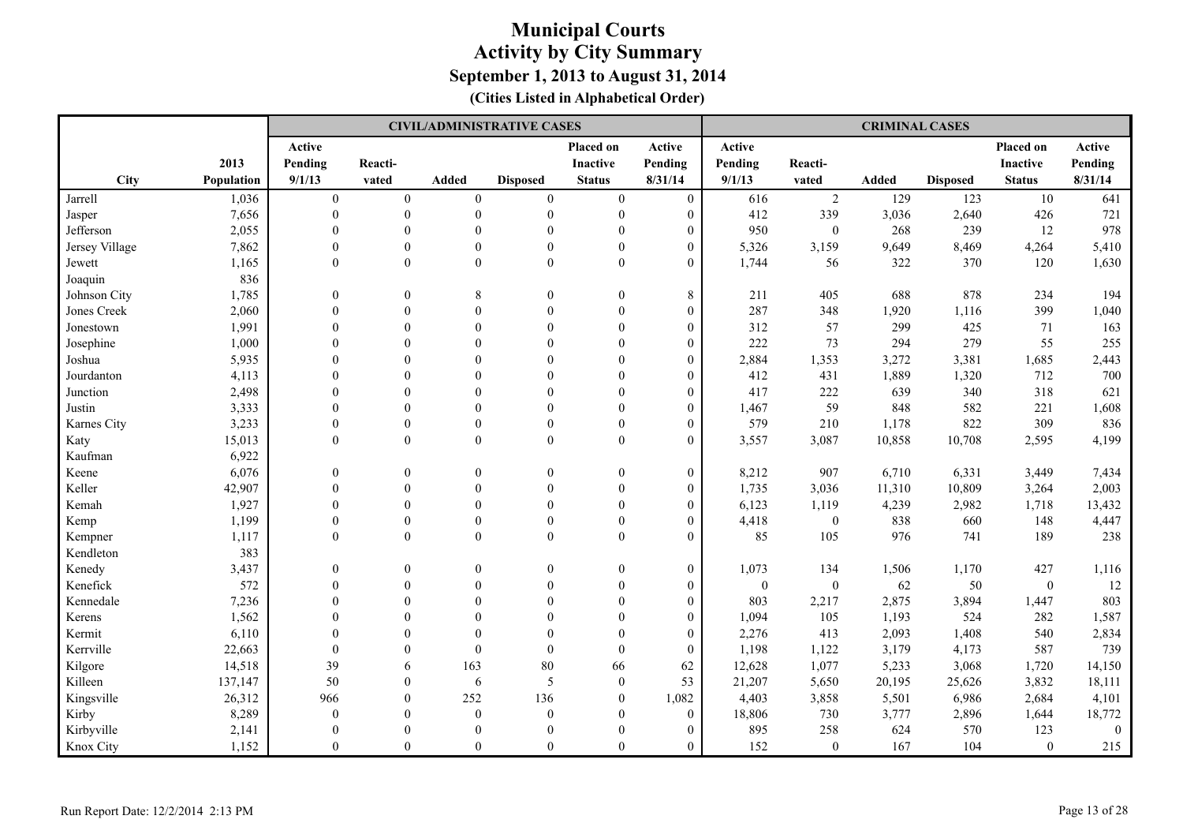# Municipal Courts
# Activity by City Summary
### September 1, 2013 to August 31, 2014
**(Cities Listed in Alphabetical Order)**

| | | CIVIL/ADMINISTRATIVE CASES | | | | | | CRIMINAL CASES | | | | | |
|---|---|---|---|---|---|---|---|---|---|---|---|---|---|
| City | 2013 Population | Active Pending 9/1/13 | Reacti-vated | Added | Disposed | Placed on Inactive Status | Active Pending 8/31/14 | Active Pending 9/1/13 | Reacti-vated | Added | Disposed | Placed on Inactive Status | Active Pending 8/31/14 |
| Jarrell | 1,036 | 0 | 0 | 0 | 0 | 0 | 0 | 616 | 2 | 129 | 123 | 10 | 641 |
| Jasper | 7,656 | 0 | 0 | 0 | 0 | 0 | 0 | 412 | 339 | 3,036 | 2,640 | 426 | 721 |
| Jefferson | 2,055 | 0 | 0 | 0 | 0 | 0 | 0 | 950 | 0 | 268 | 239 | 12 | 978 |
| Jersey Village | 7,862 | 0 | 0 | 0 | 0 | 0 | 0 | 5,326 | 3,159 | 9,649 | 8,469 | 4,264 | 5,410 |
| Jewett | 1,165 | 0 | 0 | 0 | 0 | 0 | 0 | 1,744 | 56 | 322 | 370 | 120 | 1,630 |
| Joaquin | 836 | | | | | | | | | | | | |
| Johnson City | 1,785 | 0 | 0 | 8 | 0 | 0 | 8 | 211 | 405 | 688 | 878 | 234 | 194 |
| Jones Creek | 2,060 | 0 | 0 | 0 | 0 | 0 | 0 | 287 | 348 | 1,920 | 1,116 | 399 | 1,040 |
| Jonestown | 1,991 | 0 | 0 | 0 | 0 | 0 | 0 | 312 | 57 | 299 | 425 | 71 | 163 |
| Josephine | 1,000 | 0 | 0 | 0 | 0 | 0 | 0 | 222 | 73 | 294 | 279 | 55 | 255 |
| Joshua | 5,935 | 0 | 0 | 0 | 0 | 0 | 0 | 2,884 | 1,353 | 3,272 | 3,381 | 1,685 | 2,443 |
| Jourdanton | 4,113 | 0 | 0 | 0 | 0 | 0 | 0 | 412 | 431 | 1,889 | 1,320 | 712 | 700 |
| Junction | 2,498 | 0 | 0 | 0 | 0 | 0 | 0 | 417 | 222 | 639 | 340 | 318 | 621 |
| Justin | 3,333 | 0 | 0 | 0 | 0 | 0 | 0 | 1,467 | 59 | 848 | 582 | 221 | 1,608 |
| Karnes City | 3,233 | 0 | 0 | 0 | 0 | 0 | 0 | 579 | 210 | 1,178 | 822 | 309 | 836 |
| Katy | 15,013 | 0 | 0 | 0 | 0 | 0 | 0 | 3,557 | 3,087 | 10,858 | 10,708 | 2,595 | 4,199 |
| Kaufman | 6,922 | | | | | | | | | | | | |
| Keene | 6,076 | 0 | 0 | 0 | 0 | 0 | 0 | 8,212 | 907 | 6,710 | 6,331 | 3,449 | 7,434 |
| Keller | 42,907 | 0 | 0 | 0 | 0 | 0 | 0 | 1,735 | 3,036 | 11,310 | 10,809 | 3,264 | 2,003 |
| Kemah | 1,927 | 0 | 0 | 0 | 0 | 0 | 0 | 6,123 | 1,119 | 4,239 | 2,982 | 1,718 | 13,432 |
| Kemp | 1,199 | 0 | 0 | 0 | 0 | 0 | 0 | 4,418 | 0 | 838 | 660 | 148 | 4,447 |
| Kempner | 1,117 | 0 | 0 | 0 | 0 | 0 | 0 | 85 | 105 | 976 | 741 | 189 | 238 |
| Kendleton | 383 | | | | | | | | | | | | |
| Kenedy | 3,437 | 0 | 0 | 0 | 0 | 0 | 0 | 1,073 | 134 | 1,506 | 1,170 | 427 | 1,116 |
| Kenefick | 572 | 0 | 0 | 0 | 0 | 0 | 0 | 0 | 0 | 62 | 50 | 0 | 12 |
| Kennedale | 7,236 | 0 | 0 | 0 | 0 | 0 | 0 | 803 | 2,217 | 2,875 | 3,894 | 1,447 | 803 |
| Kerens | 1,562 | 0 | 0 | 0 | 0 | 0 | 0 | 1,094 | 105 | 1,193 | 524 | 282 | 1,587 |
| Kermit | 6,110 | 0 | 0 | 0 | 0 | 0 | 0 | 2,276 | 413 | 2,093 | 1,408 | 540 | 2,834 |
| Kerrville | 22,663 | 0 | 0 | 0 | 0 | 0 | 0 | 1,198 | 1,122 | 3,179 | 4,173 | 587 | 739 |
| Kilgore | 14,518 | 39 | 6 | 163 | 80 | 66 | 62 | 12,628 | 1,077 | 5,233 | 3,068 | 1,720 | 14,150 |
| Killeen | 137,147 | 50 | 0 | 6 | 5 | 0 | 53 | 21,207 | 5,650 | 20,195 | 25,626 | 3,832 | 18,111 |
| Kingsville | 26,312 | 966 | 0 | 252 | 136 | 0 | 1,082 | 4,403 | 3,858 | 5,501 | 6,986 | 2,684 | 4,101 |
| Kirby | 8,289 | 0 | 0 | 0 | 0 | 0 | 0 | 18,806 | 730 | 3,777 | 2,896 | 1,644 | 18,772 |
| Kirbyville | 2,141 | 0 | 0 | 0 | 0 | 0 | 0 | 895 | 258 | 624 | 570 | 123 | 0 |
| Knox City | 1,152 | 0 | 0 | 0 | 0 | 0 | 0 | 152 | 0 | 167 | 104 | 0 | 215 |

Run Report Date: 12/2/2014 2:13 PM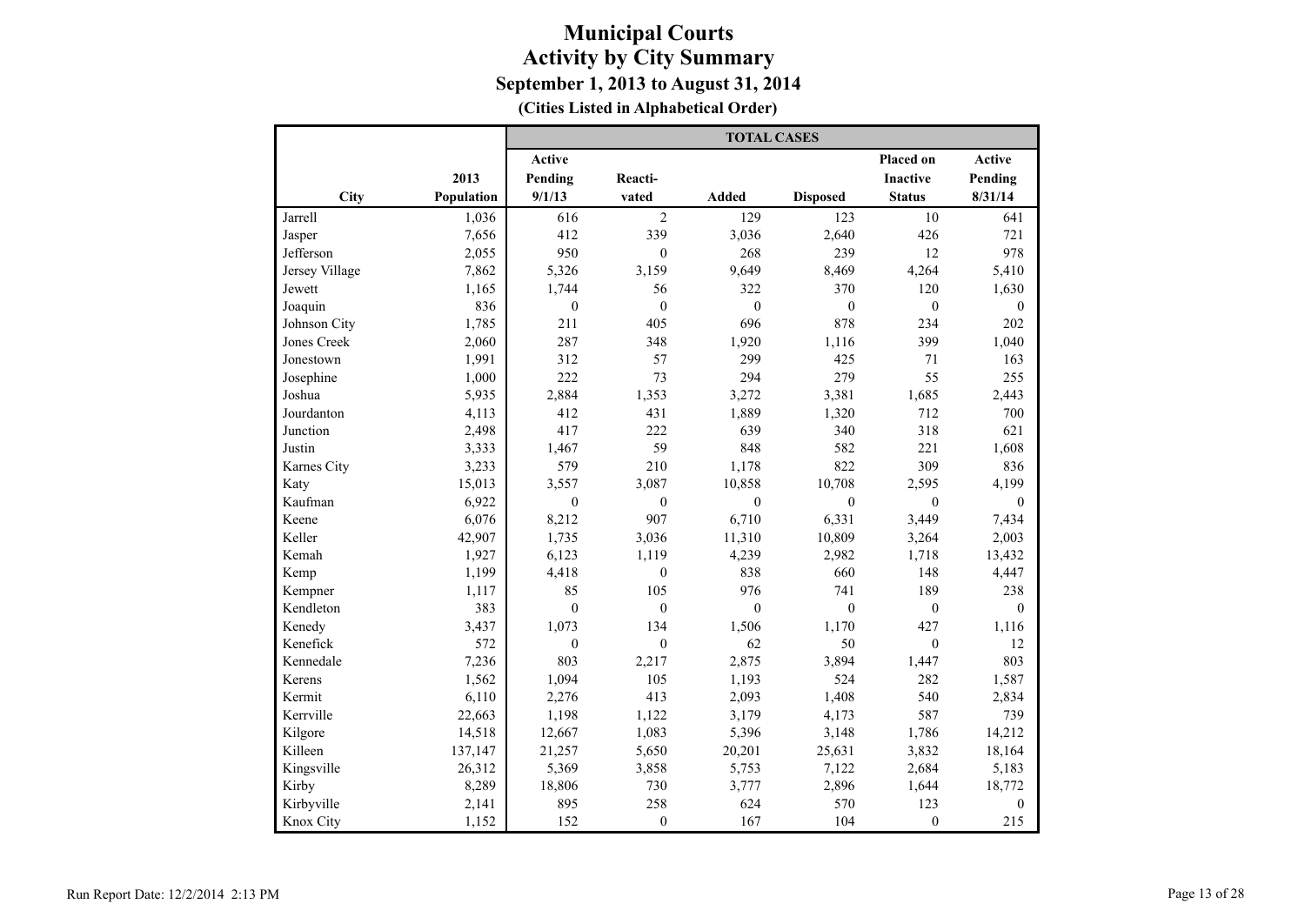# Municipal Courts
## Activity by City Summary
### September 1, 2013 to August 31, 2014
**(Cities Listed in Alphabetical Order)**

| | | TOTAL CASES | | | | | |
|---|---|---|---|---|---|---|---|
| City | 2013 Population | Active Pending 9/1/13 | Reacti-vated | Added | Disposed | Placed on Inactive Status | Active Pending 8/31/14 |
| Jarrell | 1,036 | 616 | 2 | 129 | 123 | 10 | 641 |
| Jasper | 7,656 | 412 | 339 | 3,036 | 2,640 | 426 | 721 |
| Jefferson | 2,055 | 950 | 0 | 268 | 239 | 12 | 978 |
| Jersey Village | 7,862 | 5,326 | 3,159 | 9,649 | 8,469 | 4,264 | 5,410 |
| Jewett | 1,165 | 1,744 | 56 | 322 | 370 | 120 | 1,630 |
| Joaquin | 836 | 0 | 0 | 0 | 0 | 0 | 0 |
| Johnson City | 1,785 | 211 | 405 | 696 | 878 | 234 | 202 |
| Jones Creek | 2,060 | 287 | 348 | 1,920 | 1,116 | 399 | 1,040 |
| Jonestown | 1,991 | 312 | 57 | 299 | 425 | 71 | 163 |
| Josephine | 1,000 | 222 | 73 | 294 | 279 | 55 | 255 |
| Joshua | 5,935 | 2,884 | 1,353 | 3,272 | 3,381 | 1,685 | 2,443 |
| Jourdanton | 4,113 | 412 | 431 | 1,889 | 1,320 | 712 | 700 |
| Junction | 2,498 | 417 | 222 | 639 | 340 | 318 | 621 |
| Justin | 3,333 | 1,467 | 59 | 848 | 582 | 221 | 1,608 |
| Karnes City | 3,233 | 579 | 210 | 1,178 | 822 | 309 | 836 |
| Katy | 15,013 | 3,557 | 3,087 | 10,858 | 10,708 | 2,595 | 4,199 |
| Kaufman | 6,922 | 0 | 0 | 0 | 0 | 0 | 0 |
| Keene | 6,076 | 8,212 | 907 | 6,710 | 6,331 | 3,449 | 7,434 |
| Keller | 42,907 | 1,735 | 3,036 | 11,310 | 10,809 | 3,264 | 2,003 |
| Kemah | 1,927 | 6,123 | 1,119 | 4,239 | 2,982 | 1,718 | 13,432 |
| Kemp | 1,199 | 4,418 | 0 | 838 | 660 | 148 | 4,447 |
| Kempner | 1,117 | 85 | 105 | 976 | 741 | 189 | 238 |
| Kendleton | 383 | 0 | 0 | 0 | 0 | 0 | 0 |
| Kenedy | 3,437 | 1,073 | 134 | 1,506 | 1,170 | 427 | 1,116 |
| Kenefick | 572 | 0 | 0 | 62 | 50 | 0 | 12 |
| Kennedale | 7,236 | 803 | 2,217 | 2,875 | 3,894 | 1,447 | 803 |
| Kerens | 1,562 | 1,094 | 105 | 1,193 | 524 | 282 | 1,587 |
| Kermit | 6,110 | 2,276 | 413 | 2,093 | 1,408 | 540 | 2,834 |
| Kerrville | 22,663 | 1,198 | 1,122 | 3,179 | 4,173 | 587 | 739 |
| Kilgore | 14,518 | 12,667 | 1,083 | 5,396 | 3,148 | 1,786 | 14,212 |
| Killeen | 137,147 | 21,257 | 5,650 | 20,201 | 25,631 | 3,832 | 18,164 |
| Kingsville | 26,312 | 5,369 | 3,858 | 5,753 | 7,122 | 2,684 | 5,183 |
| Kirby | 8,289 | 18,806 | 730 | 3,777 | 2,896 | 1,644 | 18,772 |
| Kirbyville | 2,141 | 895 | 258 | 624 | 570 | 123 | 0 |
| Knox City | 1,152 | 152 | 0 | 167 | 104 | 0 | 215 |

Run Report Date: 12/2/2014 2:13 PM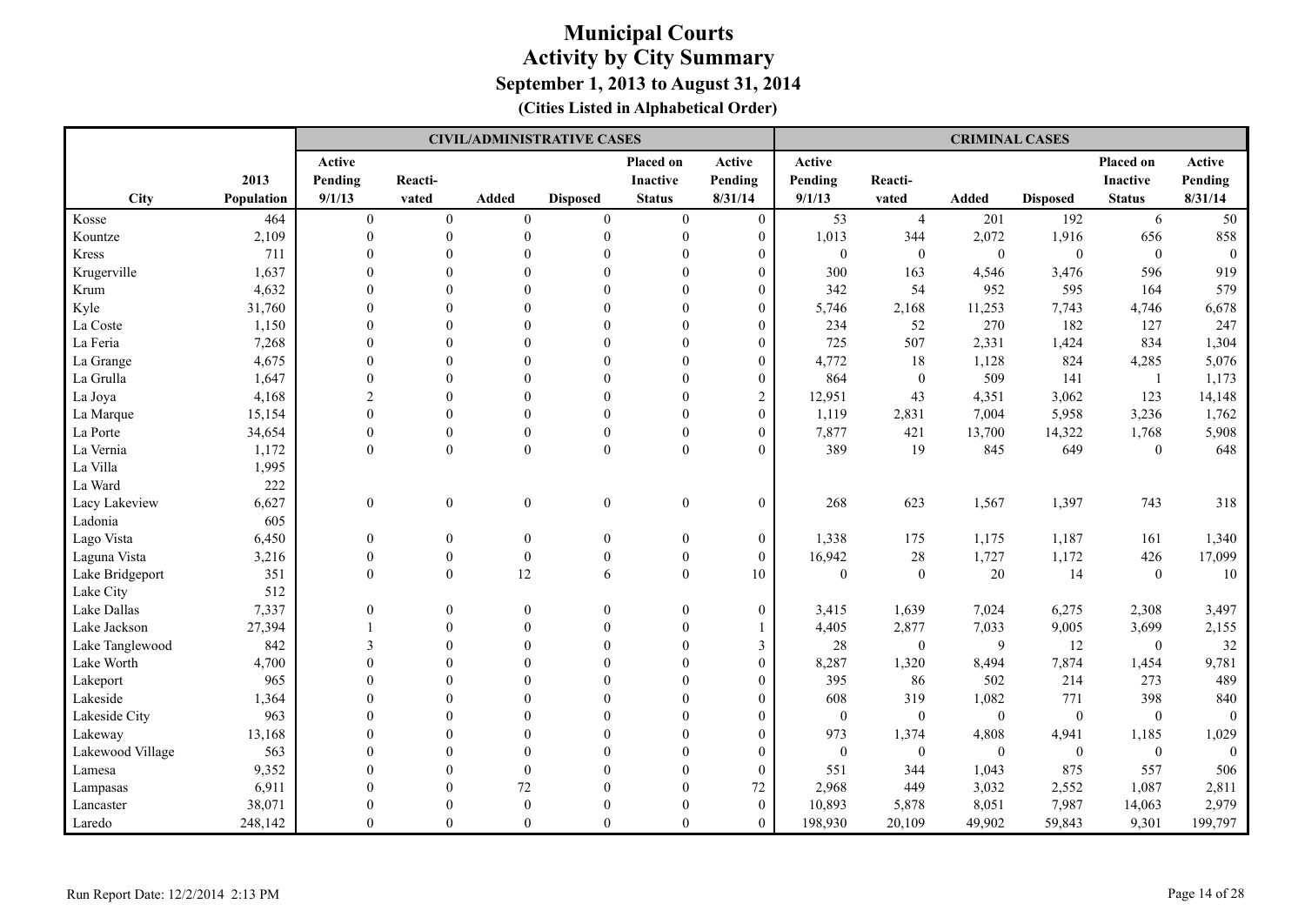# Municipal Courts
## Activity by City Summary
### September 1, 2013 to August 31, 2014
**(Cities Listed in Alphabetical Order)**

| | | CIVIL/ADMINISTRATIVE CASES | | | | | | CRIMINAL CASES | | | | | |
|---|---|---|---|---|---|---|---|---|---|---|---|---|---|
| City | 2013 Population | Active Pending 9/1/13 | Reacti-vated | Added | Disposed | Placed on Inactive Status | Active Pending 8/31/14 | Active Pending 9/1/13 | Reacti-vated | Added | Disposed | Placed on Inactive Status | Active Pending 8/31/14 |
| Kosse | 464 | 0 | 0 | 0 | 0 | 0 | 0 | 53 | 4 | 201 | 192 | 6 | 50 |
| Kountze | 2,109 | 0 | 0 | 0 | 0 | 0 | 0 | 1,013 | 344 | 2,072 | 1,916 | 656 | 858 |
| Kress | 711 | 0 | 0 | 0 | 0 | 0 | 0 | 0 | 0 | 0 | 0 | 0 | 0 |
| Krugerville | 1,637 | 0 | 0 | 0 | 0 | 0 | 0 | 300 | 163 | 4,546 | 3,476 | 596 | 919 |
| Krum | 4,632 | 0 | 0 | 0 | 0 | 0 | 0 | 342 | 54 | 952 | 595 | 164 | 579 |
| Kyle | 31,760 | 0 | 0 | 0 | 0 | 0 | 0 | 5,746 | 2,168 | 11,253 | 7,743 | 4,746 | 6,678 |
| La Coste | 1,150 | 0 | 0 | 0 | 0 | 0 | 0 | 234 | 52 | 270 | 182 | 127 | 247 |
| La Feria | 7,268 | 0 | 0 | 0 | 0 | 0 | 0 | 725 | 507 | 2,331 | 1,424 | 834 | 1,304 |
| La Grange | 4,675 | 0 | 0 | 0 | 0 | 0 | 0 | 4,772 | 18 | 1,128 | 824 | 4,285 | 5,076 |
| La Grulla | 1,647 | 0 | 0 | 0 | 0 | 0 | 0 | 864 | 0 | 509 | 141 | 1 | 1,173 |
| La Joya | 4,168 | 2 | 0 | 0 | 0 | 0 | 2 | 12,951 | 43 | 4,351 | 3,062 | 123 | 14,148 |
| La Marque | 15,154 | 0 | 0 | 0 | 0 | 0 | 0 | 1,119 | 2,831 | 7,004 | 5,958 | 3,236 | 1,762 |
| La Porte | 34,654 | 0 | 0 | 0 | 0 | 0 | 0 | 7,877 | 421 | 13,700 | 14,322 | 1,768 | 5,908 |
| La Vernia | 1,172 | 0 | 0 | 0 | 0 | 0 | 0 | 389 | 19 | 845 | 649 | 0 | 648 |
| La Villa | 1,995 | | | | | | | | | | | | |
| La Ward | 222 | | | | | | | | | | | | |
| Lacy Lakeview | 6,627 | 0 | 0 | 0 | 0 | 0 | 0 | 268 | 623 | 1,567 | 1,397 | 743 | 318 |
| Ladonia | 605 | | | | | | | | | | | | |
| Lago Vista | 6,450 | 0 | 0 | 0 | 0 | 0 | 0 | 1,338 | 175 | 1,175 | 1,187 | 161 | 1,340 |
| Laguna Vista | 3,216 | 0 | 0 | 0 | 0 | 0 | 0 | 16,942 | 28 | 1,727 | 1,172 | 426 | 17,099 |
| Lake Bridgeport | 351 | 0 | 0 | 12 | 6 | 0 | 10 | 0 | 0 | 20 | 14 | 0 | 10 |
| Lake City | 512 | | | | | | | | | | | | |
| Lake Dallas | 7,337 | 0 | 0 | 0 | 0 | 0 | 0 | 3,415 | 1,639 | 7,024 | 6,275 | 2,308 | 3,497 |
| Lake Jackson | 27,394 | 1 | 0 | 0 | 0 | 0 | 1 | 4,405 | 2,877 | 7,033 | 9,005 | 3,699 | 2,155 |
| Lake Tanglewood | 842 | 3 | 0 | 0 | 0 | 0 | 3 | 28 | 0 | 9 | 12 | 0 | 32 |
| Lake Worth | 4,700 | 0 | 0 | 0 | 0 | 0 | 0 | 8,287 | 1,320 | 8,494 | 7,874 | 1,454 | 9,781 |
| Lakeport | 965 | 0 | 0 | 0 | 0 | 0 | 0 | 395 | 86 | 502 | 214 | 273 | 489 |
| Lakeside | 1,364 | 0 | 0 | 0 | 0 | 0 | 0 | 608 | 319 | 1,082 | 771 | 398 | 840 |
| Lakeside City | 963 | 0 | 0 | 0 | 0 | 0 | 0 | 0 | 0 | 0 | 0 | 0 | 0 |
| Lakeway | 13,168 | 0 | 0 | 0 | 0 | 0 | 0 | 973 | 1,374 | 4,808 | 4,941 | 1,185 | 1,029 |
| Lakewood Village | 563 | 0 | 0 | 0 | 0 | 0 | 0 | 0 | 0 | 0 | 0 | 0 | 0 |
| Lamesa | 9,352 | 0 | 0 | 0 | 0 | 0 | 0 | 551 | 344 | 1,043 | 875 | 557 | 506 |
| Lampasas | 6,911 | 0 | 0 | 72 | 0 | 0 | 72 | 2,968 | 449 | 3,032 | 2,552 | 1,087 | 2,811 |
| Lancaster | 38,071 | 0 | 0 | 0 | 0 | 0 | 0 | 10,893 | 5,878 | 8,051 | 7,987 | 14,063 | 2,979 |
| Laredo | 248,142 | 0 | 0 | 0 | 0 | 0 | 0 | 198,930 | 20,109 | 49,902 | 59,843 | 9,301 | 199,797 |

Run Report Date: 12/2/2014 2:13 PM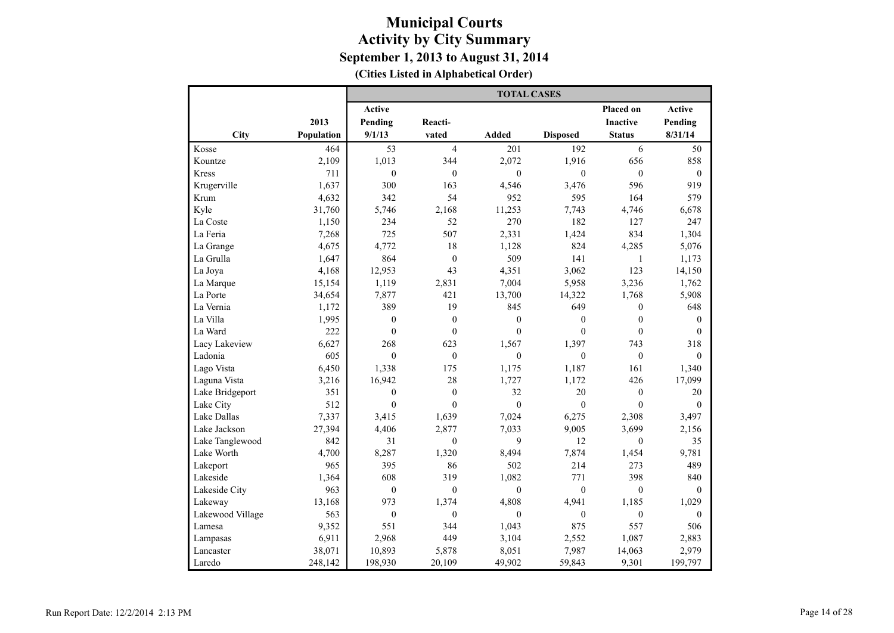# Municipal Courts
# Activity by City Summary
## September 1, 2013 to August 31, 2014
### (Cities Listed in Alphabetical Order)

| | | TOTAL CASES | | | | | |
|---|---|---|---|---|---|---|---|
| City | 2013 Population | Active Pending 9/1/13 | Reacti-vated | Added | Disposed | Placed on Inactive Status | Active Pending 8/31/14 |
| Kosse | 464 | 53 | 4 | 201 | 192 | 6 | 50 |
| Kountze | 2,109 | 1,013 | 344 | 2,072 | 1,916 | 656 | 858 |
| Kress | 711 | 0 | 0 | 0 | 0 | 0 | 0 |
| Krugerville | 1,637 | 300 | 163 | 4,546 | 3,476 | 596 | 919 |
| Krum | 4,632 | 342 | 54 | 952 | 595 | 164 | 579 |
| Kyle | 31,760 | 5,746 | 2,168 | 11,253 | 7,743 | 4,746 | 6,678 |
| La Coste | 1,150 | 234 | 52 | 270 | 182 | 127 | 247 |
| La Feria | 7,268 | 725 | 507 | 2,331 | 1,424 | 834 | 1,304 |
| La Grange | 4,675 | 4,772 | 18 | 1,128 | 824 | 4,285 | 5,076 |
| La Grulla | 1,647 | 864 | 0 | 509 | 141 | 1 | 1,173 |
| La Joya | 4,168 | 12,953 | 43 | 4,351 | 3,062 | 123 | 14,150 |
| La Marque | 15,154 | 1,119 | 2,831 | 7,004 | 5,958 | 3,236 | 1,762 |
| La Porte | 34,654 | 7,877 | 421 | 13,700 | 14,322 | 1,768 | 5,908 |
| La Vernia | 1,172 | 389 | 19 | 845 | 649 | 0 | 648 |
| La Villa | 1,995 | 0 | 0 | 0 | 0 | 0 | 0 |
| La Ward | 222 | 0 | 0 | 0 | 0 | 0 | 0 |
| Lacy Lakeview | 6,627 | 268 | 623 | 1,567 | 1,397 | 743 | 318 |
| Ladonia | 605 | 0 | 0 | 0 | 0 | 0 | 0 |
| Lago Vista | 6,450 | 1,338 | 175 | 1,175 | 1,187 | 161 | 1,340 |
| Laguna Vista | 3,216 | 16,942 | 28 | 1,727 | 1,172 | 426 | 17,099 |
| Lake Bridgeport | 351 | 0 | 0 | 32 | 20 | 0 | 20 |
| Lake City | 512 | 0 | 0 | 0 | 0 | 0 | 0 |
| Lake Dallas | 7,337 | 3,415 | 1,639 | 7,024 | 6,275 | 2,308 | 3,497 |
| Lake Jackson | 27,394 | 4,406 | 2,877 | 7,033 | 9,005 | 3,699 | 2,156 |
| Lake Tanglewood | 842 | 31 | 0 | 9 | 12 | 0 | 35 |
| Lake Worth | 4,700 | 8,287 | 1,320 | 8,494 | 7,874 | 1,454 | 9,781 |
| Lakeport | 965 | 395 | 86 | 502 | 214 | 273 | 489 |
| Lakeside | 1,364 | 608 | 319 | 1,082 | 771 | 398 | 840 |
| Lakeside City | 963 | 0 | 0 | 0 | 0 | 0 | 0 |
| Lakeway | 13,168 | 973 | 1,374 | 4,808 | 4,941 | 1,185 | 1,029 |
| Lakewood Village | 563 | 0 | 0 | 0 | 0 | 0 | 0 |
| Lamesa | 9,352 | 551 | 344 | 1,043 | 875 | 557 | 506 |
| Lampasas | 6,911 | 2,968 | 449 | 3,104 | 2,552 | 1,087 | 2,883 |
| Lancaster | 38,071 | 10,893 | 5,878 | 8,051 | 7,987 | 14,063 | 2,979 |
| Laredo | 248,142 | 198,930 | 20,109 | 49,902 | 59,843 | 9,301 | 199,797 |

Run Report Date: 12/2/2014 2:13 PM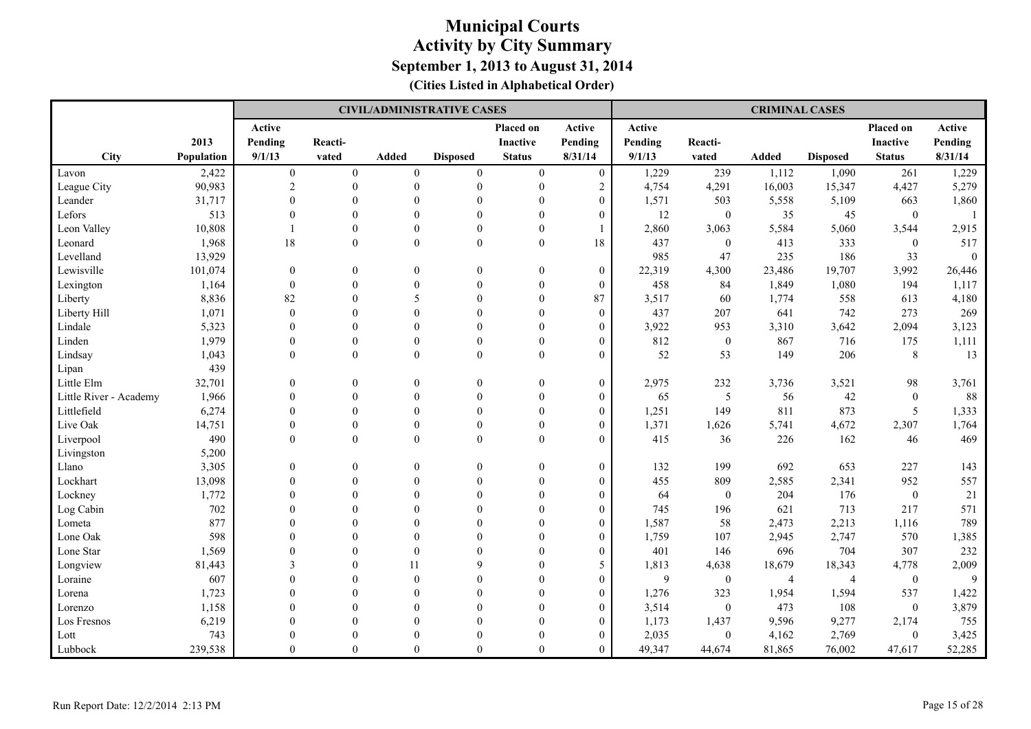# Municipal Courts
## Activity by City Summary
### September 1, 2013 to August 31, 2014
**(Cities Listed in Alphabetical Order)**

| | | CIVIL/ADMINISTRATIVE CASES | | | | | | CRIMINAL CASES | | | | | |
|---|---|---|---|---|---|---|---|---|---|---|---|---|---|
| City | 2013 Population | Active Pending 9/1/13 | Reacti-vated | Added | Disposed | Placed on Inactive Status | Active Pending 8/31/14 | Active Pending 9/1/13 | Reacti-vated | Added | Disposed | Placed on Inactive Status | Active Pending 8/31/14 |
| Lavon | 2,422 | 0 | 0 | 0 | 0 | 0 | 0 | 1,229 | 239 | 1,112 | 1,090 | 261 | 1,229 |
| League City | 90,983 | 2 | 0 | 0 | 0 | 0 | 2 | 4,754 | 4,291 | 16,003 | 15,347 | 4,427 | 5,279 |
| Leander | 31,717 | 0 | 0 | 0 | 0 | 0 | 0 | 1,571 | 503 | 5,558 | 5,109 | 663 | 1,860 |
| Lefors | 513 | 0 | 0 | 0 | 0 | 0 | 0 | 12 | 0 | 35 | 45 | 0 | 1 |
| Leon Valley | 10,808 | 1 | 0 | 0 | 0 | 0 | 1 | 2,860 | 3,063 | 5,584 | 5,060 | 3,544 | 2,915 |
| Leonard | 1,968 | 18 | 0 | 0 | 0 | 0 | 18 | 437 | 0 | 413 | 333 | 0 | 517 |
| Levelland | 13,929 | | | | | | | 985 | 47 | 235 | 186 | 33 | 0 |
| Lewisville | 101,074 | 0 | 0 | 0 | 0 | 0 | 0 | 22,319 | 4,300 | 23,486 | 19,707 | 3,992 | 26,446 |
| Lexington | 1,164 | 0 | 0 | 0 | 0 | 0 | 0 | 458 | 84 | 1,849 | 1,080 | 194 | 1,117 |
| Liberty | 8,836 | 82 | 0 | 5 | 0 | 0 | 87 | 3,517 | 60 | 1,774 | 558 | 613 | 4,180 |
| Liberty Hill | 1,071 | 0 | 0 | 0 | 0 | 0 | 0 | 437 | 207 | 641 | 742 | 273 | 269 |
| Lindale | 5,323 | 0 | 0 | 0 | 0 | 0 | 0 | 3,922 | 953 | 3,310 | 3,642 | 2,094 | 3,123 |
| Linden | 1,979 | 0 | 0 | 0 | 0 | 0 | 0 | 812 | 0 | 867 | 716 | 175 | 1,111 |
| Lindsay | 1,043 | 0 | 0 | 0 | 0 | 0 | 0 | 52 | 53 | 149 | 206 | 8 | 13 |
| Lipan | 439 | | | | | | | | | | | | |
| Little Elm | 32,701 | 0 | 0 | 0 | 0 | 0 | 0 | 2,975 | 232 | 3,736 | 3,521 | 98 | 3,761 |
| Little River - Academy | 1,966 | 0 | 0 | 0 | 0 | 0 | 0 | 65 | 5 | 56 | 42 | 0 | 88 |
| Littlefield | 6,274 | 0 | 0 | 0 | 0 | 0 | 0 | 1,251 | 149 | 811 | 873 | 5 | 1,333 |
| Live Oak | 14,751 | 0 | 0 | 0 | 0 | 0 | 0 | 1,371 | 1,626 | 5,741 | 4,672 | 2,307 | 1,764 |
| Liverpool | 490 | 0 | 0 | 0 | 0 | 0 | 0 | 415 | 36 | 226 | 162 | 46 | 469 |
| Livingston | 5,200 | | | | | | | | | | | | |
| Llano | 3,305 | 0 | 0 | 0 | 0 | 0 | 0 | 132 | 199 | 692 | 653 | 227 | 143 |
| Lockhart | 13,098 | 0 | 0 | 0 | 0 | 0 | 0 | 455 | 809 | 2,585 | 2,341 | 952 | 557 |
| Lockney | 1,772 | 0 | 0 | 0 | 0 | 0 | 0 | 64 | 0 | 204 | 176 | 0 | 21 |
| Log Cabin | 702 | 0 | 0 | 0 | 0 | 0 | 0 | 745 | 196 | 621 | 713 | 217 | 571 |
| Lometa | 877 | 0 | 0 | 0 | 0 | 0 | 0 | 1,587 | 58 | 2,473 | 2,213 | 1,116 | 789 |
| Lone Oak | 598 | 0 | 0 | 0 | 0 | 0 | 0 | 1,759 | 107 | 2,945 | 2,747 | 570 | 1,385 |
| Lone Star | 1,569 | 0 | 0 | 0 | 0 | 0 | 0 | 401 | 146 | 696 | 704 | 307 | 232 |
| Longview | 81,443 | 3 | 0 | 11 | 9 | 0 | 5 | 1,813 | 4,638 | 18,679 | 18,343 | 4,778 | 2,009 |
| Loraine | 607 | 0 | 0 | 0 | 0 | 0 | 0 | 9 | 0 | 4 | 4 | 0 | 9 |
| Lorena | 1,723 | 0 | 0 | 0 | 0 | 0 | 0 | 1,276 | 323 | 1,954 | 1,594 | 537 | 1,422 |
| Lorenzo | 1,158 | 0 | 0 | 0 | 0 | 0 | 0 | 3,514 | 0 | 473 | 108 | 0 | 3,879 |
| Los Fresnos | 6,219 | 0 | 0 | 0 | 0 | 0 | 0 | 1,173 | 1,437 | 9,596 | 9,277 | 2,174 | 755 |
| Lott | 743 | 0 | 0 | 0 | 0 | 0 | 0 | 2,035 | 0 | 4,162 | 2,769 | 0 | 3,425 |
| Lubbock | 239,538 | 0 | 0 | 0 | 0 | 0 | 0 | 49,347 | 44,674 | 81,865 | 76,002 | 47,617 | 52,285 |

Run Report Date: 12/2/2014 2:13 PM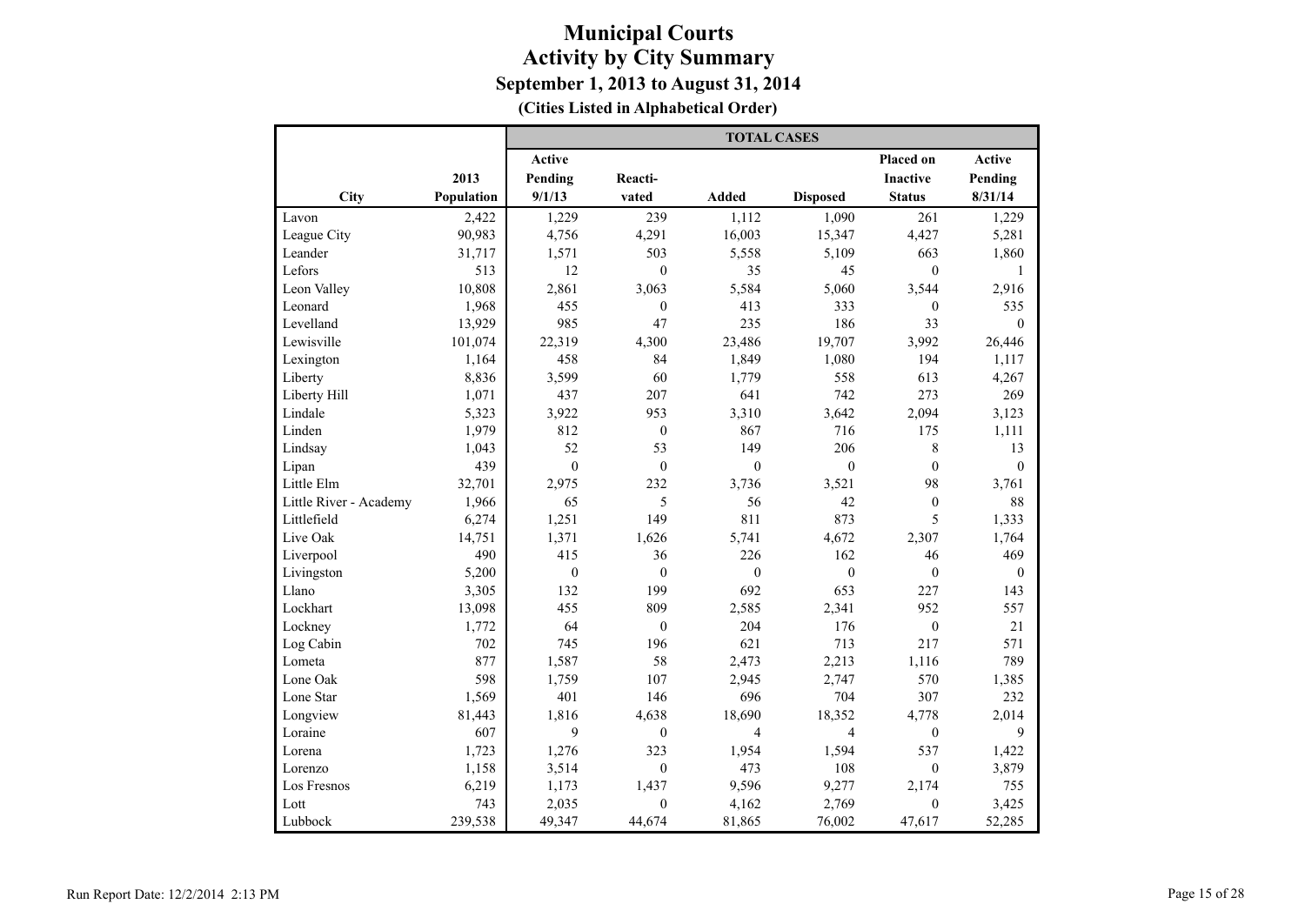# Municipal Courts
## Activity by City Summary
### September 1, 2013 to August 31, 2014
**(Cities Listed in Alphabetical Order)**

| City | 2013 Population | TOTAL CASES Active Pending 9/1/13 | Reacti-vated | Added | Disposed | Placed on Inactive Status | Active Pending 8/31/14 |
|---|---|---|---|---|---|---|---|
| Lavon | 2,422 | 1,229 | 239 | 1,112 | 1,090 | 261 | 1,229 |
| League City | 90,983 | 4,756 | 4,291 | 16,003 | 15,347 | 4,427 | 5,281 |
| Leander | 31,717 | 1,571 | 503 | 5,558 | 5,109 | 663 | 1,860 |
| Lefors | 513 | 12 | 0 | 35 | 45 | 0 | 1 |
| Leon Valley | 10,808 | 2,861 | 3,063 | 5,584 | 5,060 | 3,544 | 2,916 |
| Leonard | 1,968 | 455 | 0 | 413 | 333 | 0 | 535 |
| Levelland | 13,929 | 985 | 47 | 235 | 186 | 33 | 0 |
| Lewisville | 101,074 | 22,319 | 4,300 | 23,486 | 19,707 | 3,992 | 26,446 |
| Lexington | 1,164 | 458 | 84 | 1,849 | 1,080 | 194 | 1,117 |
| Liberty | 8,836 | 3,599 | 60 | 1,779 | 558 | 613 | 4,267 |
| Liberty Hill | 1,071 | 437 | 207 | 641 | 742 | 273 | 269 |
| Lindale | 5,323 | 3,922 | 953 | 3,310 | 3,642 | 2,094 | 3,123 |
| Linden | 1,979 | 812 | 0 | 867 | 716 | 175 | 1,111 |
| Lindsay | 1,043 | 52 | 53 | 149 | 206 | 8 | 13 |
| Lipan | 439 | 0 | 0 | 0 | 0 | 0 | 0 |
| Little Elm | 32,701 | 2,975 | 232 | 3,736 | 3,521 | 98 | 3,761 |
| Little River - Academy | 1,966 | 65 | 5 | 56 | 42 | 0 | 88 |
| Littlefield | 6,274 | 1,251 | 149 | 811 | 873 | 5 | 1,333 |
| Live Oak | 14,751 | 1,371 | 1,626 | 5,741 | 4,672 | 2,307 | 1,764 |
| Liverpool | 490 | 415 | 36 | 226 | 162 | 46 | 469 |
| Livingston | 5,200 | 0 | 0 | 0 | 0 | 0 | 0 |
| Llano | 3,305 | 132 | 199 | 692 | 653 | 227 | 143 |
| Lockhart | 13,098 | 455 | 809 | 2,585 | 2,341 | 952 | 557 |
| Lockney | 1,772 | 64 | 0 | 204 | 176 | 0 | 21 |
| Log Cabin | 702 | 745 | 196 | 621 | 713 | 217 | 571 |
| Lometa | 877 | 1,587 | 58 | 2,473 | 2,213 | 1,116 | 789 |
| Lone Oak | 598 | 1,759 | 107 | 2,945 | 2,747 | 570 | 1,385 |
| Lone Star | 1,569 | 401 | 146 | 696 | 704 | 307 | 232 |
| Longview | 81,443 | 1,816 | 4,638 | 18,690 | 18,352 | 4,778 | 2,014 |
| Loraine | 607 | 9 | 0 | 4 | 4 | 0 | 9 |
| Lorena | 1,723 | 1,276 | 323 | 1,954 | 1,594 | 537 | 1,422 |
| Lorenzo | 1,158 | 3,514 | 0 | 473 | 108 | 0 | 3,879 |
| Los Fresnos | 6,219 | 1,173 | 1,437 | 9,596 | 9,277 | 2,174 | 755 |
| Lott | 743 | 2,035 | 0 | 4,162 | 2,769 | 0 | 3,425 |
| Lubbock | 239,538 | 49,347 | 44,674 | 81,865 | 76,002 | 47,617 | 52,285 |

Run Report Date: 12/2/2014 2:13 PM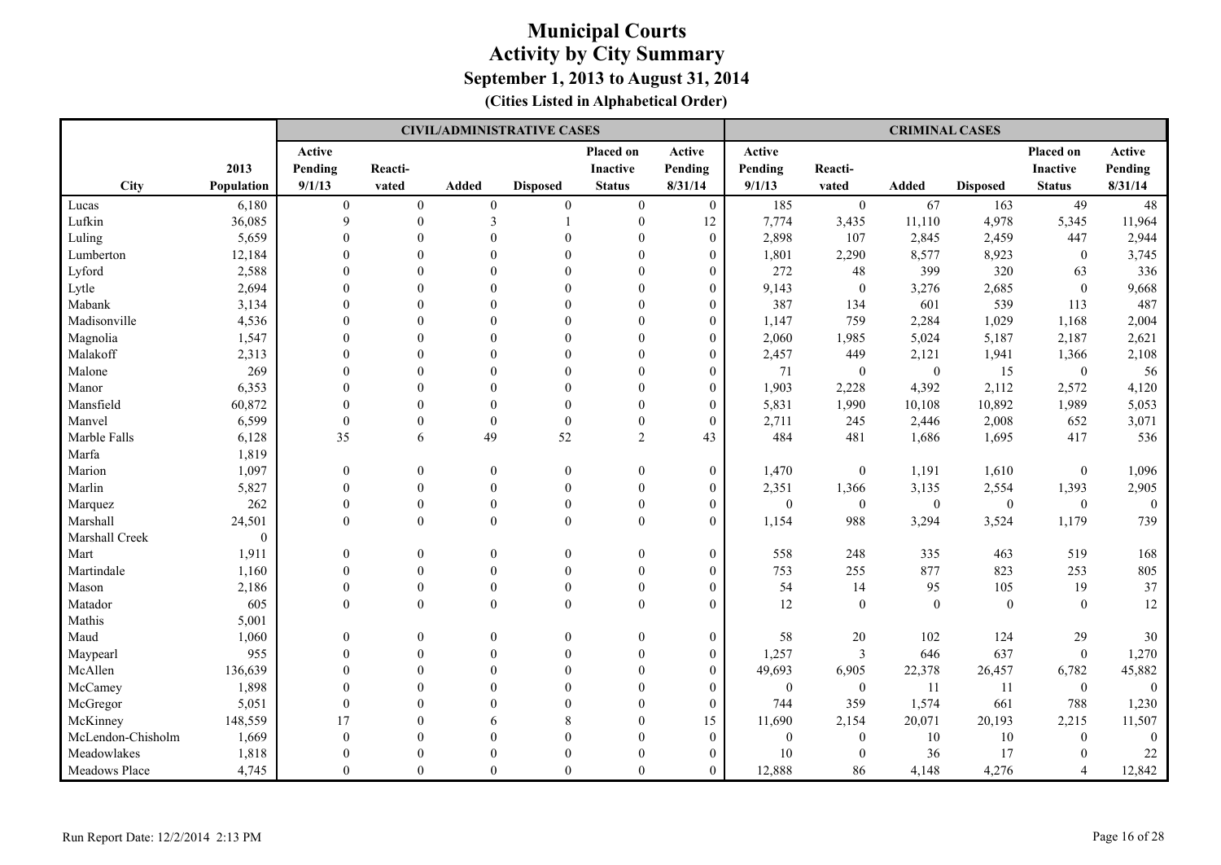# Municipal Courts
## Activity by City Summary
### September 1, 2013 to August 31, 2014
**(Cities Listed in Alphabetical Order)**

| | | CIVIL/ADMINISTRATIVE CASES | | | | | | CRIMINAL CASES | | | | | |
|---|---|---|---|---|---|---|---|---|---|---|---|---|---|
| City | 2013 Population | Active Pending 9/1/13 | Reacti-vated | Added | Disposed | Placed on Inactive Status | Active Pending 8/31/14 | Active Pending 9/1/13 | Reacti-vated | Added | Disposed | Placed on Inactive Status | Active Pending 8/31/14 |
| Lucas | 6,180 | 0 | 0 | 0 | 0 | 0 | 0 | 185 | 0 | 67 | 163 | 49 | 48 |
| Lufkin | 36,085 | 9 | 0 | 3 | 1 | 0 | 12 | 7,774 | 3,435 | 11,110 | 4,978 | 5,345 | 11,964 |
| Luling | 5,659 | 0 | 0 | 0 | 0 | 0 | 0 | 2,898 | 107 | 2,845 | 2,459 | 447 | 2,944 |
| Lumberton | 12,184 | 0 | 0 | 0 | 0 | 0 | 0 | 1,801 | 2,290 | 8,577 | 8,923 | 0 | 3,745 |
| Lyford | 2,588 | 0 | 0 | 0 | 0 | 0 | 0 | 272 | 48 | 399 | 320 | 63 | 336 |
| Lytle | 2,694 | 0 | 0 | 0 | 0 | 0 | 0 | 9,143 | 0 | 3,276 | 2,685 | 0 | 9,668 |
| Mabank | 3,134 | 0 | 0 | 0 | 0 | 0 | 0 | 387 | 134 | 601 | 539 | 113 | 487 |
| Madisonville | 4,536 | 0 | 0 | 0 | 0 | 0 | 0 | 1,147 | 759 | 2,284 | 1,029 | 1,168 | 2,004 |
| Magnolia | 1,547 | 0 | 0 | 0 | 0 | 0 | 0 | 2,060 | 1,985 | 5,024 | 5,187 | 2,187 | 2,621 |
| Malakoff | 2,313 | 0 | 0 | 0 | 0 | 0 | 0 | 2,457 | 449 | 2,121 | 1,941 | 1,366 | 2,108 |
| Malone | 269 | 0 | 0 | 0 | 0 | 0 | 0 | 71 | 0 | 0 | 15 | 0 | 56 |
| Manor | 6,353 | 0 | 0 | 0 | 0 | 0 | 0 | 1,903 | 2,228 | 4,392 | 2,112 | 2,572 | 4,120 |
| Mansfield | 60,872 | 0 | 0 | 0 | 0 | 0 | 0 | 5,831 | 1,990 | 10,108 | 10,892 | 1,989 | 5,053 |
| Manvel | 6,599 | 0 | 0 | 0 | 0 | 0 | 0 | 2,711 | 245 | 2,446 | 2,008 | 652 | 3,071 |
| Marble Falls | 6,128 | 35 | 6 | 49 | 52 | 2 | 43 | 484 | 481 | 1,686 | 1,695 | 417 | 536 |
| Marfa | 1,819 | | | | | | | | | | | | |
| Marion | 1,097 | 0 | 0 | 0 | 0 | 0 | 0 | 1,470 | 0 | 1,191 | 1,610 | 0 | 1,096 |
| Marlin | 5,827 | 0 | 0 | 0 | 0 | 0 | 0 | 2,351 | 1,366 | 3,135 | 2,554 | 1,393 | 2,905 |
| Marquez | 262 | 0 | 0 | 0 | 0 | 0 | 0 | 0 | 0 | 0 | 0 | 0 | 0 |
| Marshall | 24,501 | 0 | 0 | 0 | 0 | 0 | 0 | 1,154 | 988 | 3,294 | 3,524 | 1,179 | 739 |
| Marshall Creek | 0 | | | | | | | | | | | | |
| Mart | 1,911 | 0 | 0 | 0 | 0 | 0 | 0 | 558 | 248 | 335 | 463 | 519 | 168 |
| Martindale | 1,160 | 0 | 0 | 0 | 0 | 0 | 0 | 753 | 255 | 877 | 823 | 253 | 805 |
| Mason | 2,186 | 0 | 0 | 0 | 0 | 0 | 0 | 54 | 14 | 95 | 105 | 19 | 37 |
| Matador | 605 | 0 | 0 | 0 | 0 | 0 | 0 | 12 | 0 | 0 | 0 | 0 | 12 |
| Mathis | 5,001 | | | | | | | | | | | | |
| Maud | 1,060 | 0 | 0 | 0 | 0 | 0 | 0 | 58 | 20 | 102 | 124 | 29 | 30 |
| Maypearl | 955 | 0 | 0 | 0 | 0 | 0 | 0 | 1,257 | 3 | 646 | 637 | 0 | 1,270 |
| McAllen | 136,639 | 0 | 0 | 0 | 0 | 0 | 0 | 49,693 | 6,905 | 22,378 | 26,457 | 6,782 | 45,882 |
| McCamey | 1,898 | 0 | 0 | 0 | 0 | 0 | 0 | 0 | 0 | 11 | 11 | 0 | 0 |
| McGregor | 5,051 | 0 | 0 | 0 | 0 | 0 | 0 | 744 | 359 | 1,574 | 661 | 788 | 1,230 |
| McKinney | 148,559 | 17 | 0 | 6 | 8 | 0 | 15 | 11,690 | 2,154 | 20,071 | 20,193 | 2,215 | 11,507 |
| McLendon-Chisholm | 1,669 | 0 | 0 | 0 | 0 | 0 | 0 | 0 | 0 | 10 | 10 | 0 | 0 |
| Meadowlakes | 1,818 | 0 | 0 | 0 | 0 | 0 | 0 | 10 | 0 | 36 | 17 | 0 | 22 |
| Meadows Place | 4,745 | 0 | 0 | 0 | 0 | 0 | 0 | 12,888 | 86 | 4,148 | 4,276 | 4 | 12,842 |

Run Report Date: 12/2/2014 2:13 PM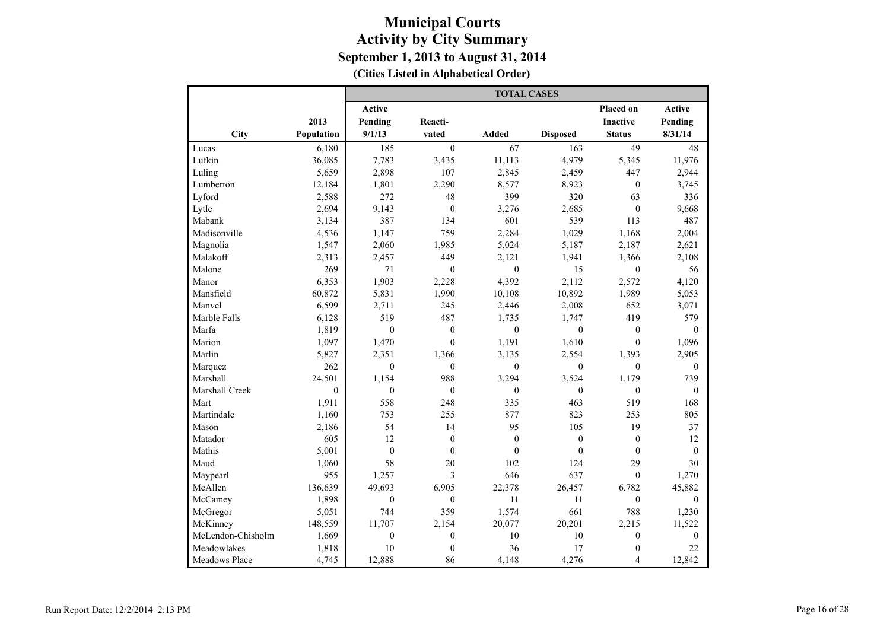# Municipal Courts
## Activity by City Summary
### September 1, 2013 to August 31, 2014
**(Cities Listed in Alphabetical Order)**

| | | TOTAL CASES | | | | | |
|---|---|---|---|---|---|---|---|
| City | 2013 Population | Active Pending 9/1/13 | Reacti-vated | Added | Disposed | Placed on Inactive Status | Active Pending 8/31/14 |
| Lucas | 6,180 | 185 | 0 | 67 | 163 | 49 | 48 |
| Lufkin | 36,085 | 7,783 | 3,435 | 11,113 | 4,979 | 5,345 | 11,976 |
| Luling | 5,659 | 2,898 | 107 | 2,845 | 2,459 | 447 | 2,944 |
| Lumberton | 12,184 | 1,801 | 2,290 | 8,577 | 8,923 | 0 | 3,745 |
| Lyford | 2,588 | 272 | 48 | 399 | 320 | 63 | 336 |
| Lytle | 2,694 | 9,143 | 0 | 3,276 | 2,685 | 0 | 9,668 |
| Mabank | 3,134 | 387 | 134 | 601 | 539 | 113 | 487 |
| Madisonville | 4,536 | 1,147 | 759 | 2,284 | 1,029 | 1,168 | 2,004 |
| Magnolia | 1,547 | 2,060 | 1,985 | 5,024 | 5,187 | 2,187 | 2,621 |
| Malakoff | 2,313 | 2,457 | 449 | 2,121 | 1,941 | 1,366 | 2,108 |
| Malone | 269 | 71 | 0 | 0 | 15 | 0 | 56 |
| Manor | 6,353 | 1,903 | 2,228 | 4,392 | 2,112 | 2,572 | 4,120 |
| Mansfield | 60,872 | 5,831 | 1,990 | 10,108 | 10,892 | 1,989 | 5,053 |
| Manvel | 6,599 | 2,711 | 245 | 2,446 | 2,008 | 652 | 3,071 |
| Marble Falls | 6,128 | 519 | 487 | 1,735 | 1,747 | 419 | 579 |
| Marfa | 1,819 | 0 | 0 | 0 | 0 | 0 | 0 |
| Marion | 1,097 | 1,470 | 0 | 1,191 | 1,610 | 0 | 1,096 |
| Marlin | 5,827 | 2,351 | 1,366 | 3,135 | 2,554 | 1,393 | 2,905 |
| Marquez | 262 | 0 | 0 | 0 | 0 | 0 | 0 |
| Marshall | 24,501 | 1,154 | 988 | 3,294 | 3,524 | 1,179 | 739 |
| Marshall Creek | 0 | 0 | 0 | 0 | 0 | 0 | 0 |
| Mart | 1,911 | 558 | 248 | 335 | 463 | 519 | 168 |
| Martindale | 1,160 | 753 | 255 | 877 | 823 | 253 | 805 |
| Mason | 2,186 | 54 | 14 | 95 | 105 | 19 | 37 |
| Matador | 605 | 12 | 0 | 0 | 0 | 0 | 12 |
| Mathis | 5,001 | 0 | 0 | 0 | 0 | 0 | 0 |
| Maud | 1,060 | 58 | 20 | 102 | 124 | 29 | 30 |
| Maypearl | 955 | 1,257 | 3 | 646 | 637 | 0 | 1,270 |
| McAllen | 136,639 | 49,693 | 6,905 | 22,378 | 26,457 | 6,782 | 45,882 |
| McCamey | 1,898 | 0 | 0 | 11 | 11 | 0 | 0 |
| McGregor | 5,051 | 744 | 359 | 1,574 | 661 | 788 | 1,230 |
| McKinney | 148,559 | 11,707 | 2,154 | 20,077 | 20,201 | 2,215 | 11,522 |
| McLendon-Chisholm | 1,669 | 0 | 0 | 10 | 10 | 0 | 0 |
| Meadowlakes | 1,818 | 10 | 0 | 36 | 17 | 0 | 22 |
| Meadows Place | 4,745 | 12,888 | 86 | 4,148 | 4,276 | 4 | 12,842 |

Run Report Date: 12/2/2014 2:13 PM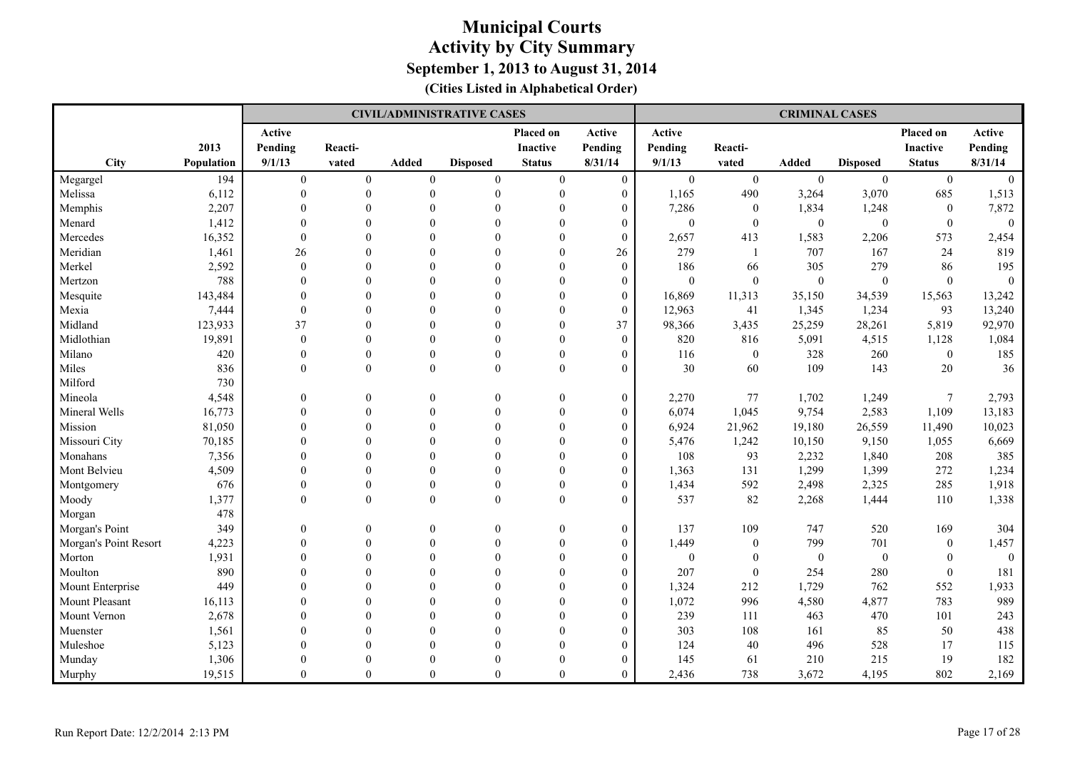# Municipal Courts
# Activity by City Summary
## September 1, 2013 to August 31, 2014
### (Cities Listed in Alphabetical Order)

| | | CIVIL/ADMINISTRATIVE CASES | | | | | | CRIMINAL CASES | | | | | |
|---|---|---|---|---|---|---|---|---|---|---|---|---|---|
| City | 2013 Population | Active Pending 9/1/13 | Reacti-vated | Added | Disposed | Placed on Inactive Status | Active Pending 8/31/14 | Active Pending 9/1/13 | Reacti-vated | Added | Disposed | Placed on Inactive Status | Active Pending 8/31/14 |
| Megargel | 194 | 0 | 0 | 0 | 0 | 0 | 0 | 0 | 0 | 0 | 0 | 0 | 0 |
| Melissa | 6,112 | 0 | 0 | 0 | 0 | 0 | 0 | 1,165 | 490 | 3,264 | 3,070 | 685 | 1,513 |
| Memphis | 2,207 | 0 | 0 | 0 | 0 | 0 | 0 | 7,286 | 0 | 1,834 | 1,248 | 0 | 7,872 |
| Menard | 1,412 | 0 | 0 | 0 | 0 | 0 | 0 | 0 | 0 | 0 | 0 | 0 | 0 |
| Mercedes | 16,352 | 0 | 0 | 0 | 0 | 0 | 0 | 2,657 | 413 | 1,583 | 2,206 | 573 | 2,454 |
| Meridian | 1,461 | 26 | 0 | 0 | 0 | 0 | 26 | 279 | 1 | 707 | 167 | 24 | 819 |
| Merkel | 2,592 | 0 | 0 | 0 | 0 | 0 | 0 | 186 | 66 | 305 | 279 | 86 | 195 |
| Mertzon | 788 | 0 | 0 | 0 | 0 | 0 | 0 | 0 | 0 | 0 | 0 | 0 | 0 |
| Mesquite | 143,484 | 0 | 0 | 0 | 0 | 0 | 0 | 16,869 | 11,313 | 35,150 | 34,539 | 15,563 | 13,242 |
| Mexia | 7,444 | 0 | 0 | 0 | 0 | 0 | 0 | 12,963 | 41 | 1,345 | 1,234 | 93 | 13,240 |
| Midland | 123,933 | 37 | 0 | 0 | 0 | 0 | 37 | 98,366 | 3,435 | 25,259 | 28,261 | 5,819 | 92,970 |
| Midlothian | 19,891 | 0 | 0 | 0 | 0 | 0 | 0 | 820 | 816 | 5,091 | 4,515 | 1,128 | 1,084 |
| Milano | 420 | 0 | 0 | 0 | 0 | 0 | 0 | 116 | 0 | 328 | 260 | 0 | 185 |
| Miles | 836 | 0 | 0 | 0 | 0 | 0 | 0 | 30 | 60 | 109 | 143 | 20 | 36 |
| Milford | 730 | | | | | | | | | | | | |
| Mineola | 4,548 | 0 | 0 | 0 | 0 | 0 | 0 | 2,270 | 77 | 1,702 | 1,249 | 7 | 2,793 |
| Mineral Wells | 16,773 | 0 | 0 | 0 | 0 | 0 | 0 | 6,074 | 1,045 | 9,754 | 2,583 | 1,109 | 13,183 |
| Mission | 81,050 | 0 | 0 | 0 | 0 | 0 | 0 | 6,924 | 21,962 | 19,180 | 26,559 | 11,490 | 10,023 |
| Missouri City | 70,185 | 0 | 0 | 0 | 0 | 0 | 0 | 5,476 | 1,242 | 10,150 | 9,150 | 1,055 | 6,669 |
| Monahans | 7,356 | 0 | 0 | 0 | 0 | 0 | 0 | 108 | 93 | 2,232 | 1,840 | 208 | 385 |
| Mont Belvieu | 4,509 | 0 | 0 | 0 | 0 | 0 | 0 | 1,363 | 131 | 1,299 | 1,399 | 272 | 1,234 |
| Montgomery | 676 | 0 | 0 | 0 | 0 | 0 | 0 | 1,434 | 592 | 2,498 | 2,325 | 285 | 1,918 |
| Moody | 1,377 | 0 | 0 | 0 | 0 | 0 | 0 | 537 | 82 | 2,268 | 1,444 | 110 | 1,338 |
| Morgan | 478 | | | | | | | | | | | | |
| Morgan's Point | 349 | 0 | 0 | 0 | 0 | 0 | 0 | 137 | 109 | 747 | 520 | 169 | 304 |
| Morgan's Point Resort | 4,223 | 0 | 0 | 0 | 0 | 0 | 0 | 1,449 | 0 | 799 | 701 | 0 | 1,457 |
| Morton | 1,931 | 0 | 0 | 0 | 0 | 0 | 0 | 0 | 0 | 0 | 0 | 0 | 0 |
| Moulton | 890 | 0 | 0 | 0 | 0 | 0 | 0 | 207 | 0 | 254 | 280 | 0 | 181 |
| Mount Enterprise | 449 | 0 | 0 | 0 | 0 | 0 | 0 | 1,324 | 212 | 1,729 | 762 | 552 | 1,933 |
| Mount Pleasant | 16,113 | 0 | 0 | 0 | 0 | 0 | 0 | 1,072 | 996 | 4,580 | 4,877 | 783 | 989 |
| Mount Vernon | 2,678 | 0 | 0 | 0 | 0 | 0 | 0 | 239 | 111 | 463 | 470 | 101 | 243 |
| Muenster | 1,561 | 0 | 0 | 0 | 0 | 0 | 0 | 303 | 108 | 161 | 85 | 50 | 438 |
| Muleshoe | 5,123 | 0 | 0 | 0 | 0 | 0 | 0 | 124 | 40 | 496 | 528 | 17 | 115 |
| Munday | 1,306 | 0 | 0 | 0 | 0 | 0 | 0 | 145 | 61 | 210 | 215 | 19 | 182 |
| Murphy | 19,515 | 0 | 0 | 0 | 0 | 0 | 0 | 2,436 | 738 | 3,672 | 4,195 | 802 | 2,169 |

Run Report Date: 12/2/2014 2:13 PM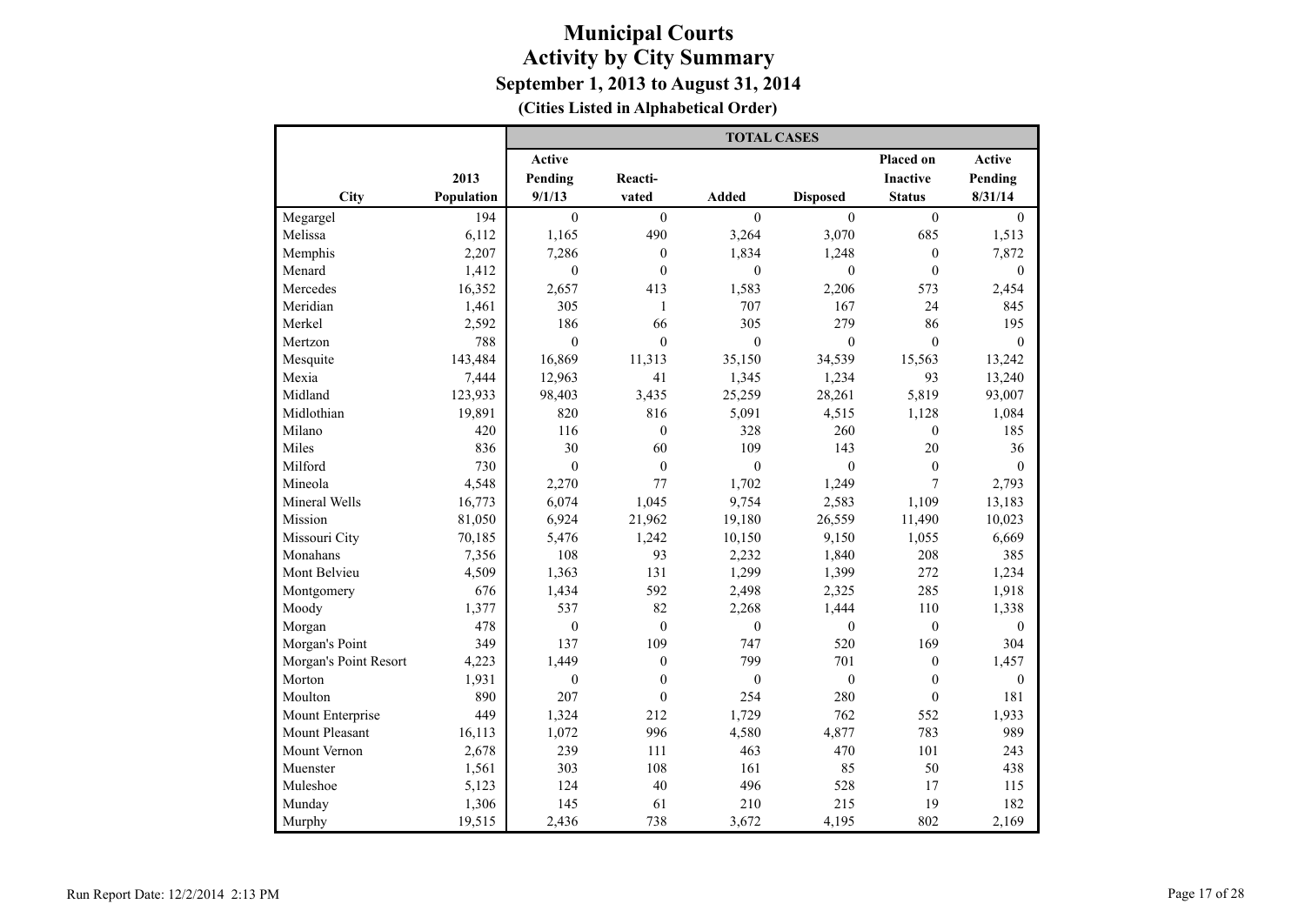# Municipal Courts
## Activity by City Summary
### September 1, 2013 to August 31, 2014
**(Cities Listed in Alphabetical Order)**

| | | TOTAL CASES | | | | | |
|---|---|---|---|---|---|---|---|
| City | 2013 Population | Active Pending 9/1/13 | Reacti-vated | Added | Disposed | Placed on Inactive Status | Active Pending 8/31/14 |
| Megargel | 194 | 0 | 0 | 0 | 0 | 0 | 0 |
| Melissa | 6,112 | 1,165 | 490 | 3,264 | 3,070 | 685 | 1,513 |
| Memphis | 2,207 | 7,286 | 0 | 1,834 | 1,248 | 0 | 7,872 |
| Menard | 1,412 | 0 | 0 | 0 | 0 | 0 | 0 |
| Mercedes | 16,352 | 2,657 | 413 | 1,583 | 2,206 | 573 | 2,454 |
| Meridian | 1,461 | 305 | 1 | 707 | 167 | 24 | 845 |
| Merkel | 2,592 | 186 | 66 | 305 | 279 | 86 | 195 |
| Mertzon | 788 | 0 | 0 | 0 | 0 | 0 | 0 |
| Mesquite | 143,484 | 16,869 | 11,313 | 35,150 | 34,539 | 15,563 | 13,242 |
| Mexia | 7,444 | 12,963 | 41 | 1,345 | 1,234 | 93 | 13,240 |
| Midland | 123,933 | 98,403 | 3,435 | 25,259 | 28,261 | 5,819 | 93,007 |
| Midlothian | 19,891 | 820 | 816 | 5,091 | 4,515 | 1,128 | 1,084 |
| Milano | 420 | 116 | 0 | 328 | 260 | 0 | 185 |
| Miles | 836 | 30 | 60 | 109 | 143 | 20 | 36 |
| Milford | 730 | 0 | 0 | 0 | 0 | 0 | 0 |
| Mineola | 4,548 | 2,270 | 77 | 1,702 | 1,249 | 7 | 2,793 |
| Mineral Wells | 16,773 | 6,074 | 1,045 | 9,754 | 2,583 | 1,109 | 13,183 |
| Mission | 81,050 | 6,924 | 21,962 | 19,180 | 26,559 | 11,490 | 10,023 |
| Missouri City | 70,185 | 5,476 | 1,242 | 10,150 | 9,150 | 1,055 | 6,669 |
| Monahans | 7,356 | 108 | 93 | 2,232 | 1,840 | 208 | 385 |
| Mont Belvieu | 4,509 | 1,363 | 131 | 1,299 | 1,399 | 272 | 1,234 |
| Montgomery | 676 | 1,434 | 592 | 2,498 | 2,325 | 285 | 1,918 |
| Moody | 1,377 | 537 | 82 | 2,268 | 1,444 | 110 | 1,338 |
| Morgan | 478 | 0 | 0 | 0 | 0 | 0 | 0 |
| Morgan's Point | 349 | 137 | 109 | 747 | 520 | 169 | 304 |
| Morgan's Point Resort | 4,223 | 1,449 | 0 | 799 | 701 | 0 | 1,457 |
| Morton | 1,931 | 0 | 0 | 0 | 0 | 0 | 0 |
| Moulton | 890 | 207 | 0 | 254 | 280 | 0 | 181 |
| Mount Enterprise | 449 | 1,324 | 212 | 1,729 | 762 | 552 | 1,933 |
| Mount Pleasant | 16,113 | 1,072 | 996 | 4,580 | 4,877 | 783 | 989 |
| Mount Vernon | 2,678 | 239 | 111 | 463 | 470 | 101 | 243 |
| Muenster | 1,561 | 303 | 108 | 161 | 85 | 50 | 438 |
| Muleshoe | 5,123 | 124 | 40 | 496 | 528 | 17 | 115 |
| Munday | 1,306 | 145 | 61 | 210 | 215 | 19 | 182 |
| Murphy | 19,515 | 2,436 | 738 | 3,672 | 4,195 | 802 | 2,169 |

Run Report Date: 12/2/2014 2:13 PM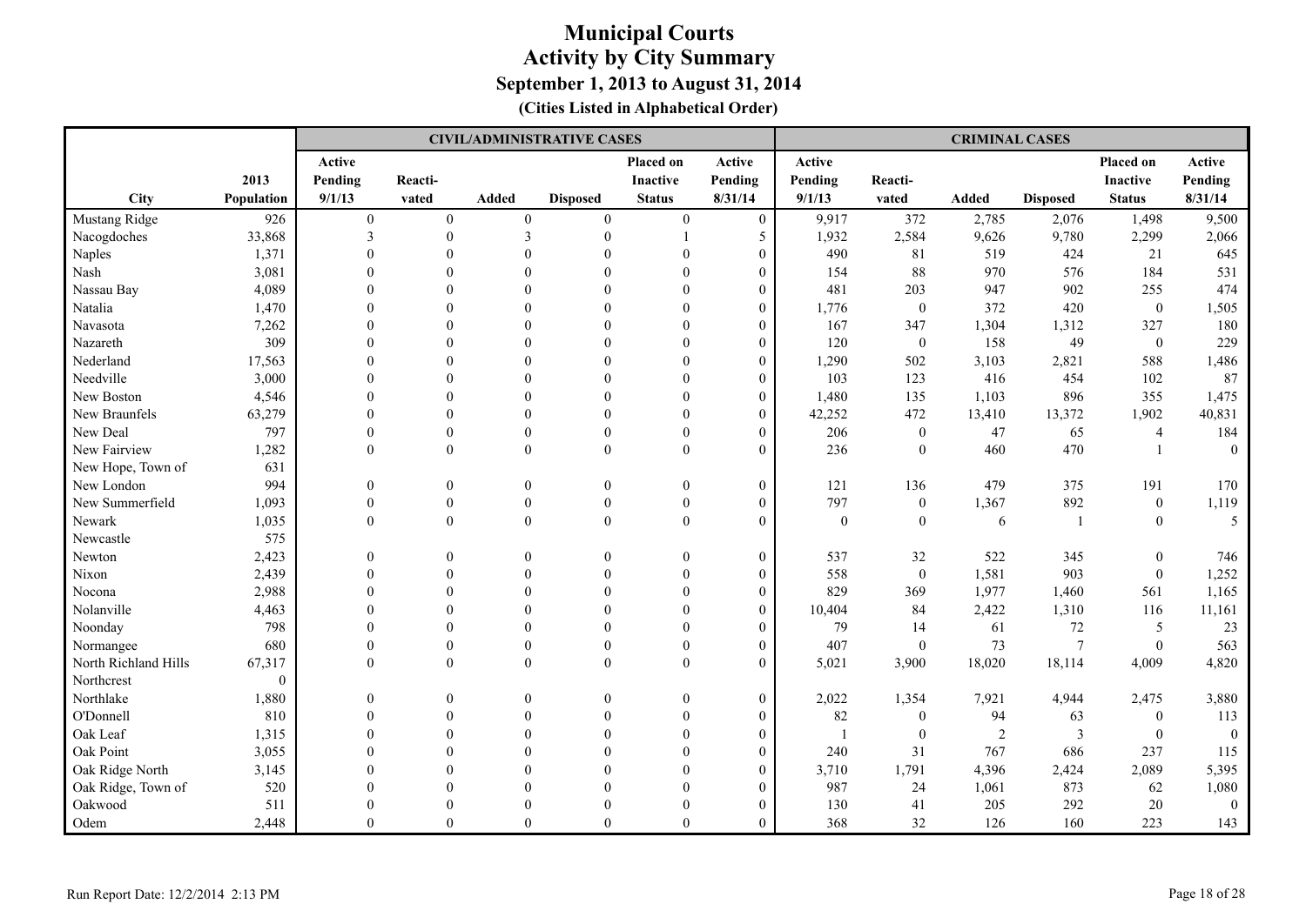# Municipal Courts
## Activity by City Summary
### September 1, 2013 to August 31, 2014
**(Cities Listed in Alphabetical Order)**

| | | CIVIL/ADMINISTRATIVE CASES | | | | | | CRIMINAL CASES | | | | | |
|---|---|---|---|---|---|---|---|---|---|---|---|---|---|
| City | 2013 Population | Active Pending 9/1/13 | Reacti-vated | Added | Disposed | Placed on Inactive Status | Active Pending 8/31/14 | Active Pending 9/1/13 | Reacti-vated | Added | Disposed | Placed on Inactive Status | Active Pending 8/31/14 |
| Mustang Ridge | 926 | 0 | 0 | 0 | 0 | 0 | 0 | 9,917 | 372 | 2,785 | 2,076 | 1,498 | 9,500 |
| Nacogdoches | 33,868 | 3 | 0 | 3 | 0 | 1 | 5 | 1,932 | 2,584 | 9,626 | 9,780 | 2,299 | 2,066 |
| Naples | 1,371 | 0 | 0 | 0 | 0 | 0 | 0 | 490 | 81 | 519 | 424 | 21 | 645 |
| Nash | 3,081 | 0 | 0 | 0 | 0 | 0 | 0 | 154 | 88 | 970 | 576 | 184 | 531 |
| Nassau Bay | 4,089 | 0 | 0 | 0 | 0 | 0 | 0 | 481 | 203 | 947 | 902 | 255 | 474 |
| Natalia | 1,470 | 0 | 0 | 0 | 0 | 0 | 0 | 1,776 | 0 | 372 | 420 | 0 | 1,505 |
| Navasota | 7,262 | 0 | 0 | 0 | 0 | 0 | 0 | 167 | 347 | 1,304 | 1,312 | 327 | 180 |
| Nazareth | 309 | 0 | 0 | 0 | 0 | 0 | 0 | 120 | 0 | 158 | 49 | 0 | 229 |
| Nederland | 17,563 | 0 | 0 | 0 | 0 | 0 | 0 | 1,290 | 502 | 3,103 | 2,821 | 588 | 1,486 |
| Needville | 3,000 | 0 | 0 | 0 | 0 | 0 | 0 | 103 | 123 | 416 | 454 | 102 | 87 |
| New Boston | 4,546 | 0 | 0 | 0 | 0 | 0 | 0 | 1,480 | 135 | 1,103 | 896 | 355 | 1,475 |
| New Braunfels | 63,279 | 0 | 0 | 0 | 0 | 0 | 0 | 42,252 | 472 | 13,410 | 13,372 | 1,902 | 40,831 |
| New Deal | 797 | 0 | 0 | 0 | 0 | 0 | 0 | 206 | 0 | 47 | 65 | 4 | 184 |
| New Fairview | 1,282 | 0 | 0 | 0 | 0 | 0 | 0 | 236 | 0 | 460 | 470 | 1 | 0 |
| New Hope, Town of | 631 | | | | | | | | | | | | |
| New London | 994 | 0 | 0 | 0 | 0 | 0 | 0 | 121 | 136 | 479 | 375 | 191 | 170 |
| New Summerfield | 1,093 | 0 | 0 | 0 | 0 | 0 | 0 | 797 | 0 | 1,367 | 892 | 0 | 1,119 |
| Newark | 1,035 | 0 | 0 | 0 | 0 | 0 | 0 | 0 | 0 | 6 | 1 | 0 | 5 |
| Newcastle | 575 | | | | | | | | | | | | |
| Newton | 2,423 | 0 | 0 | 0 | 0 | 0 | 0 | 537 | 32 | 522 | 345 | 0 | 746 |
| Nixon | 2,439 | 0 | 0 | 0 | 0 | 0 | 0 | 558 | 0 | 1,581 | 903 | 0 | 1,252 |
| Nocona | 2,988 | 0 | 0 | 0 | 0 | 0 | 0 | 829 | 369 | 1,977 | 1,460 | 561 | 1,165 |
| Nolanville | 4,463 | 0 | 0 | 0 | 0 | 0 | 0 | 10,404 | 84 | 2,422 | 1,310 | 116 | 11,161 |
| Noonday | 798 | 0 | 0 | 0 | 0 | 0 | 0 | 79 | 14 | 61 | 72 | 5 | 23 |
| Normangee | 680 | 0 | 0 | 0 | 0 | 0 | 0 | 407 | 0 | 73 | 7 | 0 | 563 |
| North Richland Hills | 67,317 | 0 | 0 | 0 | 0 | 0 | 0 | 5,021 | 3,900 | 18,020 | 18,114 | 4,009 | 4,820 |
| Northcrest | 0 | | | | | | | | | | | | |
| Northlake | 1,880 | 0 | 0 | 0 | 0 | 0 | 0 | 2,022 | 1,354 | 7,921 | 4,944 | 2,475 | 3,880 |
| O'Donnell | 810 | 0 | 0 | 0 | 0 | 0 | 0 | 82 | 0 | 94 | 63 | 0 | 113 |
| Oak Leaf | 1,315 | 0 | 0 | 0 | 0 | 0 | 0 | 1 | 0 | 2 | 3 | 0 | 0 |
| Oak Point | 3,055 | 0 | 0 | 0 | 0 | 0 | 0 | 240 | 31 | 767 | 686 | 237 | 115 |
| Oak Ridge North | 3,145 | 0 | 0 | 0 | 0 | 0 | 0 | 3,710 | 1,791 | 4,396 | 2,424 | 2,089 | 5,395 |
| Oak Ridge, Town of | 520 | 0 | 0 | 0 | 0 | 0 | 0 | 987 | 24 | 1,061 | 873 | 62 | 1,080 |
| Oakwood | 511 | 0 | 0 | 0 | 0 | 0 | 0 | 130 | 41 | 205 | 292 | 20 | 0 |
| Odem | 2,448 | 0 | 0 | 0 | 0 | 0 | 0 | 368 | 32 | 126 | 160 | 223 | 143 |

Run Report Date: 12/2/2014 2:13 PM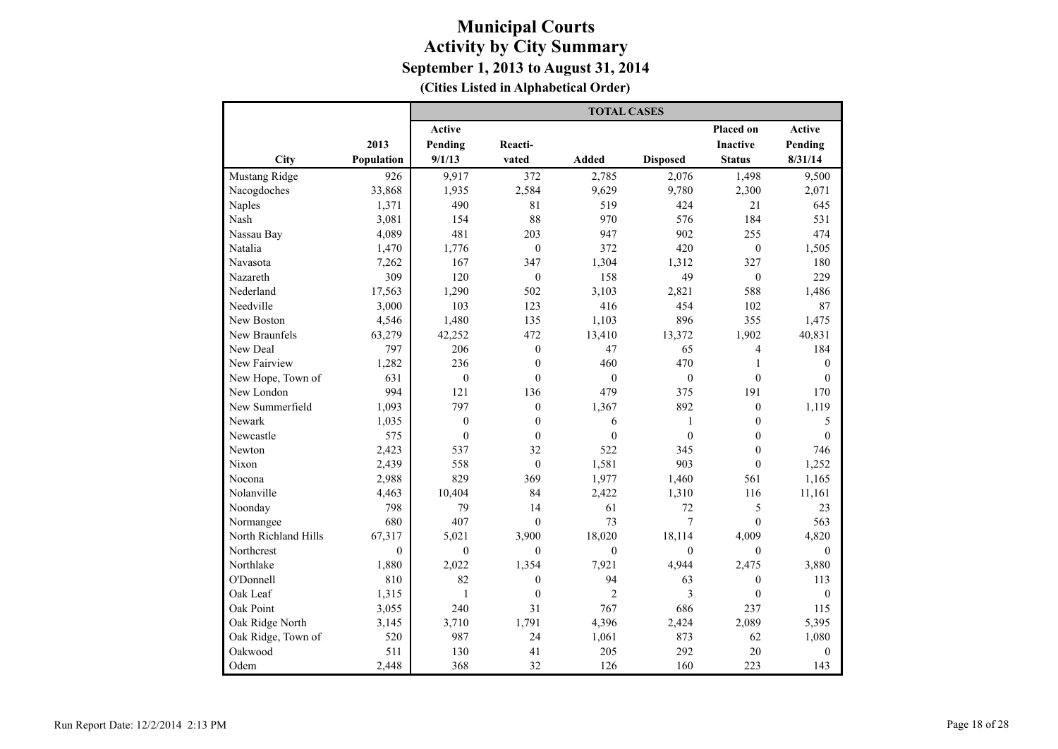# Municipal Courts
## Activity by City Summary
### September 1, 2013 to August 31, 2014
**(Cities Listed in Alphabetical Order)**

| City | 2013 Population | TOTAL CASES Active Pending 9/1/13 | Reacti-vated | Added | Disposed | Placed on Inactive Status | Active Pending 8/31/14 |
|---|---|---|---|---|---|---|---|
| Mustang Ridge | 926 | 9,917 | 372 | 2,785 | 2,076 | 1,498 | 9,500 |
| Nacogdoches | 33,868 | 1,935 | 2,584 | 9,629 | 9,780 | 2,300 | 2,071 |
| Naples | 1,371 | 490 | 81 | 519 | 424 | 21 | 645 |
| Nash | 3,081 | 154 | 88 | 970 | 576 | 184 | 531 |
| Nassau Bay | 4,089 | 481 | 203 | 947 | 902 | 255 | 474 |
| Natalia | 1,470 | 1,776 | 0 | 372 | 420 | 0 | 1,505 |
| Navasota | 7,262 | 167 | 347 | 1,304 | 1,312 | 327 | 180 |
| Nazareth | 309 | 120 | 0 | 158 | 49 | 0 | 229 |
| Nederland | 17,563 | 1,290 | 502 | 3,103 | 2,821 | 588 | 1,486 |
| Needville | 3,000 | 103 | 123 | 416 | 454 | 102 | 87 |
| New Boston | 4,546 | 1,480 | 135 | 1,103 | 896 | 355 | 1,475 |
| New Braunfels | 63,279 | 42,252 | 472 | 13,410 | 13,372 | 1,902 | 40,831 |
| New Deal | 797 | 206 | 0 | 47 | 65 | 4 | 184 |
| New Fairview | 1,282 | 236 | 0 | 460 | 470 | 1 | 0 |
| New Hope, Town of | 631 | 0 | 0 | 0 | 0 | 0 | 0 |
| New London | 994 | 121 | 136 | 479 | 375 | 191 | 170 |
| New Summerfield | 1,093 | 797 | 0 | 1,367 | 892 | 0 | 1,119 |
| Newark | 1,035 | 0 | 0 | 6 | 1 | 0 | 5 |
| Newcastle | 575 | 0 | 0 | 0 | 0 | 0 | 0 |
| Newton | 2,423 | 537 | 32 | 522 | 345 | 0 | 746 |
| Nixon | 2,439 | 558 | 0 | 1,581 | 903 | 0 | 1,252 |
| Nocona | 2,988 | 829 | 369 | 1,977 | 1,460 | 561 | 1,165 |
| Nolanville | 4,463 | 10,404 | 84 | 2,422 | 1,310 | 116 | 11,161 |
| Noonday | 798 | 79 | 14 | 61 | 72 | 5 | 23 |
| Normangee | 680 | 407 | 0 | 73 | 7 | 0 | 563 |
| North Richland Hills | 67,317 | 5,021 | 3,900 | 18,020 | 18,114 | 4,009 | 4,820 |
| Northcrest | 0 | 0 | 0 | 0 | 0 | 0 | 0 |
| Northlake | 1,880 | 2,022 | 1,354 | 7,921 | 4,944 | 2,475 | 3,880 |
| O'Donnell | 810 | 82 | 0 | 94 | 63 | 0 | 113 |
| Oak Leaf | 1,315 | 1 | 0 | 2 | 3 | 0 | 0 |
| Oak Point | 3,055 | 240 | 31 | 767 | 686 | 237 | 115 |
| Oak Ridge North | 3,145 | 3,710 | 1,791 | 4,396 | 2,424 | 2,089 | 5,395 |
| Oak Ridge, Town of | 520 | 987 | 24 | 1,061 | 873 | 62 | 1,080 |
| Oakwood | 511 | 130 | 41 | 205 | 292 | 20 | 0 |
| Odem | 2,448 | 368 | 32 | 126 | 160 | 223 | 143 |

Run Report Date: 12/2/2014 2:13 PM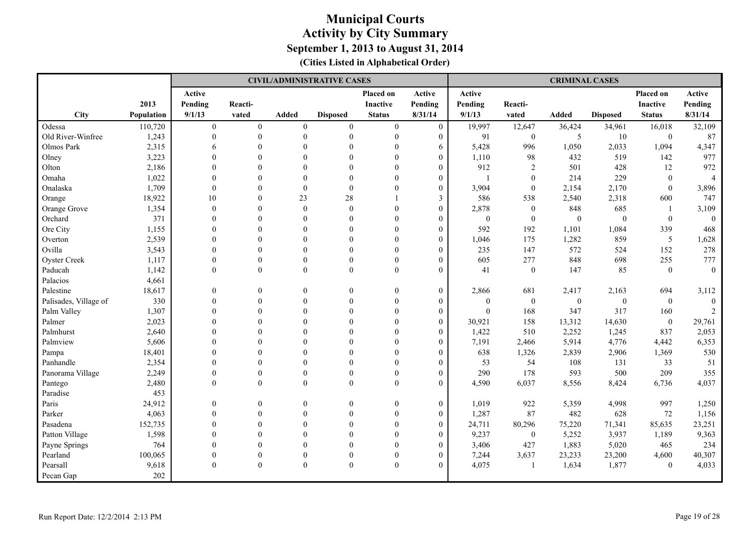# Municipal Courts
## Activity by City Summary
### September 1, 2013 to August 31, 2014
**(Cities Listed in Alphabetical Order)**

| | | CIVIL/ADMINISTRATIVE CASES | | | | | | CRIMINAL CASES | | | | | |
|---|---|---|---|---|---|---|---|---|---|---|---|---|---|
| City | 2013 Population | Active Pending 9/1/13 | Reacti-vated | Added | Disposed | Placed on Inactive Status | Active Pending 8/31/14 | Active Pending 9/1/13 | Reacti-vated | Added | Disposed | Placed on Inactive Status | Active Pending 8/31/14 |
| Odessa | 110,720 | 0 | 0 | 0 | 0 | 0 | 0 | 19,997 | 12,647 | 36,424 | 34,961 | 16,018 | 32,109 |
| Old River-Winfree | 1,243 | 0 | 0 | 0 | 0 | 0 | 0 | 91 | 0 | 5 | 10 | 0 | 87 |
| Olmos Park | 2,315 | 6 | 0 | 0 | 0 | 0 | 6 | 5,428 | 996 | 1,050 | 2,033 | 1,094 | 4,347 |
| Olney | 3,223 | 0 | 0 | 0 | 0 | 0 | 0 | 1,110 | 98 | 432 | 519 | 142 | 977 |
| Olton | 2,186 | 0 | 0 | 0 | 0 | 0 | 0 | 912 | 2 | 501 | 428 | 12 | 972 |
| Omaha | 1,022 | 0 | 0 | 0 | 0 | 0 | 0 | 1 | 0 | 214 | 229 | 0 | 4 |
| Onalaska | 1,709 | 0 | 0 | 0 | 0 | 0 | 0 | 3,904 | 0 | 2,154 | 2,170 | 0 | 3,896 |
| Orange | 18,922 | 10 | 0 | 23 | 28 | 1 | 3 | 586 | 538 | 2,540 | 2,318 | 600 | 747 |
| Orange Grove | 1,354 | 0 | 0 | 0 | 0 | 0 | 0 | 2,878 | 0 | 848 | 685 | 1 | 3,109 |
| Orchard | 371 | 0 | 0 | 0 | 0 | 0 | 0 | 0 | 0 | 0 | 0 | 0 | 0 |
| Ore City | 1,155 | 0 | 0 | 0 | 0 | 0 | 0 | 592 | 192 | 1,101 | 1,084 | 339 | 468 |
| Overton | 2,539 | 0 | 0 | 0 | 0 | 0 | 0 | 1,046 | 175 | 1,282 | 859 | 5 | 1,628 |
| Ovilla | 3,543 | 0 | 0 | 0 | 0 | 0 | 0 | 235 | 147 | 572 | 524 | 152 | 278 |
| Oyster Creek | 1,117 | 0 | 0 | 0 | 0 | 0 | 0 | 605 | 277 | 848 | 698 | 255 | 777 |
| Paducah | 1,142 | 0 | 0 | 0 | 0 | 0 | 0 | 41 | 0 | 147 | 85 | 0 | 0 |
| Palacios | 4,661 | | | | | | | | | | | | |
| Palestine | 18,617 | 0 | 0 | 0 | 0 | 0 | 0 | 2,866 | 681 | 2,417 | 2,163 | 694 | 3,112 |
| Palisades, Village of | 330 | 0 | 0 | 0 | 0 | 0 | 0 | 0 | 0 | 0 | 0 | 0 | 0 |
| Palm Valley | 1,307 | 0 | 0 | 0 | 0 | 0 | 0 | 0 | 168 | 347 | 317 | 160 | 2 |
| Palmer | 2,023 | 0 | 0 | 0 | 0 | 0 | 0 | 30,921 | 158 | 13,312 | 14,630 | 0 | 29,761 |
| Palmhurst | 2,640 | 0 | 0 | 0 | 0 | 0 | 0 | 1,422 | 510 | 2,252 | 1,245 | 837 | 2,053 |
| Palmview | 5,606 | 0 | 0 | 0 | 0 | 0 | 0 | 7,191 | 2,466 | 5,914 | 4,776 | 4,442 | 6,353 |
| Pampa | 18,401 | 0 | 0 | 0 | 0 | 0 | 0 | 638 | 1,326 | 2,839 | 2,906 | 1,369 | 530 |
| Panhandle | 2,354 | 0 | 0 | 0 | 0 | 0 | 0 | 53 | 54 | 108 | 131 | 33 | 51 |
| Panorama Village | 2,249 | 0 | 0 | 0 | 0 | 0 | 0 | 290 | 178 | 593 | 500 | 209 | 355 |
| Pantego | 2,480 | 0 | 0 | 0 | 0 | 0 | 0 | 4,590 | 6,037 | 8,556 | 8,424 | 6,736 | 4,037 |
| Paradise | 453 | | | | | | | | | | | | |
| Paris | 24,912 | 0 | 0 | 0 | 0 | 0 | 0 | 1,019 | 922 | 5,359 | 4,998 | 997 | 1,250 |
| Parker | 4,063 | 0 | 0 | 0 | 0 | 0 | 0 | 1,287 | 87 | 482 | 628 | 72 | 1,156 |
| Pasadena | 152,735 | 0 | 0 | 0 | 0 | 0 | 0 | 24,711 | 80,296 | 75,220 | 71,341 | 85,635 | 23,251 |
| Patton Village | 1,598 | 0 | 0 | 0 | 0 | 0 | 0 | 9,237 | 0 | 5,252 | 3,937 | 1,189 | 9,363 |
| Payne Springs | 764 | 0 | 0 | 0 | 0 | 0 | 0 | 3,406 | 427 | 1,883 | 5,020 | 465 | 234 |
| Pearland | 100,065 | 0 | 0 | 0 | 0 | 0 | 0 | 7,244 | 3,637 | 23,233 | 23,200 | 4,600 | 40,307 |
| Pearsall | 9,618 | 0 | 0 | 0 | 0 | 0 | 0 | 4,075 | 1 | 1,634 | 1,877 | 0 | 4,033 |
| Pecan Gap | 202 | | | | | | | | | | | | |

Run Report Date: 12/2/2014 2:13 PM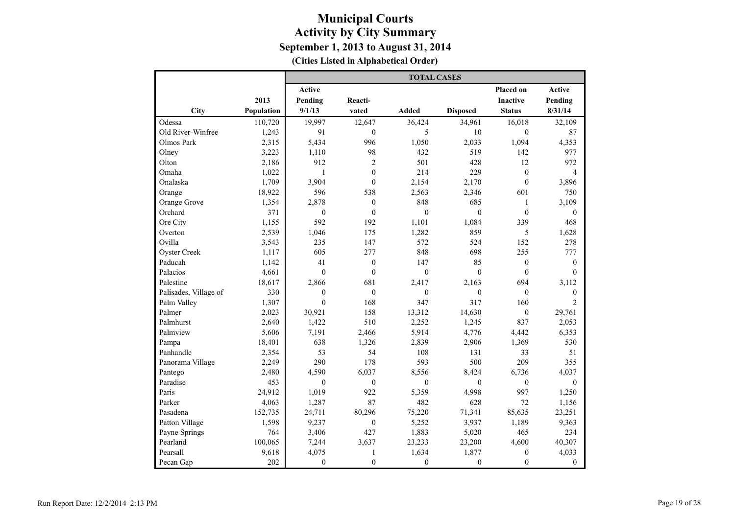# Municipal Courts
## Activity by City Summary
### September 1, 2013 to August 31, 2014
**(Cities Listed in Alphabetical Order)**

| | | TOTAL CASES | | | | | |
|---|---|---|---|---|---|---|---|
| City | 2013 Population | Active Pending 9/1/13 | Reacti-vated | Added | Disposed | Placed on Inactive Status | Active Pending 8/31/14 |
| Odessa | 110,720 | 19,997 | 12,647 | 36,424 | 34,961 | 16,018 | 32,109 |
| Old River-Winfree | 1,243 | 91 | 0 | 5 | 10 | 0 | 87 |
| Olmos Park | 2,315 | 5,434 | 996 | 1,050 | 2,033 | 1,094 | 4,353 |
| Olney | 3,223 | 1,110 | 98 | 432 | 519 | 142 | 977 |
| Olton | 2,186 | 912 | 2 | 501 | 428 | 12 | 972 |
| Omaha | 1,022 | 1 | 0 | 214 | 229 | 0 | 4 |
| Onalaska | 1,709 | 3,904 | 0 | 2,154 | 2,170 | 0 | 3,896 |
| Orange | 18,922 | 596 | 538 | 2,563 | 2,346 | 601 | 750 |
| Orange Grove | 1,354 | 2,878 | 0 | 848 | 685 | 1 | 3,109 |
| Orchard | 371 | 0 | 0 | 0 | 0 | 0 | 0 |
| Ore City | 1,155 | 592 | 192 | 1,101 | 1,084 | 339 | 468 |
| Overton | 2,539 | 1,046 | 175 | 1,282 | 859 | 5 | 1,628 |
| Ovilla | 3,543 | 235 | 147 | 572 | 524 | 152 | 278 |
| Oyster Creek | 1,117 | 605 | 277 | 848 | 698 | 255 | 777 |
| Paducah | 1,142 | 41 | 0 | 147 | 85 | 0 | 0 |
| Palacios | 4,661 | 0 | 0 | 0 | 0 | 0 | 0 |
| Palestine | 18,617 | 2,866 | 681 | 2,417 | 2,163 | 694 | 3,112 |
| Palisades, Village of | 330 | 0 | 0 | 0 | 0 | 0 | 0 |
| Palm Valley | 1,307 | 0 | 168 | 347 | 317 | 160 | 2 |
| Palmer | 2,023 | 30,921 | 158 | 13,312 | 14,630 | 0 | 29,761 |
| Palmhurst | 2,640 | 1,422 | 510 | 2,252 | 1,245 | 837 | 2,053 |
| Palmview | 5,606 | 7,191 | 2,466 | 5,914 | 4,776 | 4,442 | 6,353 |
| Pampa | 18,401 | 638 | 1,326 | 2,839 | 2,906 | 1,369 | 530 |
| Panhandle | 2,354 | 53 | 54 | 108 | 131 | 33 | 51 |
| Panorama Village | 2,249 | 290 | 178 | 593 | 500 | 209 | 355 |
| Pantego | 2,480 | 4,590 | 6,037 | 8,556 | 8,424 | 6,736 | 4,037 |
| Paradise | 453 | 0 | 0 | 0 | 0 | 0 | 0 |
| Paris | 24,912 | 1,019 | 922 | 5,359 | 4,998 | 997 | 1,250 |
| Parker | 4,063 | 1,287 | 87 | 482 | 628 | 72 | 1,156 |
| Pasadena | 152,735 | 24,711 | 80,296 | 75,220 | 71,341 | 85,635 | 23,251 |
| Patton Village | 1,598 | 9,237 | 0 | 5,252 | 3,937 | 1,189 | 9,363 |
| Payne Springs | 764 | 3,406 | 427 | 1,883 | 5,020 | 465 | 234 |
| Pearland | 100,065 | 7,244 | 3,637 | 23,233 | 23,200 | 4,600 | 40,307 |
| Pearsall | 9,618 | 4,075 | 1 | 1,634 | 1,877 | 0 | 4,033 |
| Pecan Gap | 202 | 0 | 0 | 0 | 0 | 0 | 0 |

Run Report Date: 12/2/2014 2:13 PM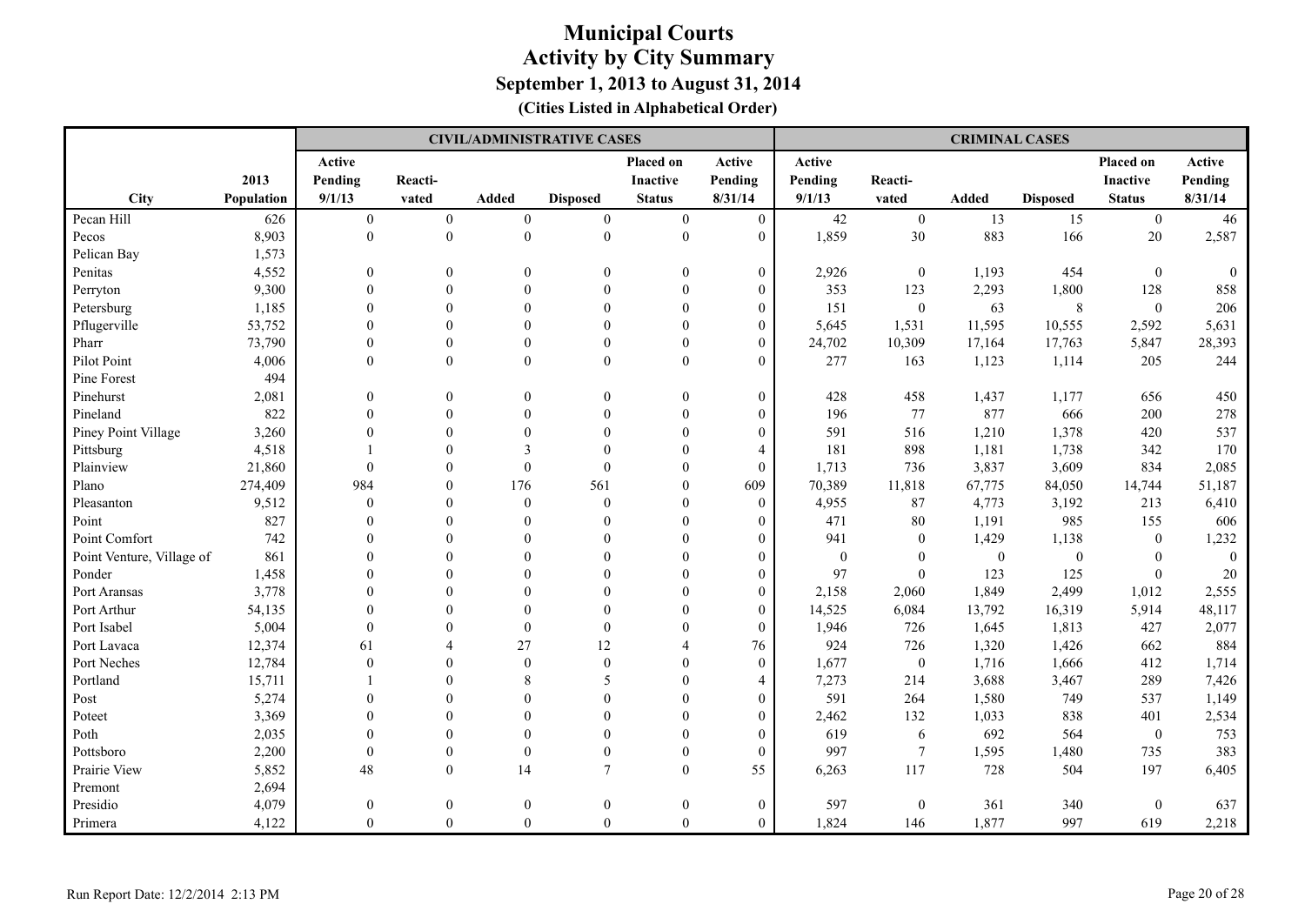# Municipal Courts
## Activity by City Summary
### September 1, 2013 to August 31, 2014
**(Cities Listed in Alphabetical Order)**

| | | CIVIL/ADMINISTRATIVE CASES | | | | | | CRIMINAL CASES | | | | | |
|---|---|---|---|---|---|---|---|---|---|---|---|---|---|
| City | 2013 Population | Active Pending 9/1/13 | Reacti- vated | Added | Disposed | Placed on Inactive Status | Active Pending 8/31/14 | Active Pending 9/1/13 | Reacti- vated | Added | Disposed | Placed on Inactive Status | Active Pending 8/31/14 |
| Pecan Hill | 626 | 0 | 0 | 0 | 0 | 0 | 0 | 42 | 0 | 13 | 15 | 0 | 46 |
| Pecos | 8,903 | 0 | 0 | 0 | 0 | 0 | 0 | 1,859 | 30 | 883 | 166 | 20 | 2,587 |
| Pelican Bay | 1,573 | | | | | | | | | | | | |
| Penitas | 4,552 | 0 | 0 | 0 | 0 | 0 | 0 | 2,926 | 0 | 1,193 | 454 | 0 | 0 |
| Perryton | 9,300 | 0 | 0 | 0 | 0 | 0 | 0 | 353 | 123 | 2,293 | 1,800 | 128 | 858 |
| Petersburg | 1,185 | 0 | 0 | 0 | 0 | 0 | 0 | 151 | 0 | 63 | 8 | 0 | 206 |
| Pflugerville | 53,752 | 0 | 0 | 0 | 0 | 0 | 0 | 5,645 | 1,531 | 11,595 | 10,555 | 2,592 | 5,631 |
| Pharr | 73,790 | 0 | 0 | 0 | 0 | 0 | 0 | 24,702 | 10,309 | 17,164 | 17,763 | 5,847 | 28,393 |
| Pilot Point | 4,006 | 0 | 0 | 0 | 0 | 0 | 0 | 277 | 163 | 1,123 | 1,114 | 205 | 244 |
| Pine Forest | 494 | | | | | | | | | | | | |
| Pinehurst | 2,081 | 0 | 0 | 0 | 0 | 0 | 0 | 428 | 458 | 1,437 | 1,177 | 656 | 450 |
| Pineland | 822 | 0 | 0 | 0 | 0 | 0 | 0 | 196 | 77 | 877 | 666 | 200 | 278 |
| Piney Point Village | 3,260 | 0 | 0 | 0 | 0 | 0 | 0 | 591 | 516 | 1,210 | 1,378 | 420 | 537 |
| Pittsburg | 4,518 | 1 | 0 | 3 | 0 | 0 | 4 | 181 | 898 | 1,181 | 1,738 | 342 | 170 |
| Plainview | 21,860 | 0 | 0 | 0 | 0 | 0 | 0 | 1,713 | 736 | 3,837 | 3,609 | 834 | 2,085 |
| Plano | 274,409 | 984 | 0 | 176 | 561 | 0 | 609 | 70,389 | 11,818 | 67,775 | 84,050 | 14,744 | 51,187 |
| Pleasanton | 9,512 | 0 | 0 | 0 | 0 | 0 | 0 | 4,955 | 87 | 4,773 | 3,192 | 213 | 6,410 |
| Point | 827 | 0 | 0 | 0 | 0 | 0 | 0 | 471 | 80 | 1,191 | 985 | 155 | 606 |
| Point Comfort | 742 | 0 | 0 | 0 | 0 | 0 | 0 | 941 | 0 | 1,429 | 1,138 | 0 | 1,232 |
| Point Venture, Village of | 861 | 0 | 0 | 0 | 0 | 0 | 0 | 0 | 0 | 0 | 0 | 0 | 0 |
| Ponder | 1,458 | 0 | 0 | 0 | 0 | 0 | 0 | 97 | 0 | 123 | 125 | 0 | 20 |
| Port Aransas | 3,778 | 0 | 0 | 0 | 0 | 0 | 0 | 2,158 | 2,060 | 1,849 | 2,499 | 1,012 | 2,555 |
| Port Arthur | 54,135 | 0 | 0 | 0 | 0 | 0 | 0 | 14,525 | 6,084 | 13,792 | 16,319 | 5,914 | 48,117 |
| Port Isabel | 5,004 | 0 | 0 | 0 | 0 | 0 | 0 | 1,946 | 726 | 1,645 | 1,813 | 427 | 2,077 |
| Port Lavaca | 12,374 | 61 | 4 | 27 | 12 | 4 | 76 | 924 | 726 | 1,320 | 1,426 | 662 | 884 |
| Port Neches | 12,784 | 0 | 0 | 0 | 0 | 0 | 0 | 1,677 | 0 | 1,716 | 1,666 | 412 | 1,714 |
| Portland | 15,711 | 1 | 0 | 8 | 5 | 0 | 4 | 7,273 | 214 | 3,688 | 3,467 | 289 | 7,426 |
| Post | 5,274 | 0 | 0 | 0 | 0 | 0 | 0 | 591 | 264 | 1,580 | 749 | 537 | 1,149 |
| Poteet | 3,369 | 0 | 0 | 0 | 0 | 0 | 0 | 2,462 | 132 | 1,033 | 838 | 401 | 2,534 |
| Poth | 2,035 | 0 | 0 | 0 | 0 | 0 | 0 | 619 | 6 | 692 | 564 | 0 | 753 |
| Pottsboro | 2,200 | 0 | 0 | 0 | 0 | 0 | 0 | 997 | 7 | 1,595 | 1,480 | 735 | 383 |
| Prairie View | 5,852 | 48 | 0 | 14 | 7 | 0 | 55 | 6,263 | 117 | 728 | 504 | 197 | 6,405 |
| Premont | 2,694 | | | | | | | | | | | | |
| Presidio | 4,079 | 0 | 0 | 0 | 0 | 0 | 0 | 597 | 0 | 361 | 340 | 0 | 637 |
| Primera | 4,122 | 0 | 0 | 0 | 0 | 0 | 0 | 1,824 | 146 | 1,877 | 997 | 619 | 2,218 |

Run Report Date: 12/2/2014 2:13 PM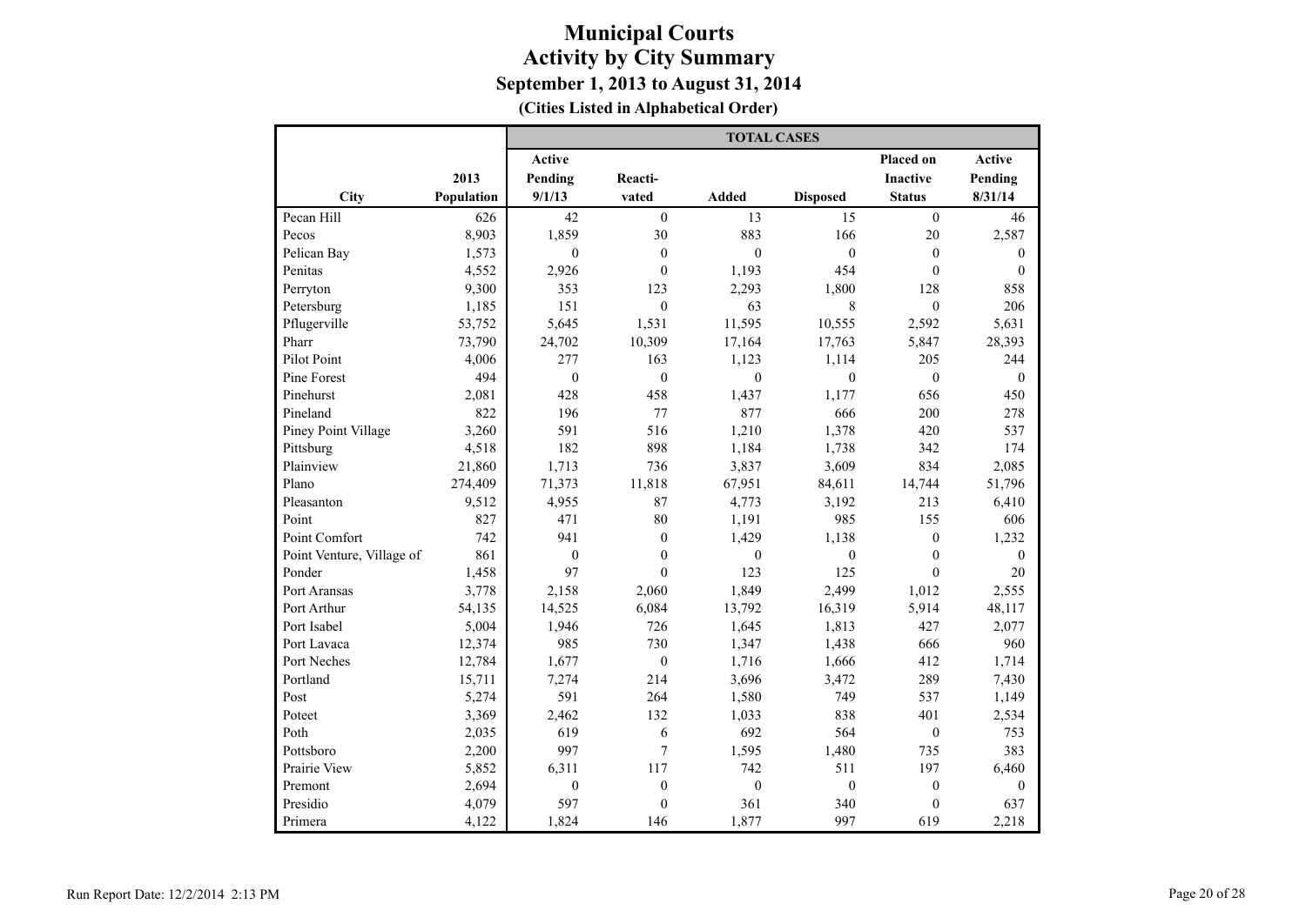# Municipal Courts
# Activity by City Summary
## September 1, 2013 to August 31, 2014
### (Cities Listed in Alphabetical Order)

| City | 2013 Population | TOTAL CASES | | | | | |
|---|---|---|---|---|---|---|---|
| | | Active Pending 9/1/13 | Reacti-vated | Added | Disposed | Placed on Inactive Status | Active Pending 8/31/14 |
| Pecan Hill | 626 | 42 | 0 | 13 | 15 | 0 | 46 |
| Pecos | 8,903 | 1,859 | 30 | 883 | 166 | 20 | 2,587 |
| Pelican Bay | 1,573 | 0 | 0 | 0 | 0 | 0 | 0 |
| Penitas | 4,552 | 2,926 | 0 | 1,193 | 454 | 0 | 0 |
| Perryton | 9,300 | 353 | 123 | 2,293 | 1,800 | 128 | 858 |
| Petersburg | 1,185 | 151 | 0 | 63 | 8 | 0 | 206 |
| Pflugerville | 53,752 | 5,645 | 1,531 | 11,595 | 10,555 | 2,592 | 5,631 |
| Pharr | 73,790 | 24,702 | 10,309 | 17,164 | 17,763 | 5,847 | 28,393 |
| Pilot Point | 4,006 | 277 | 163 | 1,123 | 1,114 | 205 | 244 |
| Pine Forest | 494 | 0 | 0 | 0 | 0 | 0 | 0 |
| Pinehurst | 2,081 | 428 | 458 | 1,437 | 1,177 | 656 | 450 |
| Pineland | 822 | 196 | 77 | 877 | 666 | 200 | 278 |
| Piney Point Village | 3,260 | 591 | 516 | 1,210 | 1,378 | 420 | 537 |
| Pittsburg | 4,518 | 182 | 898 | 1,184 | 1,738 | 342 | 174 |
| Plainview | 21,860 | 1,713 | 736 | 3,837 | 3,609 | 834 | 2,085 |
| Plano | 274,409 | 71,373 | 11,818 | 67,951 | 84,611 | 14,744 | 51,796 |
| Pleasanton | 9,512 | 4,955 | 87 | 4,773 | 3,192 | 213 | 6,410 |
| Point | 827 | 471 | 80 | 1,191 | 985 | 155 | 606 |
| Point Comfort | 742 | 941 | 0 | 1,429 | 1,138 | 0 | 1,232 |
| Point Venture, Village of | 861 | 0 | 0 | 0 | 0 | 0 | 0 |
| Ponder | 1,458 | 97 | 0 | 123 | 125 | 0 | 20 |
| Port Aransas | 3,778 | 2,158 | 2,060 | 1,849 | 2,499 | 1,012 | 2,555 |
| Port Arthur | 54,135 | 14,525 | 6,084 | 13,792 | 16,319 | 5,914 | 48,117 |
| Port Isabel | 5,004 | 1,946 | 726 | 1,645 | 1,813 | 427 | 2,077 |
| Port Lavaca | 12,374 | 985 | 730 | 1,347 | 1,438 | 666 | 960 |
| Port Neches | 12,784 | 1,677 | 0 | 1,716 | 1,666 | 412 | 1,714 |
| Portland | 15,711 | 7,274 | 214 | 3,696 | 3,472 | 289 | 7,430 |
| Post | 5,274 | 591 | 264 | 1,580 | 749 | 537 | 1,149 |
| Poteet | 3,369 | 2,462 | 132 | 1,033 | 838 | 401 | 2,534 |
| Poth | 2,035 | 619 | 6 | 692 | 564 | 0 | 753 |
| Pottsboro | 2,200 | 997 | 7 | 1,595 | 1,480 | 735 | 383 |
| Prairie View | 5,852 | 6,311 | 117 | 742 | 511 | 197 | 6,460 |
| Premont | 2,694 | 0 | 0 | 0 | 0 | 0 | 0 |
| Presidio | 4,079 | 597 | 0 | 361 | 340 | 0 | 637 |
| Primera | 4,122 | 1,824 | 146 | 1,877 | 997 | 619 | 2,218 |

Run Report Date: 12/2/2014 2:13 PM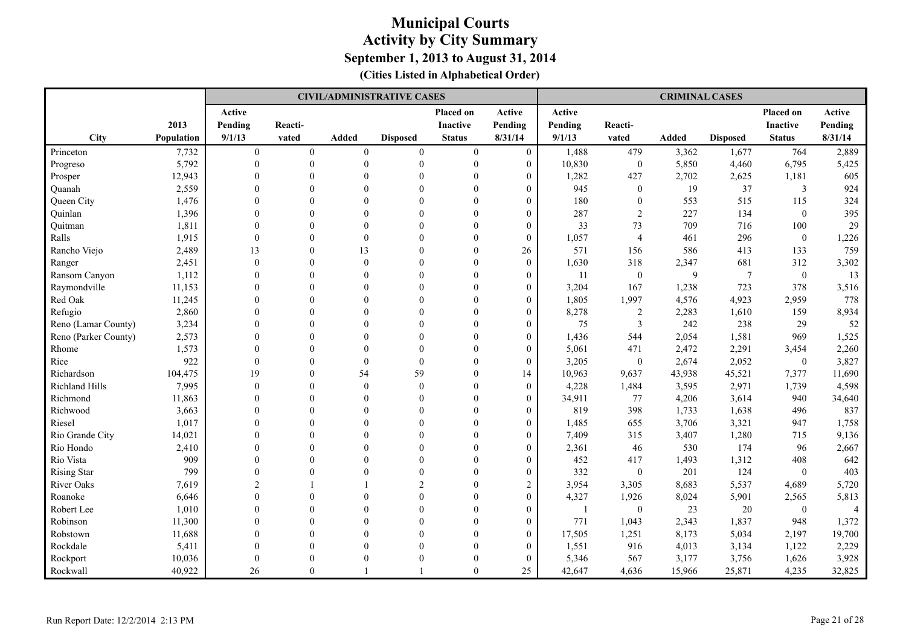# Municipal Courts
# Activity by City Summary
## September 1, 2013 to August 31, 2014
### (Cities Listed in Alphabetical Order)

| | | CIVIL/ADMINISTRATIVE CASES | | | | | | CRIMINAL CASES | | | | | |
|---|---|---|---|---|---|---|---|---|---|---|---|---|---|
| City | 2013 Population | Active Pending 9/1/13 | Reacti-vated | Added | Disposed | Placed on Inactive Status | Active Pending 8/31/14 | Active Pending 9/1/13 | Reacti-vated | Added | Disposed | Placed on Inactive Status | Active Pending 8/31/14 |
| Princeton | 7,732 | 0 | 0 | 0 | 0 | 0 | 0 | 1,488 | 479 | 3,362 | 1,677 | 764 | 2,889 |
| Progreso | 5,792 | 0 | 0 | 0 | 0 | 0 | 0 | 10,830 | 0 | 5,850 | 4,460 | 6,795 | 5,425 |
| Prosper | 12,943 | 0 | 0 | 0 | 0 | 0 | 0 | 1,282 | 427 | 2,702 | 2,625 | 1,181 | 605 |
| Quanah | 2,559 | 0 | 0 | 0 | 0 | 0 | 0 | 945 | 0 | 19 | 37 | 3 | 924 |
| Queen City | 1,476 | 0 | 0 | 0 | 0 | 0 | 0 | 180 | 0 | 553 | 515 | 115 | 324 |
| Quinlan | 1,396 | 0 | 0 | 0 | 0 | 0 | 0 | 287 | 2 | 227 | 134 | 0 | 395 |
| Quitman | 1,811 | 0 | 0 | 0 | 0 | 0 | 0 | 33 | 73 | 709 | 716 | 100 | 29 |
| Ralls | 1,915 | 0 | 0 | 0 | 0 | 0 | 0 | 1,057 | 4 | 461 | 296 | 0 | 1,226 |
| Rancho Viejo | 2,489 | 13 | 0 | 13 | 0 | 0 | 26 | 571 | 156 | 586 | 413 | 133 | 759 |
| Ranger | 2,451 | 0 | 0 | 0 | 0 | 0 | 0 | 1,630 | 318 | 2,347 | 681 | 312 | 3,302 |
| Ransom Canyon | 1,112 | 0 | 0 | 0 | 0 | 0 | 0 | 11 | 0 | 9 | 7 | 0 | 13 |
| Raymondville | 11,153 | 0 | 0 | 0 | 0 | 0 | 0 | 3,204 | 167 | 1,238 | 723 | 378 | 3,516 |
| Red Oak | 11,245 | 0 | 0 | 0 | 0 | 0 | 0 | 1,805 | 1,997 | 4,576 | 4,923 | 2,959 | 778 |
| Refugio | 2,860 | 0 | 0 | 0 | 0 | 0 | 0 | 8,278 | 2 | 2,283 | 1,610 | 159 | 8,934 |
| Reno (Lamar County) | 3,234 | 0 | 0 | 0 | 0 | 0 | 0 | 75 | 3 | 242 | 238 | 29 | 52 |
| Reno (Parker County) | 2,573 | 0 | 0 | 0 | 0 | 0 | 0 | 1,436 | 544 | 2,054 | 1,581 | 969 | 1,525 |
| Rhome | 1,573 | 0 | 0 | 0 | 0 | 0 | 0 | 5,061 | 471 | 2,472 | 2,291 | 3,454 | 2,260 |
| Rice | 922 | 0 | 0 | 0 | 0 | 0 | 0 | 3,205 | 0 | 2,674 | 2,052 | 0 | 3,827 |
| Richardson | 104,475 | 19 | 0 | 54 | 59 | 0 | 14 | 10,963 | 9,637 | 43,938 | 45,521 | 7,377 | 11,690 |
| Richland Hills | 7,995 | 0 | 0 | 0 | 0 | 0 | 0 | 4,228 | 1,484 | 3,595 | 2,971 | 1,739 | 4,598 |
| Richmond | 11,863 | 0 | 0 | 0 | 0 | 0 | 0 | 34,911 | 77 | 4,206 | 3,614 | 940 | 34,640 |
| Richwood | 3,663 | 0 | 0 | 0 | 0 | 0 | 0 | 819 | 398 | 1,733 | 1,638 | 496 | 837 |
| Riesel | 1,017 | 0 | 0 | 0 | 0 | 0 | 0 | 1,485 | 655 | 3,706 | 3,321 | 947 | 1,758 |
| Rio Grande City | 14,021 | 0 | 0 | 0 | 0 | 0 | 0 | 7,409 | 315 | 3,407 | 1,280 | 715 | 9,136 |
| Rio Hondo | 2,410 | 0 | 0 | 0 | 0 | 0 | 0 | 2,361 | 46 | 530 | 174 | 96 | 2,667 |
| Rio Vista | 909 | 0 | 0 | 0 | 0 | 0 | 0 | 452 | 417 | 1,493 | 1,312 | 408 | 642 |
| Rising Star | 799 | 0 | 0 | 0 | 0 | 0 | 0 | 332 | 0 | 201 | 124 | 0 | 403 |
| River Oaks | 7,619 | 2 | 1 | 1 | 2 | 0 | 2 | 3,954 | 3,305 | 8,683 | 5,537 | 4,689 | 5,720 |
| Roanoke | 6,646 | 0 | 0 | 0 | 0 | 0 | 0 | 4,327 | 1,926 | 8,024 | 5,901 | 2,565 | 5,813 |
| Robert Lee | 1,010 | 0 | 0 | 0 | 0 | 0 | 0 | 1 | 0 | 23 | 20 | 0 | 4 |
| Robinson | 11,300 | 0 | 0 | 0 | 0 | 0 | 0 | 771 | 1,043 | 2,343 | 1,837 | 948 | 1,372 |
| Robstown | 11,688 | 0 | 0 | 0 | 0 | 0 | 0 | 17,505 | 1,251 | 8,173 | 5,034 | 2,197 | 19,700 |
| Rockdale | 5,411 | 0 | 0 | 0 | 0 | 0 | 0 | 1,551 | 916 | 4,013 | 3,134 | 1,122 | 2,229 |
| Rockport | 10,036 | 0 | 0 | 0 | 0 | 0 | 0 | 5,346 | 567 | 3,177 | 3,756 | 1,626 | 3,928 |
| Rockwall | 40,922 | 26 | 0 | 1 | 1 | 0 | 25 | 42,647 | 4,636 | 15,966 | 25,871 | 4,235 | 32,825 |

Run Report Date: 12/2/2014 2:13 PM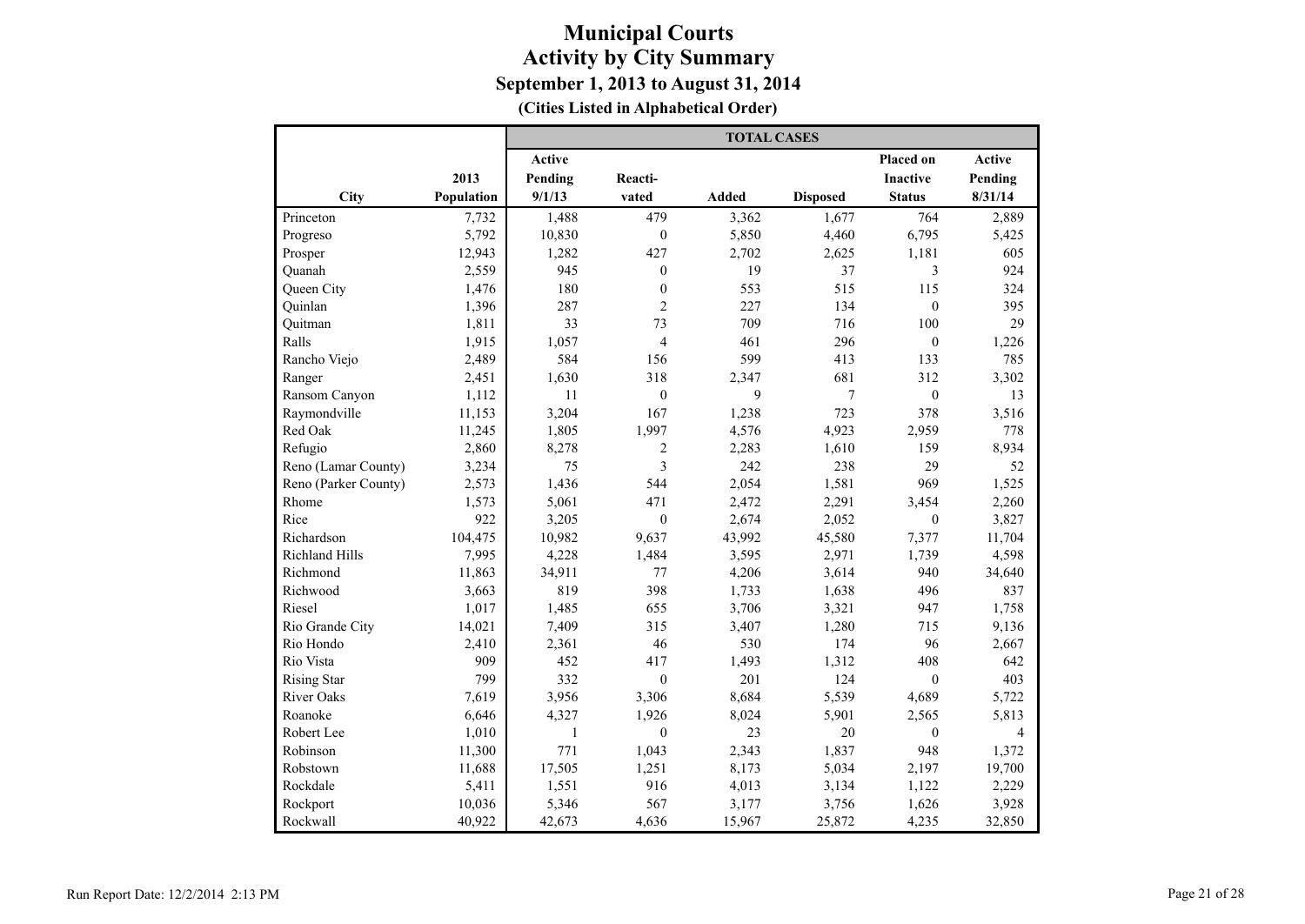# Municipal Courts
# Activity by City Summary
### September 1, 2013 to August 31, 2014
**(Cities Listed in Alphabetical Order)**

| | | TOTAL CASES | | | | | |
|---|---|---|---|---|---|---|---|
| City | 2013 Population | Active Pending 9/1/13 | Reacti-vated | Added | Disposed | Placed on Inactive Status | Active Pending 8/31/14 |
| Princeton | 7,732 | 1,488 | 479 | 3,362 | 1,677 | 764 | 2,889 |
| Progreso | 5,792 | 10,830 | 0 | 5,850 | 4,460 | 6,795 | 5,425 |
| Prosper | 12,943 | 1,282 | 427 | 2,702 | 2,625 | 1,181 | 605 |
| Quanah | 2,559 | 945 | 0 | 19 | 37 | 3 | 924 |
| Queen City | 1,476 | 180 | 0 | 553 | 515 | 115 | 324 |
| Quinlan | 1,396 | 287 | 2 | 227 | 134 | 0 | 395 |
| Quitman | 1,811 | 33 | 73 | 709 | 716 | 100 | 29 |
| Ralls | 1,915 | 1,057 | 4 | 461 | 296 | 0 | 1,226 |
| Rancho Viejo | 2,489 | 584 | 156 | 599 | 413 | 133 | 785 |
| Ranger | 2,451 | 1,630 | 318 | 2,347 | 681 | 312 | 3,302 |
| Ransom Canyon | 1,112 | 11 | 0 | 9 | 7 | 0 | 13 |
| Raymondville | 11,153 | 3,204 | 167 | 1,238 | 723 | 378 | 3,516 |
| Red Oak | 11,245 | 1,805 | 1,997 | 4,576 | 4,923 | 2,959 | 778 |
| Refugio | 2,860 | 8,278 | 2 | 2,283 | 1,610 | 159 | 8,934 |
| Reno (Lamar County) | 3,234 | 75 | 3 | 242 | 238 | 29 | 52 |
| Reno (Parker County) | 2,573 | 1,436 | 544 | 2,054 | 1,581 | 969 | 1,525 |
| Rhome | 1,573 | 5,061 | 471 | 2,472 | 2,291 | 3,454 | 2,260 |
| Rice | 922 | 3,205 | 0 | 2,674 | 2,052 | 0 | 3,827 |
| Richardson | 104,475 | 10,982 | 9,637 | 43,992 | 45,580 | 7,377 | 11,704 |
| Richland Hills | 7,995 | 4,228 | 1,484 | 3,595 | 2,971 | 1,739 | 4,598 |
| Richmond | 11,863 | 34,911 | 77 | 4,206 | 3,614 | 940 | 34,640 |
| Richwood | 3,663 | 819 | 398 | 1,733 | 1,638 | 496 | 837 |
| Riesel | 1,017 | 1,485 | 655 | 3,706 | 3,321 | 947 | 1,758 |
| Rio Grande City | 14,021 | 7,409 | 315 | 3,407 | 1,280 | 715 | 9,136 |
| Rio Hondo | 2,410 | 2,361 | 46 | 530 | 174 | 96 | 2,667 |
| Rio Vista | 909 | 452 | 417 | 1,493 | 1,312 | 408 | 642 |
| Rising Star | 799 | 332 | 0 | 201 | 124 | 0 | 403 |
| River Oaks | 7,619 | 3,956 | 3,306 | 8,684 | 5,539 | 4,689 | 5,722 |
| Roanoke | 6,646 | 4,327 | 1,926 | 8,024 | 5,901 | 2,565 | 5,813 |
| Robert Lee | 1,010 | 1 | 0 | 23 | 20 | 0 | 4 |
| Robinson | 11,300 | 771 | 1,043 | 2,343 | 1,837 | 948 | 1,372 |
| Robstown | 11,688 | 17,505 | 1,251 | 8,173 | 5,034 | 2,197 | 19,700 |
| Rockdale | 5,411 | 1,551 | 916 | 4,013 | 3,134 | 1,122 | 2,229 |
| Rockport | 10,036 | 5,346 | 567 | 3,177 | 3,756 | 1,626 | 3,928 |
| Rockwall | 40,922 | 42,673 | 4,636 | 15,967 | 25,872 | 4,235 | 32,850 |

Run Report Date: 12/2/2014 2:13 PM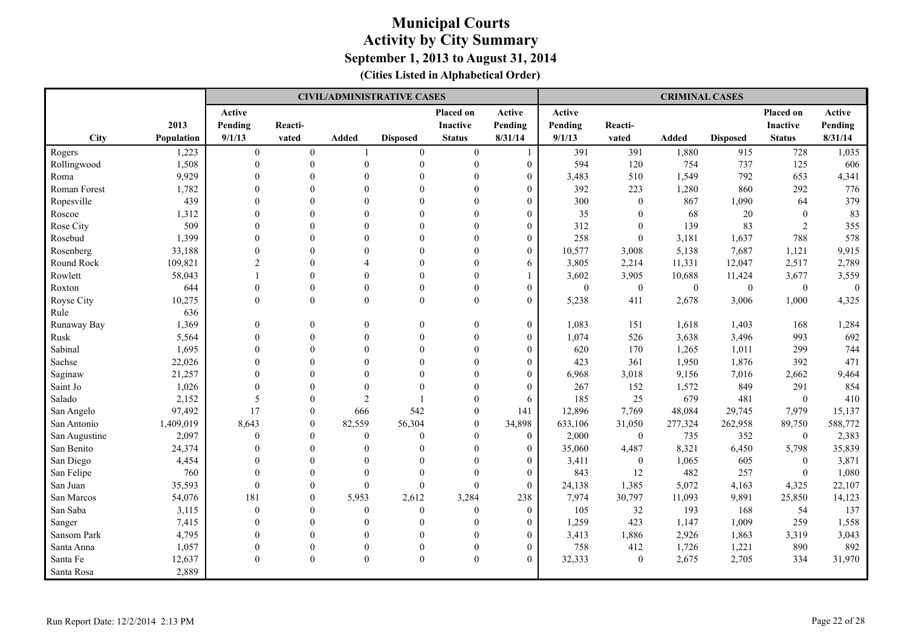# Municipal Courts
# Activity by City Summary
## September 1, 2013 to August 31, 2014
### (Cities Listed in Alphabetical Order)

| | | CIVIL/ADMINISTRATIVE CASES | | | | | | CRIMINAL CASES | | | | | |
|---|---|---|---|---|---|---|---|---|---|---|---|---|---|
| City | 2013 Population | Active Pending 9/1/13 | Reacti-vated | Added | Disposed | Placed on Inactive Status | Active Pending 8/31/14 | Active Pending 9/1/13 | Reacti-vated | Added | Disposed | Placed on Inactive Status | Active Pending 8/31/14 |
| Rogers | 1,223 | 0 | 0 | 1 | 0 | 0 | 1 | 391 | 391 | 1,880 | 915 | 728 | 1,035 |
| Rollingwood | 1,508 | 0 | 0 | 0 | 0 | 0 | 0 | 594 | 120 | 754 | 737 | 125 | 606 |
| Roma | 9,929 | 0 | 0 | 0 | 0 | 0 | 0 | 3,483 | 510 | 1,549 | 792 | 653 | 4,341 |
| Roman Forest | 1,782 | 0 | 0 | 0 | 0 | 0 | 0 | 392 | 223 | 1,280 | 860 | 292 | 776 |
| Ropesville | 439 | 0 | 0 | 0 | 0 | 0 | 0 | 300 | 0 | 867 | 1,090 | 64 | 379 |
| Roscoe | 1,312 | 0 | 0 | 0 | 0 | 0 | 0 | 35 | 0 | 68 | 20 | 0 | 83 |
| Rose City | 509 | 0 | 0 | 0 | 0 | 0 | 0 | 312 | 0 | 139 | 83 | 2 | 355 |
| Rosebud | 1,399 | 0 | 0 | 0 | 0 | 0 | 0 | 258 | 0 | 3,181 | 1,637 | 788 | 578 |
| Rosenberg | 33,188 | 0 | 0 | 0 | 0 | 0 | 0 | 10,577 | 3,008 | 5,138 | 7,687 | 1,121 | 9,915 |
| Round Rock | 109,821 | 2 | 0 | 4 | 0 | 0 | 6 | 3,805 | 2,214 | 11,331 | 12,047 | 2,517 | 2,789 |
| Rowlett | 58,043 | 1 | 0 | 0 | 0 | 0 | 1 | 3,602 | 3,905 | 10,688 | 11,424 | 3,677 | 3,559 |
| Roxton | 644 | 0 | 0 | 0 | 0 | 0 | 0 | 0 | 0 | 0 | 0 | 0 | 0 |
| Royse City | 10,275 | 0 | 0 | 0 | 0 | 0 | 0 | 5,238 | 411 | 2,678 | 3,006 | 1,000 | 4,325 |
| Rule | 636 | | | | | | | | | | | | |
| Runaway Bay | 1,369 | 0 | 0 | 0 | 0 | 0 | 0 | 1,083 | 151 | 1,618 | 1,403 | 168 | 1,284 |
| Rusk | 5,564 | 0 | 0 | 0 | 0 | 0 | 0 | 1,074 | 526 | 3,638 | 3,496 | 993 | 692 |
| Sabinal | 1,695 | 0 | 0 | 0 | 0 | 0 | 0 | 620 | 170 | 1,265 | 1,011 | 299 | 744 |
| Sachse | 22,026 | 0 | 0 | 0 | 0 | 0 | 0 | 423 | 361 | 1,950 | 1,876 | 392 | 471 |
| Saginaw | 21,257 | 0 | 0 | 0 | 0 | 0 | 0 | 6,968 | 3,018 | 9,156 | 7,016 | 2,662 | 9,464 |
| Saint Jo | 1,026 | 0 | 0 | 0 | 0 | 0 | 0 | 267 | 152 | 1,572 | 849 | 291 | 854 |
| Salado | 2,152 | 5 | 0 | 2 | 1 | 0 | 6 | 185 | 25 | 679 | 481 | 0 | 410 |
| San Angelo | 97,492 | 17 | 0 | 666 | 542 | 0 | 141 | 12,896 | 7,769 | 48,084 | 29,745 | 7,979 | 15,137 |
| San Antonio | 1,409,019 | 8,643 | 0 | 82,559 | 56,304 | 0 | 34,898 | 633,106 | 31,050 | 277,324 | 262,958 | 89,750 | 588,772 |
| San Augustine | 2,097 | 0 | 0 | 0 | 0 | 0 | 0 | 2,000 | 0 | 735 | 352 | 0 | 2,383 |
| San Benito | 24,374 | 0 | 0 | 0 | 0 | 0 | 0 | 35,060 | 4,487 | 8,321 | 6,450 | 5,798 | 35,839 |
| San Diego | 4,454 | 0 | 0 | 0 | 0 | 0 | 0 | 3,411 | 0 | 1,065 | 605 | 0 | 3,871 |
| San Felipe | 760 | 0 | 0 | 0 | 0 | 0 | 0 | 843 | 12 | 482 | 257 | 0 | 1,080 |
| San Juan | 35,593 | 0 | 0 | 0 | 0 | 0 | 0 | 24,138 | 1,385 | 5,072 | 4,163 | 4,325 | 22,107 |
| San Marcos | 54,076 | 181 | 0 | 5,953 | 2,612 | 3,284 | 238 | 7,974 | 30,797 | 11,093 | 9,891 | 25,850 | 14,123 |
| San Saba | 3,115 | 0 | 0 | 0 | 0 | 0 | 0 | 105 | 32 | 193 | 168 | 54 | 137 |
| Sanger | 7,415 | 0 | 0 | 0 | 0 | 0 | 0 | 1,259 | 423 | 1,147 | 1,009 | 259 | 1,558 |
| Sansom Park | 4,795 | 0 | 0 | 0 | 0 | 0 | 0 | 3,413 | 1,886 | 2,926 | 1,863 | 3,319 | 3,043 |
| Santa Anna | 1,057 | 0 | 0 | 0 | 0 | 0 | 0 | 758 | 412 | 1,726 | 1,221 | 890 | 892 |
| Santa Fe | 12,637 | 0 | 0 | 0 | 0 | 0 | 0 | 32,333 | 0 | 2,675 | 2,705 | 334 | 31,970 |
| Santa Rosa | 2,889 | | | | | | | | | | | | |

Run Report Date: 12/2/2014 2:13 PM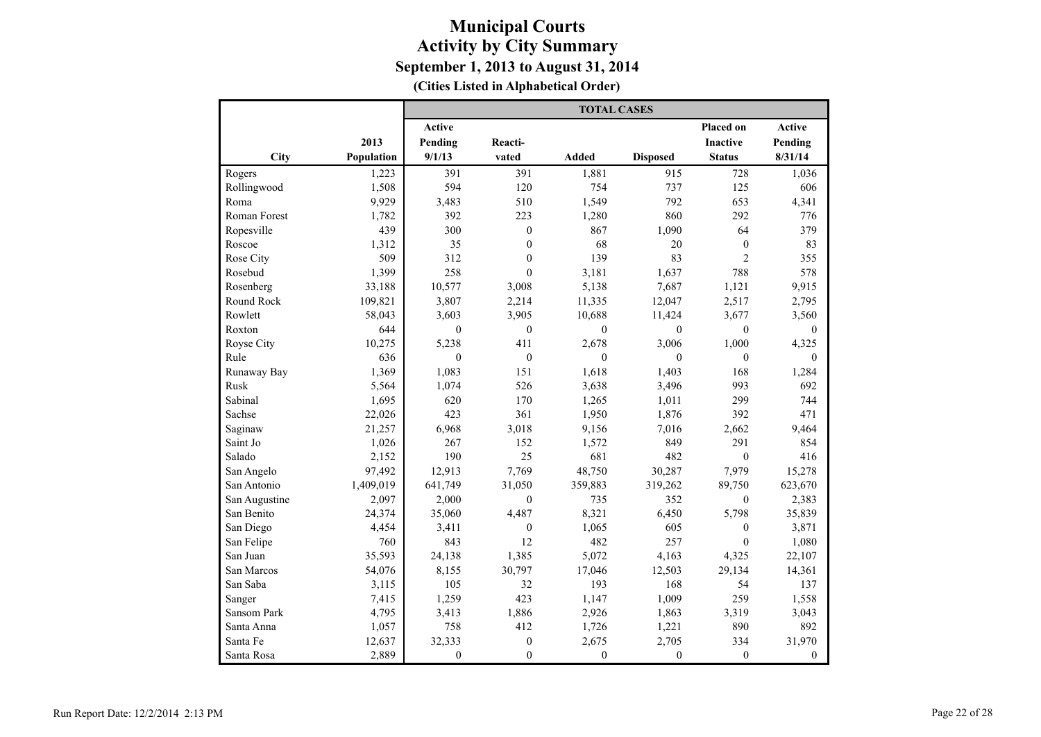# Municipal Courts
# Activity by City Summary
## September 1, 2013 to August 31, 2014
### (Cities Listed in Alphabetical Order)

| | | TOTAL CASES | | | | | |
|---|---|---|---|---|---|---|---|
| City | 2013 Population | Active Pending 9/1/13 | Reacti-vated | Added | Disposed | Placed on Inactive Status | Active Pending 8/31/14 |
| Rogers | 1,223 | 391 | 391 | 1,881 | 915 | 728 | 1,036 |
| Rollingwood | 1,508 | 594 | 120 | 754 | 737 | 125 | 606 |
| Roma | 9,929 | 3,483 | 510 | 1,549 | 792 | 653 | 4,341 |
| Roman Forest | 1,782 | 392 | 223 | 1,280 | 860 | 292 | 776 |
| Ropesville | 439 | 300 | 0 | 867 | 1,090 | 64 | 379 |
| Roscoe | 1,312 | 35 | 0 | 68 | 20 | 0 | 83 |
| Rose City | 509 | 312 | 0 | 139 | 83 | 2 | 355 |
| Rosebud | 1,399 | 258 | 0 | 3,181 | 1,637 | 788 | 578 |
| Rosenberg | 33,188 | 10,577 | 3,008 | 5,138 | 7,687 | 1,121 | 9,915 |
| Round Rock | 109,821 | 3,807 | 2,214 | 11,335 | 12,047 | 2,517 | 2,795 |
| Rowlett | 58,043 | 3,603 | 3,905 | 10,688 | 11,424 | 3,677 | 3,560 |
| Roxton | 644 | 0 | 0 | 0 | 0 | 0 | 0 |
| Royse City | 10,275 | 5,238 | 411 | 2,678 | 3,006 | 1,000 | 4,325 |
| Rule | 636 | 0 | 0 | 0 | 0 | 0 | 0 |
| Runaway Bay | 1,369 | 1,083 | 151 | 1,618 | 1,403 | 168 | 1,284 |
| Rusk | 5,564 | 1,074 | 526 | 3,638 | 3,496 | 993 | 692 |
| Sabinal | 1,695 | 620 | 170 | 1,265 | 1,011 | 299 | 744 |
| Sachse | 22,026 | 423 | 361 | 1,950 | 1,876 | 392 | 471 |
| Saginaw | 21,257 | 6,968 | 3,018 | 9,156 | 7,016 | 2,662 | 9,464 |
| Saint Jo | 1,026 | 267 | 152 | 1,572 | 849 | 291 | 854 |
| Salado | 2,152 | 190 | 25 | 681 | 482 | 0 | 416 |
| San Angelo | 97,492 | 12,913 | 7,769 | 48,750 | 30,287 | 7,979 | 15,278 |
| San Antonio | 1,409,019 | 641,749 | 31,050 | 359,883 | 319,262 | 89,750 | 623,670 |
| San Augustine | 2,097 | 2,000 | 0 | 735 | 352 | 0 | 2,383 |
| San Benito | 24,374 | 35,060 | 4,487 | 8,321 | 6,450 | 5,798 | 35,839 |
| San Diego | 4,454 | 3,411 | 0 | 1,065 | 605 | 0 | 3,871 |
| San Felipe | 760 | 843 | 12 | 482 | 257 | 0 | 1,080 |
| San Juan | 35,593 | 24,138 | 1,385 | 5,072 | 4,163 | 4,325 | 22,107 |
| San Marcos | 54,076 | 8,155 | 30,797 | 17,046 | 12,503 | 29,134 | 14,361 |
| San Saba | 3,115 | 105 | 32 | 193 | 168 | 54 | 137 |
| Sanger | 7,415 | 1,259 | 423 | 1,147 | 1,009 | 259 | 1,558 |
| Sansom Park | 4,795 | 3,413 | 1,886 | 2,926 | 1,863 | 3,319 | 3,043 |
| Santa Anna | 1,057 | 758 | 412 | 1,726 | 1,221 | 890 | 892 |
| Santa Fe | 12,637 | 32,333 | 0 | 2,675 | 2,705 | 334 | 31,970 |
| Santa Rosa | 2,889 | 0 | 0 | 0 | 0 | 0 | 0 |

Run Report Date: 12/2/2014 2:13 PM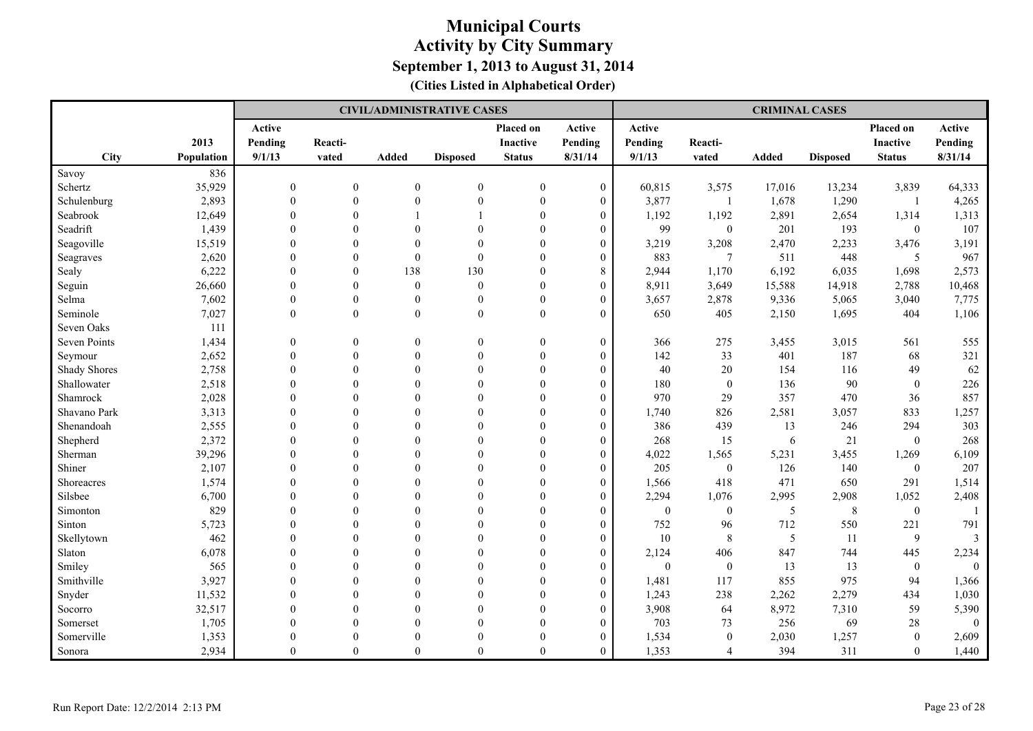# Municipal Courts
## Activity by City Summary
### September 1, 2013 to August 31, 2014
**(Cities Listed in Alphabetical Order)**

| | | CIVIL/ADMINISTRATIVE CASES | | | | | | CRIMINAL CASES | | | | | |
|---|---|---|---|---|---|---|---|---|---|---|---|---|---|
| City | 2013 Population | Active Pending 9/1/13 | Reacti- vated | Added | Disposed | Placed on Inactive Status | Active Pending 8/31/14 | Active Pending 9/1/13 | Reacti- vated | Added | Disposed | Placed on Inactive Status | Active Pending 8/31/14 |
| Savoy | 836 | | | | | | | | | | | | |
| Schertz | 35,929 | 0 | 0 | 0 | 0 | 0 | 0 | 60,815 | 3,575 | 17,016 | 13,234 | 3,839 | 64,333 |
| Schulenburg | 2,893 | 0 | 0 | 0 | 0 | 0 | 0 | 3,877 | 1 | 1,678 | 1,290 | 1 | 4,265 |
| Seabrook | 12,649 | 0 | 0 | 1 | 1 | 0 | 0 | 1,192 | 1,192 | 2,891 | 2,654 | 1,314 | 1,313 |
| Seadrift | 1,439 | 0 | 0 | 0 | 0 | 0 | 0 | 99 | 0 | 201 | 193 | 0 | 107 |
| Seagoville | 15,519 | 0 | 0 | 0 | 0 | 0 | 0 | 3,219 | 3,208 | 2,470 | 2,233 | 3,476 | 3,191 |
| Seagraves | 2,620 | 0 | 0 | 0 | 0 | 0 | 0 | 883 | 7 | 511 | 448 | 5 | 967 |
| Sealy | 6,222 | 0 | 0 | 138 | 130 | 0 | 8 | 2,944 | 1,170 | 6,192 | 6,035 | 1,698 | 2,573 |
| Seguin | 26,660 | 0 | 0 | 0 | 0 | 0 | 0 | 8,911 | 3,649 | 15,588 | 14,918 | 2,788 | 10,468 |
| Selma | 7,602 | 0 | 0 | 0 | 0 | 0 | 0 | 3,657 | 2,878 | 9,336 | 5,065 | 3,040 | 7,775 |
| Seminole | 7,027 | 0 | 0 | 0 | 0 | 0 | 0 | 650 | 405 | 2,150 | 1,695 | 404 | 1,106 |
| Seven Oaks | 111 | | | | | | | | | | | | |
| Seven Points | 1,434 | 0 | 0 | 0 | 0 | 0 | 0 | 366 | 275 | 3,455 | 3,015 | 561 | 555 |
| Seymour | 2,652 | 0 | 0 | 0 | 0 | 0 | 0 | 142 | 33 | 401 | 187 | 68 | 321 |
| Shady Shores | 2,758 | 0 | 0 | 0 | 0 | 0 | 0 | 40 | 20 | 154 | 116 | 49 | 62 |
| Shallowater | 2,518 | 0 | 0 | 0 | 0 | 0 | 0 | 180 | 0 | 136 | 90 | 0 | 226 |
| Shamrock | 2,028 | 0 | 0 | 0 | 0 | 0 | 0 | 970 | 29 | 357 | 470 | 36 | 857 |
| Shavano Park | 3,313 | 0 | 0 | 0 | 0 | 0 | 0 | 1,740 | 826 | 2,581 | 3,057 | 833 | 1,257 |
| Shenandoah | 2,555 | 0 | 0 | 0 | 0 | 0 | 0 | 386 | 439 | 13 | 246 | 294 | 303 |
| Shepherd | 2,372 | 0 | 0 | 0 | 0 | 0 | 0 | 268 | 15 | 6 | 21 | 0 | 268 |
| Sherman | 39,296 | 0 | 0 | 0 | 0 | 0 | 0 | 4,022 | 1,565 | 5,231 | 3,455 | 1,269 | 6,109 |
| Shiner | 2,107 | 0 | 0 | 0 | 0 | 0 | 0 | 205 | 0 | 126 | 140 | 0 | 207 |
| Shoreacres | 1,574 | 0 | 0 | 0 | 0 | 0 | 0 | 1,566 | 418 | 471 | 650 | 291 | 1,514 |
| Silsbee | 6,700 | 0 | 0 | 0 | 0 | 0 | 0 | 2,294 | 1,076 | 2,995 | 2,908 | 1,052 | 2,408 |
| Simonton | 829 | 0 | 0 | 0 | 0 | 0 | 0 | 0 | 0 | 5 | 8 | 0 | 1 |
| Sinton | 5,723 | 0 | 0 | 0 | 0 | 0 | 0 | 752 | 96 | 712 | 550 | 221 | 791 |
| Skellytown | 462 | 0 | 0 | 0 | 0 | 0 | 0 | 10 | 8 | 5 | 11 | 9 | 3 |
| Slaton | 6,078 | 0 | 0 | 0 | 0 | 0 | 0 | 2,124 | 406 | 847 | 744 | 445 | 2,234 |
| Smiley | 565 | 0 | 0 | 0 | 0 | 0 | 0 | 0 | 0 | 13 | 13 | 0 | 0 |
| Smithville | 3,927 | 0 | 0 | 0 | 0 | 0 | 0 | 1,481 | 117 | 855 | 975 | 94 | 1,366 |
| Snyder | 11,532 | 0 | 0 | 0 | 0 | 0 | 0 | 1,243 | 238 | 2,262 | 2,279 | 434 | 1,030 |
| Socorro | 32,517 | 0 | 0 | 0 | 0 | 0 | 0 | 3,908 | 64 | 8,972 | 7,310 | 59 | 5,390 |
| Somerset | 1,705 | 0 | 0 | 0 | 0 | 0 | 0 | 703 | 73 | 256 | 69 | 28 | 0 |
| Somerville | 1,353 | 0 | 0 | 0 | 0 | 0 | 0 | 1,534 | 0 | 2,030 | 1,257 | 0 | 2,609 |
| Sonora | 2,934 | 0 | 0 | 0 | 0 | 0 | 0 | 1,353 | 4 | 394 | 311 | 0 | 1,440 |

Run Report Date: 12/2/2014 2:13 PM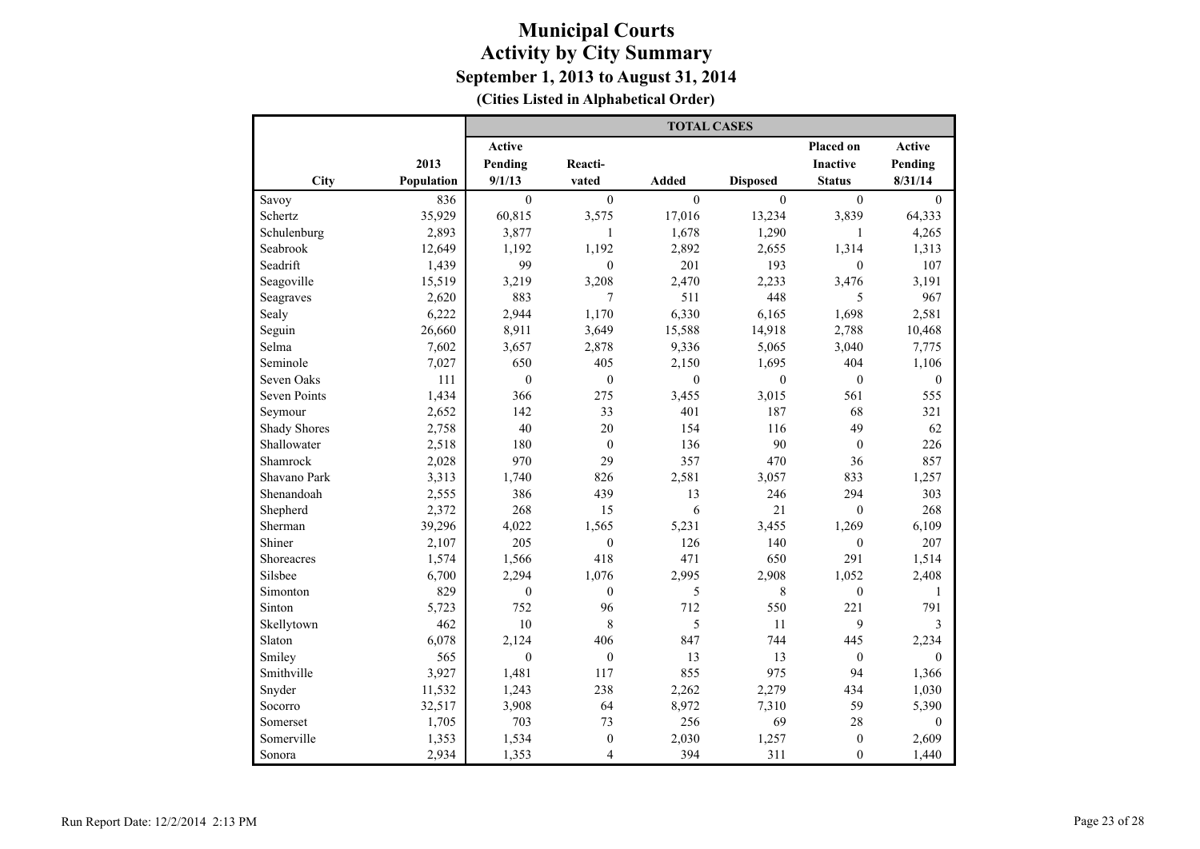# Municipal Courts
## Activity by City Summary
### September 1, 2013 to August 31, 2014
**(Cities Listed in Alphabetical Order)**

| | | TOTAL CASES | | | | | |
|---|---|---|---|---|---|---|---|
| City | 2013 Population | Active Pending 9/1/13 | Reacti-vated | Added | Disposed | Placed on Inactive Status | Active Pending 8/31/14 |
| Savoy | 836 | 0 | 0 | 0 | 0 | 0 | 0 |
| Schertz | 35,929 | 60,815 | 3,575 | 17,016 | 13,234 | 3,839 | 64,333 |
| Schulenburg | 2,893 | 3,877 | 1 | 1,678 | 1,290 | 1 | 4,265 |
| Seabrook | 12,649 | 1,192 | 1,192 | 2,892 | 2,655 | 1,314 | 1,313 |
| Seadrift | 1,439 | 99 | 0 | 201 | 193 | 0 | 107 |
| Seagoville | 15,519 | 3,219 | 3,208 | 2,470 | 2,233 | 3,476 | 3,191 |
| Seagraves | 2,620 | 883 | 7 | 511 | 448 | 5 | 967 |
| Sealy | 6,222 | 2,944 | 1,170 | 6,330 | 6,165 | 1,698 | 2,581 |
| Seguin | 26,660 | 8,911 | 3,649 | 15,588 | 14,918 | 2,788 | 10,468 |
| Selma | 7,602 | 3,657 | 2,878 | 9,336 | 5,065 | 3,040 | 7,775 |
| Seminole | 7,027 | 650 | 405 | 2,150 | 1,695 | 404 | 1,106 |
| Seven Oaks | 111 | 0 | 0 | 0 | 0 | 0 | 0 |
| Seven Points | 1,434 | 366 | 275 | 3,455 | 3,015 | 561 | 555 |
| Seymour | 2,652 | 142 | 33 | 401 | 187 | 68 | 321 |
| Shady Shores | 2,758 | 40 | 20 | 154 | 116 | 49 | 62 |
| Shallowater | 2,518 | 180 | 0 | 136 | 90 | 0 | 226 |
| Shamrock | 2,028 | 970 | 29 | 357 | 470 | 36 | 857 |
| Shavano Park | 3,313 | 1,740 | 826 | 2,581 | 3,057 | 833 | 1,257 |
| Shenandoah | 2,555 | 386 | 439 | 13 | 246 | 294 | 303 |
| Shepherd | 2,372 | 268 | 15 | 6 | 21 | 0 | 268 |
| Sherman | 39,296 | 4,022 | 1,565 | 5,231 | 3,455 | 1,269 | 6,109 |
| Shiner | 2,107 | 205 | 0 | 126 | 140 | 0 | 207 |
| Shoreacres | 1,574 | 1,566 | 418 | 471 | 650 | 291 | 1,514 |
| Silsbee | 6,700 | 2,294 | 1,076 | 2,995 | 2,908 | 1,052 | 2,408 |
| Simonton | 829 | 0 | 0 | 5 | 8 | 0 | 1 |
| Sinton | 5,723 | 752 | 96 | 712 | 550 | 221 | 791 |
| Skellytown | 462 | 10 | 8 | 5 | 11 | 9 | 3 |
| Slaton | 6,078 | 2,124 | 406 | 847 | 744 | 445 | 2,234 |
| Smiley | 565 | 0 | 0 | 13 | 13 | 0 | 0 |
| Smithville | 3,927 | 1,481 | 117 | 855 | 975 | 94 | 1,366 |
| Snyder | 11,532 | 1,243 | 238 | 2,262 | 2,279 | 434 | 1,030 |
| Socorro | 32,517 | 3,908 | 64 | 8,972 | 7,310 | 59 | 5,390 |
| Somerset | 1,705 | 703 | 73 | 256 | 69 | 28 | 0 |
| Somerville | 1,353 | 1,534 | 0 | 2,030 | 1,257 | 0 | 2,609 |
| Sonora | 2,934 | 1,353 | 4 | 394 | 311 | 0 | 1,440 |

Run Report Date: 12/2/2014 2:13 PM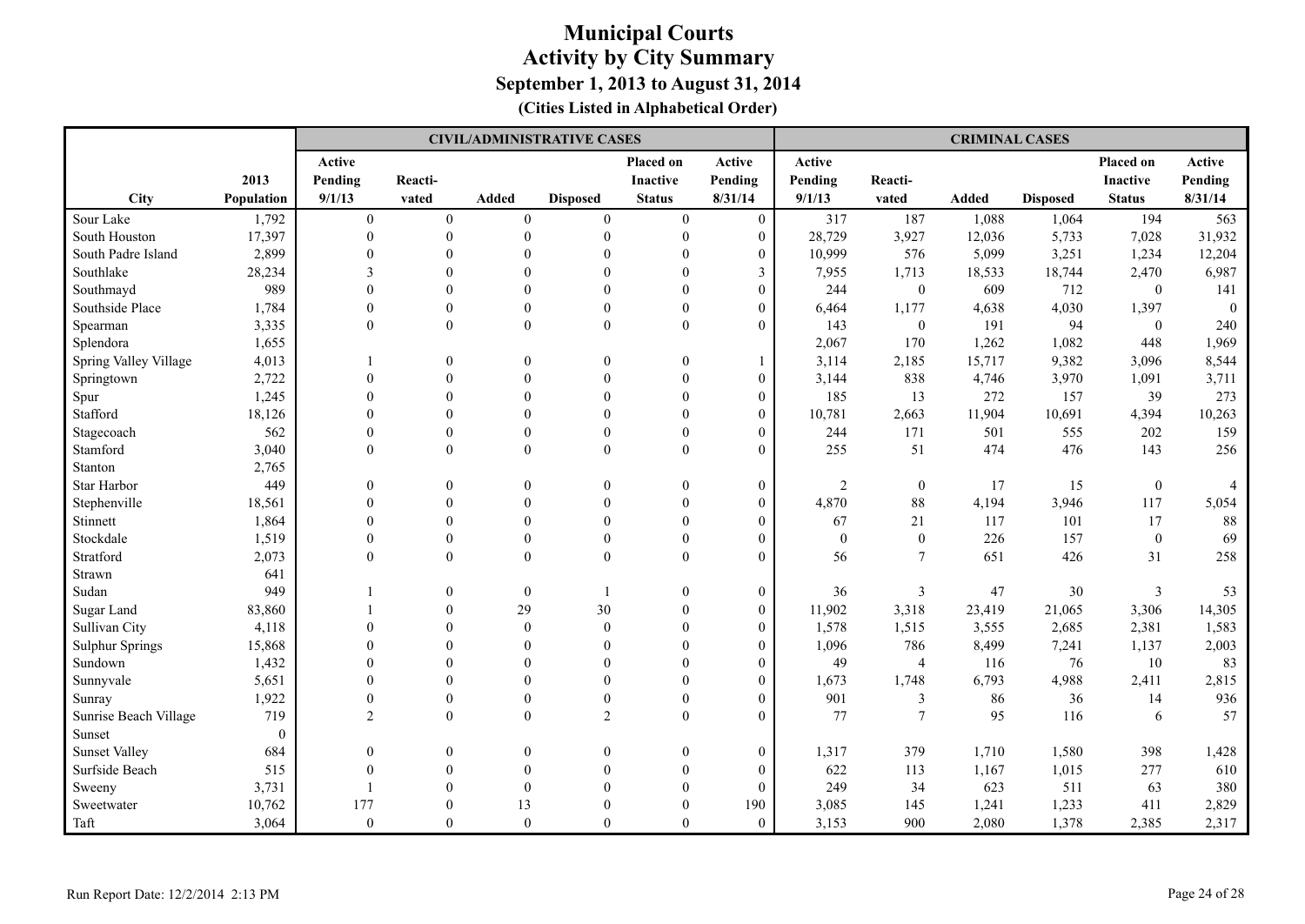# Municipal Courts
## Activity by City Summary
### September 1, 2013 to August 31, 2014
**(Cities Listed in Alphabetical Order)**

| | | CIVIL/ADMINISTRATIVE CASES | | | | | | CRIMINAL CASES | | | | | |
|---|---|---|---|---|---|---|---|---|---|---|---|---|---|
| City | 2013 Population | Active Pending 9/1/13 | Reacti-vated | Added | Disposed | Placed on Inactive Status | Active Pending 8/31/14 | Active Pending 9/1/13 | Reacti-vated | Added | Disposed | Placed on Inactive Status | Active Pending 8/31/14 |
| Sour Lake | 1,792 | 0 | 0 | 0 | 0 | 0 | 0 | 317 | 187 | 1,088 | 1,064 | 194 | 563 |
| South Houston | 17,397 | 0 | 0 | 0 | 0 | 0 | 0 | 28,729 | 3,927 | 12,036 | 5,733 | 7,028 | 31,932 |
| South Padre Island | 2,899 | 0 | 0 | 0 | 0 | 0 | 0 | 10,999 | 576 | 5,099 | 3,251 | 1,234 | 12,204 |
| Southlake | 28,234 | 3 | 0 | 0 | 0 | 0 | 3 | 7,955 | 1,713 | 18,533 | 18,744 | 2,470 | 6,987 |
| Southmayd | 989 | 0 | 0 | 0 | 0 | 0 | 0 | 244 | 0 | 609 | 712 | 0 | 141 |
| Southside Place | 1,784 | 0 | 0 | 0 | 0 | 0 | 0 | 6,464 | 1,177 | 4,638 | 4,030 | 1,397 | 0 |
| Spearman | 3,335 | 0 | 0 | 0 | 0 | 0 | 0 | 143 | 0 | 191 | 94 | 0 | 240 |
| Splendora | 1,655 | | | | | | | 2,067 | 170 | 1,262 | 1,082 | 448 | 1,969 |
| Spring Valley Village | 4,013 | 1 | 0 | 0 | 0 | 0 | 1 | 3,114 | 2,185 | 15,717 | 9,382 | 3,096 | 8,544 |
| Springtown | 2,722 | 0 | 0 | 0 | 0 | 0 | 0 | 3,144 | 838 | 4,746 | 3,970 | 1,091 | 3,711 |
| Spur | 1,245 | 0 | 0 | 0 | 0 | 0 | 0 | 185 | 13 | 272 | 157 | 39 | 273 |
| Stafford | 18,126 | 0 | 0 | 0 | 0 | 0 | 0 | 10,781 | 2,663 | 11,904 | 10,691 | 4,394 | 10,263 |
| Stagecoach | 562 | 0 | 0 | 0 | 0 | 0 | 0 | 244 | 171 | 501 | 555 | 202 | 159 |
| Stamford | 3,040 | 0 | 0 | 0 | 0 | 0 | 0 | 255 | 51 | 474 | 476 | 143 | 256 |
| Stanton | 2,765 | | | | | | | | | | | | |
| Star Harbor | 449 | 0 | 0 | 0 | 0 | 0 | 0 | 2 | 0 | 17 | 15 | 0 | 4 |
| Stephenville | 18,561 | 0 | 0 | 0 | 0 | 0 | 0 | 4,870 | 88 | 4,194 | 3,946 | 117 | 5,054 |
| Stinnett | 1,864 | 0 | 0 | 0 | 0 | 0 | 0 | 67 | 21 | 117 | 101 | 17 | 88 |
| Stockdale | 1,519 | 0 | 0 | 0 | 0 | 0 | 0 | 0 | 0 | 226 | 157 | 0 | 69 |
| Stratford | 2,073 | 0 | 0 | 0 | 0 | 0 | 0 | 56 | 7 | 651 | 426 | 31 | 258 |
| Strawn | 641 | | | | | | | | | | | | |
| Sudan | 949 | 1 | 0 | 0 | 1 | 0 | 0 | 36 | 3 | 47 | 30 | 3 | 53 |
| Sugar Land | 83,860 | 1 | 0 | 29 | 30 | 0 | 0 | 11,902 | 3,318 | 23,419 | 21,065 | 3,306 | 14,305 |
| Sullivan City | 4,118 | 0 | 0 | 0 | 0 | 0 | 0 | 1,578 | 1,515 | 3,555 | 2,685 | 2,381 | 1,583 |
| Sulphur Springs | 15,868 | 0 | 0 | 0 | 0 | 0 | 0 | 1,096 | 786 | 8,499 | 7,241 | 1,137 | 2,003 |
| Sundown | 1,432 | 0 | 0 | 0 | 0 | 0 | 0 | 49 | 4 | 116 | 76 | 10 | 83 |
| Sunnyvale | 5,651 | 0 | 0 | 0 | 0 | 0 | 0 | 1,673 | 1,748 | 6,793 | 4,988 | 2,411 | 2,815 |
| Sunray | 1,922 | 0 | 0 | 0 | 0 | 0 | 0 | 901 | 3 | 86 | 36 | 14 | 936 |
| Sunrise Beach Village | 719 | 2 | 0 | 0 | 2 | 0 | 0 | 77 | 7 | 95 | 116 | 6 | 57 |
| Sunset | 0 | | | | | | | | | | | | |
| Sunset Valley | 684 | 0 | 0 | 0 | 0 | 0 | 0 | 1,317 | 379 | 1,710 | 1,580 | 398 | 1,428 |
| Surfside Beach | 515 | 0 | 0 | 0 | 0 | 0 | 0 | 622 | 113 | 1,167 | 1,015 | 277 | 610 |
| Sweeny | 3,731 | 1 | 0 | 0 | 0 | 0 | 0 | 249 | 34 | 623 | 511 | 63 | 380 |
| Sweetwater | 10,762 | 177 | 0 | 13 | 0 | 0 | 190 | 3,085 | 145 | 1,241 | 1,233 | 411 | 2,829 |
| Taft | 3,064 | 0 | 0 | 0 | 0 | 0 | 0 | 3,153 | 900 | 2,080 | 1,378 | 2,385 | 2,317 |

Run Report Date: 12/2/2014 2:13 PM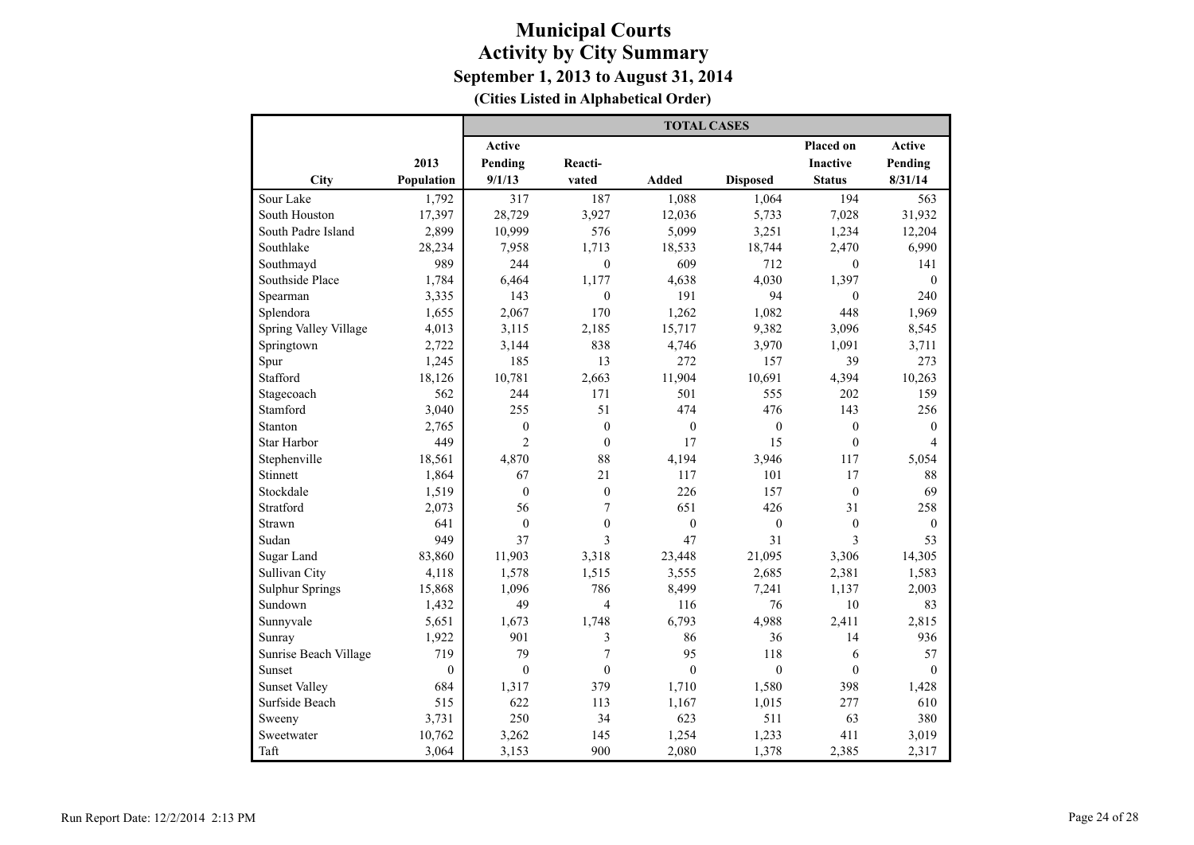# Municipal Courts
## Activity by City Summary
### September 1, 2013 to August 31, 2014
**(Cities Listed in Alphabetical Order)**

| City | 2013 Population | TOTAL CASES | | | | | |
|---|---|---|---|---|---|---|---|
| | | Active Pending 9/1/13 | Reacti-vated | Added | Disposed | Placed on Inactive Status | Active Pending 8/31/14 |
| Sour Lake | 1,792 | 317 | 187 | 1,088 | 1,064 | 194 | 563 |
| South Houston | 17,397 | 28,729 | 3,927 | 12,036 | 5,733 | 7,028 | 31,932 |
| South Padre Island | 2,899 | 10,999 | 576 | 5,099 | 3,251 | 1,234 | 12,204 |
| Southlake | 28,234 | 7,958 | 1,713 | 18,533 | 18,744 | 2,470 | 6,990 |
| Southmayd | 989 | 244 | 0 | 609 | 712 | 0 | 141 |
| Southside Place | 1,784 | 6,464 | 1,177 | 4,638 | 4,030 | 1,397 | 0 |
| Spearman | 3,335 | 143 | 0 | 191 | 94 | 0 | 240 |
| Splendora | 1,655 | 2,067 | 170 | 1,262 | 1,082 | 448 | 1,969 |
| Spring Valley Village | 4,013 | 3,115 | 2,185 | 15,717 | 9,382 | 3,096 | 8,545 |
| Springtown | 2,722 | 3,144 | 838 | 4,746 | 3,970 | 1,091 | 3,711 |
| Spur | 1,245 | 185 | 13 | 272 | 157 | 39 | 273 |
| Stafford | 18,126 | 10,781 | 2,663 | 11,904 | 10,691 | 4,394 | 10,263 |
| Stagecoach | 562 | 244 | 171 | 501 | 555 | 202 | 159 |
| Stamford | 3,040 | 255 | 51 | 474 | 476 | 143 | 256 |
| Stanton | 2,765 | 0 | 0 | 0 | 0 | 0 | 0 |
| Star Harbor | 449 | 2 | 0 | 17 | 15 | 0 | 4 |
| Stephenville | 18,561 | 4,870 | 88 | 4,194 | 3,946 | 117 | 5,054 |
| Stinnett | 1,864 | 67 | 21 | 117 | 101 | 17 | 88 |
| Stockdale | 1,519 | 0 | 0 | 226 | 157 | 0 | 69 |
| Stratford | 2,073 | 56 | 7 | 651 | 426 | 31 | 258 |
| Strawn | 641 | 0 | 0 | 0 | 0 | 0 | 0 |
| Sudan | 949 | 37 | 3 | 47 | 31 | 3 | 53 |
| Sugar Land | 83,860 | 11,903 | 3,318 | 23,448 | 21,095 | 3,306 | 14,305 |
| Sullivan City | 4,118 | 1,578 | 1,515 | 3,555 | 2,685 | 2,381 | 1,583 |
| Sulphur Springs | 15,868 | 1,096 | 786 | 8,499 | 7,241 | 1,137 | 2,003 |
| Sundown | 1,432 | 49 | 4 | 116 | 76 | 10 | 83 |
| Sunnyvale | 5,651 | 1,673 | 1,748 | 6,793 | 4,988 | 2,411 | 2,815 |
| Sunray | 1,922 | 901 | 3 | 86 | 36 | 14 | 936 |
| Sunrise Beach Village | 719 | 79 | 7 | 95 | 118 | 6 | 57 |
| Sunset | 0 | 0 | 0 | 0 | 0 | 0 | 0 |
| Sunset Valley | 684 | 1,317 | 379 | 1,710 | 1,580 | 398 | 1,428 |
| Surfside Beach | 515 | 622 | 113 | 1,167 | 1,015 | 277 | 610 |
| Sweeny | 3,731 | 250 | 34 | 623 | 511 | 63 | 380 |
| Sweetwater | 10,762 | 3,262 | 145 | 1,254 | 1,233 | 411 | 3,019 |
| Taft | 3,064 | 3,153 | 900 | 2,080 | 1,378 | 2,385 | 2,317 |

Run Report Date: 12/2/2014 2:13 PM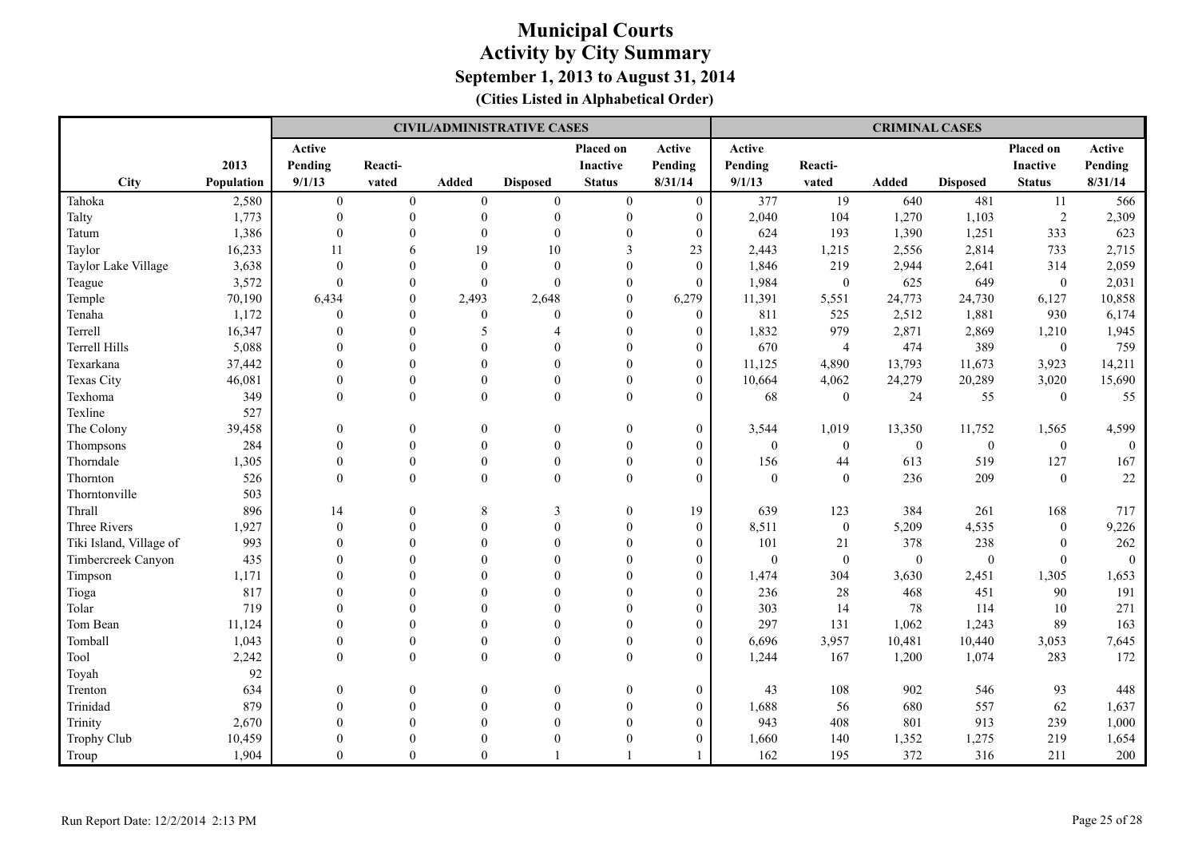# Municipal Courts
## Activity by City Summary
### September 1, 2013 to August 31, 2014
**(Cities Listed in Alphabetical Order)**

| | | CIVIL/ADMINISTRATIVE CASES | | | | | | CRIMINAL CASES | | | | | |
|---|---|---|---|---|---|---|---|---|---|---|---|---|---|
| City | 2013 Population | Active Pending 9/1/13 | Reacti-vated | Added | Disposed | Placed on Inactive Status | Active Pending 8/31/14 | Active Pending 9/1/13 | Reacti-vated | Added | Disposed | Placed on Inactive Status | Active Pending 8/31/14 |
| Tahoka | 2,580 | 0 | 0 | 0 | 0 | 0 | 0 | 377 | 19 | 640 | 481 | 11 | 566 |
| Talty | 1,773 | 0 | 0 | 0 | 0 | 0 | 0 | 2,040 | 104 | 1,270 | 1,103 | 2 | 2,309 |
| Tatum | 1,386 | 0 | 0 | 0 | 0 | 0 | 0 | 624 | 193 | 1,390 | 1,251 | 333 | 623 |
| Taylor | 16,233 | 11 | 6 | 19 | 10 | 3 | 23 | 2,443 | 1,215 | 2,556 | 2,814 | 733 | 2,715 |
| Taylor Lake Village | 3,638 | 0 | 0 | 0 | 0 | 0 | 0 | 1,846 | 219 | 2,944 | 2,641 | 314 | 2,059 |
| Teague | 3,572 | 0 | 0 | 0 | 0 | 0 | 0 | 1,984 | 0 | 625 | 649 | 0 | 2,031 |
| Temple | 70,190 | 6,434 | 0 | 2,493 | 2,648 | 0 | 6,279 | 11,391 | 5,551 | 24,773 | 24,730 | 6,127 | 10,858 |
| Tenaha | 1,172 | 0 | 0 | 0 | 0 | 0 | 0 | 811 | 525 | 2,512 | 1,881 | 930 | 6,174 |
| Terrell | 16,347 | 0 | 0 | 5 | 4 | 0 | 0 | 1,832 | 979 | 2,871 | 2,869 | 1,210 | 1,945 |
| Terrell Hills | 5,088 | 0 | 0 | 0 | 0 | 0 | 0 | 670 | 4 | 474 | 389 | 0 | 759 |
| Texarkana | 37,442 | 0 | 0 | 0 | 0 | 0 | 0 | 11,125 | 4,890 | 13,793 | 11,673 | 3,923 | 14,211 |
| Texas City | 46,081 | 0 | 0 | 0 | 0 | 0 | 0 | 10,664 | 4,062 | 24,279 | 20,289 | 3,020 | 15,690 |
| Texhoma | 349 | 0 | 0 | 0 | 0 | 0 | 0 | 68 | 0 | 24 | 55 | 0 | 55 |
| Texline | 527 | | | | | | | | | | | | |
| The Colony | 39,458 | 0 | 0 | 0 | 0 | 0 | 0 | 3,544 | 1,019 | 13,350 | 11,752 | 1,565 | 4,599 |
| Thompsons | 284 | 0 | 0 | 0 | 0 | 0 | 0 | 0 | 0 | 0 | 0 | 0 | 0 |
| Thorndale | 1,305 | 0 | 0 | 0 | 0 | 0 | 0 | 156 | 44 | 613 | 519 | 127 | 167 |
| Thornton | 526 | 0 | 0 | 0 | 0 | 0 | 0 | 0 | 0 | 236 | 209 | 0 | 22 |
| Thorntonville | 503 | | | | | | | | | | | | |
| Thrall | 896 | 14 | 0 | 8 | 3 | 0 | 19 | 639 | 123 | 384 | 261 | 168 | 717 |
| Three Rivers | 1,927 | 0 | 0 | 0 | 0 | 0 | 0 | 8,511 | 0 | 5,209 | 4,535 | 0 | 9,226 |
| Tiki Island, Village of | 993 | 0 | 0 | 0 | 0 | 0 | 0 | 101 | 21 | 378 | 238 | 0 | 262 |
| Timbercreek Canyon | 435 | 0 | 0 | 0 | 0 | 0 | 0 | 0 | 0 | 0 | 0 | 0 | 0 |
| Timpson | 1,171 | 0 | 0 | 0 | 0 | 0 | 0 | 1,474 | 304 | 3,630 | 2,451 | 1,305 | 1,653 |
| Tioga | 817 | 0 | 0 | 0 | 0 | 0 | 0 | 236 | 28 | 468 | 451 | 90 | 191 |
| Tolar | 719 | 0 | 0 | 0 | 0 | 0 | 0 | 303 | 14 | 78 | 114 | 10 | 271 |
| Tom Bean | 11,124 | 0 | 0 | 0 | 0 | 0 | 0 | 297 | 131 | 1,062 | 1,243 | 89 | 163 |
| Tomball | 1,043 | 0 | 0 | 0 | 0 | 0 | 0 | 6,696 | 3,957 | 10,481 | 10,440 | 3,053 | 7,645 |
| Tool | 2,242 | 0 | 0 | 0 | 0 | 0 | 0 | 1,244 | 167 | 1,200 | 1,074 | 283 | 172 |
| Toyah | 92 | | | | | | | | | | | | |
| Trenton | 634 | 0 | 0 | 0 | 0 | 0 | 0 | 43 | 108 | 902 | 546 | 93 | 448 |
| Trinidad | 879 | 0 | 0 | 0 | 0 | 0 | 0 | 1,688 | 56 | 680 | 557 | 62 | 1,637 |
| Trinity | 2,670 | 0 | 0 | 0 | 0 | 0 | 0 | 943 | 408 | 801 | 913 | 239 | 1,000 |
| Trophy Club | 10,459 | 0 | 0 | 0 | 0 | 0 | 0 | 1,660 | 140 | 1,352 | 1,275 | 219 | 1,654 |
| Troup | 1,904 | 0 | 0 | 0 | 1 | 1 | 1 | 162 | 195 | 372 | 316 | 211 | 200 |

Run Report Date: 12/2/2014 2:13 PM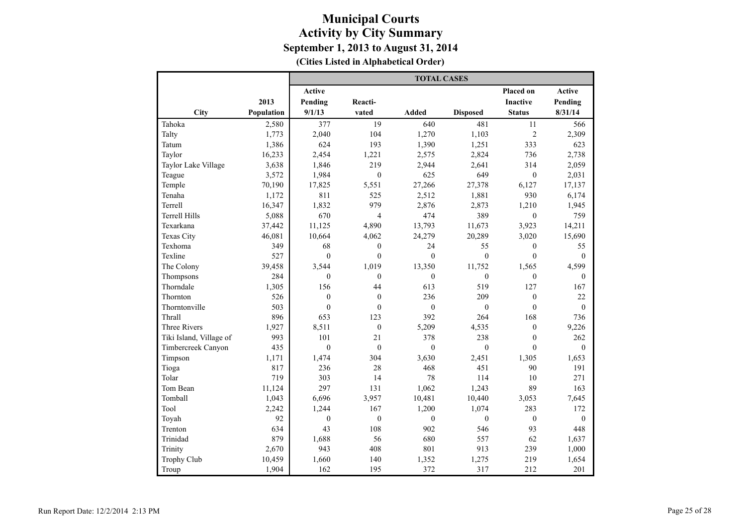# Municipal Courts
## Activity by City Summary
### September 1, 2013 to August 31, 2014
**(Cities Listed in Alphabetical Order)**

| | | TOTAL CASES | | | | | |
|---|---|---|---|---|---|---|---|
| City | 2013 Population | Active Pending 9/1/13 | Reacti-vated | Added | Disposed | Placed on Inactive Status | Active Pending 8/31/14 |
| Tahoka | 2,580 | 377 | 19 | 640 | 481 | 11 | 566 |
| Talty | 1,773 | 2,040 | 104 | 1,270 | 1,103 | 2 | 2,309 |
| Tatum | 1,386 | 624 | 193 | 1,390 | 1,251 | 333 | 623 |
| Taylor | 16,233 | 2,454 | 1,221 | 2,575 | 2,824 | 736 | 2,738 |
| Taylor Lake Village | 3,638 | 1,846 | 219 | 2,944 | 2,641 | 314 | 2,059 |
| Teague | 3,572 | 1,984 | 0 | 625 | 649 | 0 | 2,031 |
| Temple | 70,190 | 17,825 | 5,551 | 27,266 | 27,378 | 6,127 | 17,137 |
| Tenaha | 1,172 | 811 | 525 | 2,512 | 1,881 | 930 | 6,174 |
| Terrell | 16,347 | 1,832 | 979 | 2,876 | 2,873 | 1,210 | 1,945 |
| Terrell Hills | 5,088 | 670 | 4 | 474 | 389 | 0 | 759 |
| Texarkana | 37,442 | 11,125 | 4,890 | 13,793 | 11,673 | 3,923 | 14,211 |
| Texas City | 46,081 | 10,664 | 4,062 | 24,279 | 20,289 | 3,020 | 15,690 |
| Texhoma | 349 | 68 | 0 | 24 | 55 | 0 | 55 |
| Texline | 527 | 0 | 0 | 0 | 0 | 0 | 0 |
| The Colony | 39,458 | 3,544 | 1,019 | 13,350 | 11,752 | 1,565 | 4,599 |
| Thompsons | 284 | 0 | 0 | 0 | 0 | 0 | 0 |
| Thorndale | 1,305 | 156 | 44 | 613 | 519 | 127 | 167 |
| Thornton | 526 | 0 | 0 | 236 | 209 | 0 | 22 |
| Thorntonville | 503 | 0 | 0 | 0 | 0 | 0 | 0 |
| Thrall | 896 | 653 | 123 | 392 | 264 | 168 | 736 |
| Three Rivers | 1,927 | 8,511 | 0 | 5,209 | 4,535 | 0 | 9,226 |
| Tiki Island, Village of | 993 | 101 | 21 | 378 | 238 | 0 | 262 |
| Timbercreek Canyon | 435 | 0 | 0 | 0 | 0 | 0 | 0 |
| Timpson | 1,171 | 1,474 | 304 | 3,630 | 2,451 | 1,305 | 1,653 |
| Tioga | 817 | 236 | 28 | 468 | 451 | 90 | 191 |
| Tolar | 719 | 303 | 14 | 78 | 114 | 10 | 271 |
| Tom Bean | 11,124 | 297 | 131 | 1,062 | 1,243 | 89 | 163 |
| Tomball | 1,043 | 6,696 | 3,957 | 10,481 | 10,440 | 3,053 | 7,645 |
| Tool | 2,242 | 1,244 | 167 | 1,200 | 1,074 | 283 | 172 |
| Toyah | 92 | 0 | 0 | 0 | 0 | 0 | 0 |
| Trenton | 634 | 43 | 108 | 902 | 546 | 93 | 448 |
| Trinidad | 879 | 1,688 | 56 | 680 | 557 | 62 | 1,637 |
| Trinity | 2,670 | 943 | 408 | 801 | 913 | 239 | 1,000 |
| Trophy Club | 10,459 | 1,660 | 140 | 1,352 | 1,275 | 219 | 1,654 |
| Troup | 1,904 | 162 | 195 | 372 | 317 | 212 | 201 |

Run Report Date: 12/2/2014 2:13 PM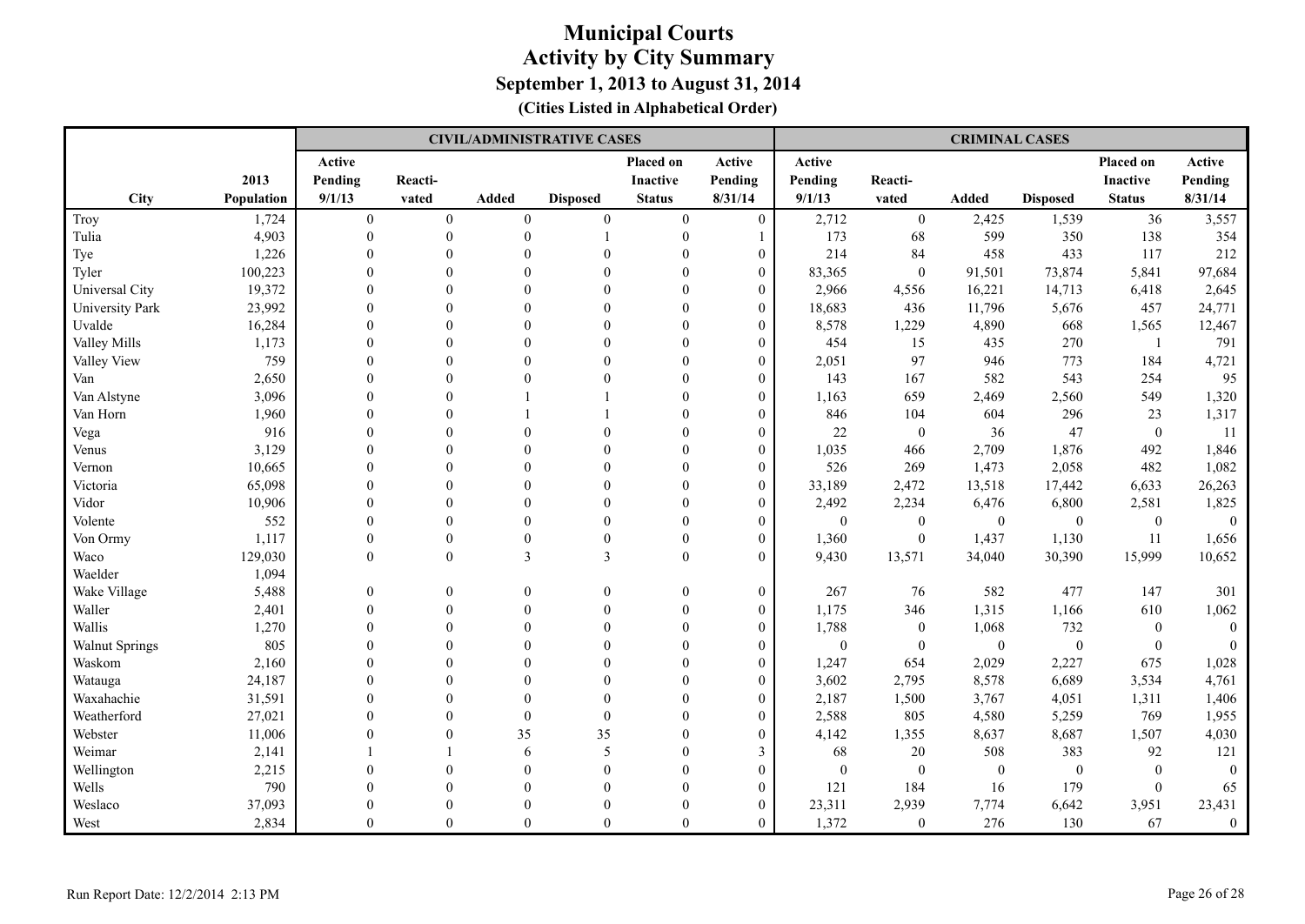# Municipal Courts
## Activity by City Summary
### September 1, 2013 to August 31, 2014
**(Cities Listed in Alphabetical Order)**

| | | CIVIL/ADMINISTRATIVE CASES | | | | | | CRIMINAL CASES | | | | | |
|---|---|---|---|---|---|---|---|---|---|---|---|---|---|
| City | 2013 Population | Active Pending 9/1/13 | Reacti-vated | Added | Disposed | Placed on Inactive Status | Active Pending 8/31/14 | Active Pending 9/1/13 | Reacti-vated | Added | Disposed | Placed on Inactive Status | Active Pending 8/31/14 |
| Troy | 1,724 | 0 | 0 | 0 | 0 | 0 | 0 | 2,712 | 0 | 2,425 | 1,539 | 36 | 3,557 |
| Tulia | 4,903 | 0 | 0 | 0 | 1 | 0 | 1 | 173 | 68 | 599 | 350 | 138 | 354 |
| Tye | 1,226 | 0 | 0 | 0 | 0 | 0 | 0 | 214 | 84 | 458 | 433 | 117 | 212 |
| Tyler | 100,223 | 0 | 0 | 0 | 0 | 0 | 0 | 83,365 | 0 | 91,501 | 73,874 | 5,841 | 97,684 |
| Universal City | 19,372 | 0 | 0 | 0 | 0 | 0 | 0 | 2,966 | 4,556 | 16,221 | 14,713 | 6,418 | 2,645 |
| University Park | 23,992 | 0 | 0 | 0 | 0 | 0 | 0 | 18,683 | 436 | 11,796 | 5,676 | 457 | 24,771 |
| Uvalde | 16,284 | 0 | 0 | 0 | 0 | 0 | 0 | 8,578 | 1,229 | 4,890 | 668 | 1,565 | 12,467 |
| Valley Mills | 1,173 | 0 | 0 | 0 | 0 | 0 | 0 | 454 | 15 | 435 | 270 | 1 | 791 |
| Valley View | 759 | 0 | 0 | 0 | 0 | 0 | 0 | 2,051 | 97 | 946 | 773 | 184 | 4,721 |
| Van | 2,650 | 0 | 0 | 0 | 0 | 0 | 0 | 143 | 167 | 582 | 543 | 254 | 95 |
| Van Alstyne | 3,096 | 0 | 0 | 1 | 1 | 0 | 0 | 1,163 | 659 | 2,469 | 2,560 | 549 | 1,320 |
| Van Horn | 1,960 | 0 | 0 | 1 | 1 | 0 | 0 | 846 | 104 | 604 | 296 | 23 | 1,317 |
| Vega | 916 | 0 | 0 | 0 | 0 | 0 | 0 | 22 | 0 | 36 | 47 | 0 | 11 |
| Venus | 3,129 | 0 | 0 | 0 | 0 | 0 | 0 | 1,035 | 466 | 2,709 | 1,876 | 492 | 1,846 |
| Vernon | 10,665 | 0 | 0 | 0 | 0 | 0 | 0 | 526 | 269 | 1,473 | 2,058 | 482 | 1,082 |
| Victoria | 65,098 | 0 | 0 | 0 | 0 | 0 | 0 | 33,189 | 2,472 | 13,518 | 17,442 | 6,633 | 26,263 |
| Vidor | 10,906 | 0 | 0 | 0 | 0 | 0 | 0 | 2,492 | 2,234 | 6,476 | 6,800 | 2,581 | 1,825 |
| Volente | 552 | 0 | 0 | 0 | 0 | 0 | 0 | 0 | 0 | 0 | 0 | 0 | 0 |
| Von Ormy | 1,117 | 0 | 0 | 0 | 0 | 0 | 0 | 1,360 | 0 | 1,437 | 1,130 | 11 | 1,656 |
| Waco | 129,030 | 0 | 0 | 3 | 3 | 0 | 0 | 9,430 | 13,571 | 34,040 | 30,390 | 15,999 | 10,652 |
| Waelder | 1,094 | | | | | | | | | | | | |
| Wake Village | 5,488 | 0 | 0 | 0 | 0 | 0 | 0 | 267 | 76 | 582 | 477 | 147 | 301 |
| Waller | 2,401 | 0 | 0 | 0 | 0 | 0 | 0 | 1,175 | 346 | 1,315 | 1,166 | 610 | 1,062 |
| Wallis | 1,270 | 0 | 0 | 0 | 0 | 0 | 0 | 1,788 | 0 | 1,068 | 732 | 0 | 0 |
| Walnut Springs | 805 | 0 | 0 | 0 | 0 | 0 | 0 | 0 | 0 | 0 | 0 | 0 | 0 |
| Waskom | 2,160 | 0 | 0 | 0 | 0 | 0 | 0 | 1,247 | 654 | 2,029 | 2,227 | 675 | 1,028 |
| Watauga | 24,187 | 0 | 0 | 0 | 0 | 0 | 0 | 3,602 | 2,795 | 8,578 | 6,689 | 3,534 | 4,761 |
| Waxahachie | 31,591 | 0 | 0 | 0 | 0 | 0 | 0 | 2,187 | 1,500 | 3,767 | 4,051 | 1,311 | 1,406 |
| Weatherford | 27,021 | 0 | 0 | 0 | 0 | 0 | 0 | 2,588 | 805 | 4,580 | 5,259 | 769 | 1,955 |
| Webster | 11,006 | 0 | 0 | 35 | 35 | 0 | 0 | 4,142 | 1,355 | 8,637 | 8,687 | 1,507 | 4,030 |
| Weimar | 2,141 | 1 | 1 | 6 | 5 | 0 | 3 | 68 | 20 | 508 | 383 | 92 | 121 |
| Wellington | 2,215 | 0 | 0 | 0 | 0 | 0 | 0 | 0 | 0 | 0 | 0 | 0 | 0 |
| Wells | 790 | 0 | 0 | 0 | 0 | 0 | 0 | 121 | 184 | 16 | 179 | 0 | 65 |
| Weslaco | 37,093 | 0 | 0 | 0 | 0 | 0 | 0 | 23,311 | 2,939 | 7,774 | 6,642 | 3,951 | 23,431 |
| West | 2,834 | 0 | 0 | 0 | 0 | 0 | 0 | 1,372 | 0 | 276 | 130 | 67 | 0 |

Run Report Date: 12/2/2014 2:13 PM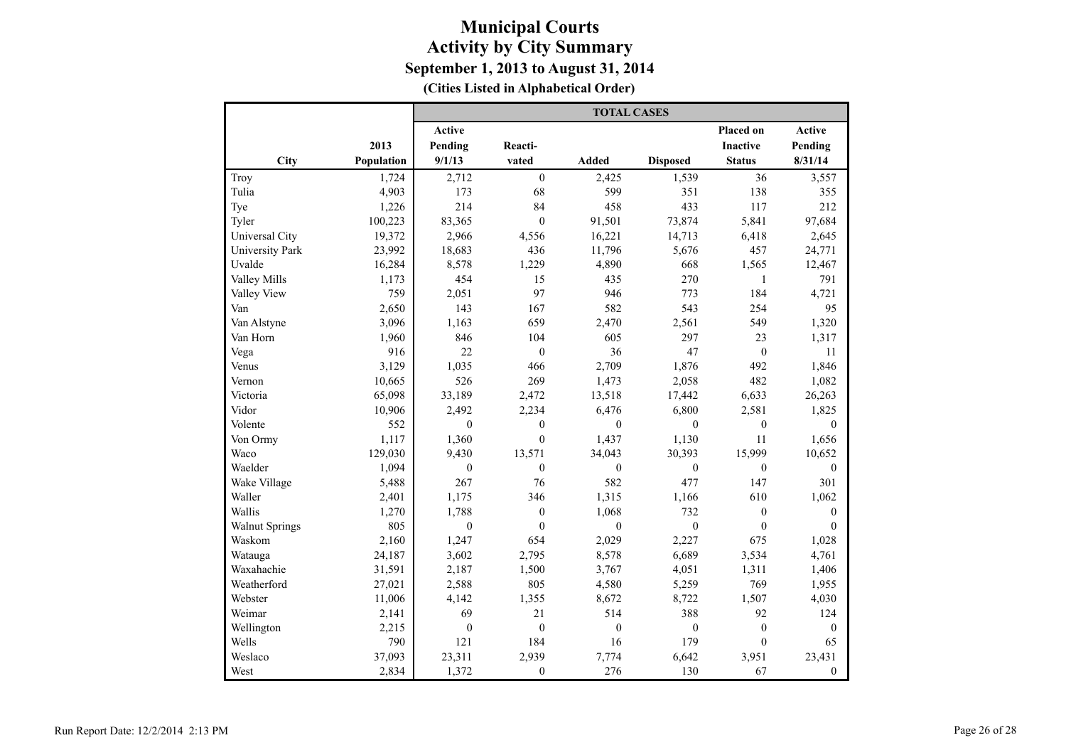# Municipal Courts
## Activity by City Summary
### September 1, 2013 to August 31, 2014
**(Cities Listed in Alphabetical Order)**

| | | TOTAL CASES | | | | | |
|---|---|---|---|---|---|---|---|
| City | 2013 Population | Active Pending 9/1/13 | Reacti-vated | Added | Disposed | Placed on Inactive Status | Active Pending 8/31/14 |
| Troy | 1,724 | 2,712 | 0 | 2,425 | 1,539 | 36 | 3,557 |
| Tulia | 4,903 | 173 | 68 | 599 | 351 | 138 | 355 |
| Tye | 1,226 | 214 | 84 | 458 | 433 | 117 | 212 |
| Tyler | 100,223 | 83,365 | 0 | 91,501 | 73,874 | 5,841 | 97,684 |
| Universal City | 19,372 | 2,966 | 4,556 | 16,221 | 14,713 | 6,418 | 2,645 |
| University Park | 23,992 | 18,683 | 436 | 11,796 | 5,676 | 457 | 24,771 |
| Uvalde | 16,284 | 8,578 | 1,229 | 4,890 | 668 | 1,565 | 12,467 |
| Valley Mills | 1,173 | 454 | 15 | 435 | 270 | 1 | 791 |
| Valley View | 759 | 2,051 | 97 | 946 | 773 | 184 | 4,721 |
| Van | 2,650 | 143 | 167 | 582 | 543 | 254 | 95 |
| Van Alstyne | 3,096 | 1,163 | 659 | 2,470 | 2,561 | 549 | 1,320 |
| Van Horn | 1,960 | 846 | 104 | 605 | 297 | 23 | 1,317 |
| Vega | 916 | 22 | 0 | 36 | 47 | 0 | 11 |
| Venus | 3,129 | 1,035 | 466 | 2,709 | 1,876 | 492 | 1,846 |
| Vernon | 10,665 | 526 | 269 | 1,473 | 2,058 | 482 | 1,082 |
| Victoria | 65,098 | 33,189 | 2,472 | 13,518 | 17,442 | 6,633 | 26,263 |
| Vidor | 10,906 | 2,492 | 2,234 | 6,476 | 6,800 | 2,581 | 1,825 |
| Volente | 552 | 0 | 0 | 0 | 0 | 0 | 0 |
| Von Ormy | 1,117 | 1,360 | 0 | 1,437 | 1,130 | 11 | 1,656 |
| Waco | 129,030 | 9,430 | 13,571 | 34,043 | 30,393 | 15,999 | 10,652 |
| Waelder | 1,094 | 0 | 0 | 0 | 0 | 0 | 0 |
| Wake Village | 5,488 | 267 | 76 | 582 | 477 | 147 | 301 |
| Waller | 2,401 | 1,175 | 346 | 1,315 | 1,166 | 610 | 1,062 |
| Wallis | 1,270 | 1,788 | 0 | 1,068 | 732 | 0 | 0 |
| Walnut Springs | 805 | 0 | 0 | 0 | 0 | 0 | 0 |
| Waskom | 2,160 | 1,247 | 654 | 2,029 | 2,227 | 675 | 1,028 |
| Watauga | 24,187 | 3,602 | 2,795 | 8,578 | 6,689 | 3,534 | 4,761 |
| Waxahachie | 31,591 | 2,187 | 1,500 | 3,767 | 4,051 | 1,311 | 1,406 |
| Weatherford | 27,021 | 2,588 | 805 | 4,580 | 5,259 | 769 | 1,955 |
| Webster | 11,006 | 4,142 | 1,355 | 8,672 | 8,722 | 1,507 | 4,030 |
| Weimar | 2,141 | 69 | 21 | 514 | 388 | 92 | 124 |
| Wellington | 2,215 | 0 | 0 | 0 | 0 | 0 | 0 |
| Wells | 790 | 121 | 184 | 16 | 179 | 0 | 65 |
| Weslaco | 37,093 | 23,311 | 2,939 | 7,774 | 6,642 | 3,951 | 23,431 |
| West | 2,834 | 1,372 | 0 | 276 | 130 | 67 | 0 |

Run Report Date: 12/2/2014 2:13 PM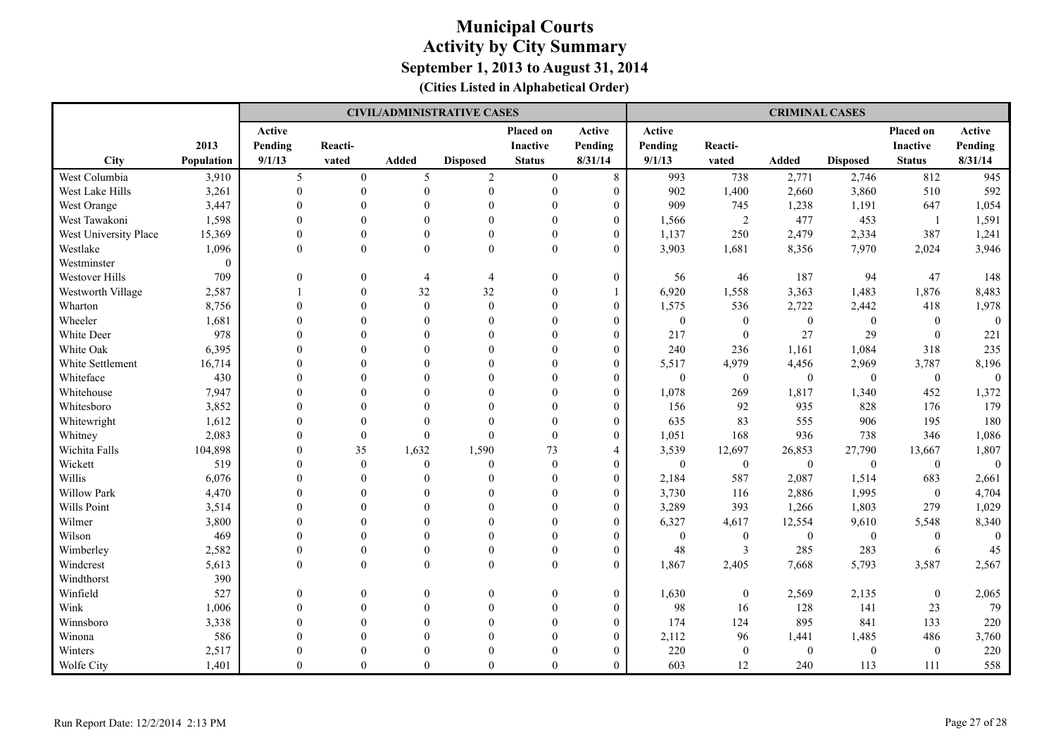# Municipal Courts
## Activity by City Summary
### September 1, 2013 to August 31, 2014
**(Cities Listed in Alphabetical Order)**

| | | CIVIL/ADMINISTRATIVE CASES | | | | | | CRIMINAL CASES | | | | | |
|---|---|---|---|---|---|---|---|---|---|---|---|---|---|
| City | 2013 Population | Active Pending 9/1/13 | Reacti-vated | Added | Disposed | Placed on Inactive Status | Active Pending 8/31/14 | Active Pending 9/1/13 | Reacti-vated | Added | Disposed | Placed on Inactive Status | Active Pending 8/31/14 |
| West Columbia | 3,910 | 5 | 0 | 5 | 2 | 0 | 8 | 993 | 738 | 2,771 | 2,746 | 812 | 945 |
| West Lake Hills | 3,261 | 0 | 0 | 0 | 0 | 0 | 0 | 902 | 1,400 | 2,660 | 3,860 | 510 | 592 |
| West Orange | 3,447 | 0 | 0 | 0 | 0 | 0 | 0 | 909 | 745 | 1,238 | 1,191 | 647 | 1,054 |
| West Tawakoni | 1,598 | 0 | 0 | 0 | 0 | 0 | 0 | 1,566 | 2 | 477 | 453 | 1 | 1,591 |
| West University Place | 15,369 | 0 | 0 | 0 | 0 | 0 | 0 | 1,137 | 250 | 2,479 | 2,334 | 387 | 1,241 |
| Westlake | 1,096 | 0 | 0 | 0 | 0 | 0 | 0 | 3,903 | 1,681 | 8,356 | 7,970 | 2,024 | 3,946 |
| Westminster | 0 | | | | | | | | | | | | |
| Westover Hills | 709 | 0 | 0 | 4 | 4 | 0 | 0 | 56 | 46 | 187 | 94 | 47 | 148 |
| Westworth Village | 2,587 | 1 | 0 | 32 | 32 | 0 | 1 | 6,920 | 1,558 | 3,363 | 1,483 | 1,876 | 8,483 |
| Wharton | 8,756 | 0 | 0 | 0 | 0 | 0 | 0 | 1,575 | 536 | 2,722 | 2,442 | 418 | 1,978 |
| Wheeler | 1,681 | 0 | 0 | 0 | 0 | 0 | 0 | 0 | 0 | 0 | 0 | 0 | 0 |
| White Deer | 978 | 0 | 0 | 0 | 0 | 0 | 0 | 217 | 0 | 27 | 29 | 0 | 221 |
| White Oak | 6,395 | 0 | 0 | 0 | 0 | 0 | 0 | 240 | 236 | 1,161 | 1,084 | 318 | 235 |
| White Settlement | 16,714 | 0 | 0 | 0 | 0 | 0 | 0 | 5,517 | 4,979 | 4,456 | 2,969 | 3,787 | 8,196 |
| Whiteface | 430 | 0 | 0 | 0 | 0 | 0 | 0 | 0 | 0 | 0 | 0 | 0 | 0 |
| Whitehouse | 7,947 | 0 | 0 | 0 | 0 | 0 | 0 | 1,078 | 269 | 1,817 | 1,340 | 452 | 1,372 |
| Whitesboro | 3,852 | 0 | 0 | 0 | 0 | 0 | 0 | 156 | 92 | 935 | 828 | 176 | 179 |
| Whitewright | 1,612 | 0 | 0 | 0 | 0 | 0 | 0 | 635 | 83 | 555 | 906 | 195 | 180 |
| Whitney | 2,083 | 0 | 0 | 0 | 0 | 0 | 0 | 1,051 | 168 | 936 | 738 | 346 | 1,086 |
| Wichita Falls | 104,898 | 0 | 35 | 1,632 | 1,590 | 73 | 4 | 3,539 | 12,697 | 26,853 | 27,790 | 13,667 | 1,807 |
| Wickett | 519 | 0 | 0 | 0 | 0 | 0 | 0 | 0 | 0 | 0 | 0 | 0 | 0 |
| Willis | 6,076 | 0 | 0 | 0 | 0 | 0 | 0 | 2,184 | 587 | 2,087 | 1,514 | 683 | 2,661 |
| Willow Park | 4,470 | 0 | 0 | 0 | 0 | 0 | 0 | 3,730 | 116 | 2,886 | 1,995 | 0 | 4,704 |
| Wills Point | 3,514 | 0 | 0 | 0 | 0 | 0 | 0 | 3,289 | 393 | 1,266 | 1,803 | 279 | 1,029 |
| Wilmer | 3,800 | 0 | 0 | 0 | 0 | 0 | 0 | 6,327 | 4,617 | 12,554 | 9,610 | 5,548 | 8,340 |
| Wilson | 469 | 0 | 0 | 0 | 0 | 0 | 0 | 0 | 0 | 0 | 0 | 0 | 0 |
| Wimberley | 2,582 | 0 | 0 | 0 | 0 | 0 | 0 | 48 | 3 | 285 | 283 | 6 | 45 |
| Windcrest | 5,613 | 0 | 0 | 0 | 0 | 0 | 0 | 1,867 | 2,405 | 7,668 | 5,793 | 3,587 | 2,567 |
| Windthorst | 390 | | | | | | | | | | | | |
| Winfield | 527 | 0 | 0 | 0 | 0 | 0 | 0 | 1,630 | 0 | 2,569 | 2,135 | 0 | 2,065 |
| Wink | 1,006 | 0 | 0 | 0 | 0 | 0 | 0 | 98 | 16 | 128 | 141 | 23 | 79 |
| Winnsboro | 3,338 | 0 | 0 | 0 | 0 | 0 | 0 | 174 | 124 | 895 | 841 | 133 | 220 |
| Winona | 586 | 0 | 0 | 0 | 0 | 0 | 0 | 2,112 | 96 | 1,441 | 1,485 | 486 | 3,760 |
| Winters | 2,517 | 0 | 0 | 0 | 0 | 0 | 0 | 220 | 0 | 0 | 0 | 0 | 220 |
| Wolfe City | 1,401 | 0 | 0 | 0 | 0 | 0 | 0 | 603 | 12 | 240 | 113 | 111 | 558 |

Run Report Date: 12/2/2014 2:13 PM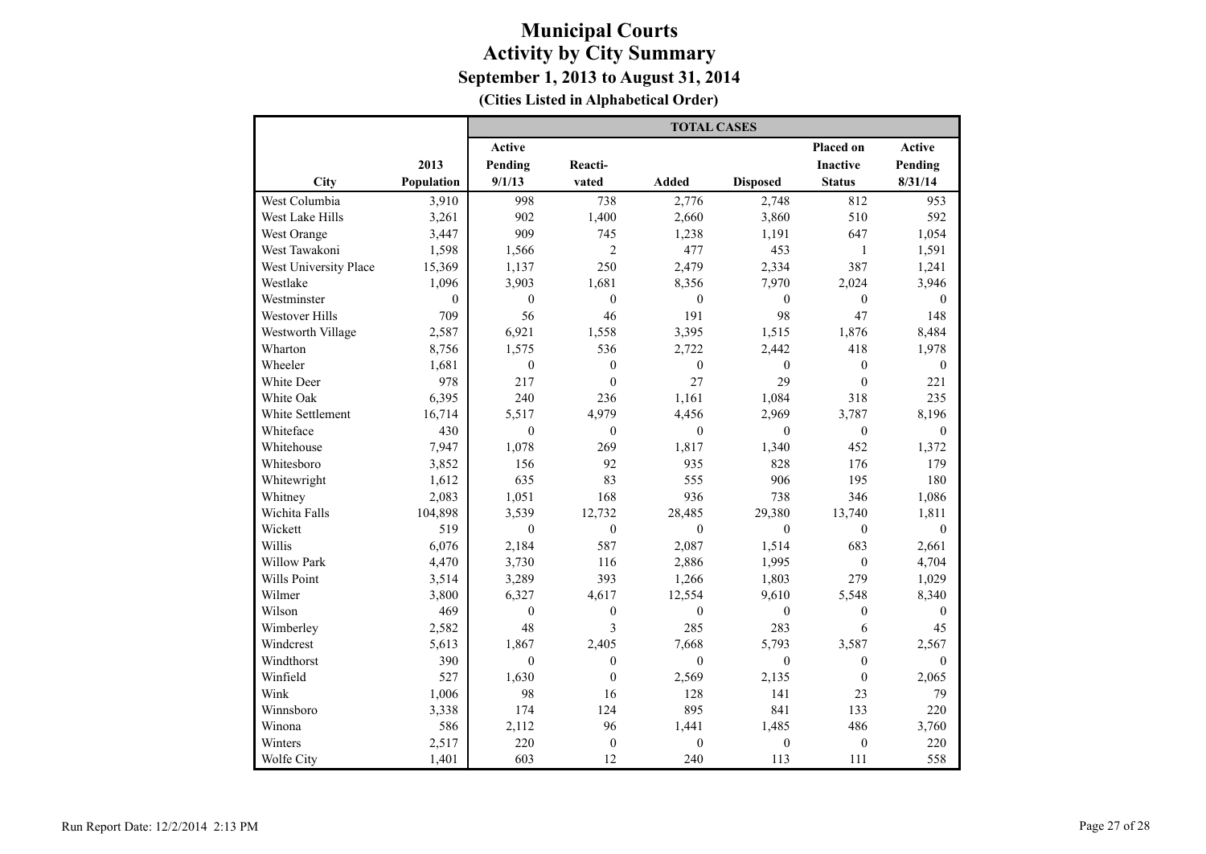# Municipal Courts
## Activity by City Summary
### September 1, 2013 to August 31, 2014
**(Cities Listed in Alphabetical Order)**

| | | TOTAL CASES | | | | | |
|---|---|---|---|---|---|---|---|
| City | 2013 Population | Active Pending 9/1/13 | Reacti-vated | Added | Disposed | Placed on Inactive Status | Active Pending 8/31/14 |
| West Columbia | 3,910 | 998 | 738 | 2,776 | 2,748 | 812 | 953 |
| West Lake Hills | 3,261 | 902 | 1,400 | 2,660 | 3,860 | 510 | 592 |
| West Orange | 3,447 | 909 | 745 | 1,238 | 1,191 | 647 | 1,054 |
| West Tawakoni | 1,598 | 1,566 | 2 | 477 | 453 | 1 | 1,591 |
| West University Place | 15,369 | 1,137 | 250 | 2,479 | 2,334 | 387 | 1,241 |
| Westlake | 1,096 | 3,903 | 1,681 | 8,356 | 7,970 | 2,024 | 3,946 |
| Westminster | 0 | 0 | 0 | 0 | 0 | 0 | 0 |
| Westover Hills | 709 | 56 | 46 | 191 | 98 | 47 | 148 |
| Westworth Village | 2,587 | 6,921 | 1,558 | 3,395 | 1,515 | 1,876 | 8,484 |
| Wharton | 8,756 | 1,575 | 536 | 2,722 | 2,442 | 418 | 1,978 |
| Wheeler | 1,681 | 0 | 0 | 0 | 0 | 0 | 0 |
| White Deer | 978 | 217 | 0 | 27 | 29 | 0 | 221 |
| White Oak | 6,395 | 240 | 236 | 1,161 | 1,084 | 318 | 235 |
| White Settlement | 16,714 | 5,517 | 4,979 | 4,456 | 2,969 | 3,787 | 8,196 |
| Whiteface | 430 | 0 | 0 | 0 | 0 | 0 | 0 |
| Whitehouse | 7,947 | 1,078 | 269 | 1,817 | 1,340 | 452 | 1,372 |
| Whitesboro | 3,852 | 156 | 92 | 935 | 828 | 176 | 179 |
| Whitewright | 1,612 | 635 | 83 | 555 | 906 | 195 | 180 |
| Whitney | 2,083 | 1,051 | 168 | 936 | 738 | 346 | 1,086 |
| Wichita Falls | 104,898 | 3,539 | 12,732 | 28,485 | 29,380 | 13,740 | 1,811 |
| Wickett | 519 | 0 | 0 | 0 | 0 | 0 | 0 |
| Willis | 6,076 | 2,184 | 587 | 2,087 | 1,514 | 683 | 2,661 |
| Willow Park | 4,470 | 3,730 | 116 | 2,886 | 1,995 | 0 | 4,704 |
| Wills Point | 3,514 | 3,289 | 393 | 1,266 | 1,803 | 279 | 1,029 |
| Wilmer | 3,800 | 6,327 | 4,617 | 12,554 | 9,610 | 5,548 | 8,340 |
| Wilson | 469 | 0 | 0 | 0 | 0 | 0 | 0 |
| Wimberley | 2,582 | 48 | 3 | 285 | 283 | 6 | 45 |
| Windcrest | 5,613 | 1,867 | 2,405 | 7,668 | 5,793 | 3,587 | 2,567 |
| Windthorst | 390 | 0 | 0 | 0 | 0 | 0 | 0 |
| Winfield | 527 | 1,630 | 0 | 2,569 | 2,135 | 0 | 2,065 |
| Wink | 1,006 | 98 | 16 | 128 | 141 | 23 | 79 |
| Winnsboro | 3,338 | 174 | 124 | 895 | 841 | 133 | 220 |
| Winona | 586 | 2,112 | 96 | 1,441 | 1,485 | 486 | 3,760 |
| Winters | 2,517 | 220 | 0 | 0 | 0 | 0 | 220 |
| Wolfe City | 1,401 | 603 | 12 | 240 | 113 | 111 | 558 |

Run Report Date: 12/2/2014 2:13 PM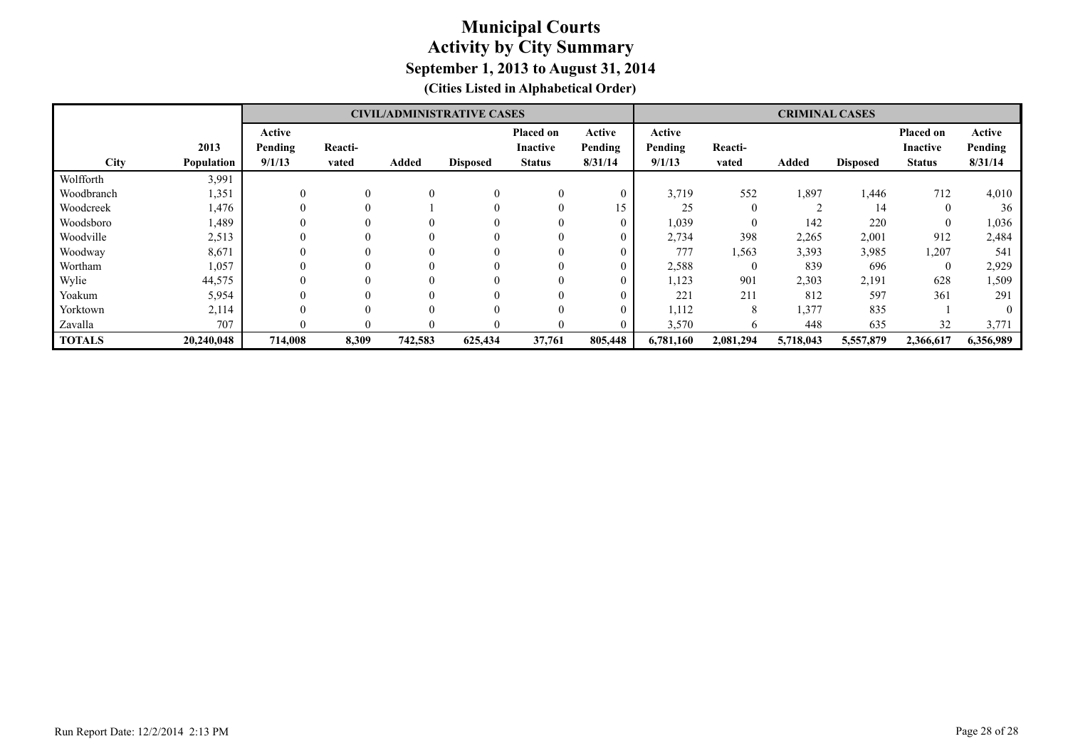# Municipal Courts
## Activity by City Summary
### September 1, 2013 to August 31, 2014
**(Cities Listed in Alphabetical Order)**

| | | CIVIL/ADMINISTRATIVE CASES | | | | | | CRIMINAL CASES | | | | | |
|---|---|---|---|---|---|---|---|---|---|---|---|---|---|
| City | 2013 Population | Active Pending 9/1/13 | Reacti- vated | Added | Disposed | Placed on Inactive Status | Active Pending 8/31/14 | Active Pending 9/1/13 | Reacti- vated | Added | Disposed | Placed on Inactive Status | Active Pending 8/31/14 |
| Wolfforth | 3,991 | | | | | | | | | | | | |
| Woodbranch | 1,351 | 0 | 0 | 0 | 0 | 0 | 0 | 3,719 | 552 | 1,897 | 1,446 | 712 | 4,010 |
| Woodcreek | 1,476 | 0 | 0 | 1 | 0 | 0 | 15 | 25 | 0 | 2 | 14 | 0 | 36 |
| Woodsboro | 1,489 | 0 | 0 | 0 | 0 | 0 | 0 | 1,039 | 0 | 142 | 220 | 0 | 1,036 |
| Woodville | 2,513 | 0 | 0 | 0 | 0 | 0 | 0 | 2,734 | 398 | 2,265 | 2,001 | 912 | 2,484 |
| Woodway | 8,671 | 0 | 0 | 0 | 0 | 0 | 0 | 777 | 1,563 | 3,393 | 3,985 | 1,207 | 541 |
| Wortham | 1,057 | 0 | 0 | 0 | 0 | 0 | 0 | 2,588 | 0 | 839 | 696 | 0 | 2,929 |
| Wylie | 44,575 | 0 | 0 | 0 | 0 | 0 | 0 | 1,123 | 901 | 2,303 | 2,191 | 628 | 1,509 |
| Yoakum | 5,954 | 0 | 0 | 0 | 0 | 0 | 0 | 221 | 211 | 812 | 597 | 361 | 291 |
| Yorktown | 2,114 | 0 | 0 | 0 | 0 | 0 | 0 | 1,112 | 8 | 1,377 | 835 | 1 | 0 |
| Zavalla | 707 | 0 | 0 | 0 | 0 | 0 | 0 | 3,570 | 6 | 448 | 635 | 32 | 3,771 |
| **TOTALS** | **20,240,048** | **714,008** | **8,309** | **742,583** | **625,434** | **37,761** | **805,448** | **6,781,160** | **2,081,294** | **5,718,043** | **5,557,879** | **2,366,617** | **6,356,989** |

Run Report Date: 12/2/2014 2:13 PM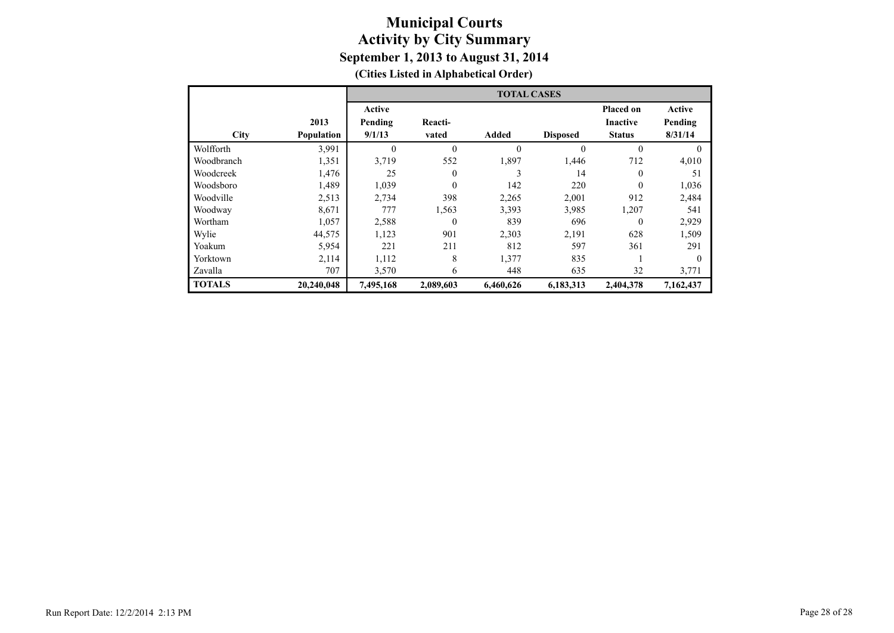# Municipal Courts
## Activity by City Summary
### September 1, 2013 to August 31, 2014
**(Cities Listed in Alphabetical Order)**

| | | TOTAL CASES | | | | | |
|---|---|---|---|---|---|---|---|
| City | 2013 Population | Active Pending 9/1/13 | Reacti-vated | Added | Disposed | Placed on Inactive Status | Active Pending 8/31/14 |
| Wolfforth | 3,991 | 0 | 0 | 0 | 0 | 0 | 0 |
| Woodbranch | 1,351 | 3,719 | 552 | 1,897 | 1,446 | 712 | 4,010 |
| Woodcreek | 1,476 | 25 | 0 | 3 | 14 | 0 | 51 |
| Woodsboro | 1,489 | 1,039 | 0 | 142 | 220 | 0 | 1,036 |
| Woodville | 2,513 | 2,734 | 398 | 2,265 | 2,001 | 912 | 2,484 |
| Woodway | 8,671 | 777 | 1,563 | 3,393 | 3,985 | 1,207 | 541 |
| Wortham | 1,057 | 2,588 | 0 | 839 | 696 | 0 | 2,929 |
| Wylie | 44,575 | 1,123 | 901 | 2,303 | 2,191 | 628 | 1,509 |
| Yoakum | 5,954 | 221 | 211 | 812 | 597 | 361 | 291 |
| Yorktown | 2,114 | 1,112 | 8 | 1,377 | 835 | 1 | 0 |
| Zavalla | 707 | 3,570 | 6 | 448 | 635 | 32 | 3,771 |
| **TOTALS** | **20,240,048** | **7,495,168** | **2,089,603** | **6,460,626** | **6,183,313** | **2,404,378** | **7,162,437** |

Run Report Date: 12/2/2014 2:13 PM